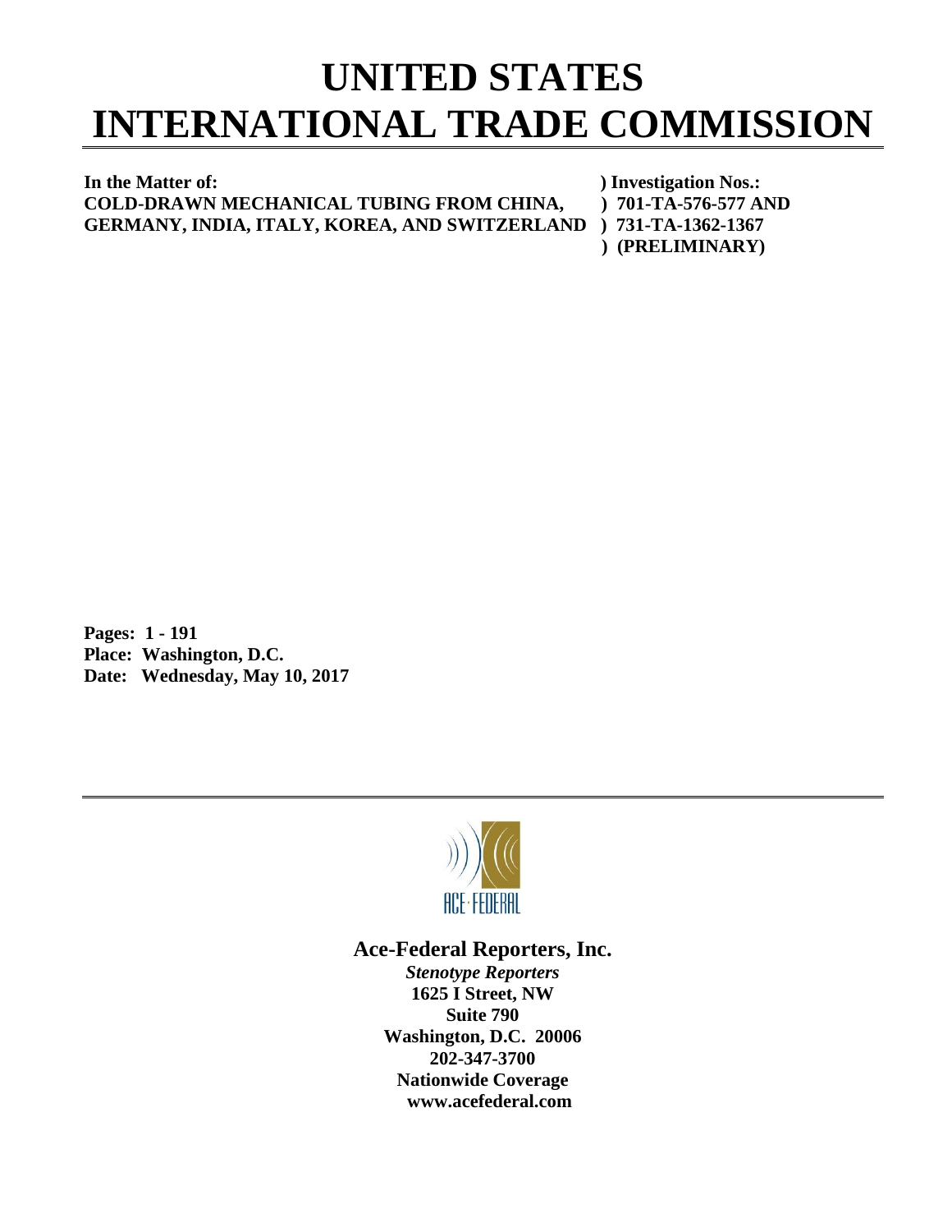# UNITED STATES INTERNATIONAL TRADE COMMISSION

| | |
|---|---|
| **In the Matter of:** | **) Investigation Nos.:** |
| **COLD-DRAWN MECHANICAL TUBING FROM CHINA,** | **) 701-TA-576-577 AND** |
| **GERMANY, INDIA, ITALY, KOREA, AND SWITZERLAND** | **) 731-TA-1362-1367** |
| | **) (PRELIMINARY)** |

**Pages: 1 - 191**
**Place: Washington, D.C.**
**Date: Wednesday, May 10, 2017**

ACE·FEDERAL

**Ace-Federal Reporters, Inc.**
***Stenotype Reporters***
**1625 I Street, NW**
**Suite 790**
**Washington, D.C. 20006**
**202-347-3700**
**Nationwide Coverage**
**www.acefederal.com**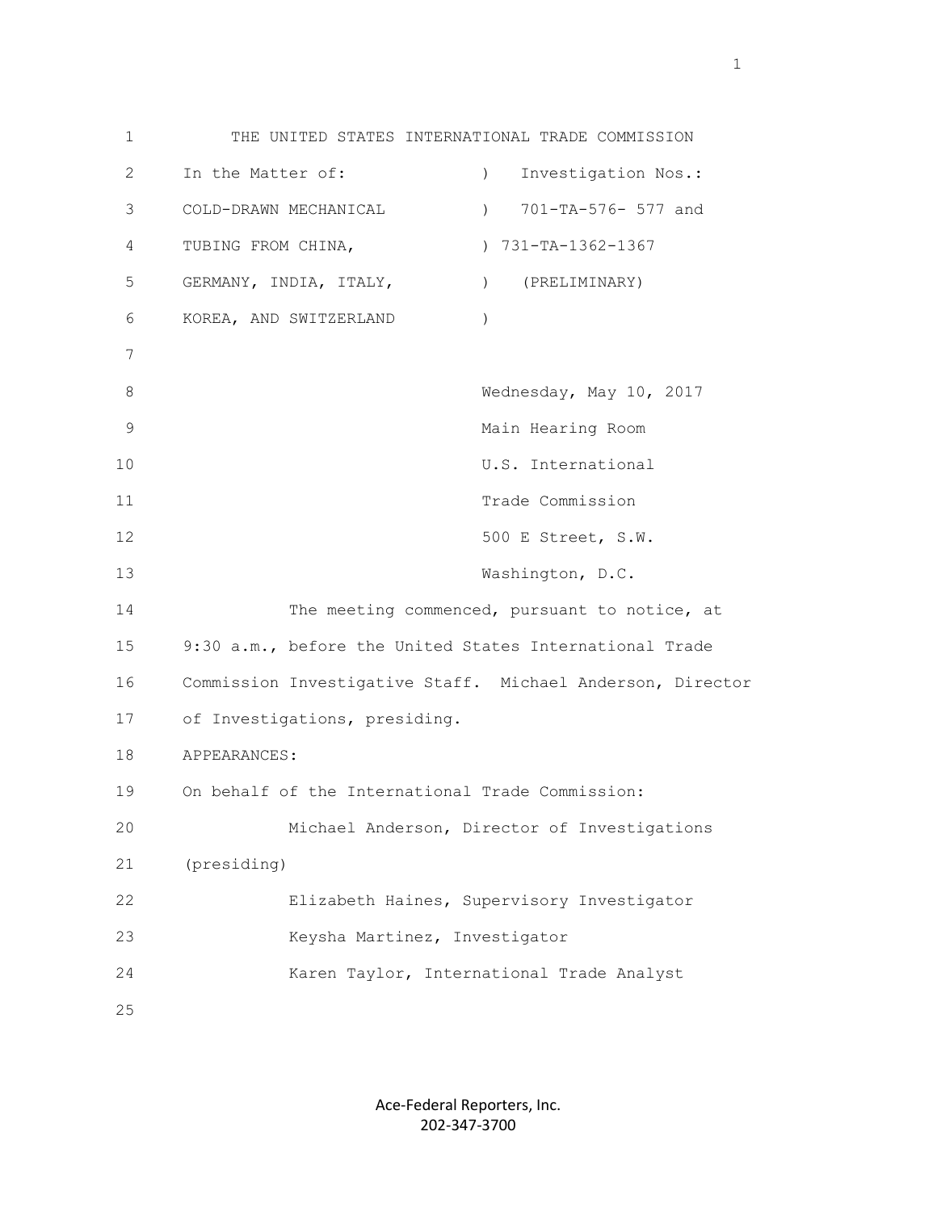THE UNITED STATES INTERNATIONAL TRADE COMMISSION

| In the Matter of: | ) Investigation Nos.: |
| --- | --- |
| COLD-DRAWN MECHANICAL | ) 701-TA-576- 577 and |
| TUBING FROM CHINA, | ) 731-TA-1362-1367 |
| GERMANY, INDIA, ITALY, | ) (PRELIMINARY) |
| KOREA, AND SWITZERLAND | ) |

Wednesday, May 10, 2017
Main Hearing Room
U.S. International
Trade Commission
500 E Street, S.W.
Washington, D.C.

The meeting commenced, pursuant to notice, at 9:30 a.m., before the United States International Trade Commission Investigative Staff. Michael Anderson, Director of Investigations, presiding.

APPEARANCES:

On behalf of the International Trade Commission:

Michael Anderson, Director of Investigations (presiding)

Elizabeth Haines, Supervisory Investigator

Keysha Martinez, Investigator

Karen Taylor, International Trade Analyst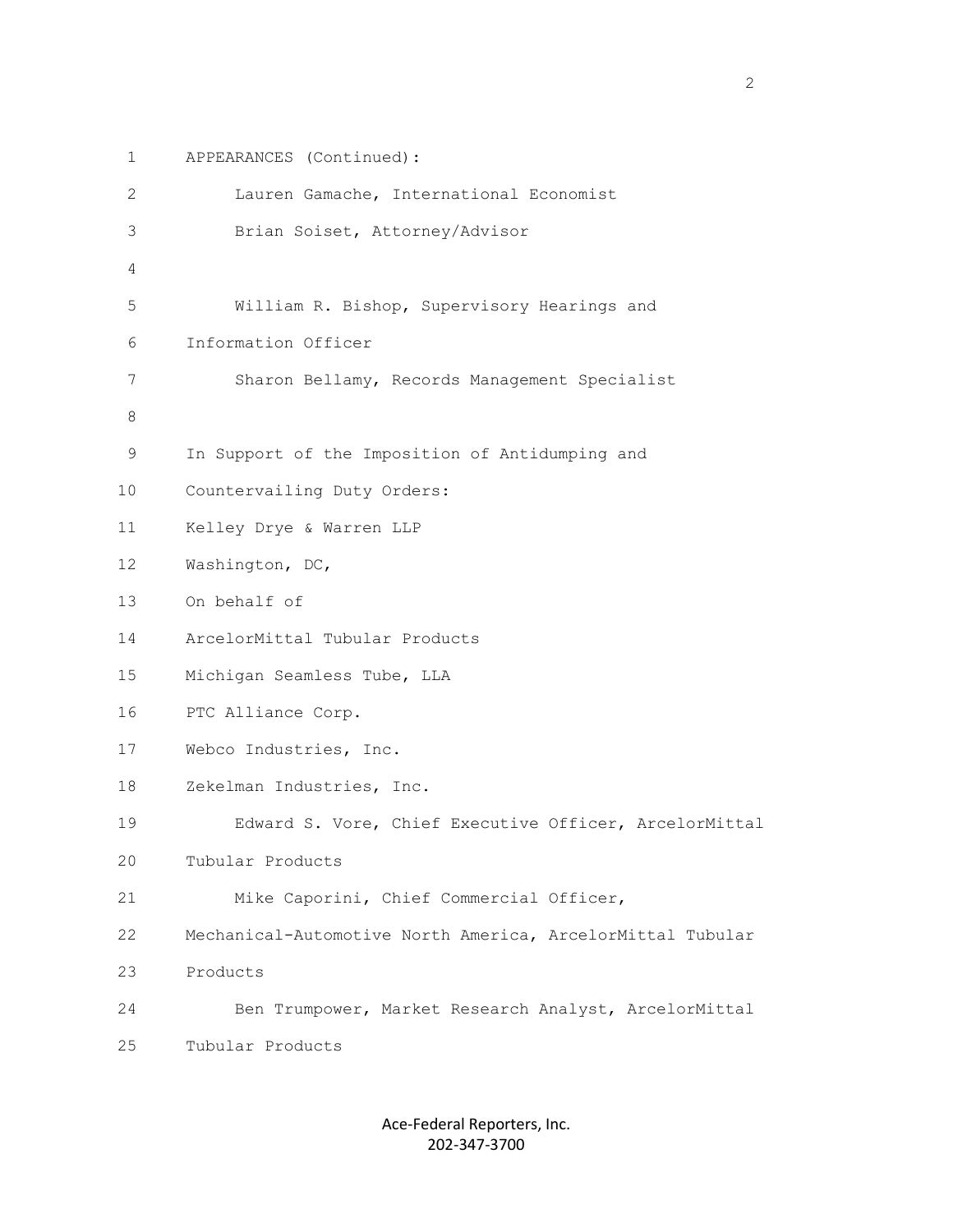APPEARANCES (Continued):

Lauren Gamache, International Economist

Brian Soiset, Attorney/Advisor

William R. Bishop, Supervisory Hearings and Information Officer

Sharon Bellamy, Records Management Specialist

In Support of the Imposition of Antidumping and Countervailing Duty Orders:

Kelley Drye & Warren LLP

Washington, DC,

On behalf of

ArcelorMittal Tubular Products

Michigan Seamless Tube, LLA

PTC Alliance Corp.

Webco Industries, Inc.

Zekelman Industries, Inc.

Edward S. Vore, Chief Executive Officer, ArcelorMittal Tubular Products

Mike Caporini, Chief Commercial Officer, Mechanical-Automotive North America, ArcelorMittal Tubular Products

Ben Trumpower, Market Research Analyst, ArcelorMittal Tubular Products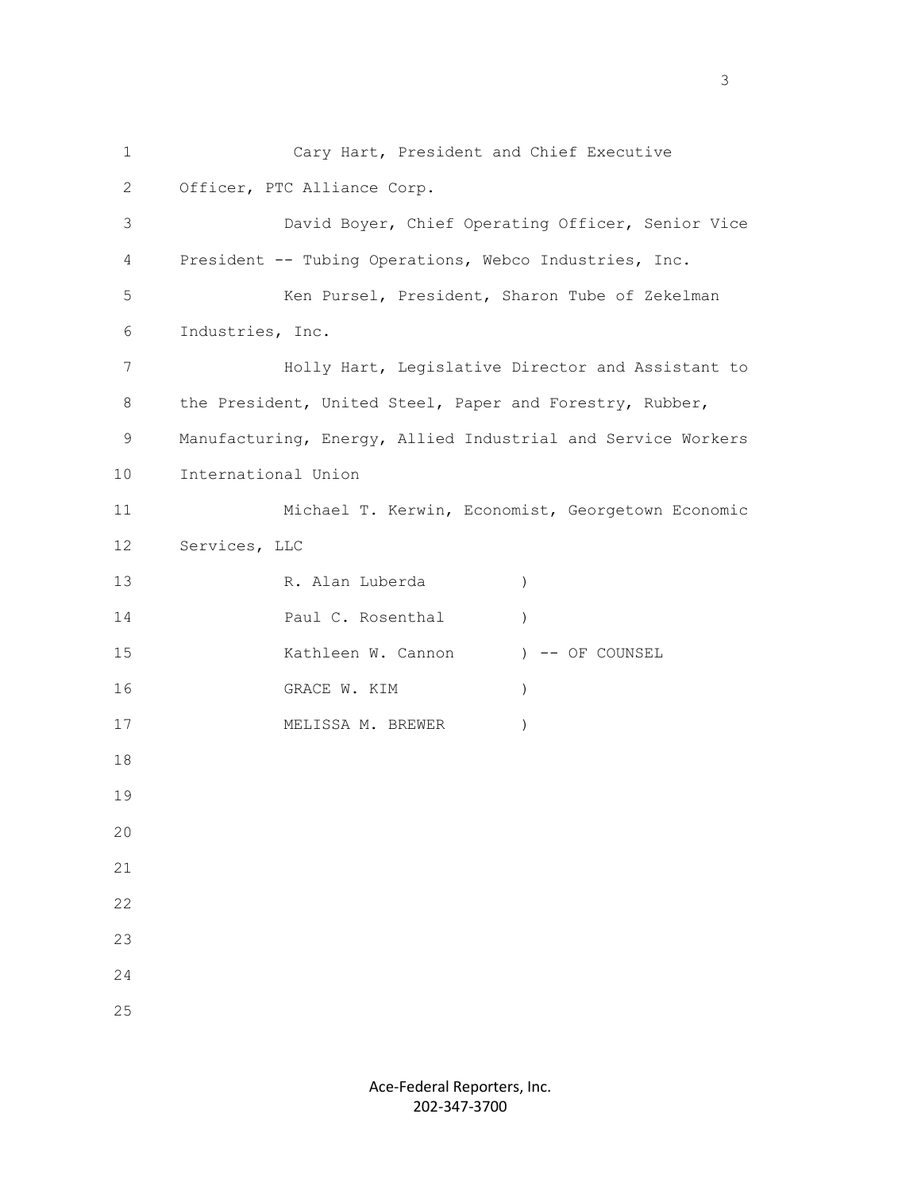Cary Hart, President and Chief Executive Officer, PTC Alliance Corp.

David Boyer, Chief Operating Officer, Senior Vice President -- Tubing Operations, Webco Industries, Inc.

Ken Pursel, President, Sharon Tube of Zekelman Industries, Inc.

Holly Hart, Legislative Director and Assistant to the President, United Steel, Paper and Forestry, Rubber, Manufacturing, Energy, Allied Industrial and Service Workers International Union

Michael T. Kerwin, Economist, Georgetown Economic Services, LLC

R. Alan Luberda )
Paul C. Rosenthal )
Kathleen W. Cannon ) -- OF COUNSEL
GRACE W. KIM )
MELISSA M. BREWER )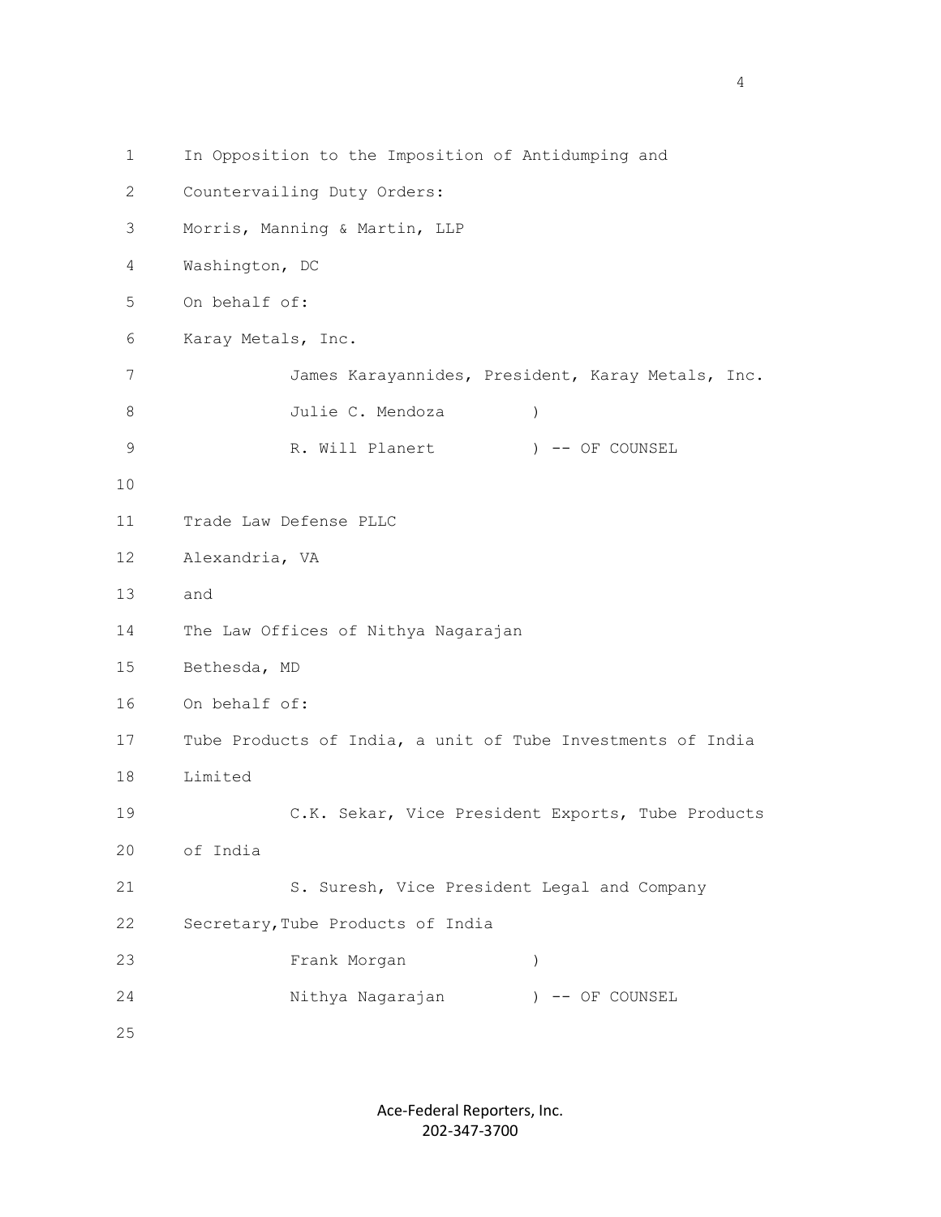In Opposition to the Imposition of Antidumping and Countervailing Duty Orders:

Morris, Manning & Martin, LLP
Washington, DC
On behalf of:
Karay Metals, Inc.

James Karayannides, President, Karay Metals, Inc.

Julie C. Mendoza )
R. Will Planert ) -- OF COUNSEL

Trade Law Defense PLLC
Alexandria, VA
and
The Law Offices of Nithya Nagarajan
Bethesda, MD
On behalf of:
Tube Products of India, a unit of Tube Investments of India Limited

C.K. Sekar, Vice President Exports, Tube Products of India

S. Suresh, Vice President Legal and Company Secretary, Tube Products of India

Frank Morgan )
Nithya Nagarajan ) -- OF COUNSEL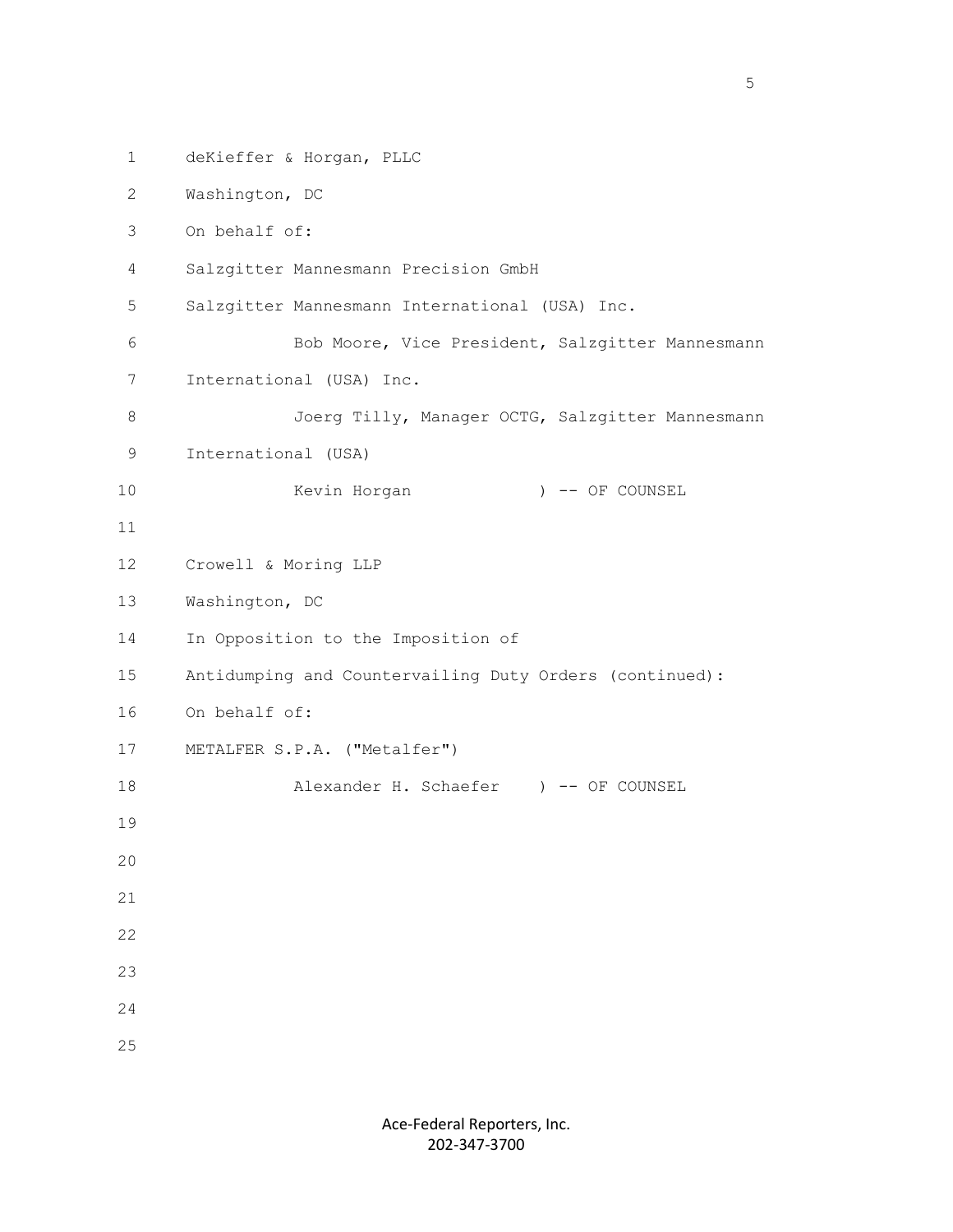deKieffer & Horgan, PLLC

Washington, DC

On behalf of:

Salzgitter Mannesmann Precision GmbH

Salzgitter Mannesmann International (USA) Inc.

Bob Moore, Vice President, Salzgitter Mannesmann International (USA) Inc.

Joerg Tilly, Manager OCTG, Salzgitter Mannesmann International (USA)

Kevin Horgan ) -- OF COUNSEL

Crowell & Moring LLP

Washington, DC

In Opposition to the Imposition of Antidumping and Countervailing Duty Orders (continued):

On behalf of:

METALFER S.P.A. ("Metalfer")

Alexander H. Schaefer ) -- OF COUNSEL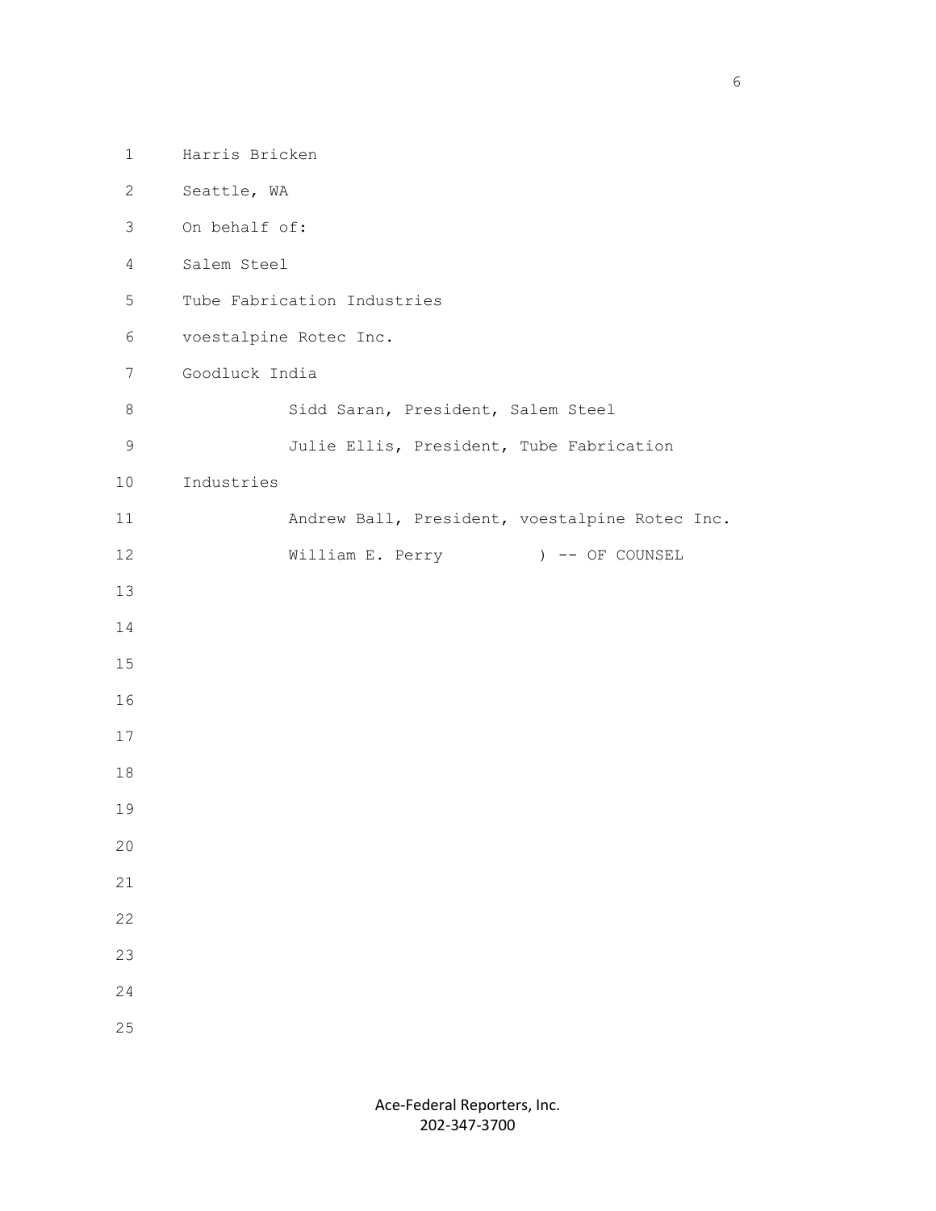Harris Bricken

Seattle, WA

On behalf of:

Salem Steel

Tube Fabrication Industries

voestalpine Rotec Inc.

Goodluck India

Sidd Saran, President, Salem Steel

Julie Ellis, President, Tube Fabrication Industries

Andrew Ball, President, voestalpine Rotec Inc.

William E. Perry ) -- OF COUNSEL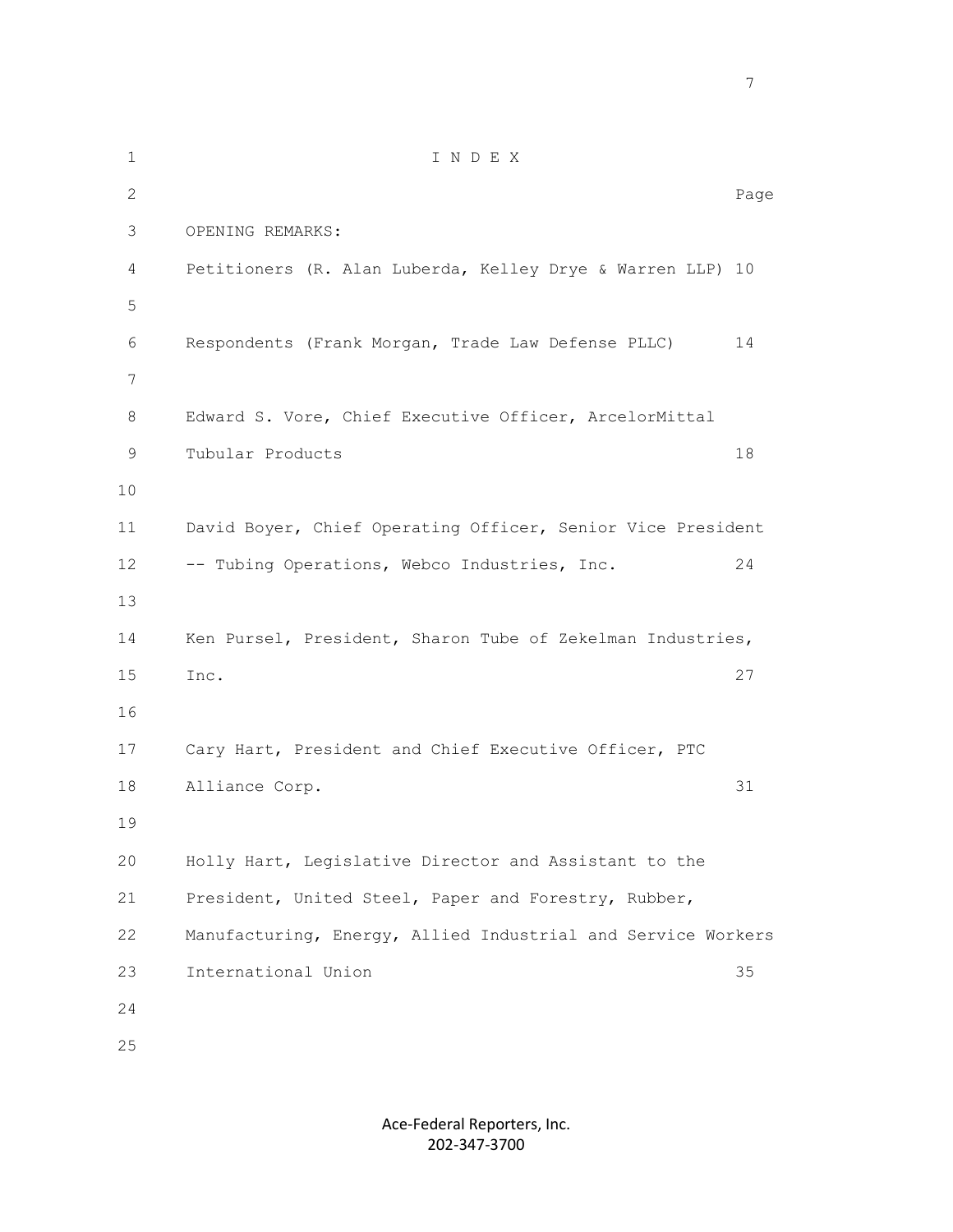# I N D E X

| | Page |
|---|---|
| OPENING REMARKS: | |
| Petitioners (R. Alan Luberda, Kelley Drye & Warren LLP) | 10 |
| Respondents (Frank Morgan, Trade Law Defense PLLC) | 14 |
| Edward S. Vore, Chief Executive Officer, ArcelorMittal Tubular Products | 18 |
| David Boyer, Chief Operating Officer, Senior Vice President -- Tubing Operations, Webco Industries, Inc. | 24 |
| Ken Pursel, President, Sharon Tube of Zekelman Industries, Inc. | 27 |
| Cary Hart, President and Chief Executive Officer, PTC Alliance Corp. | 31 |
| Holly Hart, Legislative Director and Assistant to the President, United Steel, Paper and Forestry, Rubber, Manufacturing, Energy, Allied Industrial and Service Workers International Union | 35 |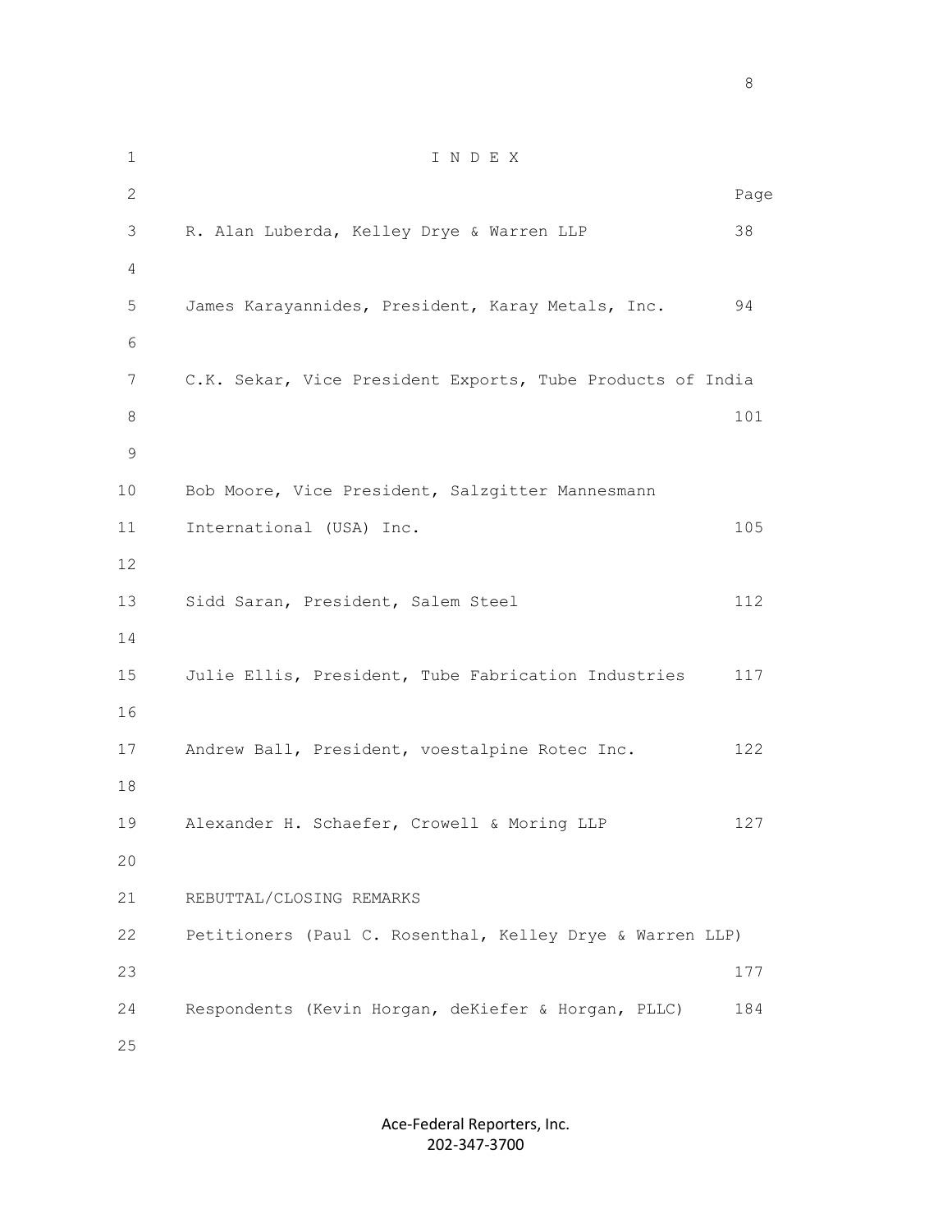# I N D E X

| | Page |
|---|---|
| R. Alan Luberda, Kelley Drye & Warren LLP | 38 |
| James Karayannides, President, Karay Metals, Inc. | 94 |
| C.K. Sekar, Vice President Exports, Tube Products of India | 101 |
| Bob Moore, Vice President, Salzgitter Mannesmann International (USA) Inc. | 105 |
| Sidd Saran, President, Salem Steel | 112 |
| Julie Ellis, President, Tube Fabrication Industries | 117 |
| Andrew Ball, President, voestalpine Rotec Inc. | 122 |
| Alexander H. Schaefer, Crowell & Moring LLP | 127 |
| REBUTTAL/CLOSING REMARKS | |
| Petitioners (Paul C. Rosenthal, Kelley Drye & Warren LLP) | 177 |
| Respondents (Kevin Horgan, deKiefer & Horgan, PLLC) | 184 |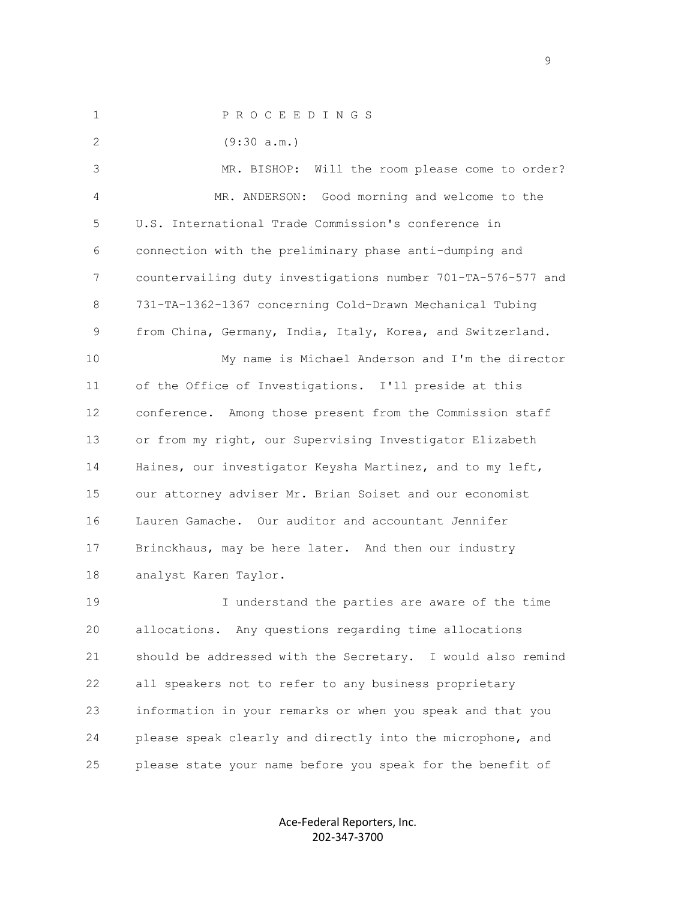P R O C E E D I N G S

(9:30 a.m.)

MR. BISHOP: Will the room please come to order?

MR. ANDERSON: Good morning and welcome to the U.S. International Trade Commission's conference in connection with the preliminary phase anti-dumping and countervailing duty investigations number 701-TA-576-577 and 731-TA-1362-1367 concerning Cold-Drawn Mechanical Tubing from China, Germany, India, Italy, Korea, and Switzerland.

My name is Michael Anderson and I'm the director of the Office of Investigations. I'll preside at this conference. Among those present from the Commission staff or from my right, our Supervising Investigator Elizabeth Haines, our investigator Keysha Martinez, and to my left, our attorney adviser Mr. Brian Soiset and our economist Lauren Gamache. Our auditor and accountant Jennifer Brinckhaus, may be here later. And then our industry analyst Karen Taylor.

I understand the parties are aware of the time allocations. Any questions regarding time allocations should be addressed with the Secretary. I would also remind all speakers not to refer to any business proprietary information in your remarks or when you speak and that you please speak clearly and directly into the microphone, and please state your name before you speak for the benefit of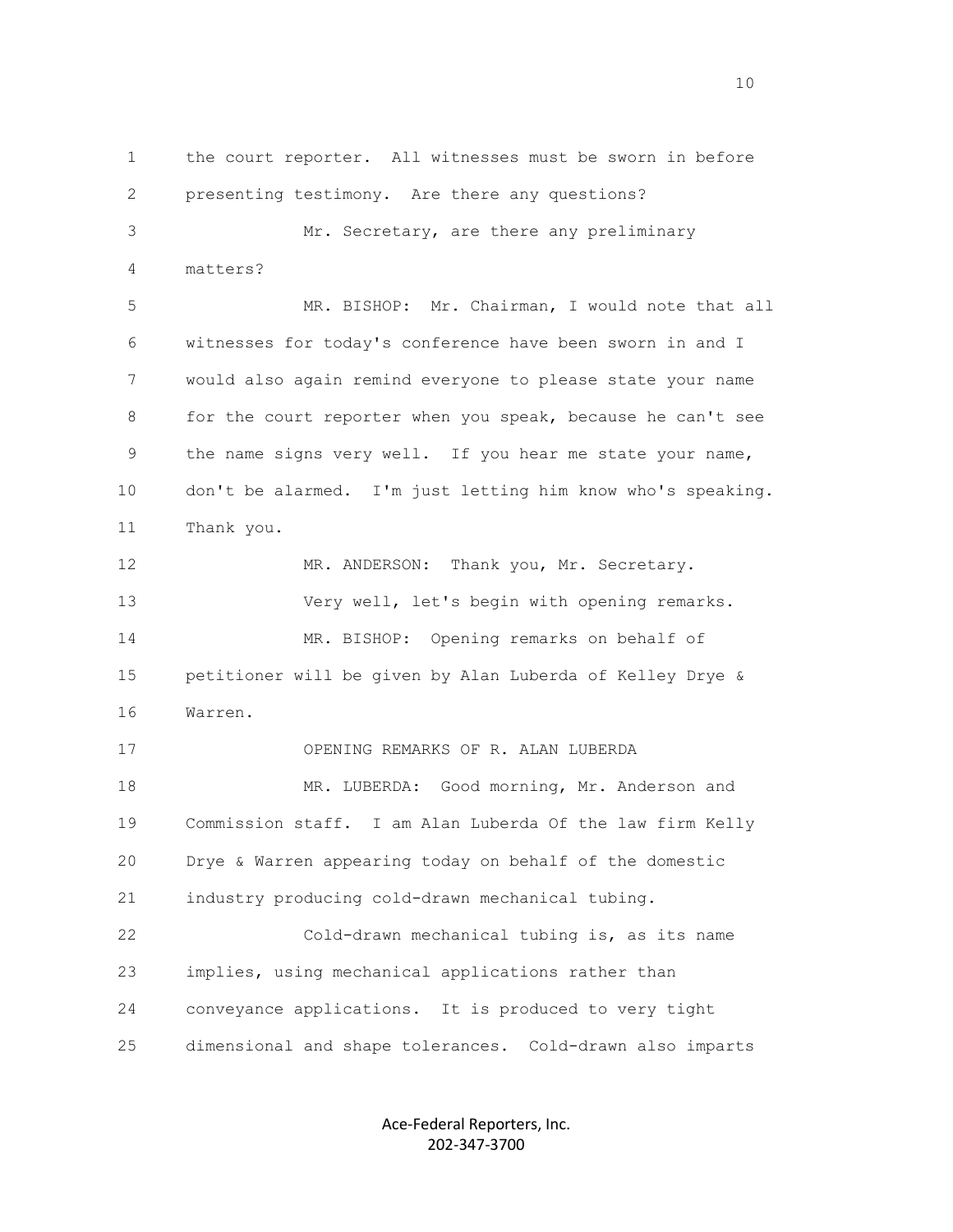the court reporter. All witnesses must be sworn in before presenting testimony. Are there any questions?

Mr. Secretary, are there any preliminary matters?

MR. BISHOP: Mr. Chairman, I would note that all witnesses for today's conference have been sworn in and I would also again remind everyone to please state your name for the court reporter when you speak, because he can't see the name signs very well. If you hear me state your name, don't be alarmed. I'm just letting him know who's speaking. Thank you.

MR. ANDERSON: Thank you, Mr. Secretary.

Very well, let's begin with opening remarks.

MR. BISHOP: Opening remarks on behalf of petitioner will be given by Alan Luberda of Kelley Drye & Warren.

OPENING REMARKS OF R. ALAN LUBERDA

MR. LUBERDA: Good morning, Mr. Anderson and Commission staff. I am Alan Luberda Of the law firm Kelly Drye & Warren appearing today on behalf of the domestic industry producing cold-drawn mechanical tubing.

Cold-drawn mechanical tubing is, as its name implies, using mechanical applications rather than conveyance applications. It is produced to very tight dimensional and shape tolerances. Cold-drawn also imparts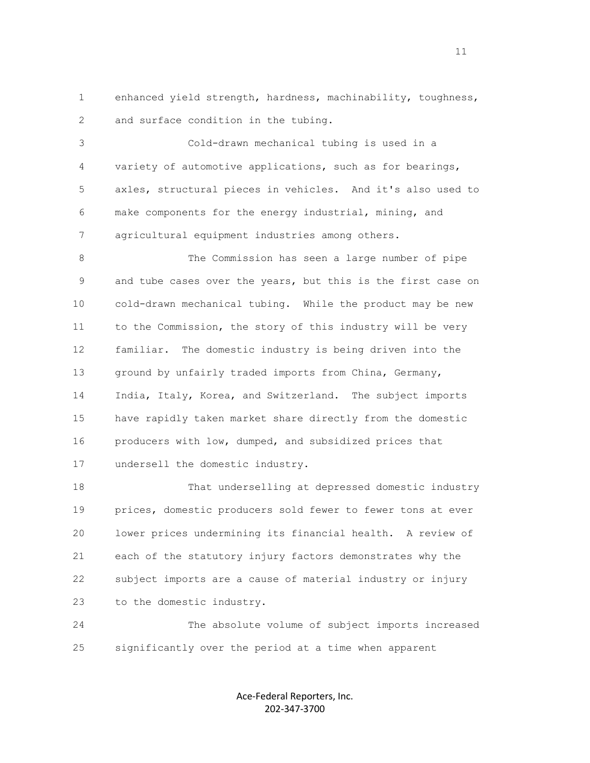enhanced yield strength, hardness, machinability, toughness, and surface condition in the tubing.

Cold-drawn mechanical tubing is used in a variety of automotive applications, such as for bearings, axles, structural pieces in vehicles. And it's also used to make components for the energy industrial, mining, and agricultural equipment industries among others.

The Commission has seen a large number of pipe and tube cases over the years, but this is the first case on cold-drawn mechanical tubing. While the product may be new to the Commission, the story of this industry will be very familiar. The domestic industry is being driven into the ground by unfairly traded imports from China, Germany, India, Italy, Korea, and Switzerland. The subject imports have rapidly taken market share directly from the domestic producers with low, dumped, and subsidized prices that undersell the domestic industry.

That underselling at depressed domestic industry prices, domestic producers sold fewer to fewer tons at ever lower prices undermining its financial health. A review of each of the statutory injury factors demonstrates why the subject imports are a cause of material industry or injury to the domestic industry.

The absolute volume of subject imports increased significantly over the period at a time when apparent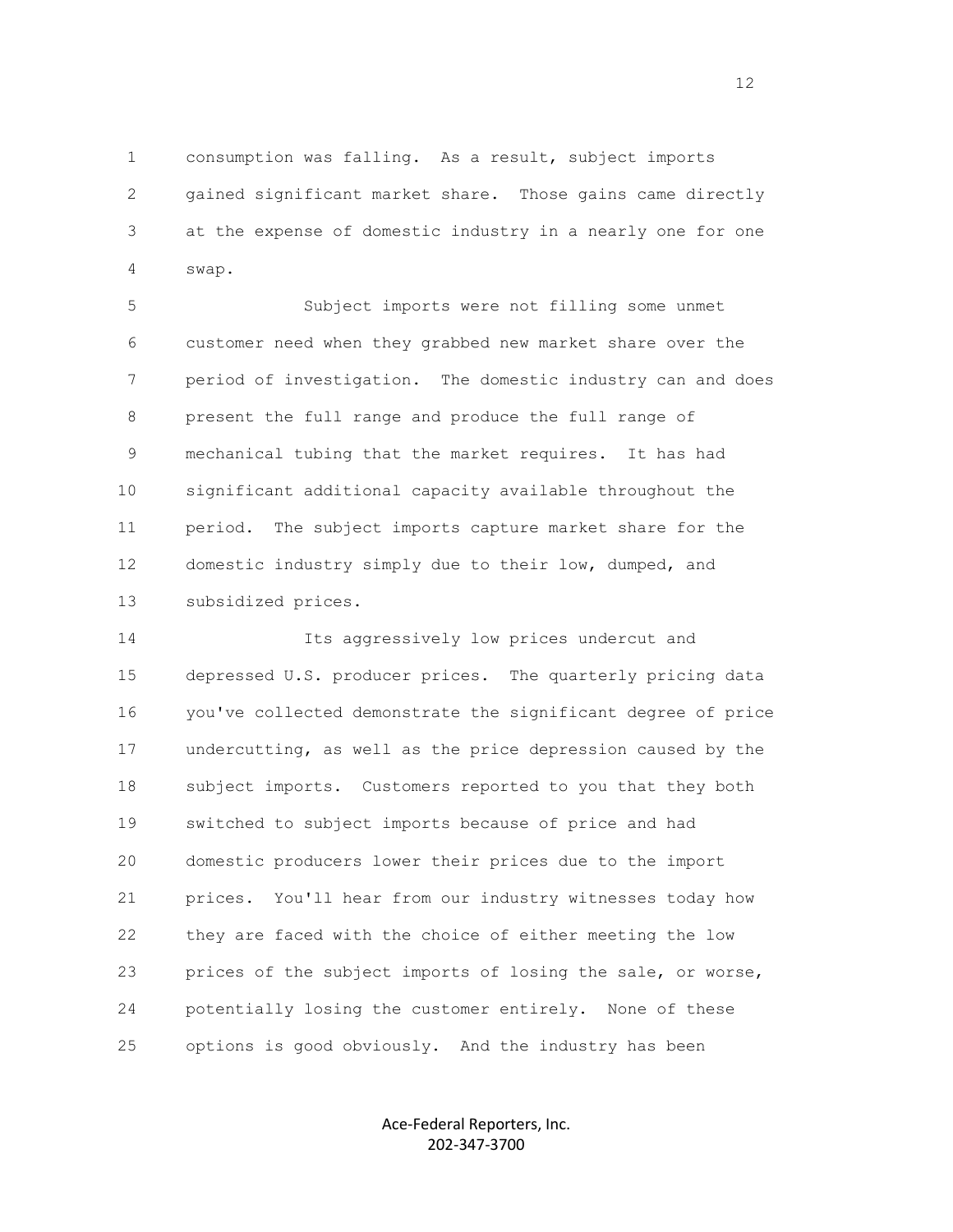consumption was falling. As a result, subject imports gained significant market share. Those gains came directly at the expense of domestic industry in a nearly one for one swap.

Subject imports were not filling some unmet customer need when they grabbed new market share over the period of investigation. The domestic industry can and does present the full range and produce the full range of mechanical tubing that the market requires. It has had significant additional capacity available throughout the period. The subject imports capture market share for the domestic industry simply due to their low, dumped, and subsidized prices.

Its aggressively low prices undercut and depressed U.S. producer prices. The quarterly pricing data you've collected demonstrate the significant degree of price undercutting, as well as the price depression caused by the subject imports. Customers reported to you that they both switched to subject imports because of price and had domestic producers lower their prices due to the import prices. You'll hear from our industry witnesses today how they are faced with the choice of either meeting the low prices of the subject imports of losing the sale, or worse, potentially losing the customer entirely. None of these options is good obviously. And the industry has been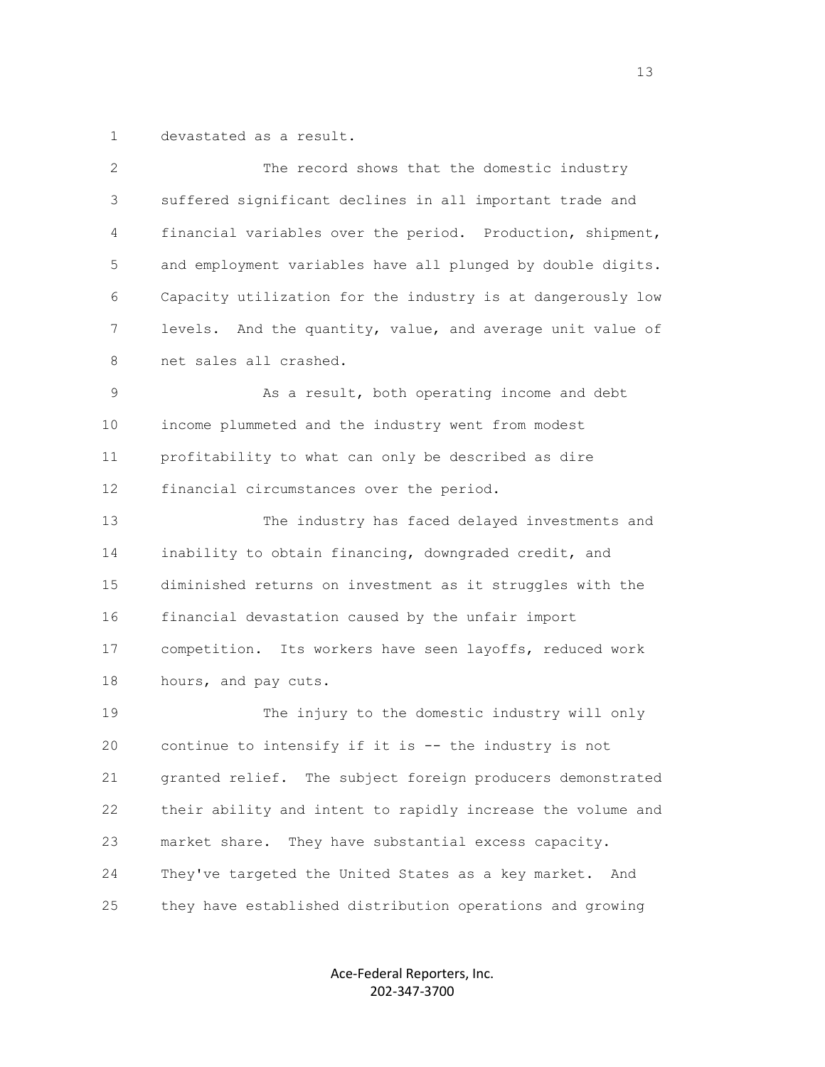devastated as a result.

The record shows that the domestic industry suffered significant declines in all important trade and financial variables over the period. Production, shipment, and employment variables have all plunged by double digits. Capacity utilization for the industry is at dangerously low levels. And the quantity, value, and average unit value of net sales all crashed.

As a result, both operating income and debt income plummeted and the industry went from modest profitability to what can only be described as dire financial circumstances over the period.

The industry has faced delayed investments and inability to obtain financing, downgraded credit, and diminished returns on investment as it struggles with the financial devastation caused by the unfair import competition. Its workers have seen layoffs, reduced work hours, and pay cuts.

The injury to the domestic industry will only continue to intensify if it is -- the industry is not granted relief. The subject foreign producers demonstrated their ability and intent to rapidly increase the volume and market share. They have substantial excess capacity. They've targeted the United States as a key market. And they have established distribution operations and growing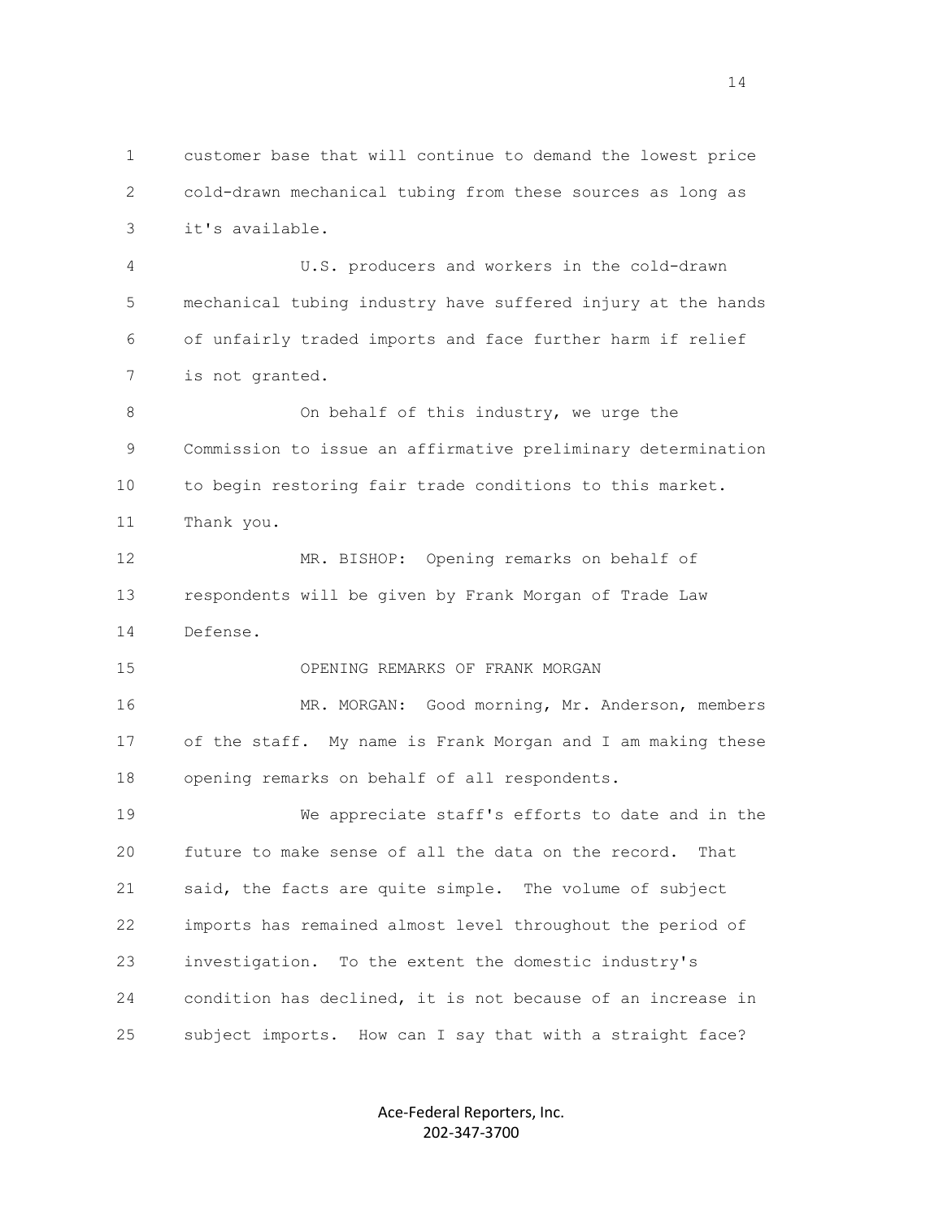customer base that will continue to demand the lowest price cold-drawn mechanical tubing from these sources as long as it's available.

U.S. producers and workers in the cold-drawn mechanical tubing industry have suffered injury at the hands of unfairly traded imports and face further harm if relief is not granted.

On behalf of this industry, we urge the Commission to issue an affirmative preliminary determination to begin restoring fair trade conditions to this market. Thank you.

MR. BISHOP: Opening remarks on behalf of respondents will be given by Frank Morgan of Trade Law Defense.

OPENING REMARKS OF FRANK MORGAN

MR. MORGAN: Good morning, Mr. Anderson, members of the staff. My name is Frank Morgan and I am making these opening remarks on behalf of all respondents.

We appreciate staff's efforts to date and in the future to make sense of all the data on the record. That said, the facts are quite simple. The volume of subject imports has remained almost level throughout the period of investigation. To the extent the domestic industry's condition has declined, it is not because of an increase in subject imports. How can I say that with a straight face?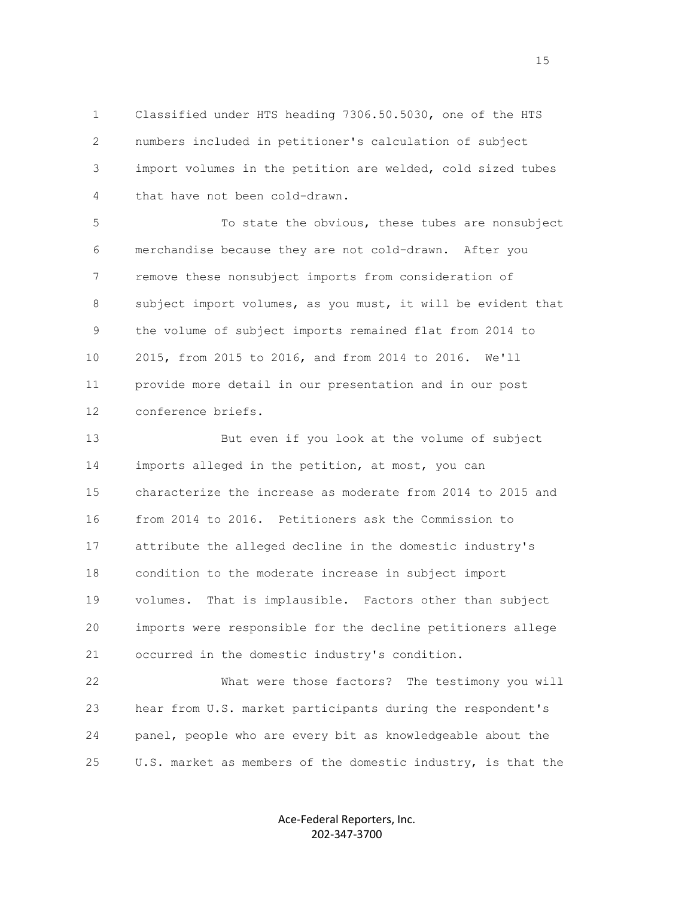Classified under HTS heading 7306.50.5030, one of the HTS numbers included in petitioner's calculation of subject import volumes in the petition are welded, cold sized tubes that have not been cold-drawn.

To state the obvious, these tubes are nonsubject merchandise because they are not cold-drawn. After you remove these nonsubject imports from consideration of subject import volumes, as you must, it will be evident that the volume of subject imports remained flat from 2014 to 2015, from 2015 to 2016, and from 2014 to 2016. We'll provide more detail in our presentation and in our post conference briefs.

But even if you look at the volume of subject imports alleged in the petition, at most, you can characterize the increase as moderate from 2014 to 2015 and from 2014 to 2016. Petitioners ask the Commission to attribute the alleged decline in the domestic industry's condition to the moderate increase in subject import volumes. That is implausible. Factors other than subject imports were responsible for the decline petitioners allege occurred in the domestic industry's condition.

What were those factors? The testimony you will hear from U.S. market participants during the respondent's panel, people who are every bit as knowledgeable about the U.S. market as members of the domestic industry, is that the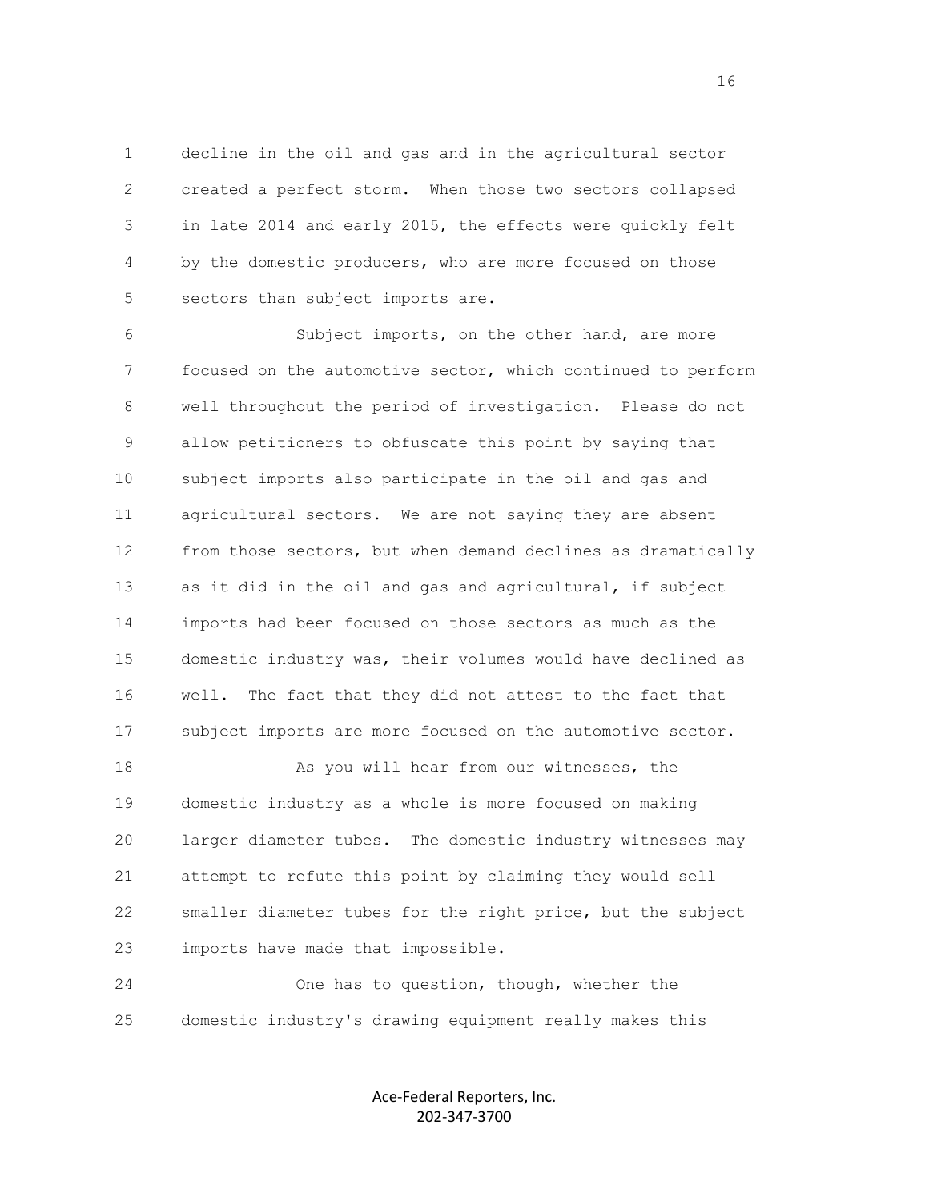decline in the oil and gas and in the agricultural sector created a perfect storm. When those two sectors collapsed in late 2014 and early 2015, the effects were quickly felt by the domestic producers, who are more focused on those sectors than subject imports are.

Subject imports, on the other hand, are more focused on the automotive sector, which continued to perform well throughout the period of investigation. Please do not allow petitioners to obfuscate this point by saying that subject imports also participate in the oil and gas and agricultural sectors. We are not saying they are absent from those sectors, but when demand declines as dramatically as it did in the oil and gas and agricultural, if subject imports had been focused on those sectors as much as the domestic industry was, their volumes would have declined as well. The fact that they did not attest to the fact that subject imports are more focused on the automotive sector.

As you will hear from our witnesses, the domestic industry as a whole is more focused on making larger diameter tubes. The domestic industry witnesses may attempt to refute this point by claiming they would sell smaller diameter tubes for the right price, but the subject imports have made that impossible.

One has to question, though, whether the domestic industry's drawing equipment really makes this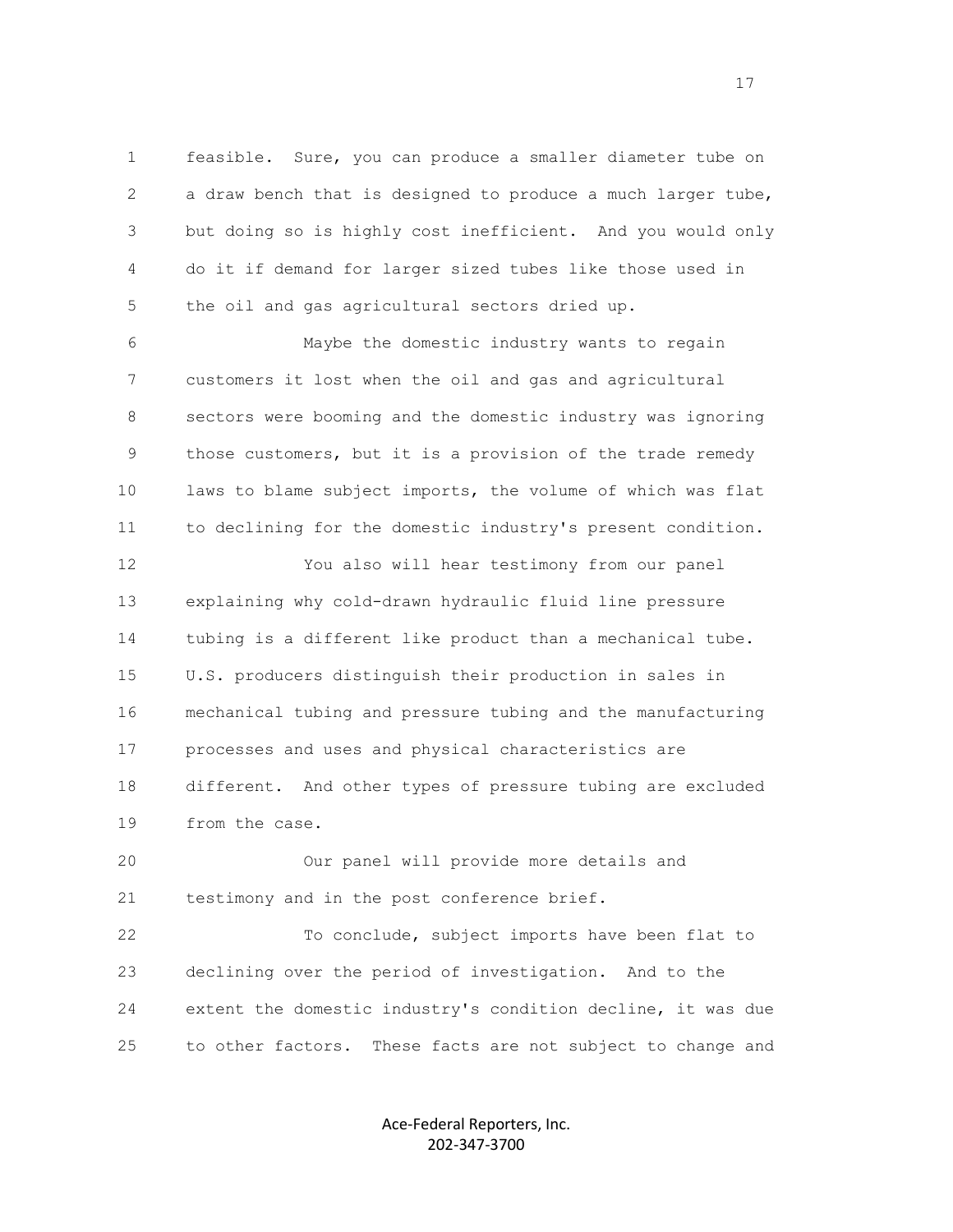feasible. Sure, you can produce a smaller diameter tube on a draw bench that is designed to produce a much larger tube, but doing so is highly cost inefficient. And you would only do it if demand for larger sized tubes like those used in the oil and gas agricultural sectors dried up.

Maybe the domestic industry wants to regain customers it lost when the oil and gas and agricultural sectors were booming and the domestic industry was ignoring those customers, but it is a provision of the trade remedy laws to blame subject imports, the volume of which was flat to declining for the domestic industry's present condition.

You also will hear testimony from our panel explaining why cold-drawn hydraulic fluid line pressure tubing is a different like product than a mechanical tube. U.S. producers distinguish their production in sales in mechanical tubing and pressure tubing and the manufacturing processes and uses and physical characteristics are different. And other types of pressure tubing are excluded from the case.

Our panel will provide more details and testimony and in the post conference brief.

To conclude, subject imports have been flat to declining over the period of investigation. And to the extent the domestic industry's condition decline, it was due to other factors. These facts are not subject to change and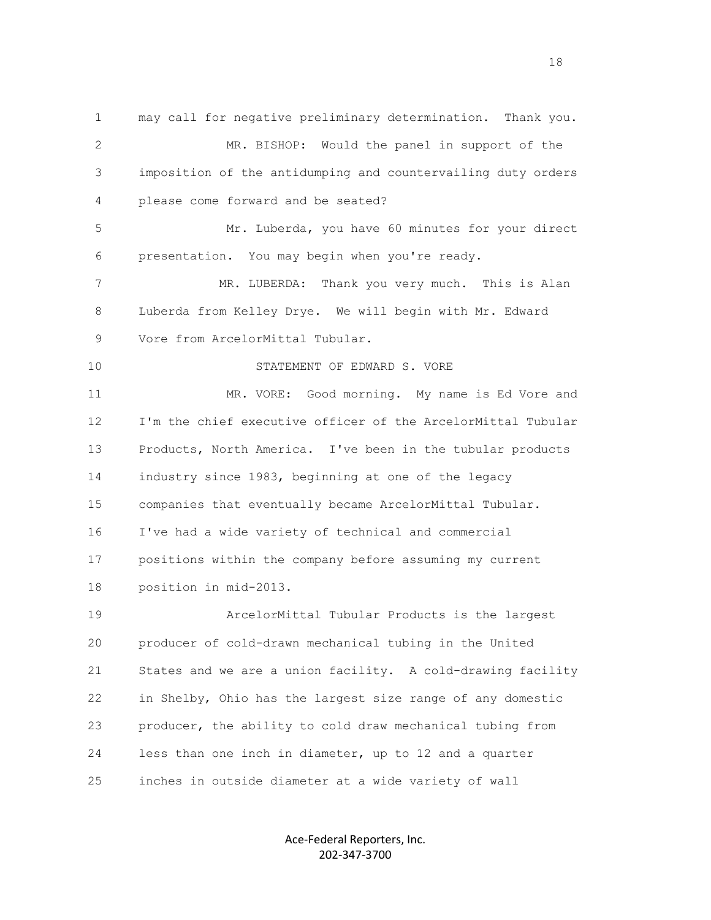may call for negative preliminary determination. Thank you.

MR. BISHOP: Would the panel in support of the imposition of the antidumping and countervailing duty orders please come forward and be seated?

Mr. Luberda, you have 60 minutes for your direct presentation. You may begin when you're ready.

MR. LUBERDA: Thank you very much. This is Alan Luberda from Kelley Drye. We will begin with Mr. Edward Vore from ArcelorMittal Tubular.

STATEMENT OF EDWARD S. VORE

MR. VORE: Good morning. My name is Ed Vore and I'm the chief executive officer of the ArcelorMittal Tubular Products, North America. I've been in the tubular products industry since 1983, beginning at one of the legacy companies that eventually became ArcelorMittal Tubular. I've had a wide variety of technical and commercial positions within the company before assuming my current position in mid-2013.

ArcelorMittal Tubular Products is the largest producer of cold-drawn mechanical tubing in the United States and we are a union facility. A cold-drawing facility in Shelby, Ohio has the largest size range of any domestic producer, the ability to cold draw mechanical tubing from less than one inch in diameter, up to 12 and a quarter inches in outside diameter at a wide variety of wall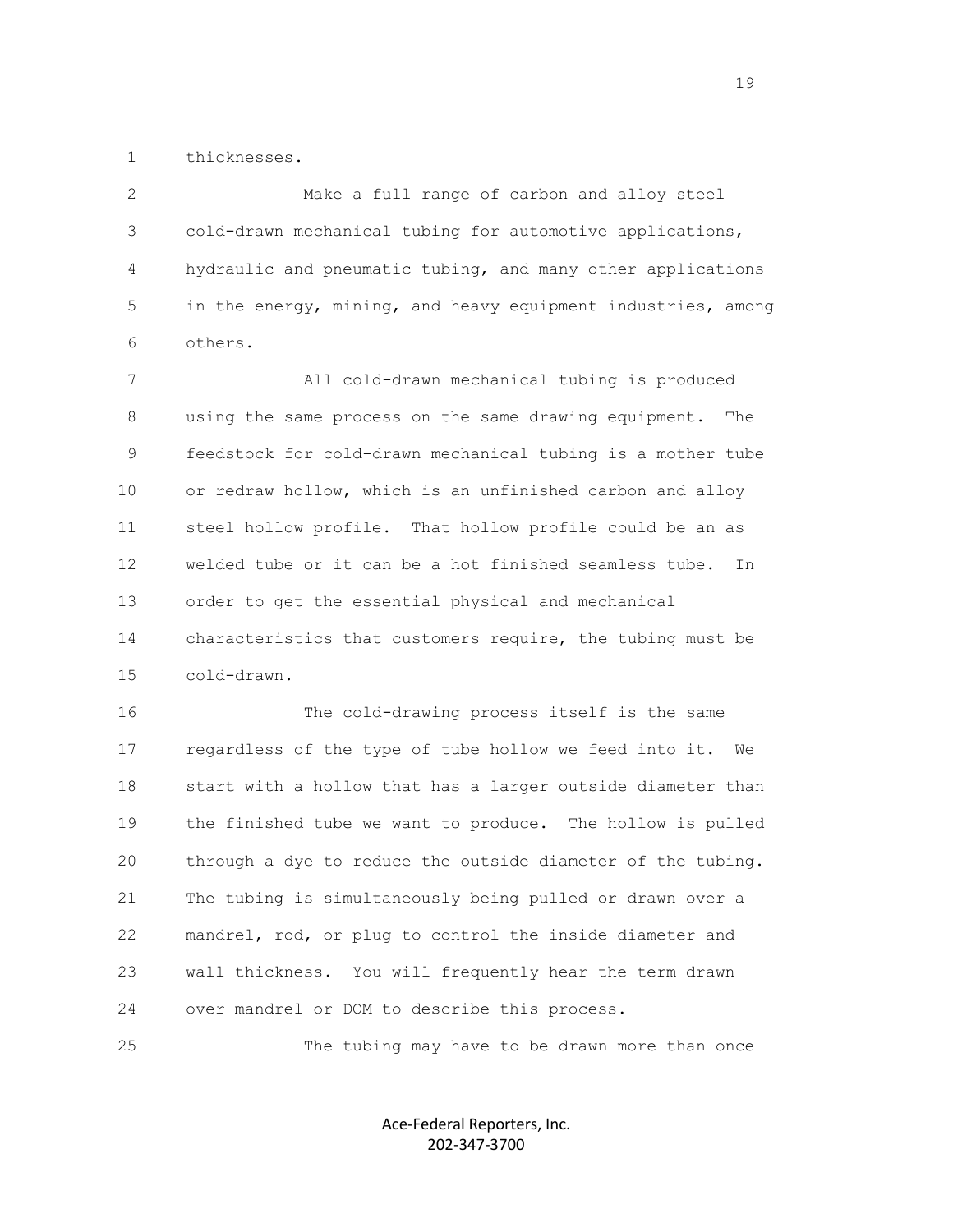thicknesses.

Make a full range of carbon and alloy steel cold-drawn mechanical tubing for automotive applications, hydraulic and pneumatic tubing, and many other applications in the energy, mining, and heavy equipment industries, among others.

All cold-drawn mechanical tubing is produced using the same process on the same drawing equipment. The feedstock for cold-drawn mechanical tubing is a mother tube or redraw hollow, which is an unfinished carbon and alloy steel hollow profile. That hollow profile could be an as welded tube or it can be a hot finished seamless tube. In order to get the essential physical and mechanical characteristics that customers require, the tubing must be cold-drawn.

The cold-drawing process itself is the same regardless of the type of tube hollow we feed into it. We start with a hollow that has a larger outside diameter than the finished tube we want to produce. The hollow is pulled through a dye to reduce the outside diameter of the tubing. The tubing is simultaneously being pulled or drawn over a mandrel, rod, or plug to control the inside diameter and wall thickness. You will frequently hear the term drawn over mandrel or DOM to describe this process.

The tubing may have to be drawn more than once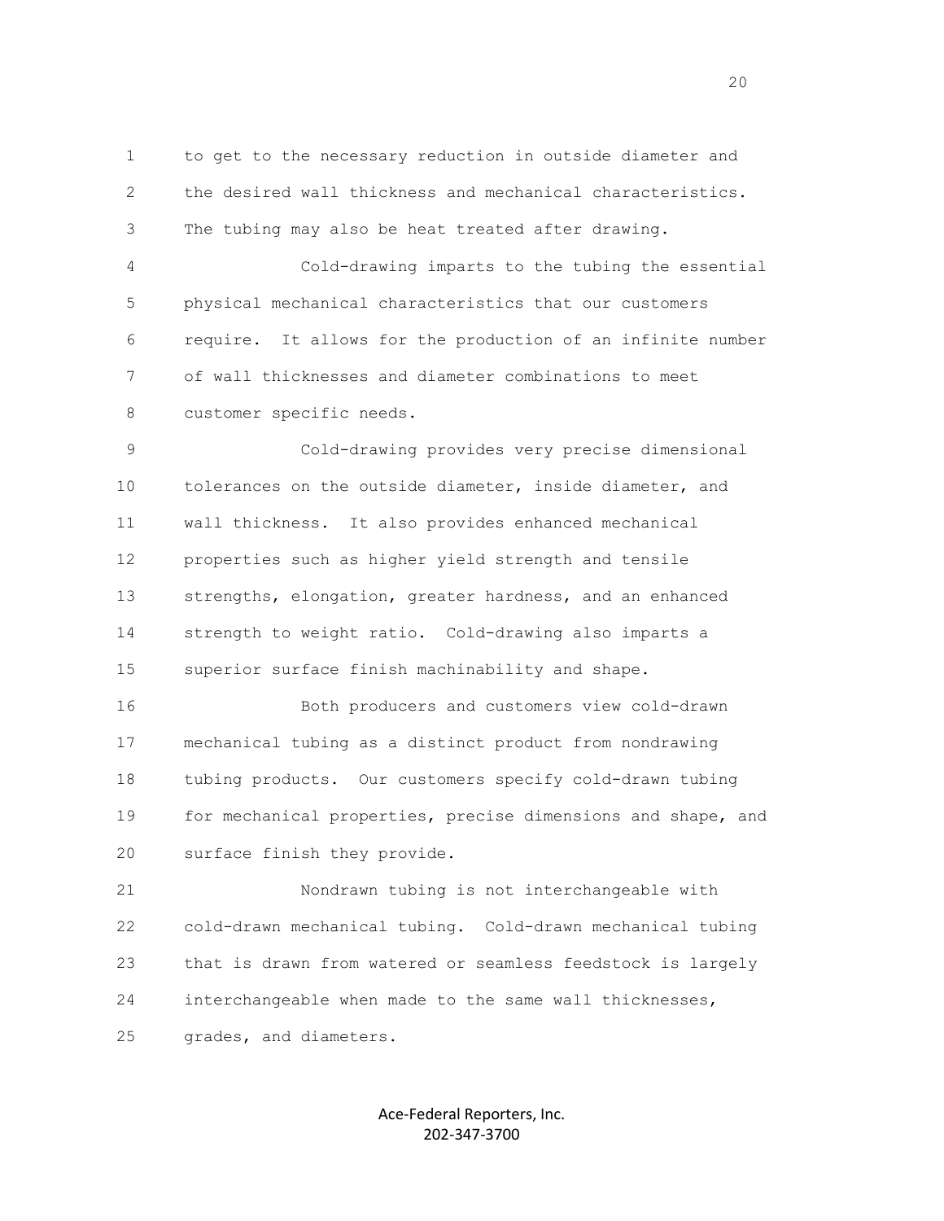to get to the necessary reduction in outside diameter and the desired wall thickness and mechanical characteristics. The tubing may also be heat treated after drawing.

Cold-drawing imparts to the tubing the essential physical mechanical characteristics that our customers require. It allows for the production of an infinite number of wall thicknesses and diameter combinations to meet customer specific needs.

Cold-drawing provides very precise dimensional tolerances on the outside diameter, inside diameter, and wall thickness. It also provides enhanced mechanical properties such as higher yield strength and tensile strengths, elongation, greater hardness, and an enhanced strength to weight ratio. Cold-drawing also imparts a superior surface finish machinability and shape.

Both producers and customers view cold-drawn mechanical tubing as a distinct product from nondrawing tubing products. Our customers specify cold-drawn tubing for mechanical properties, precise dimensions and shape, and surface finish they provide.

Nondrawn tubing is not interchangeable with cold-drawn mechanical tubing. Cold-drawn mechanical tubing that is drawn from watered or seamless feedstock is largely interchangeable when made to the same wall thicknesses, grades, and diameters.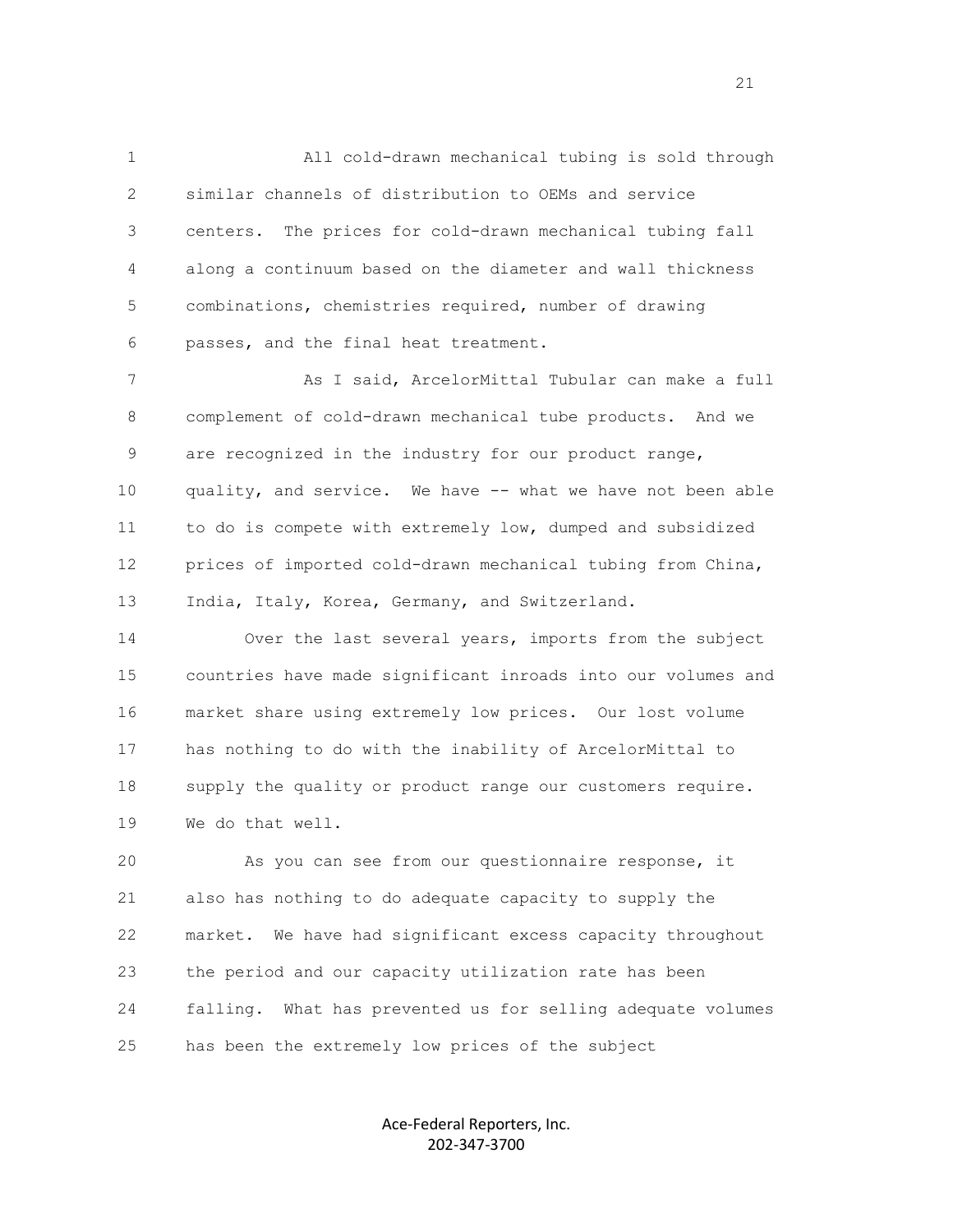All cold-drawn mechanical tubing is sold through similar channels of distribution to OEMs and service centers. The prices for cold-drawn mechanical tubing fall along a continuum based on the diameter and wall thickness combinations, chemistries required, number of drawing passes, and the final heat treatment.

As I said, ArcelorMittal Tubular can make a full complement of cold-drawn mechanical tube products. And we are recognized in the industry for our product range, quality, and service. We have -- what we have not been able to do is compete with extremely low, dumped and subsidized prices of imported cold-drawn mechanical tubing from China, India, Italy, Korea, Germany, and Switzerland.

Over the last several years, imports from the subject countries have made significant inroads into our volumes and market share using extremely low prices. Our lost volume has nothing to do with the inability of ArcelorMittal to supply the quality or product range our customers require. We do that well.

As you can see from our questionnaire response, it also has nothing to do adequate capacity to supply the market. We have had significant excess capacity throughout the period and our capacity utilization rate has been falling. What has prevented us for selling adequate volumes has been the extremely low prices of the subject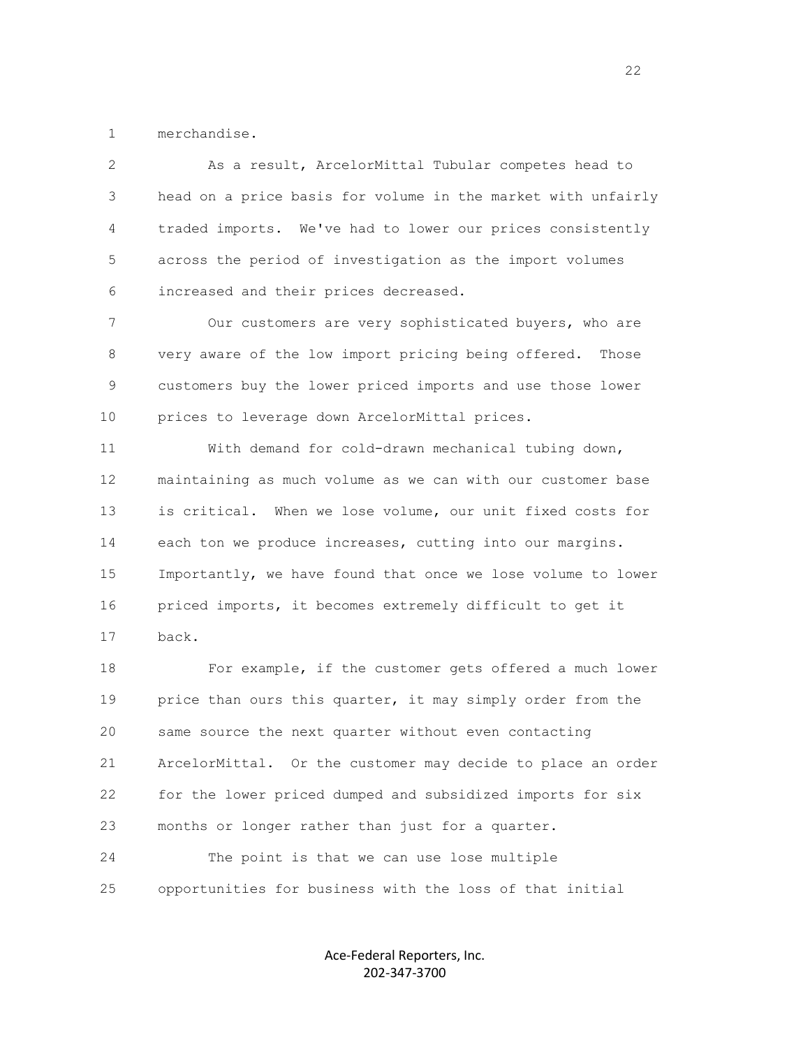merchandise.

As a result, ArcelorMittal Tubular competes head to head on a price basis for volume in the market with unfairly traded imports. We've had to lower our prices consistently across the period of investigation as the import volumes increased and their prices decreased.

Our customers are very sophisticated buyers, who are very aware of the low import pricing being offered. Those customers buy the lower priced imports and use those lower prices to leverage down ArcelorMittal prices.

With demand for cold-drawn mechanical tubing down, maintaining as much volume as we can with our customer base is critical. When we lose volume, our unit fixed costs for each ton we produce increases, cutting into our margins. Importantly, we have found that once we lose volume to lower priced imports, it becomes extremely difficult to get it back.

For example, if the customer gets offered a much lower price than ours this quarter, it may simply order from the same source the next quarter without even contacting ArcelorMittal. Or the customer may decide to place an order for the lower priced dumped and subsidized imports for six months or longer rather than just for a quarter.

The point is that we can use lose multiple opportunities for business with the loss of that initial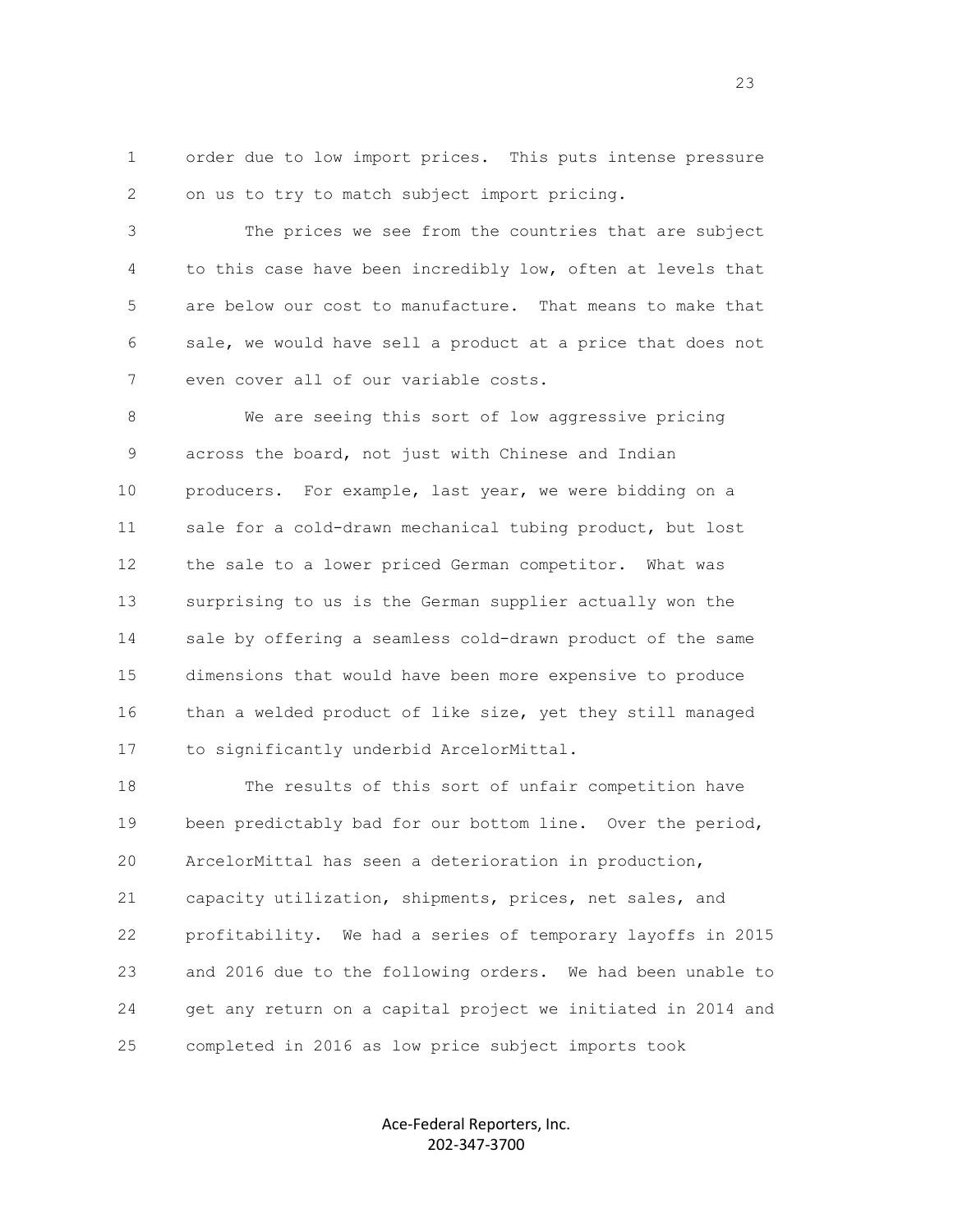order due to low import prices. This puts intense pressure on us to try to match subject import pricing.

The prices we see from the countries that are subject to this case have been incredibly low, often at levels that are below our cost to manufacture. That means to make that sale, we would have sell a product at a price that does not even cover all of our variable costs.

We are seeing this sort of low aggressive pricing across the board, not just with Chinese and Indian producers. For example, last year, we were bidding on a sale for a cold-drawn mechanical tubing product, but lost the sale to a lower priced German competitor. What was surprising to us is the German supplier actually won the sale by offering a seamless cold-drawn product of the same dimensions that would have been more expensive to produce than a welded product of like size, yet they still managed to significantly underbid ArcelorMittal.

The results of this sort of unfair competition have been predictably bad for our bottom line. Over the period, ArcelorMittal has seen a deterioration in production, capacity utilization, shipments, prices, net sales, and profitability. We had a series of temporary layoffs in 2015 and 2016 due to the following orders. We had been unable to get any return on a capital project we initiated in 2014 and completed in 2016 as low price subject imports took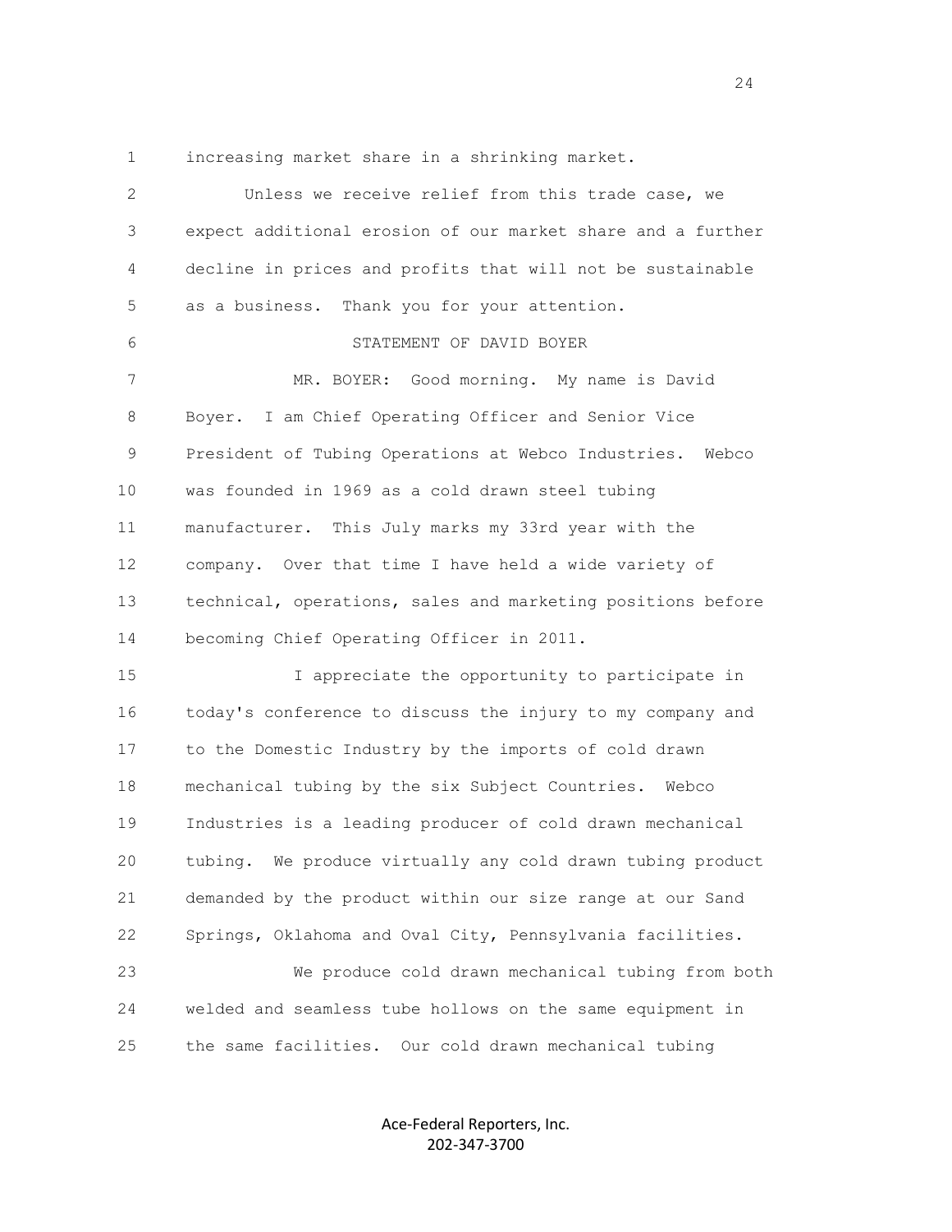increasing market share in a shrinking market.

Unless we receive relief from this trade case, we expect additional erosion of our market share and a further decline in prices and profits that will not be sustainable as a business. Thank you for your attention.

STATEMENT OF DAVID BOYER

MR. BOYER: Good morning. My name is David Boyer. I am Chief Operating Officer and Senior Vice President of Tubing Operations at Webco Industries. Webco was founded in 1969 as a cold drawn steel tubing manufacturer. This July marks my 33rd year with the company. Over that time I have held a wide variety of technical, operations, sales and marketing positions before becoming Chief Operating Officer in 2011.

I appreciate the opportunity to participate in today's conference to discuss the injury to my company and to the Domestic Industry by the imports of cold drawn mechanical tubing by the six Subject Countries. Webco Industries is a leading producer of cold drawn mechanical tubing. We produce virtually any cold drawn tubing product demanded by the product within our size range at our Sand Springs, Oklahoma and Oval City, Pennsylvania facilities.

We produce cold drawn mechanical tubing from both welded and seamless tube hollows on the same equipment in the same facilities. Our cold drawn mechanical tubing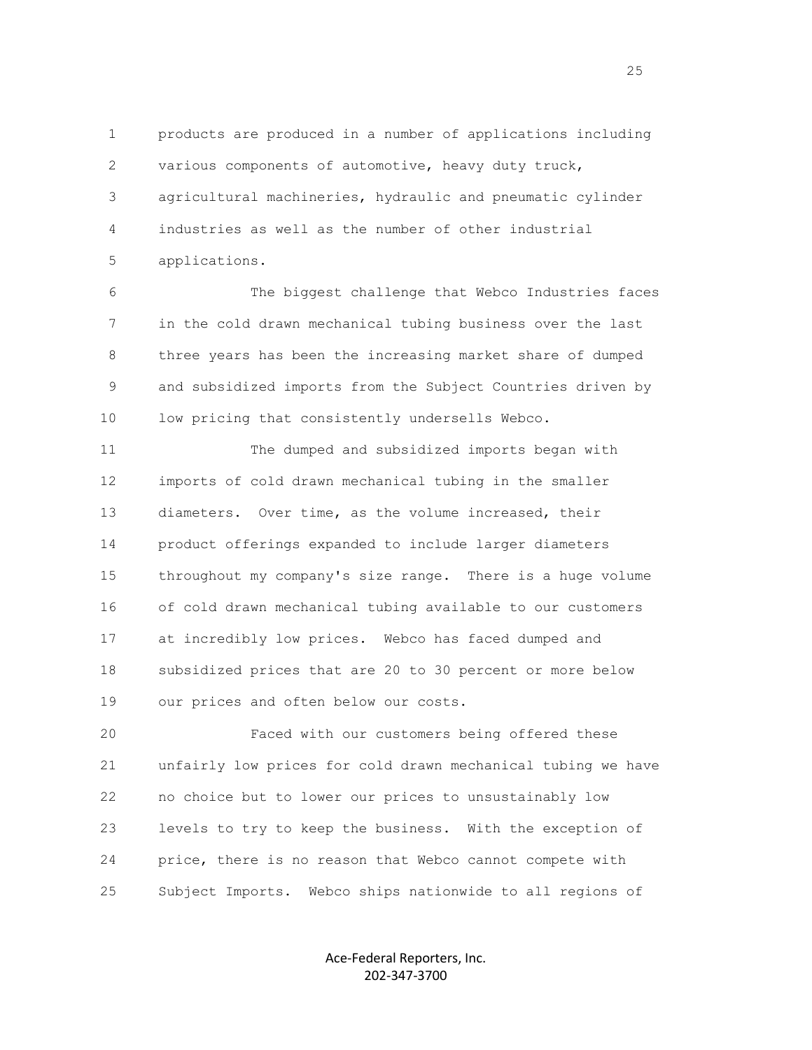products are produced in a number of applications including various components of automotive, heavy duty truck, agricultural machineries, hydraulic and pneumatic cylinder industries as well as the number of other industrial applications.

The biggest challenge that Webco Industries faces in the cold drawn mechanical tubing business over the last three years has been the increasing market share of dumped and subsidized imports from the Subject Countries driven by low pricing that consistently undersells Webco.

The dumped and subsidized imports began with imports of cold drawn mechanical tubing in the smaller diameters. Over time, as the volume increased, their product offerings expanded to include larger diameters throughout my company's size range. There is a huge volume of cold drawn mechanical tubing available to our customers at incredibly low prices. Webco has faced dumped and subsidized prices that are 20 to 30 percent or more below our prices and often below our costs.

Faced with our customers being offered these unfairly low prices for cold drawn mechanical tubing we have no choice but to lower our prices to unsustainably low levels to try to keep the business. With the exception of price, there is no reason that Webco cannot compete with Subject Imports. Webco ships nationwide to all regions of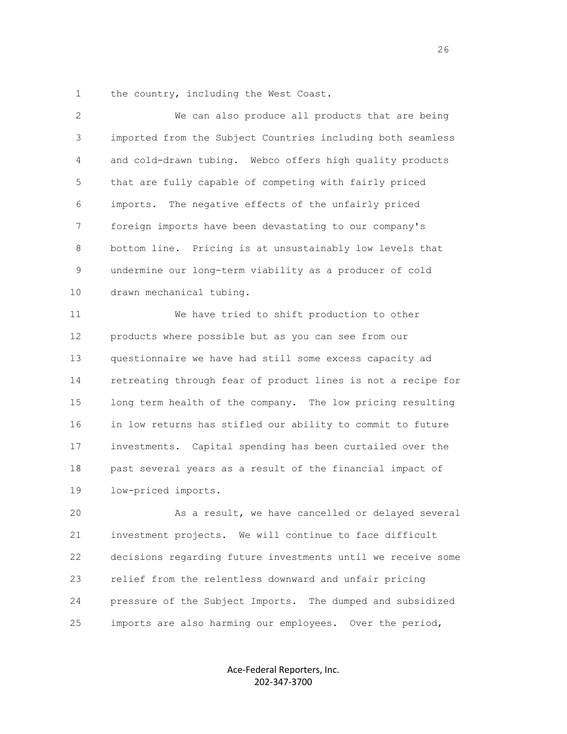the country, including the West Coast.

We can also produce all products that are being imported from the Subject Countries including both seamless and cold-drawn tubing. Webco offers high quality products that are fully capable of competing with fairly priced imports. The negative effects of the unfairly priced foreign imports have been devastating to our company's bottom line. Pricing is at unsustainably low levels that undermine our long-term viability as a producer of cold drawn mechanical tubing.

We have tried to shift production to other products where possible but as you can see from our questionnaire we have had still some excess capacity ad retreating through fear of product lines is not a recipe for long term health of the company. The low pricing resulting in low returns has stifled our ability to commit to future investments. Capital spending has been curtailed over the past several years as a result of the financial impact of low-priced imports.

As a result, we have cancelled or delayed several investment projects. We will continue to face difficult decisions regarding future investments until we receive some relief from the relentless downward and unfair pricing pressure of the Subject Imports. The dumped and subsidized imports are also harming our employees. Over the period,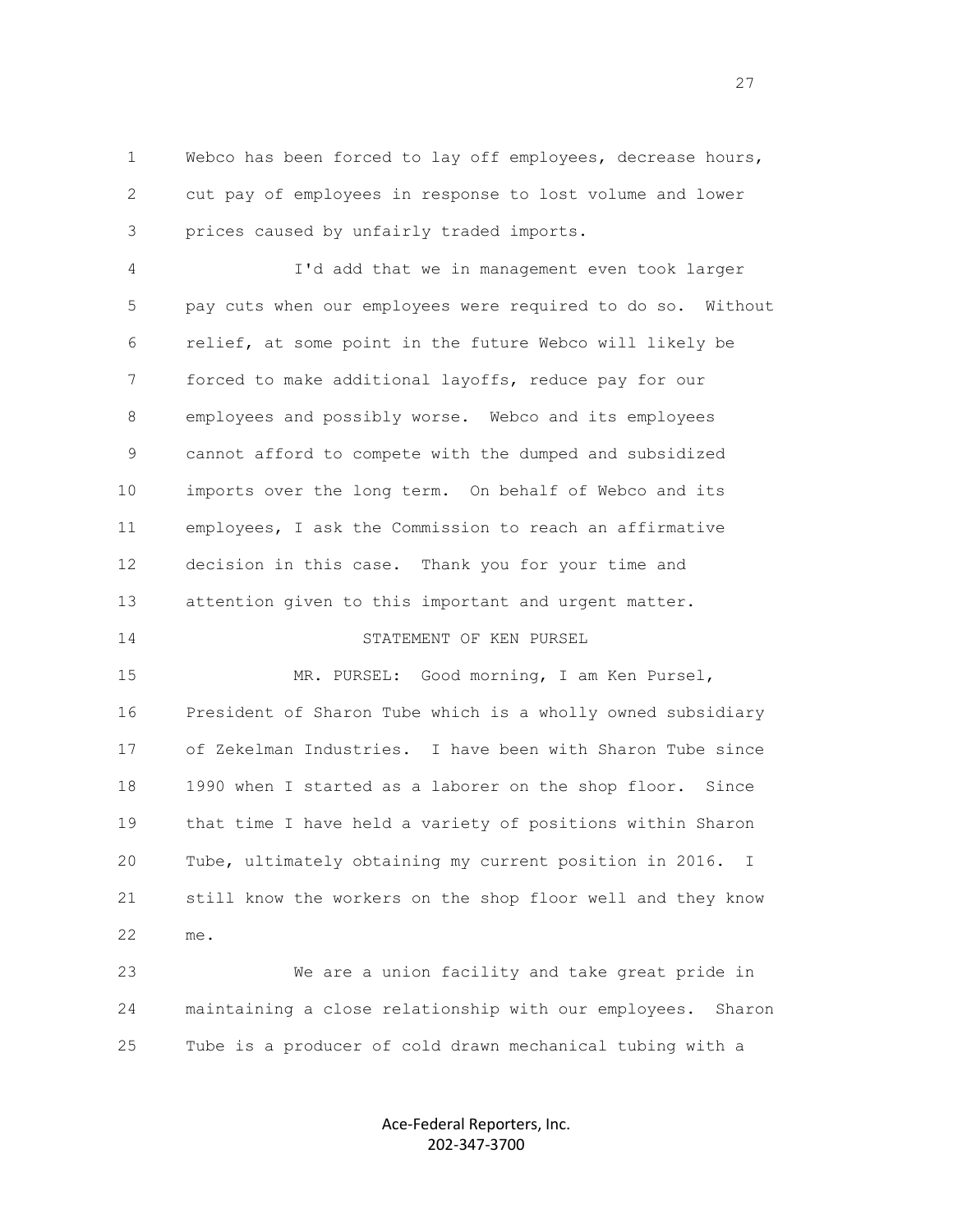Webco has been forced to lay off employees, decrease hours, cut pay of employees in response to lost volume and lower prices caused by unfairly traded imports.

I'd add that we in management even took larger pay cuts when our employees were required to do so. Without relief, at some point in the future Webco will likely be forced to make additional layoffs, reduce pay for our employees and possibly worse. Webco and its employees cannot afford to compete with the dumped and subsidized imports over the long term. On behalf of Webco and its employees, I ask the Commission to reach an affirmative decision in this case. Thank you for your time and attention given to this important and urgent matter.

STATEMENT OF KEN PURSEL

MR. PURSEL: Good morning, I am Ken Pursel, President of Sharon Tube which is a wholly owned subsidiary of Zekelman Industries. I have been with Sharon Tube since 1990 when I started as a laborer on the shop floor. Since that time I have held a variety of positions within Sharon Tube, ultimately obtaining my current position in 2016. I still know the workers on the shop floor well and they know me.

We are a union facility and take great pride in maintaining a close relationship with our employees. Sharon Tube is a producer of cold drawn mechanical tubing with a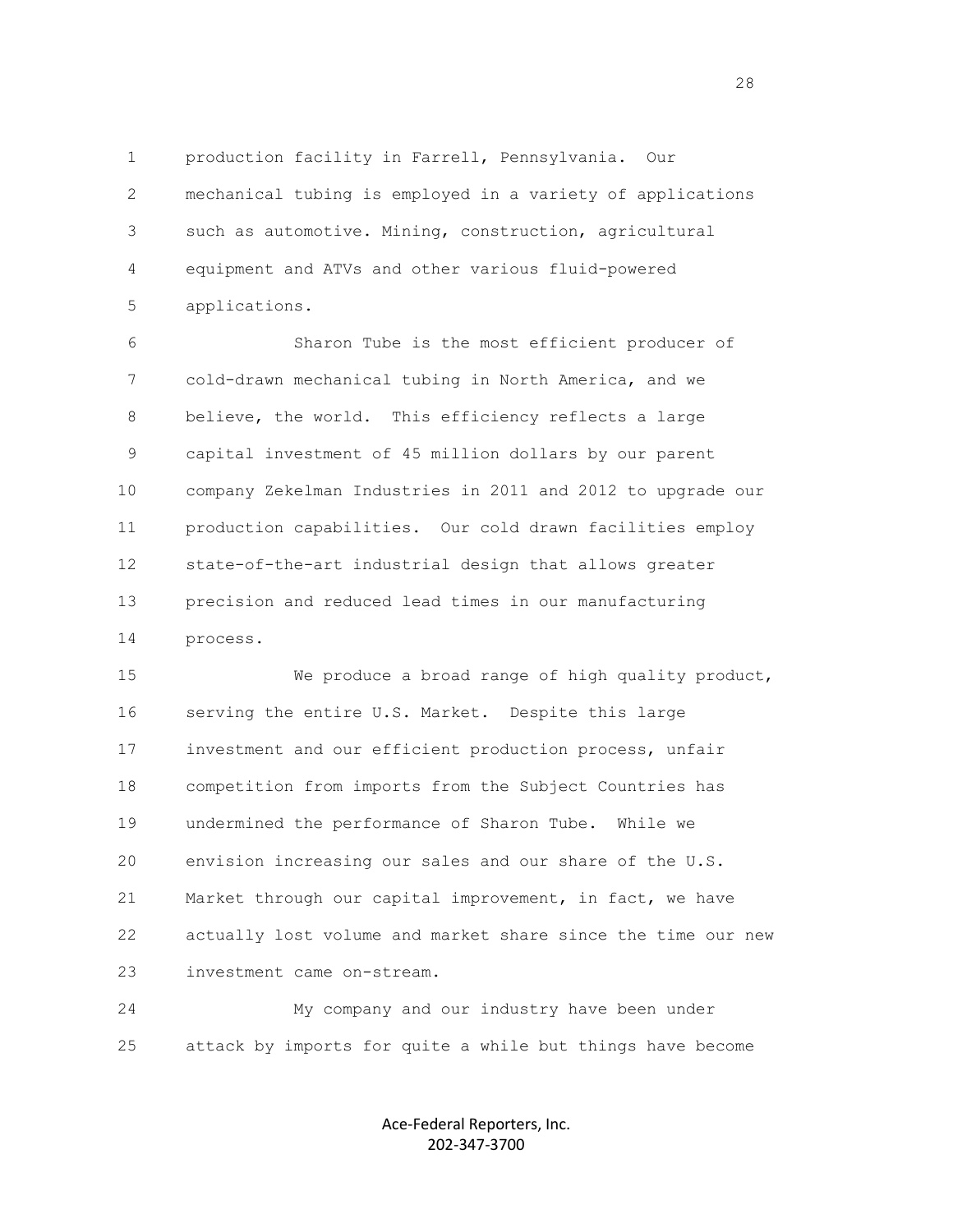production facility in Farrell, Pennsylvania. Our mechanical tubing is employed in a variety of applications such as automotive. Mining, construction, agricultural equipment and ATVs and other various fluid-powered applications.

Sharon Tube is the most efficient producer of cold-drawn mechanical tubing in North America, and we believe, the world. This efficiency reflects a large capital investment of 45 million dollars by our parent company Zekelman Industries in 2011 and 2012 to upgrade our production capabilities. Our cold drawn facilities employ state-of-the-art industrial design that allows greater precision and reduced lead times in our manufacturing process.

We produce a broad range of high quality product, serving the entire U.S. Market. Despite this large investment and our efficient production process, unfair competition from imports from the Subject Countries has undermined the performance of Sharon Tube. While we envision increasing our sales and our share of the U.S. Market through our capital improvement, in fact, we have actually lost volume and market share since the time our new investment came on-stream.

My company and our industry have been under attack by imports for quite a while but things have become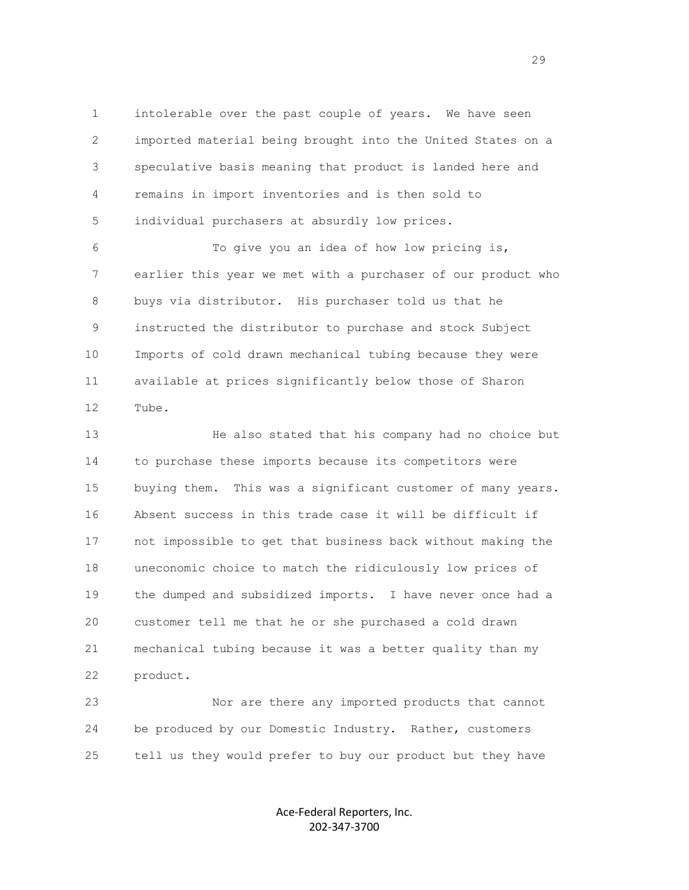intolerable over the past couple of years. We have seen imported material being brought into the United States on a speculative basis meaning that product is landed here and remains in import inventories and is then sold to individual purchasers at absurdly low prices.

To give you an idea of how low pricing is, earlier this year we met with a purchaser of our product who buys via distributor. His purchaser told us that he instructed the distributor to purchase and stock Subject Imports of cold drawn mechanical tubing because they were available at prices significantly below those of Sharon Tube.

He also stated that his company had no choice but to purchase these imports because its competitors were buying them. This was a significant customer of many years. Absent success in this trade case it will be difficult if not impossible to get that business back without making the uneconomic choice to match the ridiculously low prices of the dumped and subsidized imports. I have never once had a customer tell me that he or she purchased a cold drawn mechanical tubing because it was a better quality than my product.

Nor are there any imported products that cannot be produced by our Domestic Industry. Rather, customers tell us they would prefer to buy our product but they have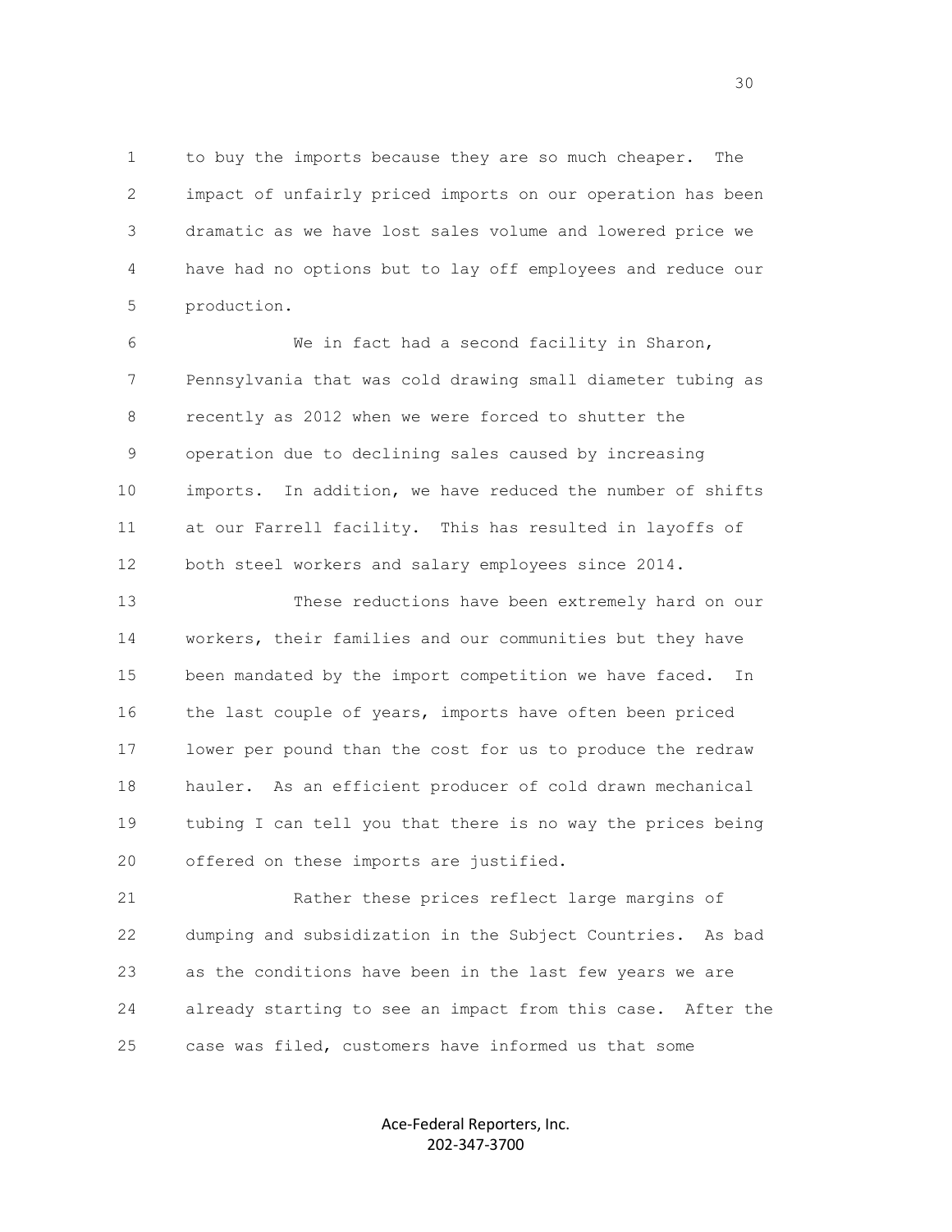to buy the imports because they are so much cheaper. The impact of unfairly priced imports on our operation has been dramatic as we have lost sales volume and lowered price we have had no options but to lay off employees and reduce our production.

We in fact had a second facility in Sharon, Pennsylvania that was cold drawing small diameter tubing as recently as 2012 when we were forced to shutter the operation due to declining sales caused by increasing imports. In addition, we have reduced the number of shifts at our Farrell facility. This has resulted in layoffs of both steel workers and salary employees since 2014.

These reductions have been extremely hard on our workers, their families and our communities but they have been mandated by the import competition we have faced. In the last couple of years, imports have often been priced lower per pound than the cost for us to produce the redraw hauler. As an efficient producer of cold drawn mechanical tubing I can tell you that there is no way the prices being offered on these imports are justified.

Rather these prices reflect large margins of dumping and subsidization in the Subject Countries. As bad as the conditions have been in the last few years we are already starting to see an impact from this case. After the case was filed, customers have informed us that some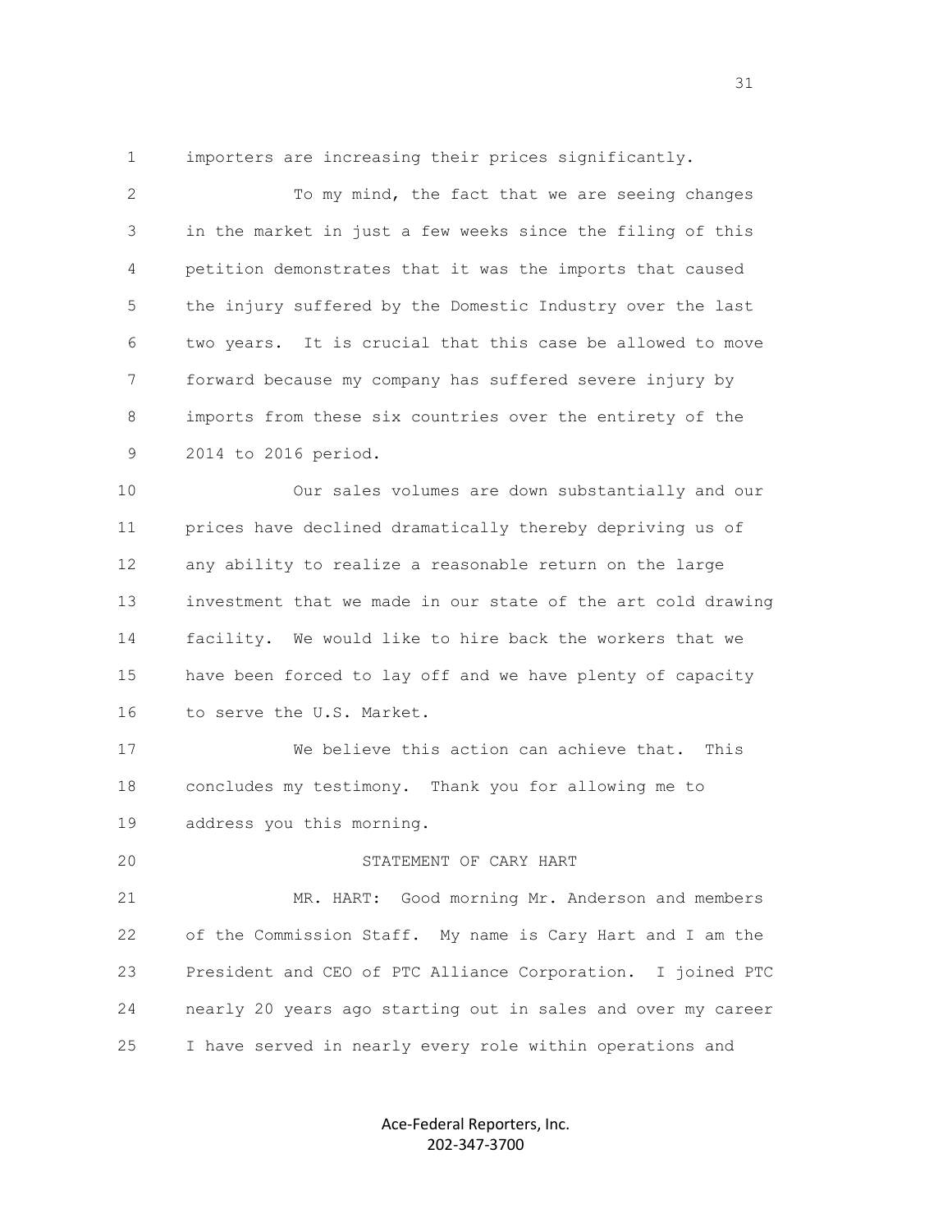importers are increasing their prices significantly.

To my mind, the fact that we are seeing changes in the market in just a few weeks since the filing of this petition demonstrates that it was the imports that caused the injury suffered by the Domestic Industry over the last two years. It is crucial that this case be allowed to move forward because my company has suffered severe injury by imports from these six countries over the entirety of the 2014 to 2016 period.

Our sales volumes are down substantially and our prices have declined dramatically thereby depriving us of any ability to realize a reasonable return on the large investment that we made in our state of the art cold drawing facility. We would like to hire back the workers that we have been forced to lay off and we have plenty of capacity to serve the U.S. Market.

We believe this action can achieve that. This concludes my testimony. Thank you for allowing me to address you this morning.

STATEMENT OF CARY HART

MR. HART: Good morning Mr. Anderson and members of the Commission Staff. My name is Cary Hart and I am the President and CEO of PTC Alliance Corporation. I joined PTC nearly 20 years ago starting out in sales and over my career I have served in nearly every role within operations and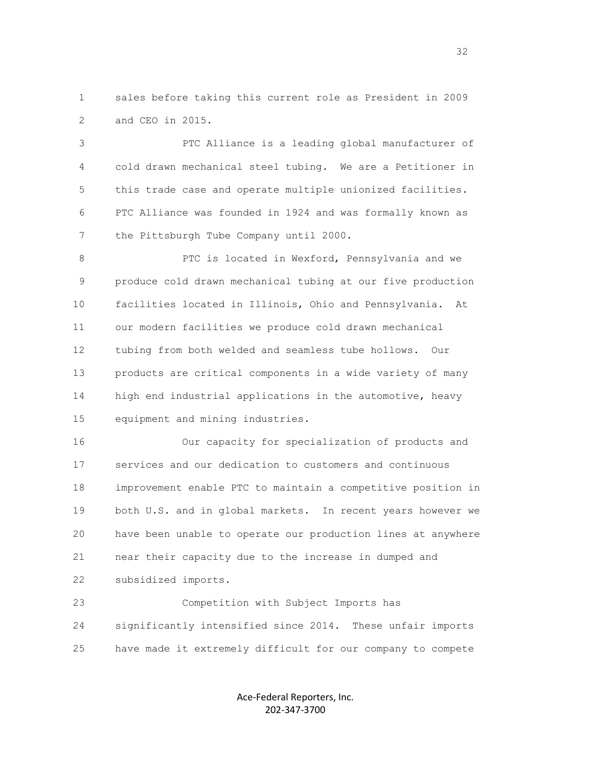sales before taking this current role as President in 2009 and CEO in 2015.

PTC Alliance is a leading global manufacturer of cold drawn mechanical steel tubing. We are a Petitioner in this trade case and operate multiple unionized facilities. PTC Alliance was founded in 1924 and was formally known as the Pittsburgh Tube Company until 2000.

PTC is located in Wexford, Pennsylvania and we produce cold drawn mechanical tubing at our five production facilities located in Illinois, Ohio and Pennsylvania. At our modern facilities we produce cold drawn mechanical tubing from both welded and seamless tube hollows. Our products are critical components in a wide variety of many high end industrial applications in the automotive, heavy equipment and mining industries.

Our capacity for specialization of products and services and our dedication to customers and continuous improvement enable PTC to maintain a competitive position in both U.S. and in global markets. In recent years however we have been unable to operate our production lines at anywhere near their capacity due to the increase in dumped and subsidized imports.

Competition with Subject Imports has significantly intensified since 2014. These unfair imports have made it extremely difficult for our company to compete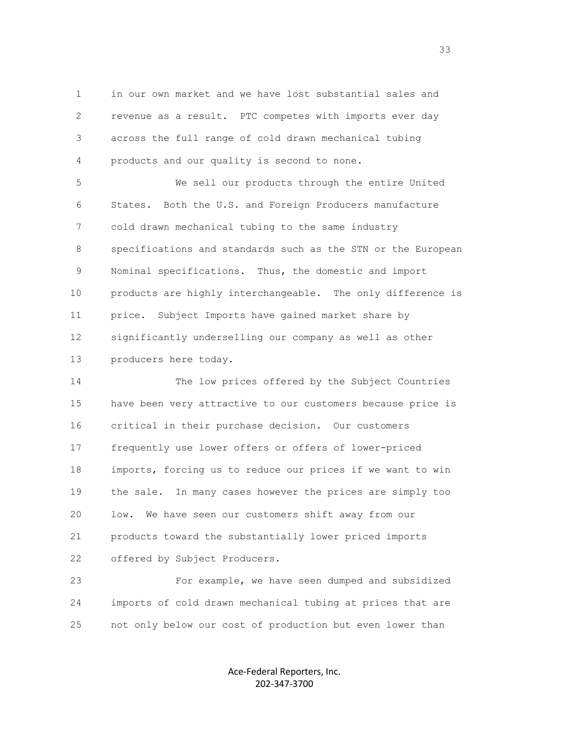in our own market and we have lost substantial sales and revenue as a result. PTC competes with imports ever day across the full range of cold drawn mechanical tubing products and our quality is second to none.

We sell our products through the entire United States. Both the U.S. and Foreign Producers manufacture cold drawn mechanical tubing to the same industry specifications and standards such as the STN or the European Nominal specifications. Thus, the domestic and import products are highly interchangeable. The only difference is price. Subject Imports have gained market share by significantly underselling our company as well as other producers here today.

The low prices offered by the Subject Countries have been very attractive to our customers because price is critical in their purchase decision. Our customers frequently use lower offers or offers of lower-priced imports, forcing us to reduce our prices if we want to win the sale. In many cases however the prices are simply too low. We have seen our customers shift away from our products toward the substantially lower priced imports offered by Subject Producers.

For example, we have seen dumped and subsidized imports of cold drawn mechanical tubing at prices that are not only below our cost of production but even lower than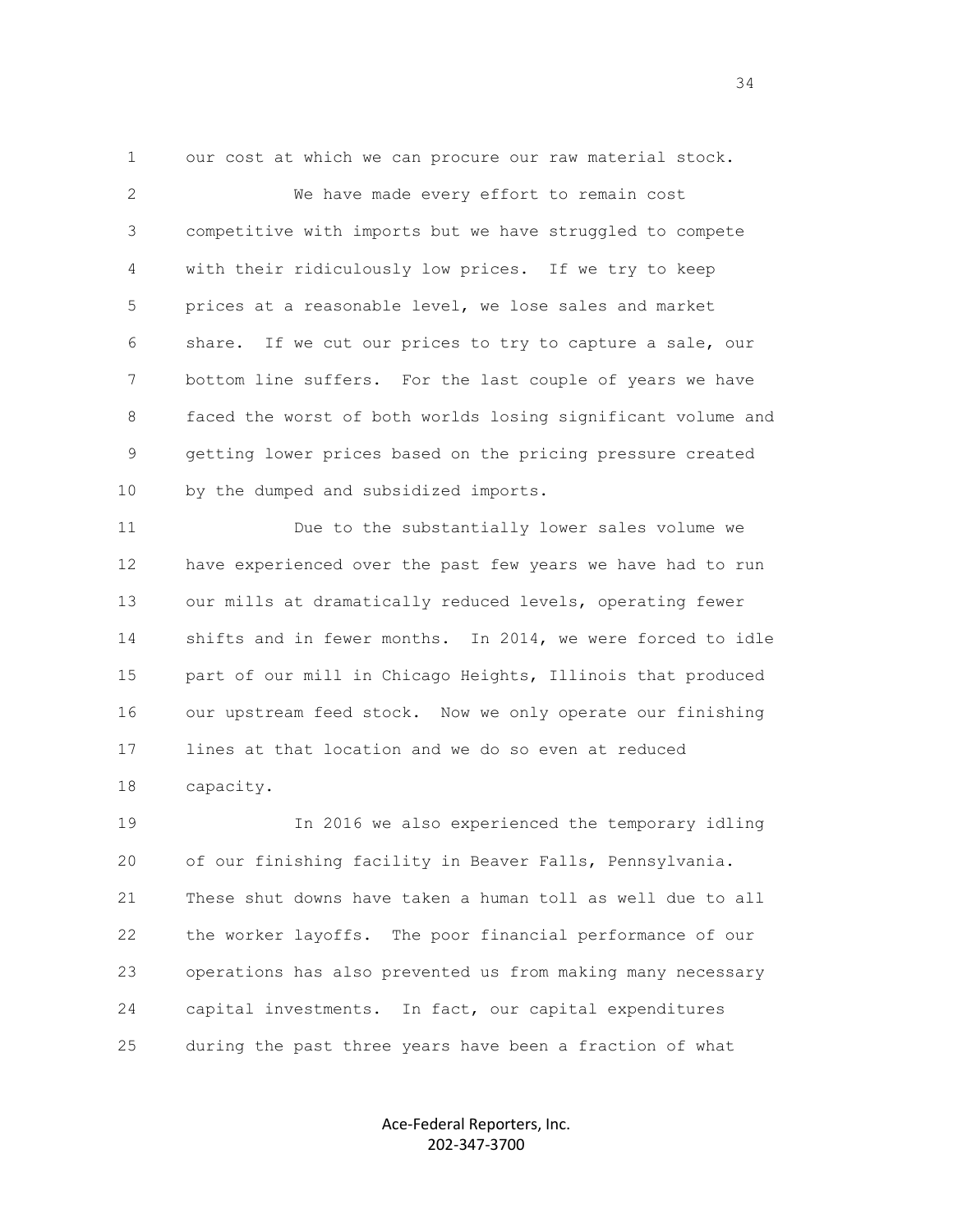our cost at which we can procure our raw material stock.

We have made every effort to remain cost competitive with imports but we have struggled to compete with their ridiculously low prices. If we try to keep prices at a reasonable level, we lose sales and market share. If we cut our prices to try to capture a sale, our bottom line suffers. For the last couple of years we have faced the worst of both worlds losing significant volume and getting lower prices based on the pricing pressure created by the dumped and subsidized imports.

Due to the substantially lower sales volume we have experienced over the past few years we have had to run our mills at dramatically reduced levels, operating fewer shifts and in fewer months. In 2014, we were forced to idle part of our mill in Chicago Heights, Illinois that produced our upstream feed stock. Now we only operate our finishing lines at that location and we do so even at reduced capacity.

In 2016 we also experienced the temporary idling of our finishing facility in Beaver Falls, Pennsylvania. These shut downs have taken a human toll as well due to all the worker layoffs. The poor financial performance of our operations has also prevented us from making many necessary capital investments. In fact, our capital expenditures during the past three years have been a fraction of what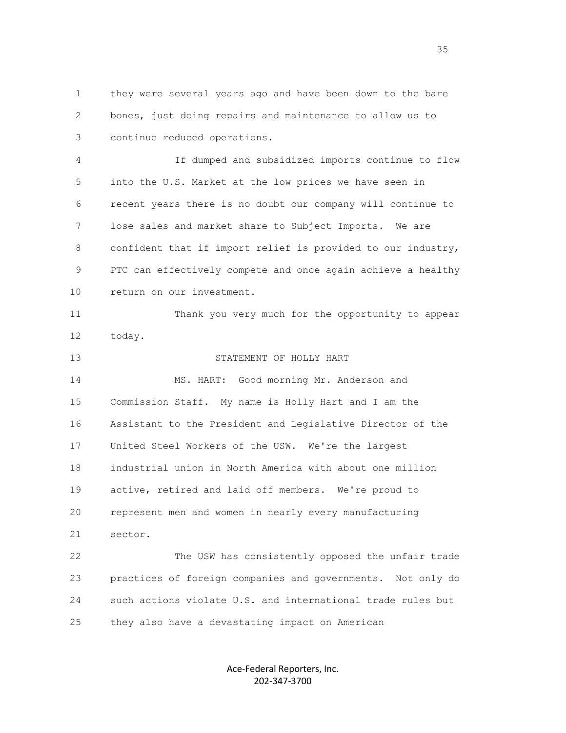they were several years ago and have been down to the bare bones, just doing repairs and maintenance to allow us to continue reduced operations.

If dumped and subsidized imports continue to flow into the U.S. Market at the low prices we have seen in recent years there is no doubt our company will continue to lose sales and market share to Subject Imports. We are confident that if import relief is provided to our industry, PTC can effectively compete and once again achieve a healthy return on our investment.

Thank you very much for the opportunity to appear today.

STATEMENT OF HOLLY HART

MS. HART: Good morning Mr. Anderson and Commission Staff. My name is Holly Hart and I am the Assistant to the President and Legislative Director of the United Steel Workers of the USW. We're the largest industrial union in North America with about one million active, retired and laid off members. We're proud to represent men and women in nearly every manufacturing sector.

The USW has consistently opposed the unfair trade practices of foreign companies and governments. Not only do such actions violate U.S. and international trade rules but they also have a devastating impact on American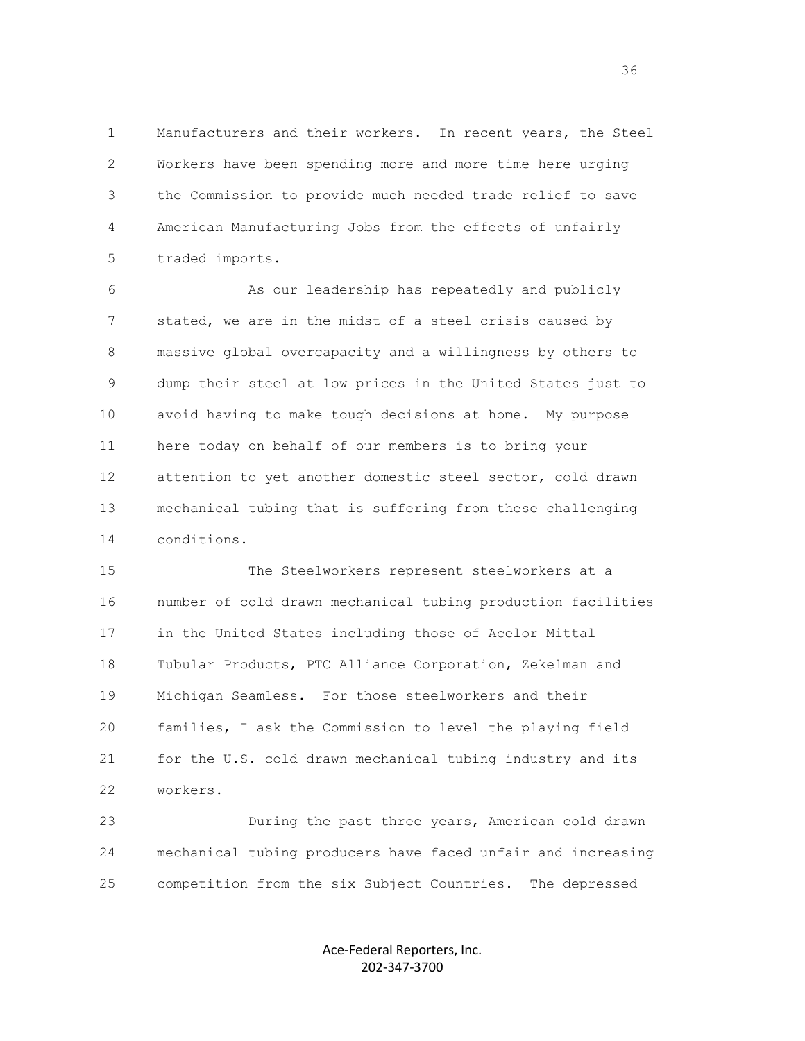Manufacturers and their workers. In recent years, the Steel Workers have been spending more and more time here urging the Commission to provide much needed trade relief to save American Manufacturing Jobs from the effects of unfairly traded imports.

As our leadership has repeatedly and publicly stated, we are in the midst of a steel crisis caused by massive global overcapacity and a willingness by others to dump their steel at low prices in the United States just to avoid having to make tough decisions at home. My purpose here today on behalf of our members is to bring your attention to yet another domestic steel sector, cold drawn mechanical tubing that is suffering from these challenging conditions.

The Steelworkers represent steelworkers at a number of cold drawn mechanical tubing production facilities in the United States including those of Acelor Mittal Tubular Products, PTC Alliance Corporation, Zekelman and Michigan Seamless. For those steelworkers and their families, I ask the Commission to level the playing field for the U.S. cold drawn mechanical tubing industry and its workers.

During the past three years, American cold drawn mechanical tubing producers have faced unfair and increasing competition from the six Subject Countries. The depressed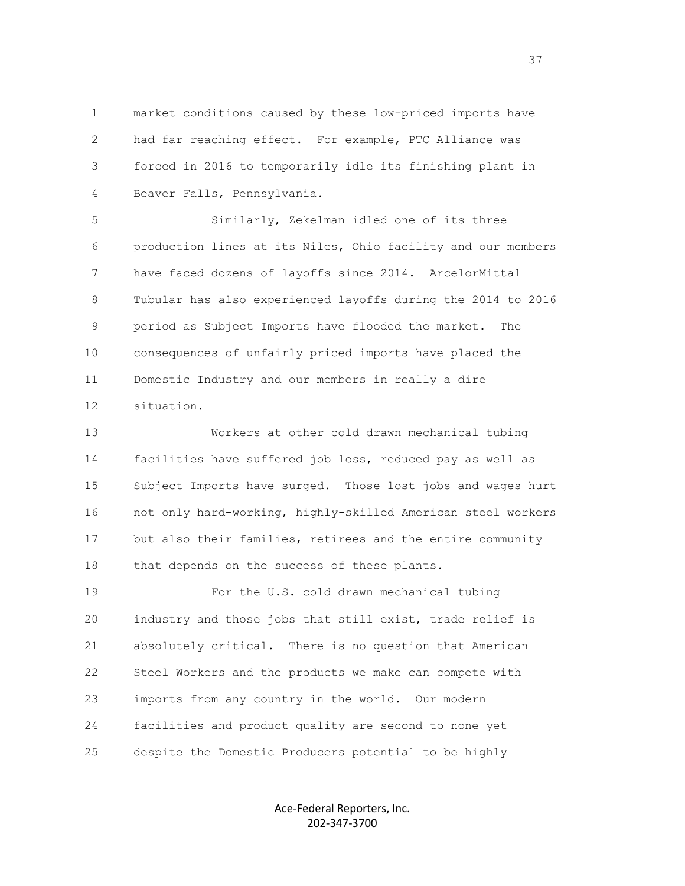market conditions caused by these low-priced imports have had far reaching effect. For example, PTC Alliance was forced in 2016 to temporarily idle its finishing plant in Beaver Falls, Pennsylvania.

Similarly, Zekelman idled one of its three production lines at its Niles, Ohio facility and our members have faced dozens of layoffs since 2014. ArcelorMittal Tubular has also experienced layoffs during the 2014 to 2016 period as Subject Imports have flooded the market. The consequences of unfairly priced imports have placed the Domestic Industry and our members in really a dire situation.

Workers at other cold drawn mechanical tubing facilities have suffered job loss, reduced pay as well as Subject Imports have surged. Those lost jobs and wages hurt not only hard-working, highly-skilled American steel workers but also their families, retirees and the entire community that depends on the success of these plants.

For the U.S. cold drawn mechanical tubing industry and those jobs that still exist, trade relief is absolutely critical. There is no question that American Steel Workers and the products we make can compete with imports from any country in the world. Our modern facilities and product quality are second to none yet despite the Domestic Producers potential to be highly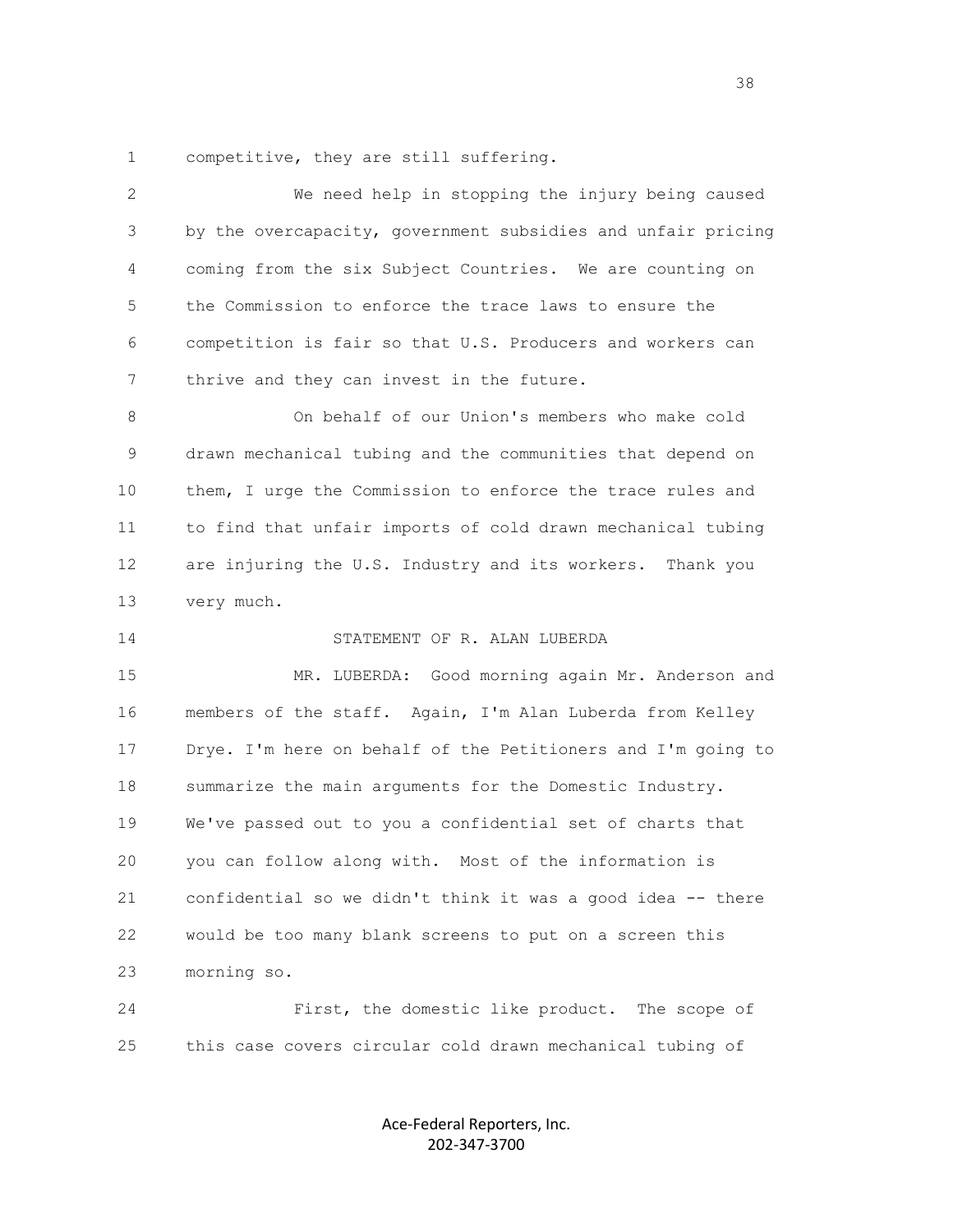competitive, they are still suffering.

We need help in stopping the injury being caused by the overcapacity, government subsidies and unfair pricing coming from the six Subject Countries. We are counting on the Commission to enforce the trace laws to ensure the competition is fair so that U.S. Producers and workers can thrive and they can invest in the future.

On behalf of our Union's members who make cold drawn mechanical tubing and the communities that depend on them, I urge the Commission to enforce the trace rules and to find that unfair imports of cold drawn mechanical tubing are injuring the U.S. Industry and its workers. Thank you very much.

STATEMENT OF R. ALAN LUBERDA

MR. LUBERDA: Good morning again Mr. Anderson and members of the staff. Again, I'm Alan Luberda from Kelley Drye. I'm here on behalf of the Petitioners and I'm going to summarize the main arguments for the Domestic Industry. We've passed out to you a confidential set of charts that you can follow along with. Most of the information is confidential so we didn't think it was a good idea -- there would be too many blank screens to put on a screen this morning so.

First, the domestic like product. The scope of this case covers circular cold drawn mechanical tubing of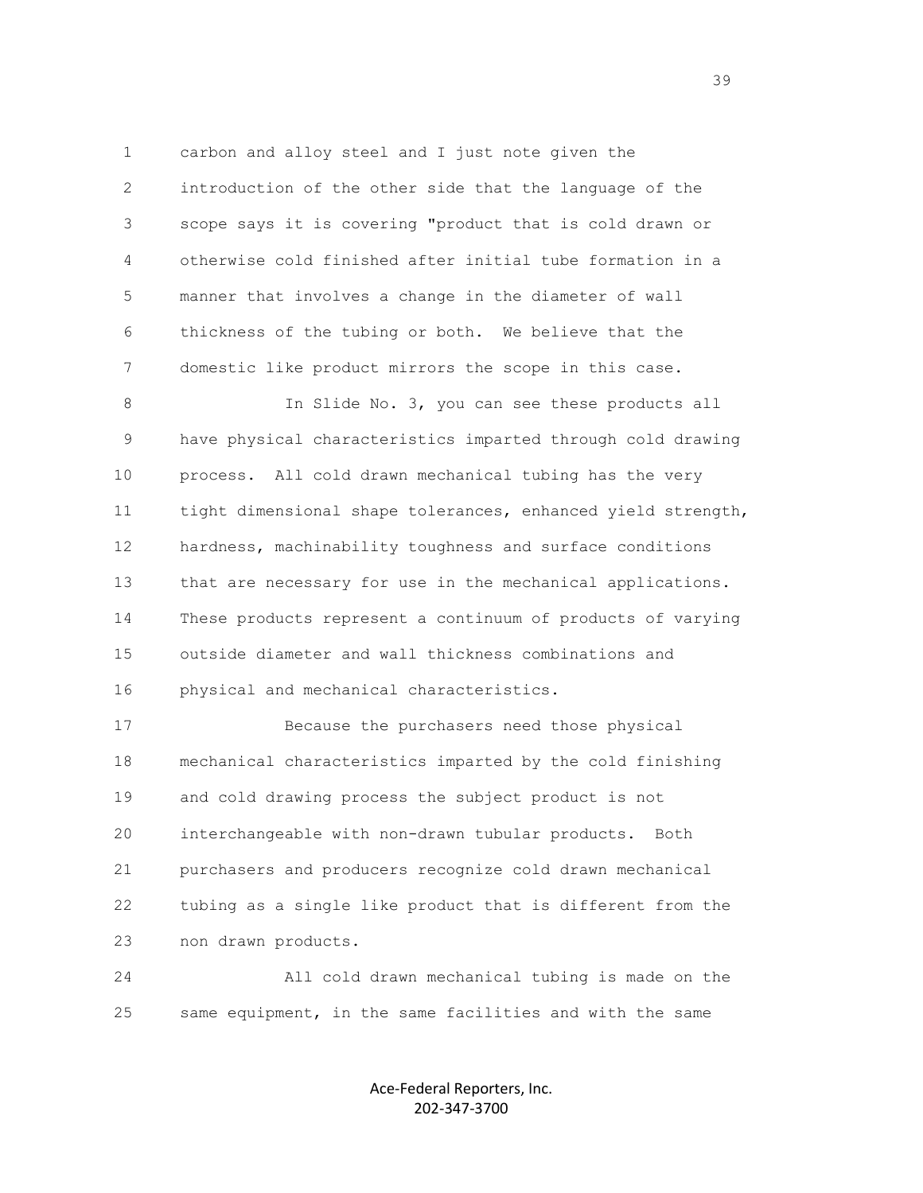carbon and alloy steel and I just note given the introduction of the other side that the language of the scope says it is covering "product that is cold drawn or otherwise cold finished after initial tube formation in a manner that involves a change in the diameter of wall thickness of the tubing or both. We believe that the domestic like product mirrors the scope in this case.

In Slide No. 3, you can see these products all have physical characteristics imparted through cold drawing process. All cold drawn mechanical tubing has the very tight dimensional shape tolerances, enhanced yield strength, hardness, machinability toughness and surface conditions that are necessary for use in the mechanical applications. These products represent a continuum of products of varying outside diameter and wall thickness combinations and physical and mechanical characteristics.

Because the purchasers need those physical mechanical characteristics imparted by the cold finishing and cold drawing process the subject product is not interchangeable with non-drawn tubular products. Both purchasers and producers recognize cold drawn mechanical tubing as a single like product that is different from the non drawn products.

All cold drawn mechanical tubing is made on the same equipment, in the same facilities and with the same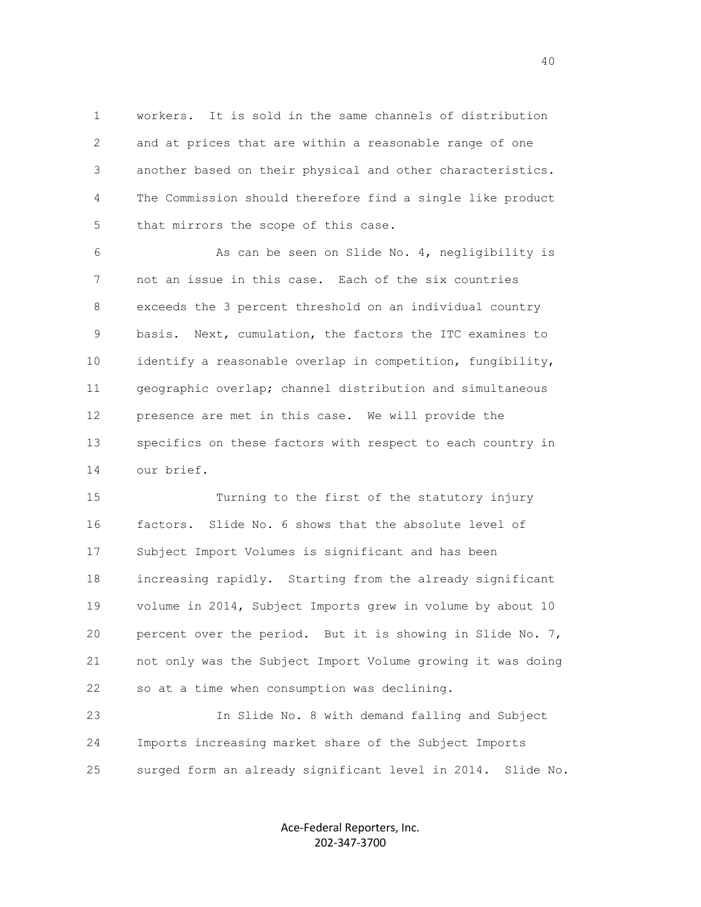workers. It is sold in the same channels of distribution and at prices that are within a reasonable range of one another based on their physical and other characteristics. The Commission should therefore find a single like product that mirrors the scope of this case.

As can be seen on Slide No. 4, negligibility is not an issue in this case. Each of the six countries exceeds the 3 percent threshold on an individual country basis. Next, cumulation, the factors the ITC examines to identify a reasonable overlap in competition, fungibility, geographic overlap; channel distribution and simultaneous presence are met in this case. We will provide the specifics on these factors with respect to each country in our brief.

Turning to the first of the statutory injury factors. Slide No. 6 shows that the absolute level of Subject Import Volumes is significant and has been increasing rapidly. Starting from the already significant volume in 2014, Subject Imports grew in volume by about 10 percent over the period. But it is showing in Slide No. 7, not only was the Subject Import Volume growing it was doing so at a time when consumption was declining.

In Slide No. 8 with demand falling and Subject Imports increasing market share of the Subject Imports surged form an already significant level in 2014. Slide No.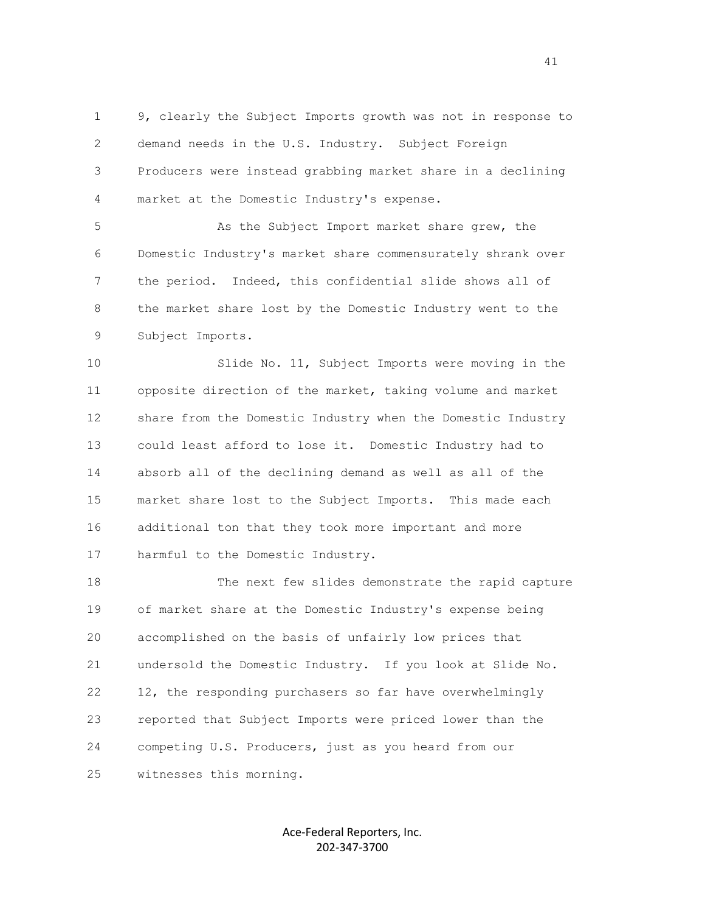9, clearly the Subject Imports growth was not in response to demand needs in the U.S. Industry. Subject Foreign Producers were instead grabbing market share in a declining market at the Domestic Industry's expense.

As the Subject Import market share grew, the Domestic Industry's market share commensurately shrank over the period. Indeed, this confidential slide shows all of the market share lost by the Domestic Industry went to the Subject Imports.

Slide No. 11, Subject Imports were moving in the opposite direction of the market, taking volume and market share from the Domestic Industry when the Domestic Industry could least afford to lose it. Domestic Industry had to absorb all of the declining demand as well as all of the market share lost to the Subject Imports. This made each additional ton that they took more important and more harmful to the Domestic Industry.

The next few slides demonstrate the rapid capture of market share at the Domestic Industry's expense being accomplished on the basis of unfairly low prices that undersold the Domestic Industry. If you look at Slide No. 12, the responding purchasers so far have overwhelmingly reported that Subject Imports were priced lower than the competing U.S. Producers, just as you heard from our witnesses this morning.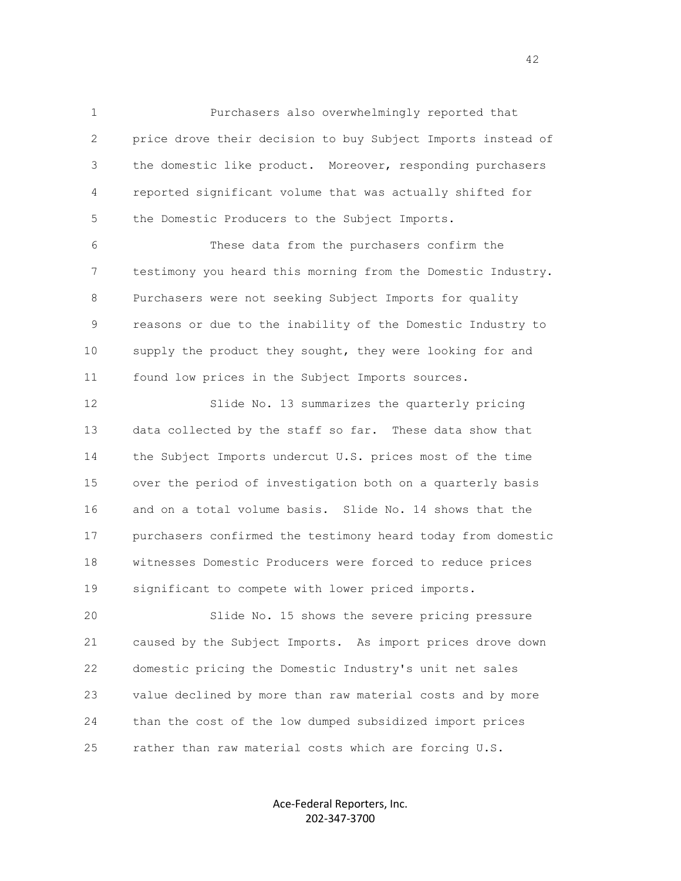Purchasers also overwhelmingly reported that price drove their decision to buy Subject Imports instead of the domestic like product. Moreover, responding purchasers reported significant volume that was actually shifted for the Domestic Producers to the Subject Imports.

These data from the purchasers confirm the testimony you heard this morning from the Domestic Industry. Purchasers were not seeking Subject Imports for quality reasons or due to the inability of the Domestic Industry to supply the product they sought, they were looking for and found low prices in the Subject Imports sources.

Slide No. 13 summarizes the quarterly pricing data collected by the staff so far. These data show that the Subject Imports undercut U.S. prices most of the time over the period of investigation both on a quarterly basis and on a total volume basis. Slide No. 14 shows that the purchasers confirmed the testimony heard today from domestic witnesses Domestic Producers were forced to reduce prices significant to compete with lower priced imports.

Slide No. 15 shows the severe pricing pressure caused by the Subject Imports. As import prices drove down domestic pricing the Domestic Industry's unit net sales value declined by more than raw material costs and by more than the cost of the low dumped subsidized import prices rather than raw material costs which are forcing U.S.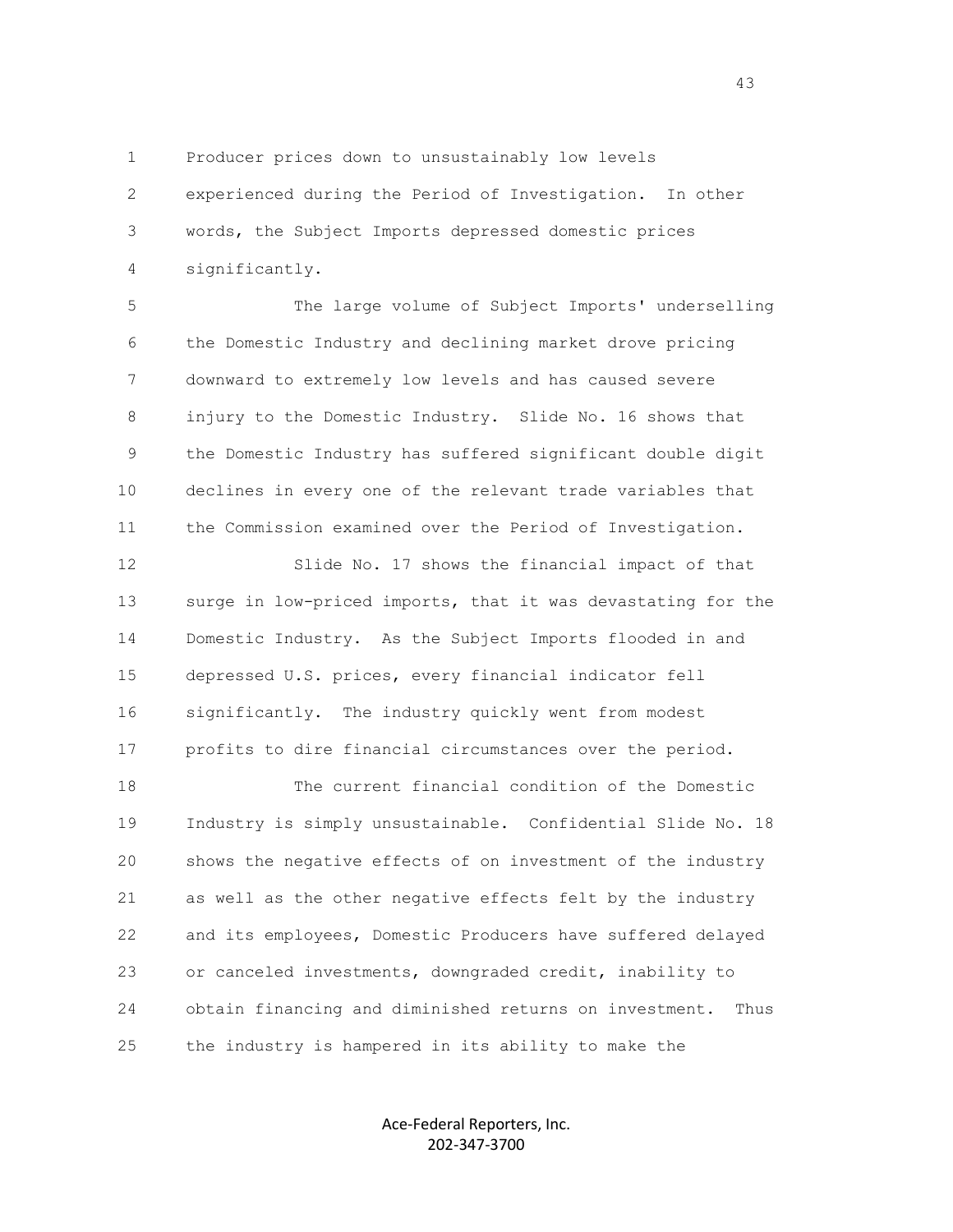Producer prices down to unsustainably low levels experienced during the Period of Investigation. In other words, the Subject Imports depressed domestic prices significantly.

The large volume of Subject Imports' underselling the Domestic Industry and declining market drove pricing downward to extremely low levels and has caused severe injury to the Domestic Industry. Slide No. 16 shows that the Domestic Industry has suffered significant double digit declines in every one of the relevant trade variables that the Commission examined over the Period of Investigation.

Slide No. 17 shows the financial impact of that surge in low-priced imports, that it was devastating for the Domestic Industry. As the Subject Imports flooded in and depressed U.S. prices, every financial indicator fell significantly. The industry quickly went from modest profits to dire financial circumstances over the period.

The current financial condition of the Domestic Industry is simply unsustainable. Confidential Slide No. 18 shows the negative effects of on investment of the industry as well as the other negative effects felt by the industry and its employees, Domestic Producers have suffered delayed or canceled investments, downgraded credit, inability to obtain financing and diminished returns on investment. Thus the industry is hampered in its ability to make the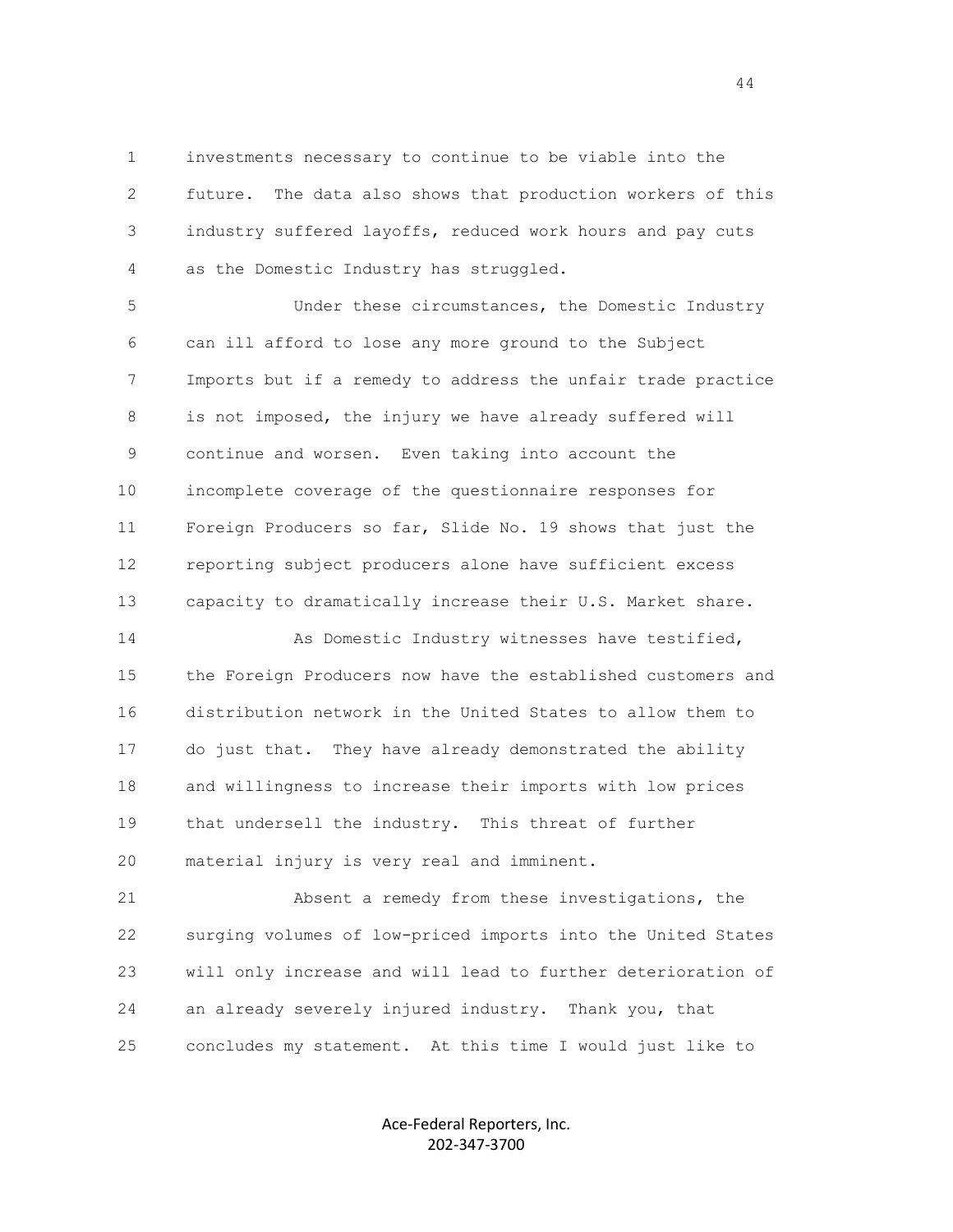investments necessary to continue to be viable into the future. The data also shows that production workers of this industry suffered layoffs, reduced work hours and pay cuts as the Domestic Industry has struggled.

Under these circumstances, the Domestic Industry can ill afford to lose any more ground to the Subject Imports but if a remedy to address the unfair trade practice is not imposed, the injury we have already suffered will continue and worsen. Even taking into account the incomplete coverage of the questionnaire responses for Foreign Producers so far, Slide No. 19 shows that just the reporting subject producers alone have sufficient excess capacity to dramatically increase their U.S. Market share.

As Domestic Industry witnesses have testified, the Foreign Producers now have the established customers and distribution network in the United States to allow them to do just that. They have already demonstrated the ability and willingness to increase their imports with low prices that undersell the industry. This threat of further material injury is very real and imminent.

Absent a remedy from these investigations, the surging volumes of low-priced imports into the United States will only increase and will lead to further deterioration of an already severely injured industry. Thank you, that concludes my statement. At this time I would just like to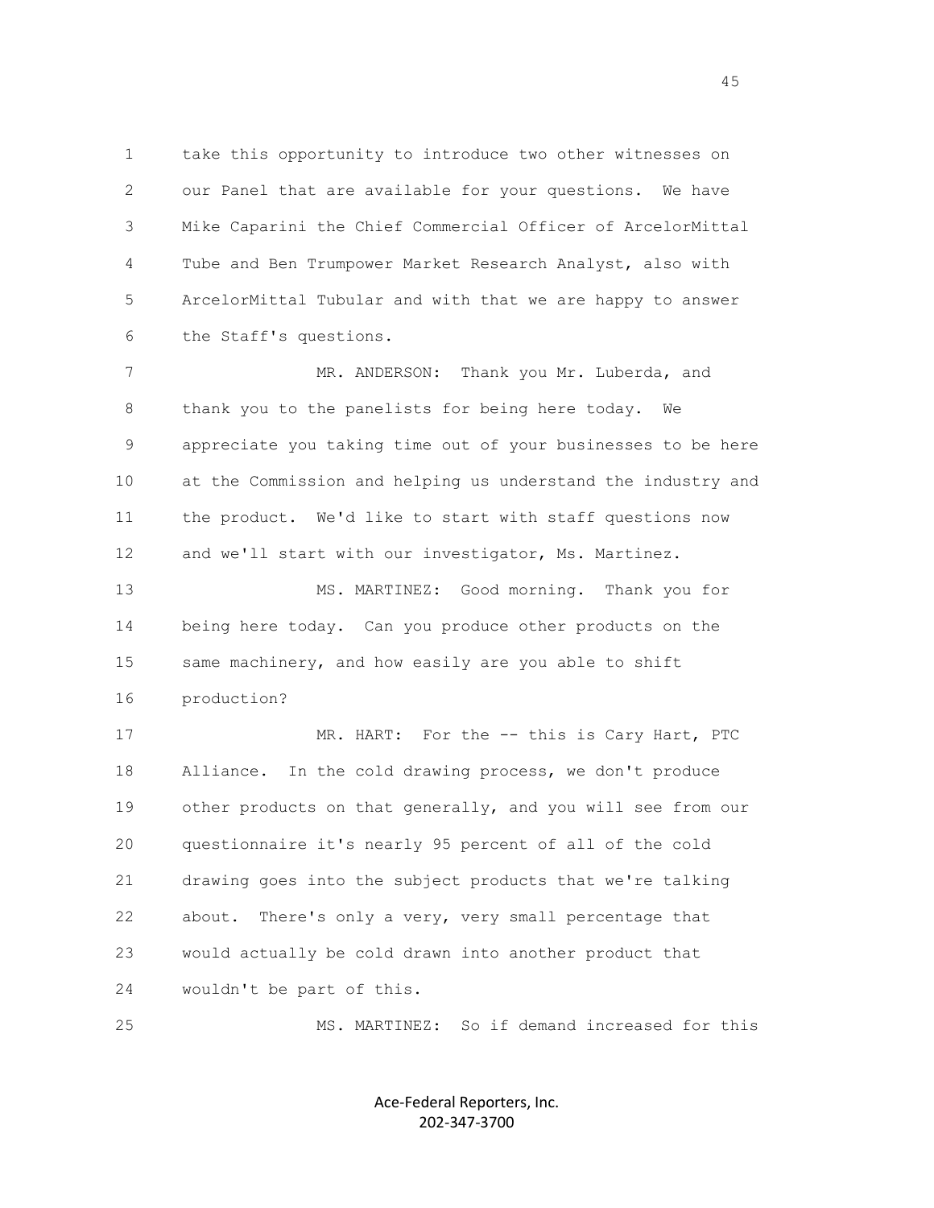take this opportunity to introduce two other witnesses on our Panel that are available for your questions. We have Mike Caparini the Chief Commercial Officer of ArcelorMittal Tube and Ben Trumpower Market Research Analyst, also with ArcelorMittal Tubular and with that we are happy to answer the Staff's questions.

MR. ANDERSON: Thank you Mr. Luberda, and thank you to the panelists for being here today. We appreciate you taking time out of your businesses to be here at the Commission and helping us understand the industry and the product. We'd like to start with staff questions now and we'll start with our investigator, Ms. Martinez.

MS. MARTINEZ: Good morning. Thank you for being here today. Can you produce other products on the same machinery, and how easily are you able to shift production?

MR. HART: For the -- this is Cary Hart, PTC Alliance. In the cold drawing process, we don't produce other products on that generally, and you will see from our questionnaire it's nearly 95 percent of all of the cold drawing goes into the subject products that we're talking about. There's only a very, very small percentage that would actually be cold drawn into another product that wouldn't be part of this.

MS. MARTINEZ: So if demand increased for this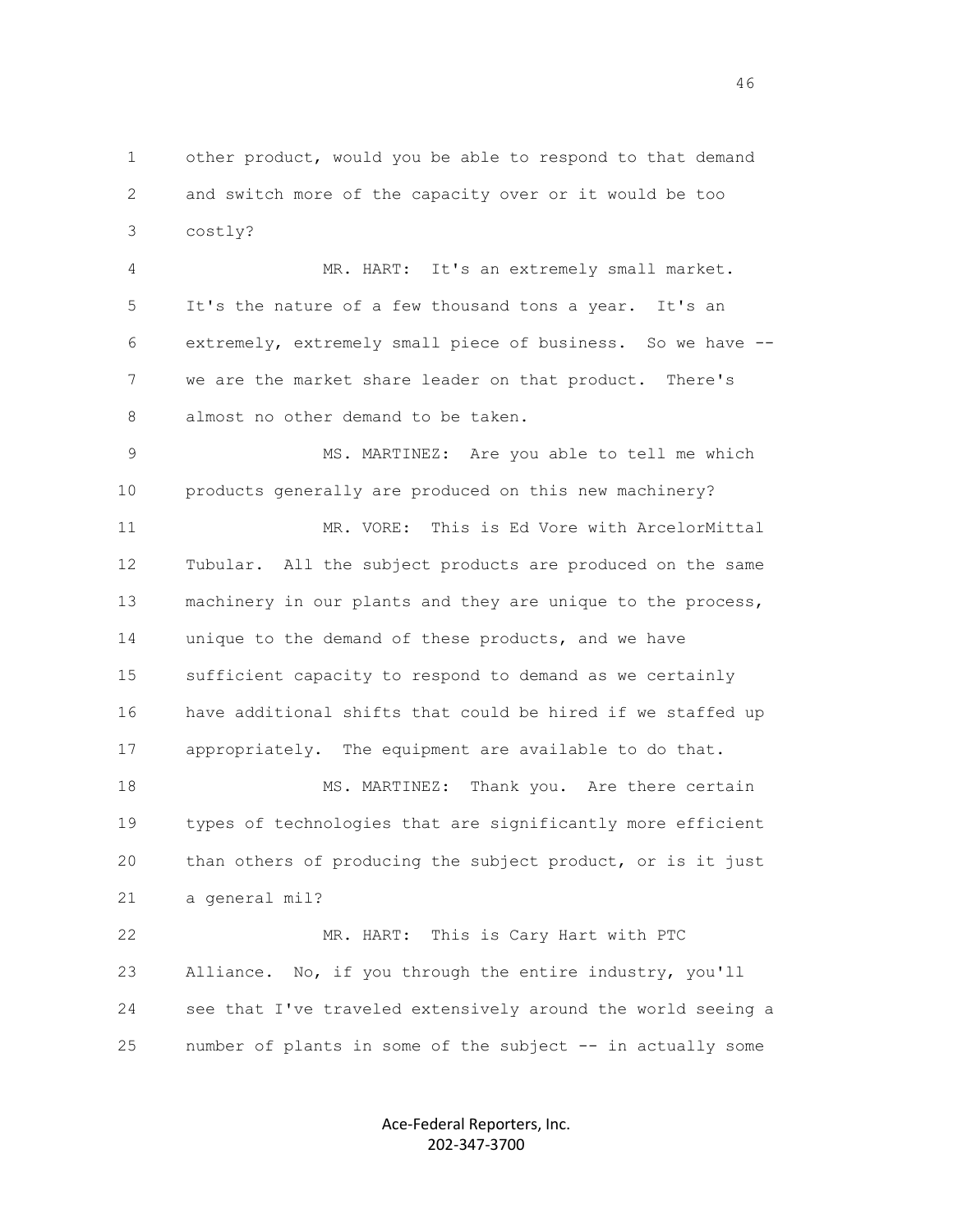other product, would you be able to respond to that demand and switch more of the capacity over or it would be too costly?

MR. HART: It's an extremely small market. It's the nature of a few thousand tons a year. It's an extremely, extremely small piece of business. So we have -- we are the market share leader on that product. There's almost no other demand to be taken.

MS. MARTINEZ: Are you able to tell me which products generally are produced on this new machinery?

MR. VORE: This is Ed Vore with ArcelorMittal Tubular. All the subject products are produced on the same machinery in our plants and they are unique to the process, unique to the demand of these products, and we have sufficient capacity to respond to demand as we certainly have additional shifts that could be hired if we staffed up appropriately. The equipment are available to do that.

MS. MARTINEZ: Thank you. Are there certain types of technologies that are significantly more efficient than others of producing the subject product, or is it just a general mil?

MR. HART: This is Cary Hart with PTC Alliance. No, if you through the entire industry, you'll see that I've traveled extensively around the world seeing a number of plants in some of the subject -- in actually some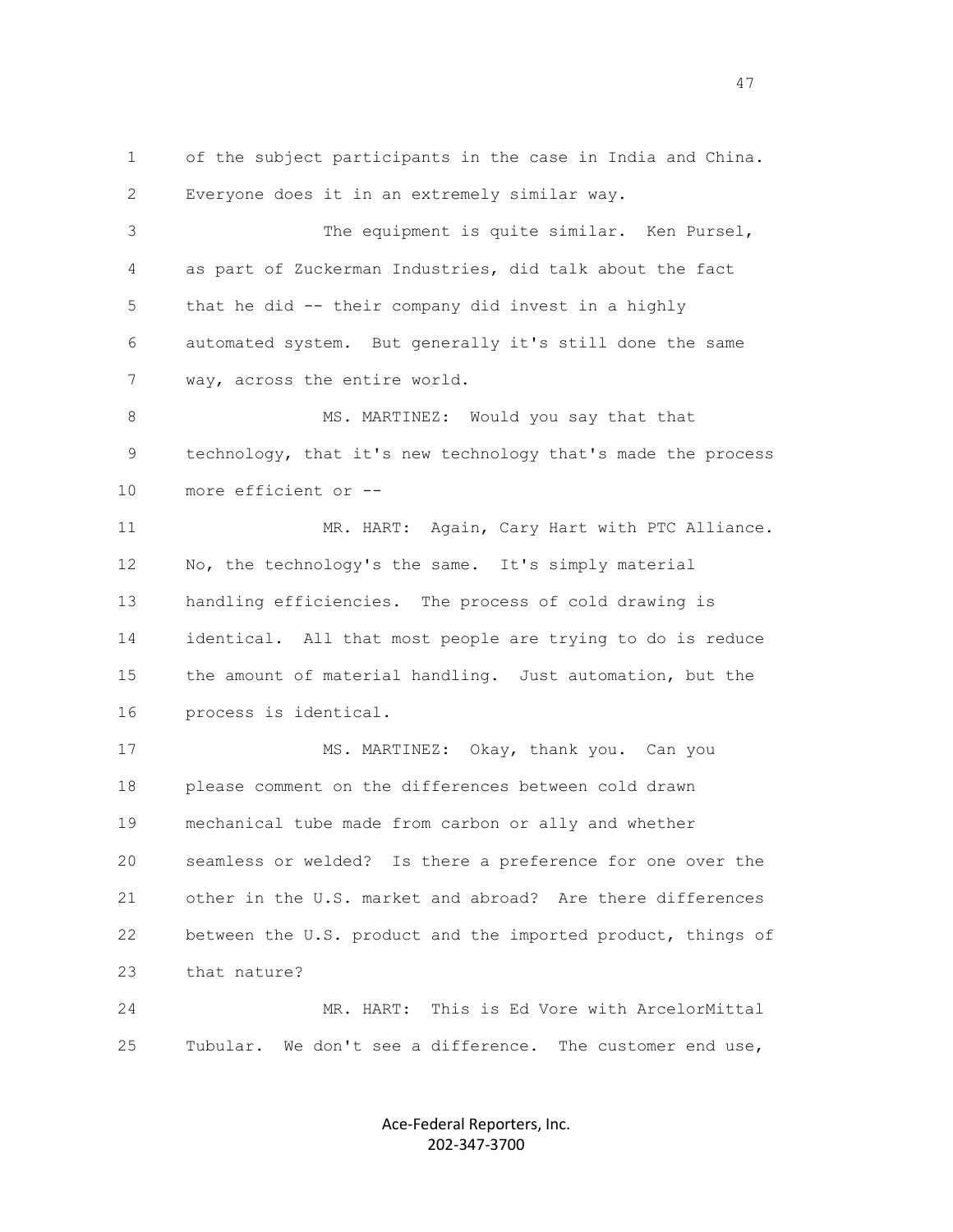of the subject participants in the case in India and China. Everyone does it in an extremely similar way.

The equipment is quite similar. Ken Pursel, as part of Zuckerman Industries, did talk about the fact that he did -- their company did invest in a highly automated system. But generally it's still done the same way, across the entire world.

MS. MARTINEZ: Would you say that that technology, that it's new technology that's made the process more efficient or --

MR. HART: Again, Cary Hart with PTC Alliance. No, the technology's the same. It's simply material handling efficiencies. The process of cold drawing is identical. All that most people are trying to do is reduce the amount of material handling. Just automation, but the process is identical.

MS. MARTINEZ: Okay, thank you. Can you please comment on the differences between cold drawn mechanical tube made from carbon or ally and whether seamless or welded? Is there a preference for one over the other in the U.S. market and abroad? Are there differences between the U.S. product and the imported product, things of that nature?

MR. HART: This is Ed Vore with ArcelorMittal Tubular. We don't see a difference. The customer end use,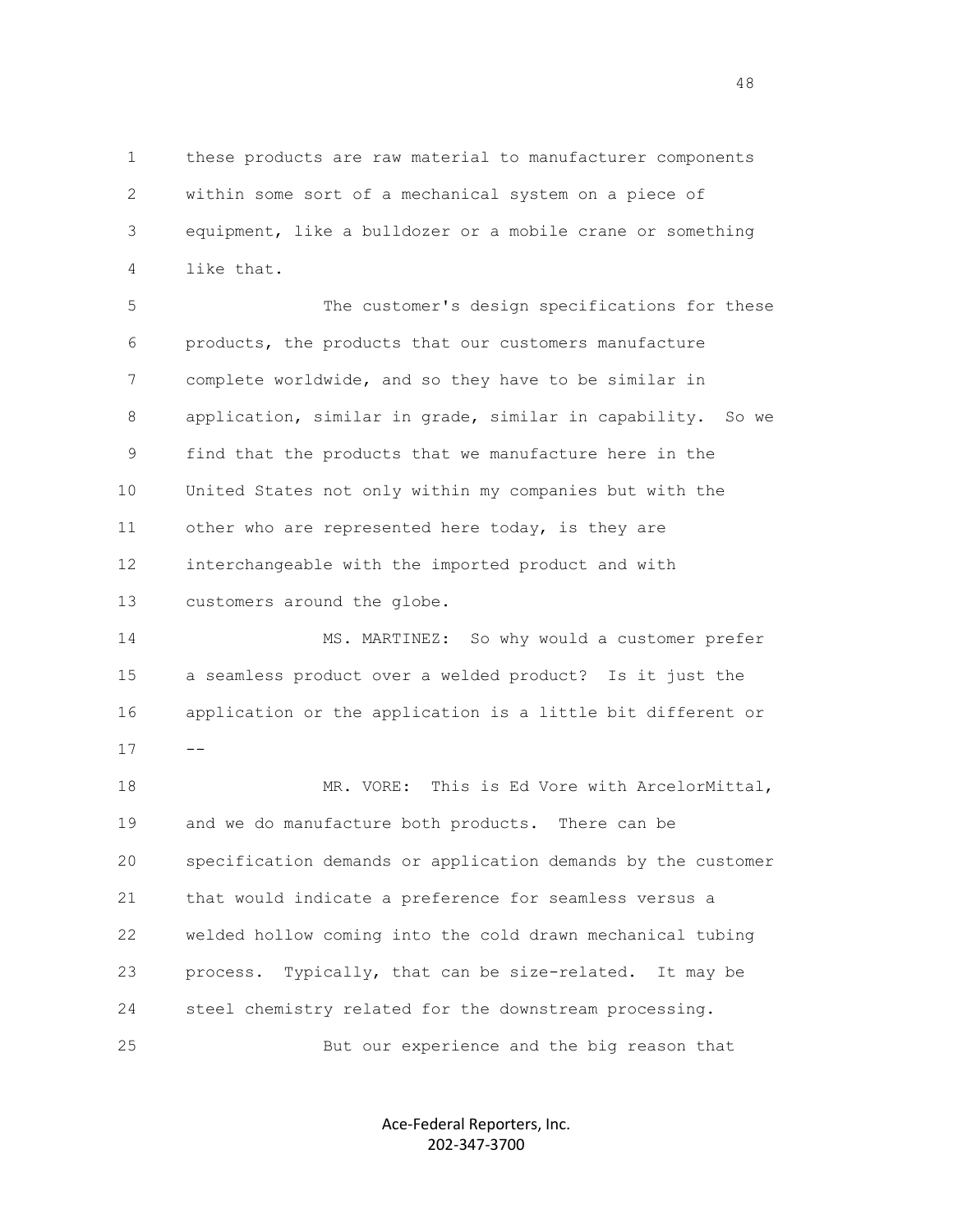these products are raw material to manufacturer components within some sort of a mechanical system on a piece of equipment, like a bulldozer or a mobile crane or something like that.

The customer's design specifications for these products, the products that our customers manufacture complete worldwide, and so they have to be similar in application, similar in grade, similar in capability. So we find that the products that we manufacture here in the United States not only within my companies but with the other who are represented here today, is they are interchangeable with the imported product and with customers around the globe.

MS. MARTINEZ: So why would a customer prefer a seamless product over a welded product? Is it just the application or the application is a little bit different or --

MR. VORE: This is Ed Vore with ArcelorMittal, and we do manufacture both products. There can be specification demands or application demands by the customer that would indicate a preference for seamless versus a welded hollow coming into the cold drawn mechanical tubing process. Typically, that can be size-related. It may be steel chemistry related for the downstream processing.

But our experience and the big reason that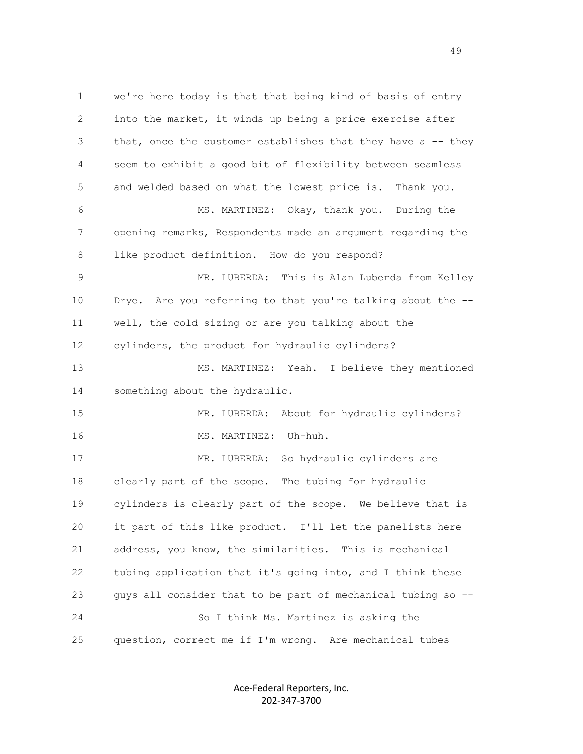we're here today is that that being kind of basis of entry into the market, it winds up being a price exercise after that, once the customer establishes that they have a -- they seem to exhibit a good bit of flexibility between seamless and welded based on what the lowest price is. Thank you.

MS. MARTINEZ: Okay, thank you. During the opening remarks, Respondents made an argument regarding the like product definition. How do you respond?

MR. LUBERDA: This is Alan Luberda from Kelley Drye. Are you referring to that you're talking about the -- well, the cold sizing or are you talking about the cylinders, the product for hydraulic cylinders?

MS. MARTINEZ: Yeah. I believe they mentioned something about the hydraulic.

MR. LUBERDA: About for hydraulic cylinders?

MS. MARTINEZ: Uh-huh.

MR. LUBERDA: So hydraulic cylinders are clearly part of the scope. The tubing for hydraulic cylinders is clearly part of the scope. We believe that is it part of this like product. I'll let the panelists here address, you know, the similarities. This is mechanical tubing application that it's going into, and I think these guys all consider that to be part of mechanical tubing so --

So I think Ms. Martinez is asking the question, correct me if I'm wrong. Are mechanical tubes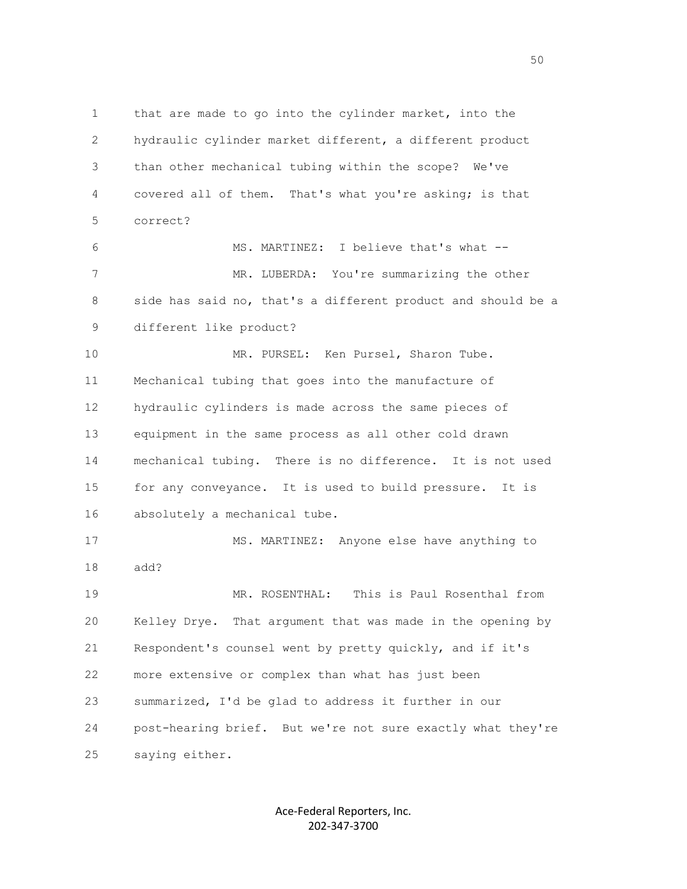that are made to go into the cylinder market, into the hydraulic cylinder market different, a different product than other mechanical tubing within the scope? We've covered all of them. That's what you're asking; is that correct?

MS. MARTINEZ: I believe that's what --

MR. LUBERDA: You're summarizing the other side has said no, that's a different product and should be a different like product?

MR. PURSEL: Ken Pursel, Sharon Tube. Mechanical tubing that goes into the manufacture of hydraulic cylinders is made across the same pieces of equipment in the same process as all other cold drawn mechanical tubing. There is no difference. It is not used for any conveyance. It is used to build pressure. It is absolutely a mechanical tube.

MS. MARTINEZ: Anyone else have anything to add?

MR. ROSENTHAL: This is Paul Rosenthal from Kelley Drye. That argument that was made in the opening by Respondent's counsel went by pretty quickly, and if it's more extensive or complex than what has just been summarized, I'd be glad to address it further in our post-hearing brief. But we're not sure exactly what they're saying either.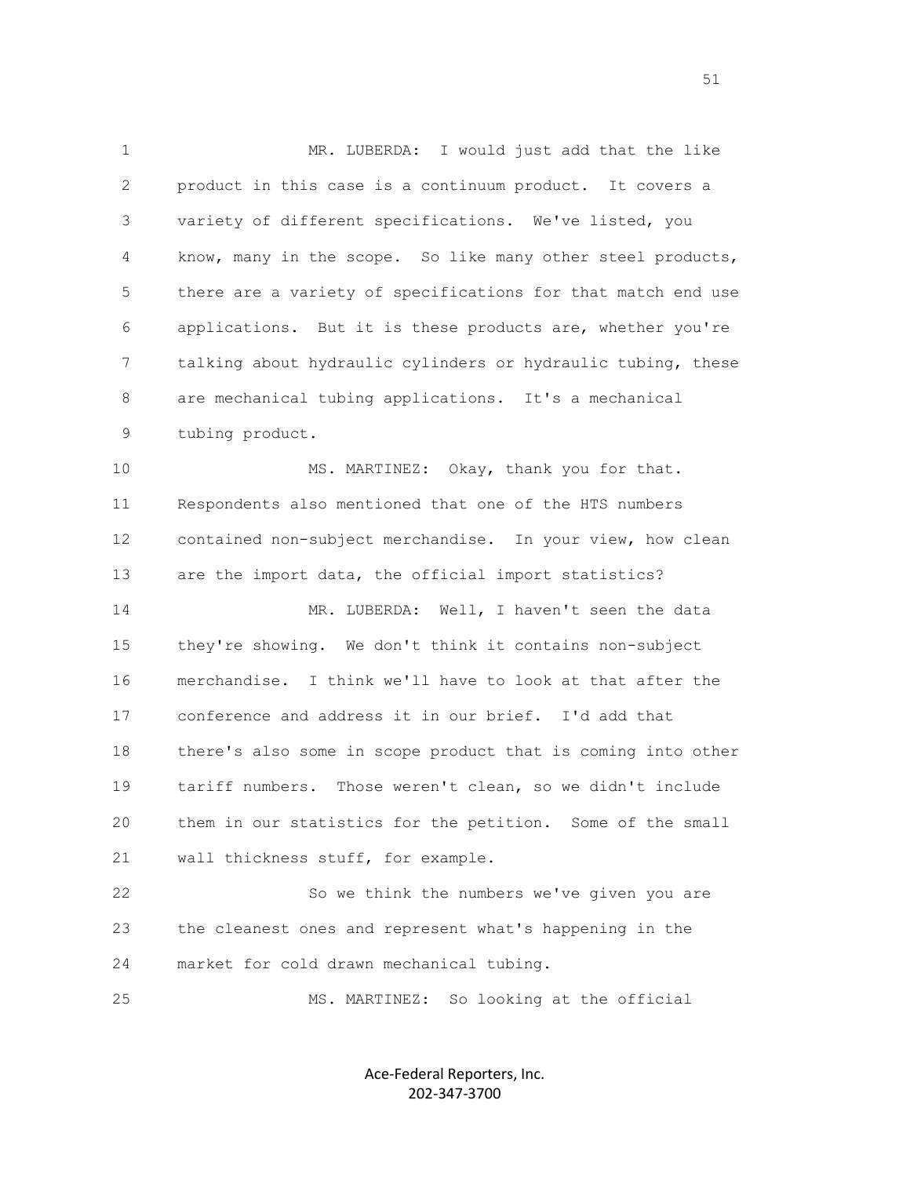MR. LUBERDA: I would just add that the like product in this case is a continuum product. It covers a variety of different specifications. We've listed, you know, many in the scope. So like many other steel products, there are a variety of specifications for that match end use applications. But it is these products are, whether you're talking about hydraulic cylinders or hydraulic tubing, these are mechanical tubing applications. It's a mechanical tubing product.

MS. MARTINEZ: Okay, thank you for that. Respondents also mentioned that one of the HTS numbers contained non-subject merchandise. In your view, how clean are the import data, the official import statistics?

MR. LUBERDA: Well, I haven't seen the data they're showing. We don't think it contains non-subject merchandise. I think we'll have to look at that after the conference and address it in our brief. I'd add that there's also some in scope product that is coming into other tariff numbers. Those weren't clean, so we didn't include them in our statistics for the petition. Some of the small wall thickness stuff, for example.

So we think the numbers we've given you are the cleanest ones and represent what's happening in the market for cold drawn mechanical tubing.

MS. MARTINEZ: So looking at the official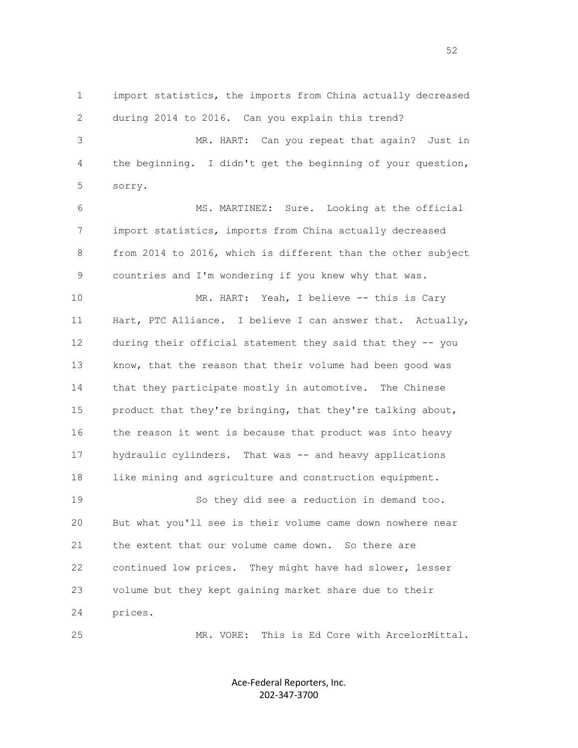1 import statistics, the imports from China actually decreased
2 during 2014 to 2016. Can you explain this trend?
3 MR. HART: Can you repeat that again? Just in
4 the beginning. I didn't get the beginning of your question,
5 sorry.
6 MS. MARTINEZ: Sure. Looking at the official
7 import statistics, imports from China actually decreased
8 from 2014 to 2016, which is different than the other subject
9 countries and I'm wondering if you knew why that was.
10 MR. HART: Yeah, I believe -- this is Cary
11 Hart, PTC Alliance. I believe I can answer that. Actually,
12 during their official statement they said that they -- you
13 know, that the reason that their volume had been good was
14 that they participate mostly in automotive. The Chinese
15 product that they're bringing, that they're talking about,
16 the reason it went is because that product was into heavy
17 hydraulic cylinders. That was -- and heavy applications
18 like mining and agriculture and construction equipment.
19 So they did see a reduction in demand too.
20 But what you'll see is their volume came down nowhere near
21 the extent that our volume came down. So there are
22 continued low prices. They might have had slower, lesser
23 volume but they kept gaining market share due to their
24 prices.
25 MR. VORE: This is Ed Core with ArcelorMittal.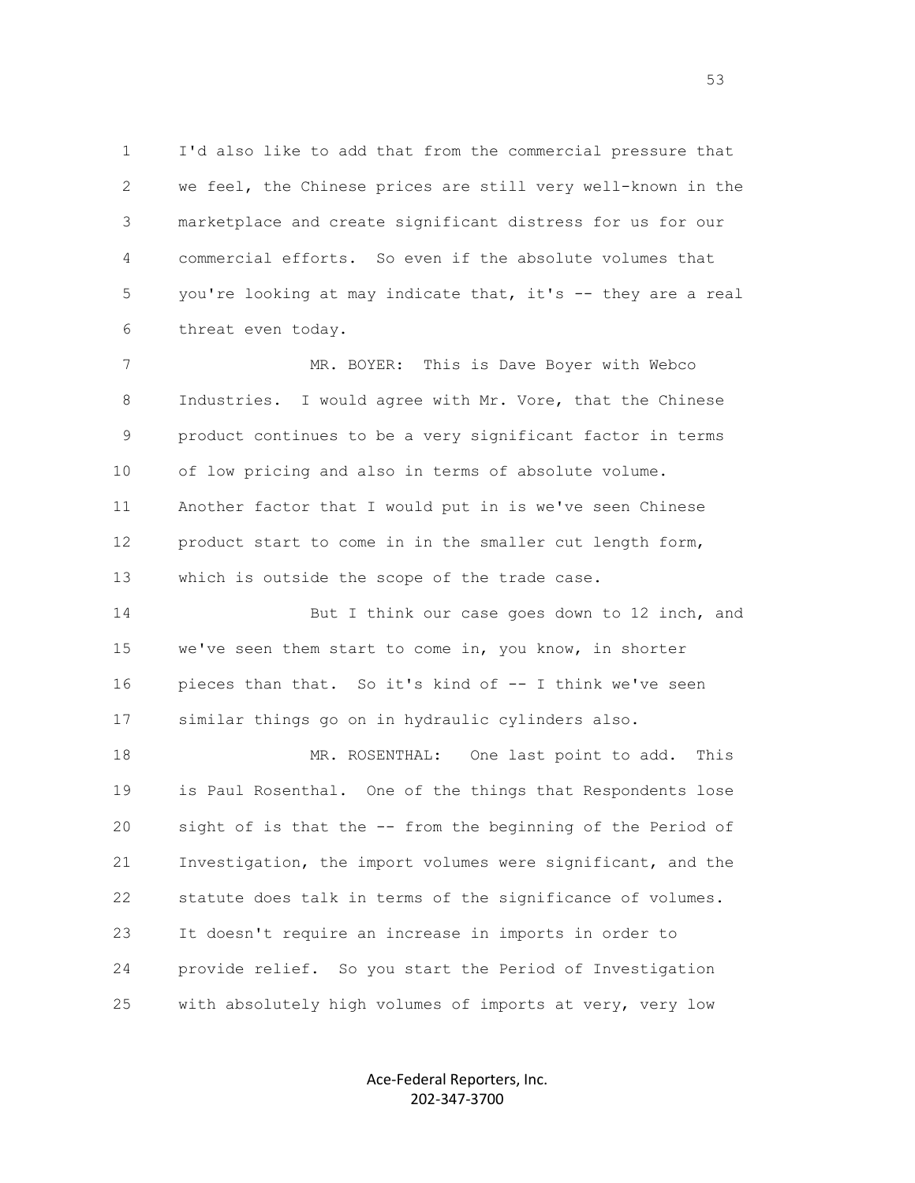I'd also like to add that from the commercial pressure that we feel, the Chinese prices are still very well-known in the marketplace and create significant distress for us for our commercial efforts. So even if the absolute volumes that you're looking at may indicate that, it's -- they are a real threat even today.

MR. BOYER: This is Dave Boyer with Webco Industries. I would agree with Mr. Vore, that the Chinese product continues to be a very significant factor in terms of low pricing and also in terms of absolute volume. Another factor that I would put in is we've seen Chinese product start to come in in the smaller cut length form, which is outside the scope of the trade case.

But I think our case goes down to 12 inch, and we've seen them start to come in, you know, in shorter pieces than that. So it's kind of -- I think we've seen similar things go on in hydraulic cylinders also.

MR. ROSENTHAL: One last point to add. This is Paul Rosenthal. One of the things that Respondents lose sight of is that the -- from the beginning of the Period of Investigation, the import volumes were significant, and the statute does talk in terms of the significance of volumes. It doesn't require an increase in imports in order to provide relief. So you start the Period of Investigation with absolutely high volumes of imports at very, very low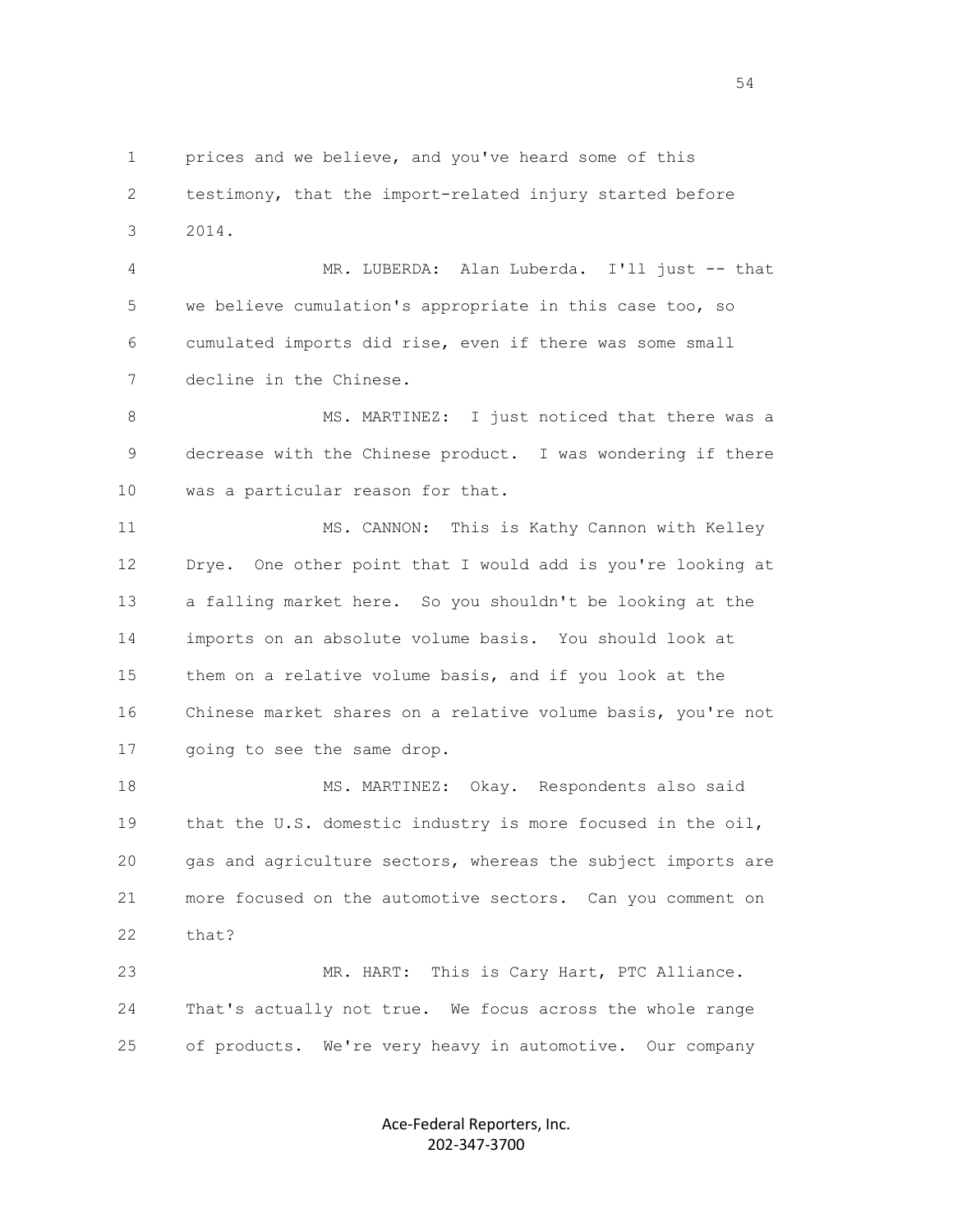prices and we believe, and you've heard some of this testimony, that the import-related injury started before 2014.

MR. LUBERDA: Alan Luberda. I'll just -- that we believe cumulation's appropriate in this case too, so cumulated imports did rise, even if there was some small decline in the Chinese.

MS. MARTINEZ: I just noticed that there was a decrease with the Chinese product. I was wondering if there was a particular reason for that.

MS. CANNON: This is Kathy Cannon with Kelley Drye. One other point that I would add is you're looking at a falling market here. So you shouldn't be looking at the imports on an absolute volume basis. You should look at them on a relative volume basis, and if you look at the Chinese market shares on a relative volume basis, you're not going to see the same drop.

MS. MARTINEZ: Okay. Respondents also said that the U.S. domestic industry is more focused in the oil, gas and agriculture sectors, whereas the subject imports are more focused on the automotive sectors. Can you comment on that?

MR. HART: This is Cary Hart, PTC Alliance. That's actually not true. We focus across the whole range of products. We're very heavy in automotive. Our company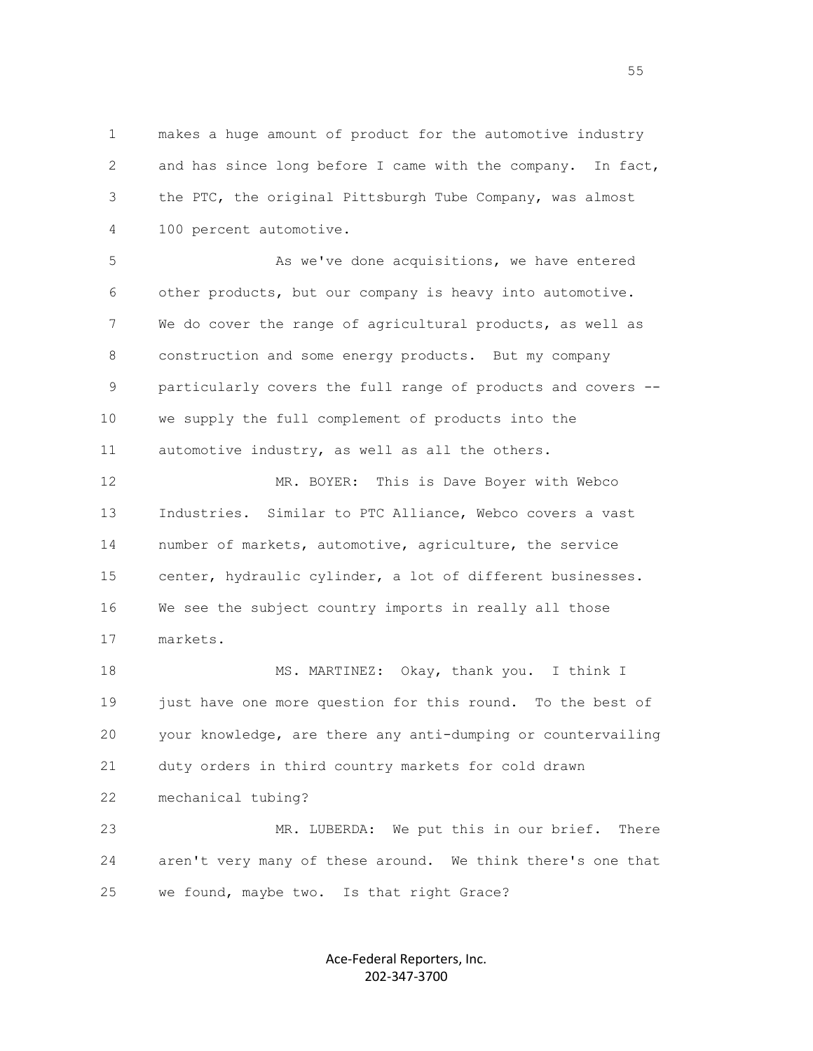makes a huge amount of product for the automotive industry and has since long before I came with the company. In fact, the PTC, the original Pittsburgh Tube Company, was almost 100 percent automotive.

As we've done acquisitions, we have entered other products, but our company is heavy into automotive. We do cover the range of agricultural products, as well as construction and some energy products. But my company particularly covers the full range of products and covers -- we supply the full complement of products into the automotive industry, as well as all the others.

MR. BOYER: This is Dave Boyer with Webco Industries. Similar to PTC Alliance, Webco covers a vast number of markets, automotive, agriculture, the service center, hydraulic cylinder, a lot of different businesses. We see the subject country imports in really all those markets.

MS. MARTINEZ: Okay, thank you. I think I just have one more question for this round. To the best of your knowledge, are there any anti-dumping or countervailing duty orders in third country markets for cold drawn mechanical tubing?

MR. LUBERDA: We put this in our brief. There aren't very many of these around. We think there's one that we found, maybe two. Is that right Grace?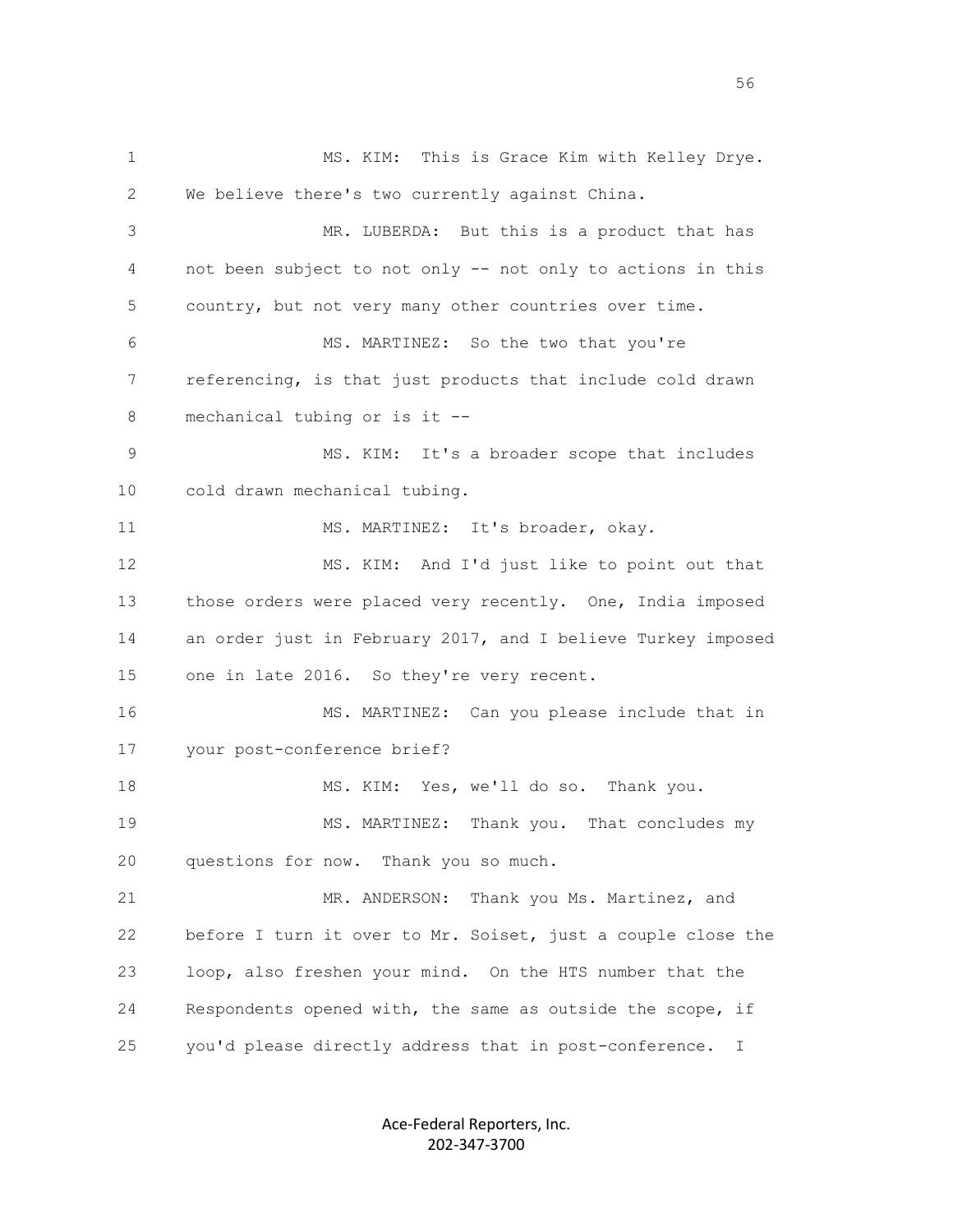MS. KIM: This is Grace Kim with Kelley Drye. We believe there's two currently against China.

MR. LUBERDA: But this is a product that has not been subject to not only -- not only to actions in this country, but not very many other countries over time.

MS. MARTINEZ: So the two that you're referencing, is that just products that include cold drawn mechanical tubing or is it --

MS. KIM: It's a broader scope that includes cold drawn mechanical tubing.

MS. MARTINEZ: It's broader, okay.

MS. KIM: And I'd just like to point out that those orders were placed very recently. One, India imposed an order just in February 2017, and I believe Turkey imposed one in late 2016. So they're very recent.

MS. MARTINEZ: Can you please include that in your post-conference brief?

MS. KIM: Yes, we'll do so. Thank you.

MS. MARTINEZ: Thank you. That concludes my questions for now. Thank you so much.

MR. ANDERSON: Thank you Ms. Martinez, and before I turn it over to Mr. Soiset, just a couple close the loop, also freshen your mind. On the HTS number that the Respondents opened with, the same as outside the scope, if you'd please directly address that in post-conference. I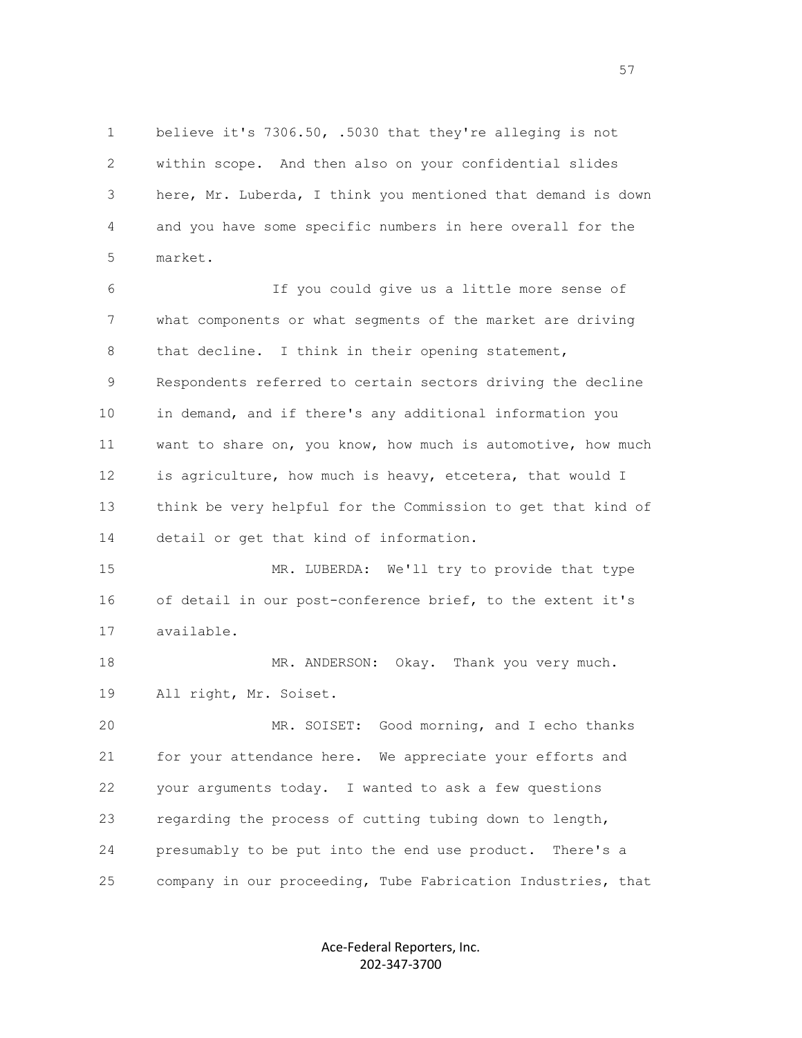believe it's 7306.50, .5030 that they're alleging is not within scope. And then also on your confidential slides here, Mr. Luberda, I think you mentioned that demand is down and you have some specific numbers in here overall for the market.

If you could give us a little more sense of what components or what segments of the market are driving that decline. I think in their opening statement, Respondents referred to certain sectors driving the decline in demand, and if there's any additional information you want to share on, you know, how much is automotive, how much is agriculture, how much is heavy, etcetera, that would I think be very helpful for the Commission to get that kind of detail or get that kind of information.

MR. LUBERDA: We'll try to provide that type of detail in our post-conference brief, to the extent it's available.

MR. ANDERSON: Okay. Thank you very much. All right, Mr. Soiset.

MR. SOISET: Good morning, and I echo thanks for your attendance here. We appreciate your efforts and your arguments today. I wanted to ask a few questions regarding the process of cutting tubing down to length, presumably to be put into the end use product. There's a company in our proceeding, Tube Fabrication Industries, that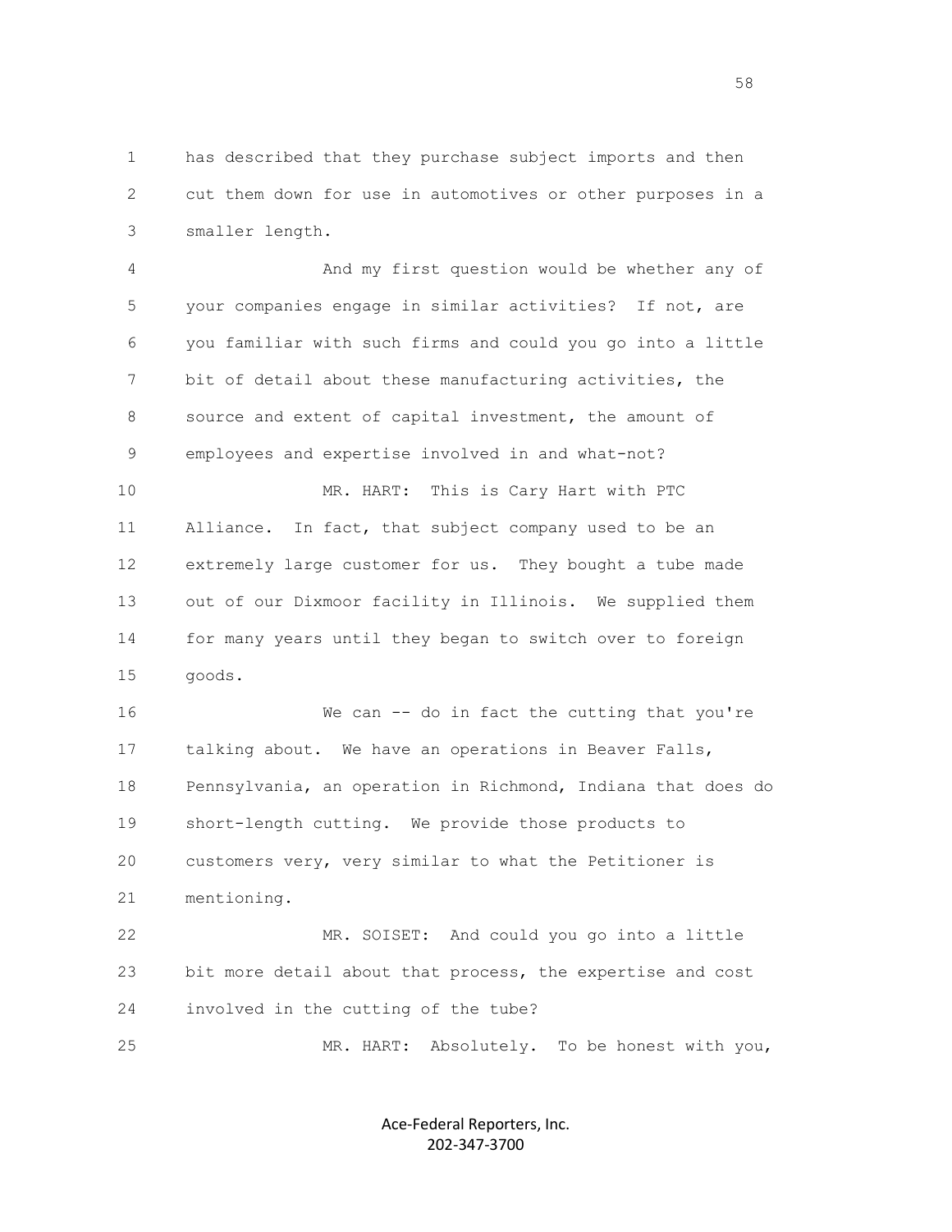has described that they purchase subject imports and then cut them down for use in automotives or other purposes in a smaller length.

And my first question would be whether any of your companies engage in similar activities? If not, are you familiar with such firms and could you go into a little bit of detail about these manufacturing activities, the source and extent of capital investment, the amount of employees and expertise involved in and what-not?

MR. HART: This is Cary Hart with PTC Alliance. In fact, that subject company used to be an extremely large customer for us. They bought a tube made out of our Dixmoor facility in Illinois. We supplied them for many years until they began to switch over to foreign goods.

We can -- do in fact the cutting that you're talking about. We have an operations in Beaver Falls, Pennsylvania, an operation in Richmond, Indiana that does do short-length cutting. We provide those products to customers very, very similar to what the Petitioner is mentioning.

MR. SOISET: And could you go into a little bit more detail about that process, the expertise and cost involved in the cutting of the tube?

MR. HART: Absolutely. To be honest with you,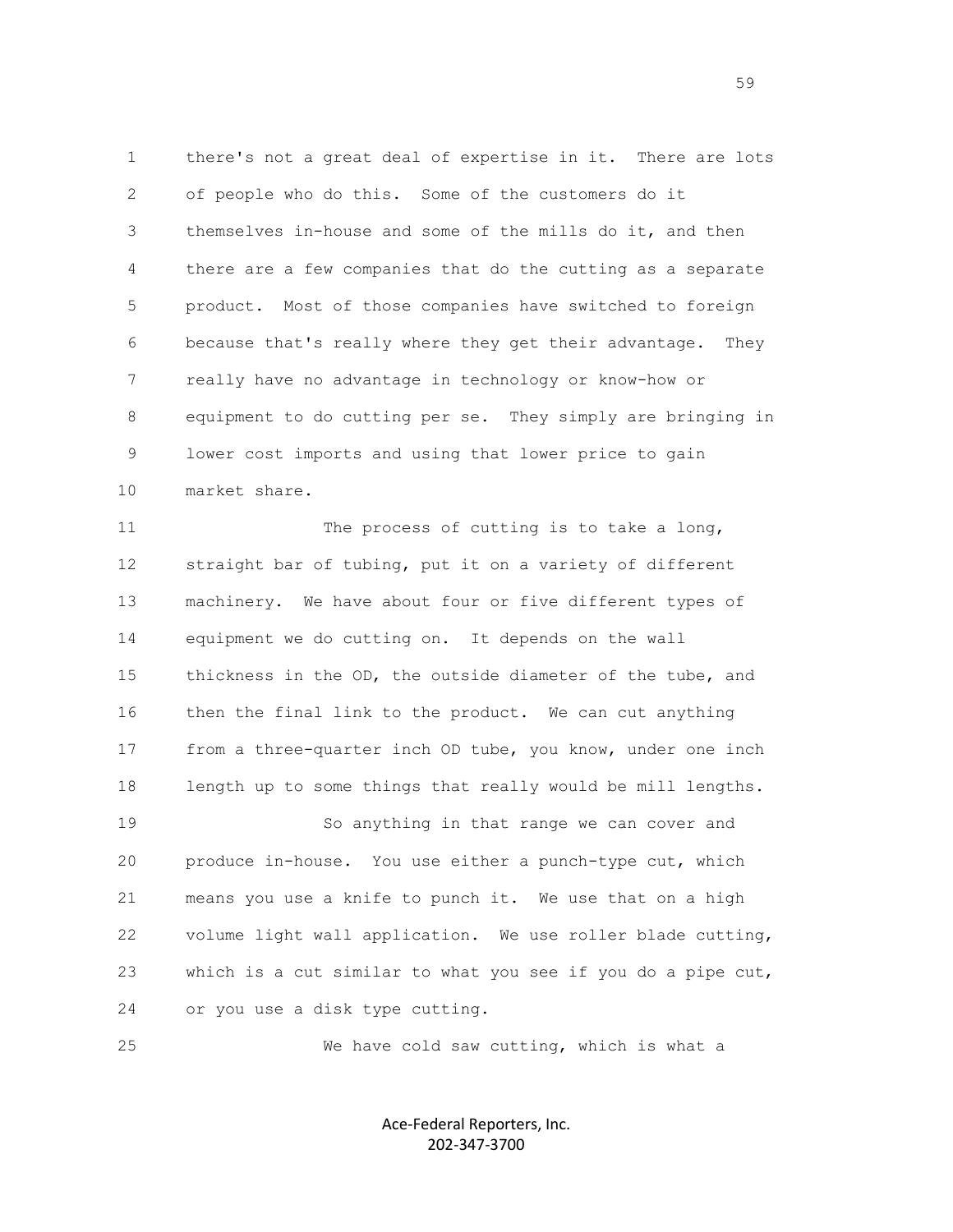there's not a great deal of expertise in it. There are lots of people who do this. Some of the customers do it themselves in-house and some of the mills do it, and then there are a few companies that do the cutting as a separate product. Most of those companies have switched to foreign because that's really where they get their advantage. They really have no advantage in technology or know-how or equipment to do cutting per se. They simply are bringing in lower cost imports and using that lower price to gain market share.

The process of cutting is to take a long, straight bar of tubing, put it on a variety of different machinery. We have about four or five different types of equipment we do cutting on. It depends on the wall thickness in the OD, the outside diameter of the tube, and then the final link to the product. We can cut anything from a three-quarter inch OD tube, you know, under one inch length up to some things that really would be mill lengths.

So anything in that range we can cover and produce in-house. You use either a punch-type cut, which means you use a knife to punch it. We use that on a high volume light wall application. We use roller blade cutting, which is a cut similar to what you see if you do a pipe cut, or you use a disk type cutting.

We have cold saw cutting, which is what a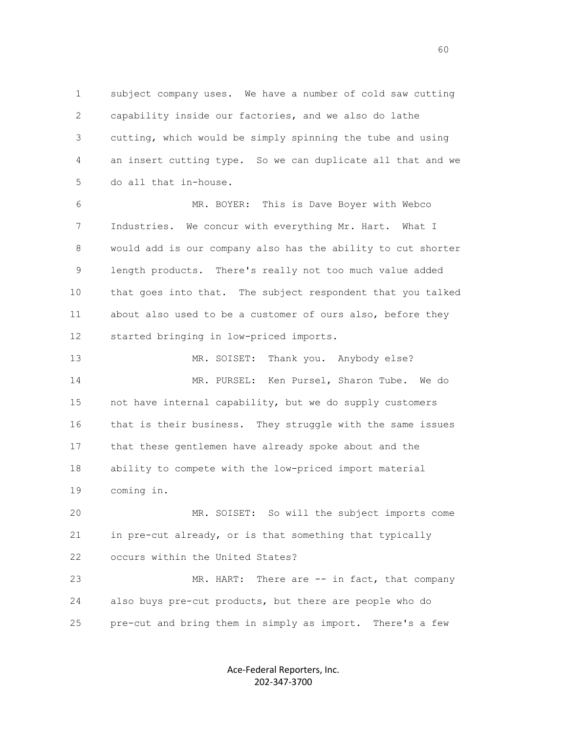subject company uses. We have a number of cold saw cutting capability inside our factories, and we also do lathe cutting, which would be simply spinning the tube and using an insert cutting type. So we can duplicate all that and we do all that in-house.

MR. BOYER: This is Dave Boyer with Webco Industries. We concur with everything Mr. Hart. What I would add is our company also has the ability to cut shorter length products. There's really not too much value added that goes into that. The subject respondent that you talked about also used to be a customer of ours also, before they started bringing in low-priced imports.

MR. SOISET: Thank you. Anybody else?

MR. PURSEL: Ken Pursel, Sharon Tube. We do not have internal capability, but we do supply customers that is their business. They struggle with the same issues that these gentlemen have already spoke about and the ability to compete with the low-priced import material coming in.

MR. SOISET: So will the subject imports come in pre-cut already, or is that something that typically occurs within the United States?

MR. HART: There are -- in fact, that company also buys pre-cut products, but there are people who do pre-cut and bring them in simply as import. There's a few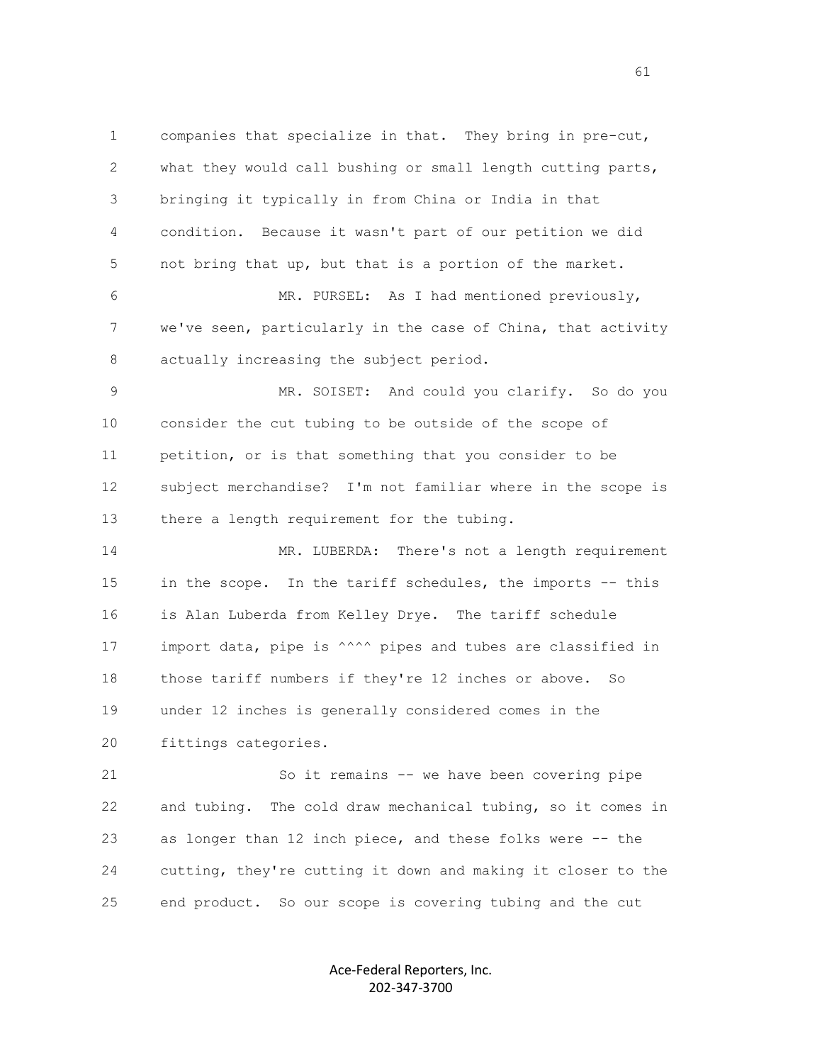companies that specialize in that. They bring in pre-cut, what they would call bushing or small length cutting parts, bringing it typically in from China or India in that condition. Because it wasn't part of our petition we did not bring that up, but that is a portion of the market.

MR. PURSEL: As I had mentioned previously, we've seen, particularly in the case of China, that activity actually increasing the subject period.

MR. SOISET: And could you clarify. So do you consider the cut tubing to be outside of the scope of petition, or is that something that you consider to be subject merchandise? I'm not familiar where in the scope is there a length requirement for the tubing.

MR. LUBERDA: There's not a length requirement in the scope. In the tariff schedules, the imports -- this is Alan Luberda from Kelley Drye. The tariff schedule import data, pipe is ^^^^ pipes and tubes are classified in those tariff numbers if they're 12 inches or above. So under 12 inches is generally considered comes in the fittings categories.

So it remains -- we have been covering pipe and tubing. The cold draw mechanical tubing, so it comes in as longer than 12 inch piece, and these folks were -- the cutting, they're cutting it down and making it closer to the end product. So our scope is covering tubing and the cut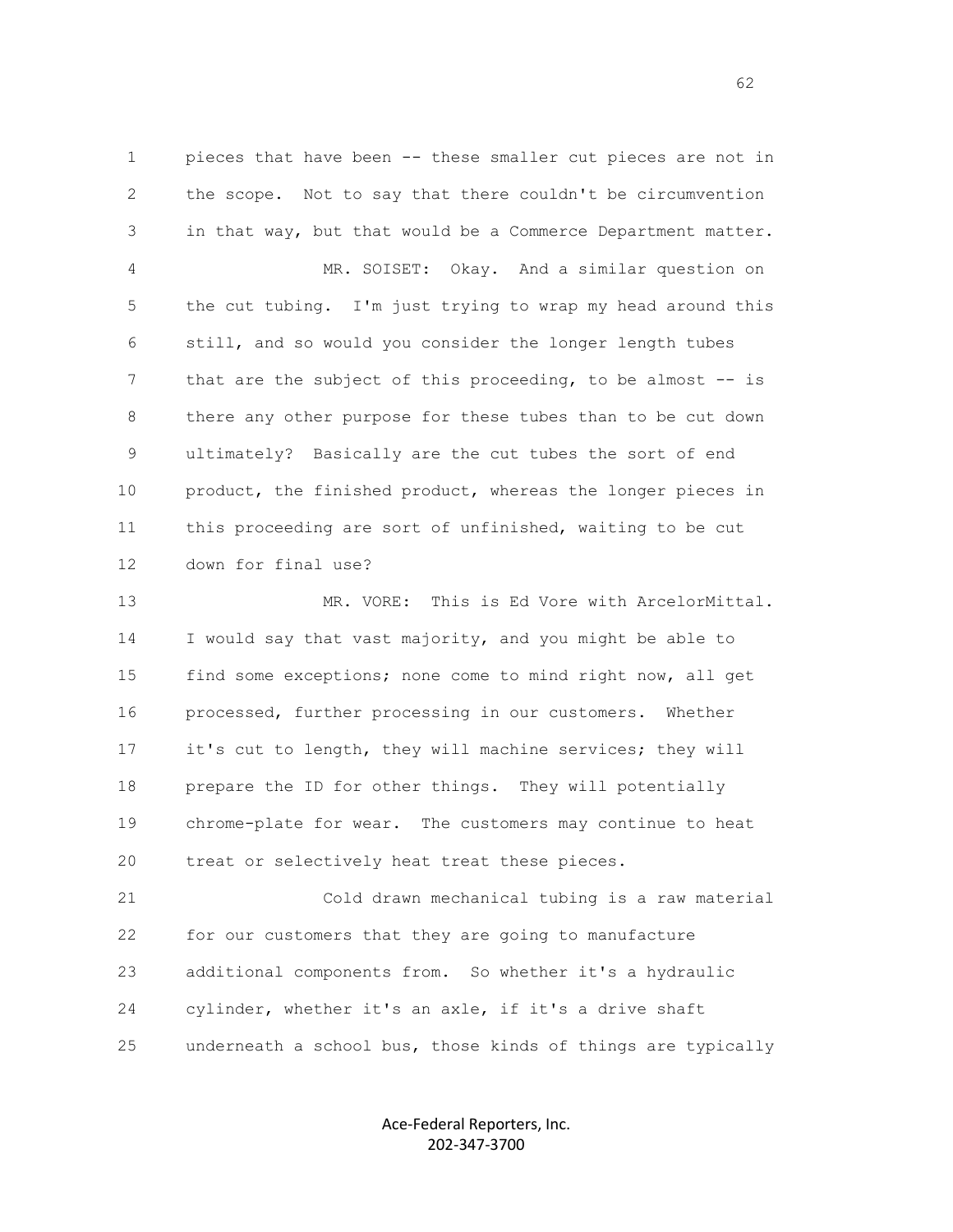pieces that have been -- these smaller cut pieces are not in the scope. Not to say that there couldn't be circumvention in that way, but that would be a Commerce Department matter.

MR. SOISET: Okay. And a similar question on the cut tubing. I'm just trying to wrap my head around this still, and so would you consider the longer length tubes that are the subject of this proceeding, to be almost -- is there any other purpose for these tubes than to be cut down ultimately? Basically are the cut tubes the sort of end product, the finished product, whereas the longer pieces in this proceeding are sort of unfinished, waiting to be cut down for final use?

MR. VORE: This is Ed Vore with ArcelorMittal. I would say that vast majority, and you might be able to find some exceptions; none come to mind right now, all get processed, further processing in our customers. Whether it's cut to length, they will machine services; they will prepare the ID for other things. They will potentially chrome-plate for wear. The customers may continue to heat treat or selectively heat treat these pieces.

Cold drawn mechanical tubing is a raw material for our customers that they are going to manufacture additional components from. So whether it's a hydraulic cylinder, whether it's an axle, if it's a drive shaft underneath a school bus, those kinds of things are typically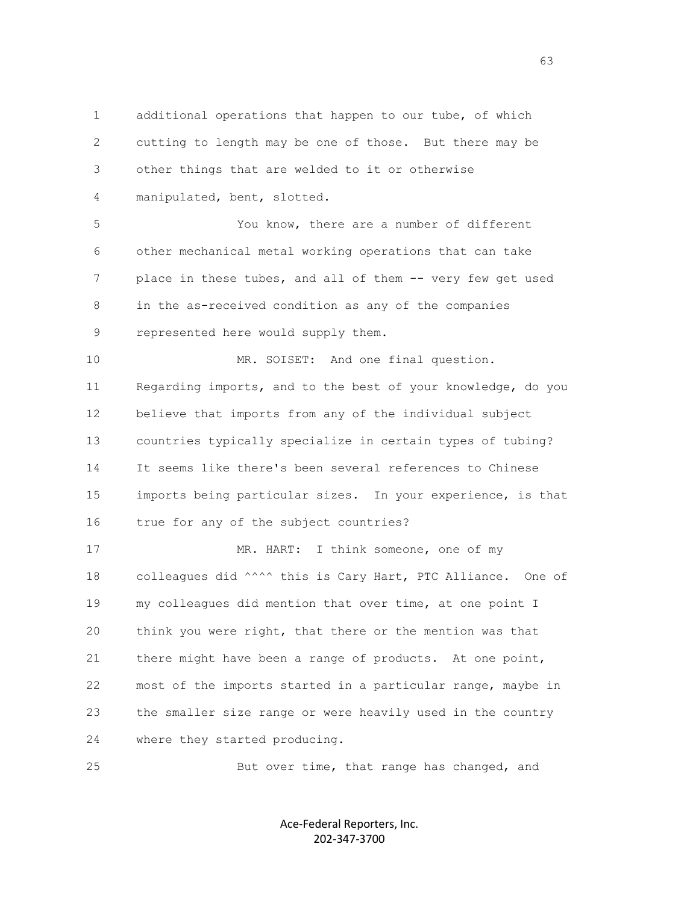additional operations that happen to our tube, of which cutting to length may be one of those. But there may be other things that are welded to it or otherwise manipulated, bent, slotted.

You know, there are a number of different other mechanical metal working operations that can take place in these tubes, and all of them -- very few get used in the as-received condition as any of the companies represented here would supply them.

MR. SOISET: And one final question. Regarding imports, and to the best of your knowledge, do you believe that imports from any of the individual subject countries typically specialize in certain types of tubing? It seems like there's been several references to Chinese imports being particular sizes. In your experience, is that true for any of the subject countries?

MR. HART: I think someone, one of my colleagues did ^^^^ this is Cary Hart, PTC Alliance. One of my colleagues did mention that over time, at one point I think you were right, that there or the mention was that there might have been a range of products. At one point, most of the imports started in a particular range, maybe in the smaller size range or were heavily used in the country where they started producing.

But over time, that range has changed, and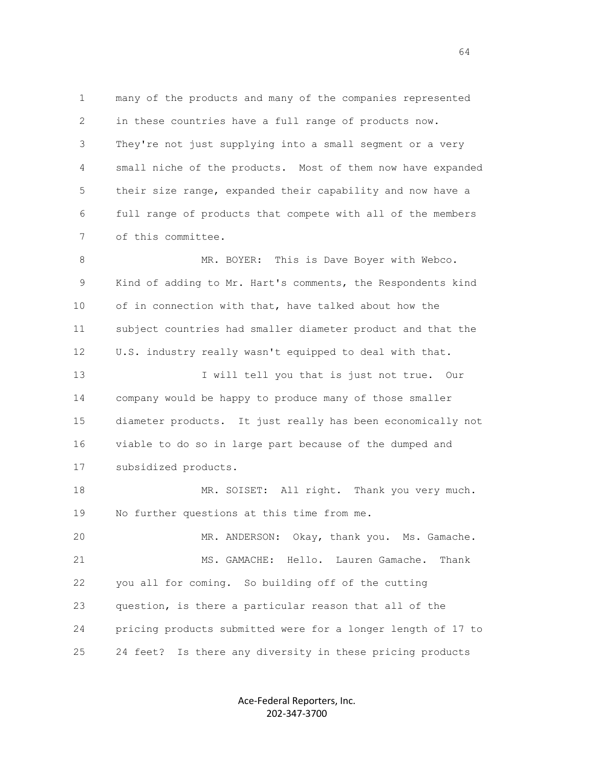many of the products and many of the companies represented in these countries have a full range of products now. They're not just supplying into a small segment or a very small niche of the products. Most of them now have expanded their size range, expanded their capability and now have a full range of products that compete with all of the members of this committee.

MR. BOYER: This is Dave Boyer with Webco. Kind of adding to Mr. Hart's comments, the Respondents kind of in connection with that, have talked about how the subject countries had smaller diameter product and that the U.S. industry really wasn't equipped to deal with that.

I will tell you that is just not true. Our company would be happy to produce many of those smaller diameter products. It just really has been economically not viable to do so in large part because of the dumped and subsidized products.

MR. SOISET: All right. Thank you very much. No further questions at this time from me.

MR. ANDERSON: Okay, thank you. Ms. Gamache.

MS. GAMACHE: Hello. Lauren Gamache. Thank you all for coming. So building off of the cutting question, is there a particular reason that all of the pricing products submitted were for a longer length of 17 to 24 feet? Is there any diversity in these pricing products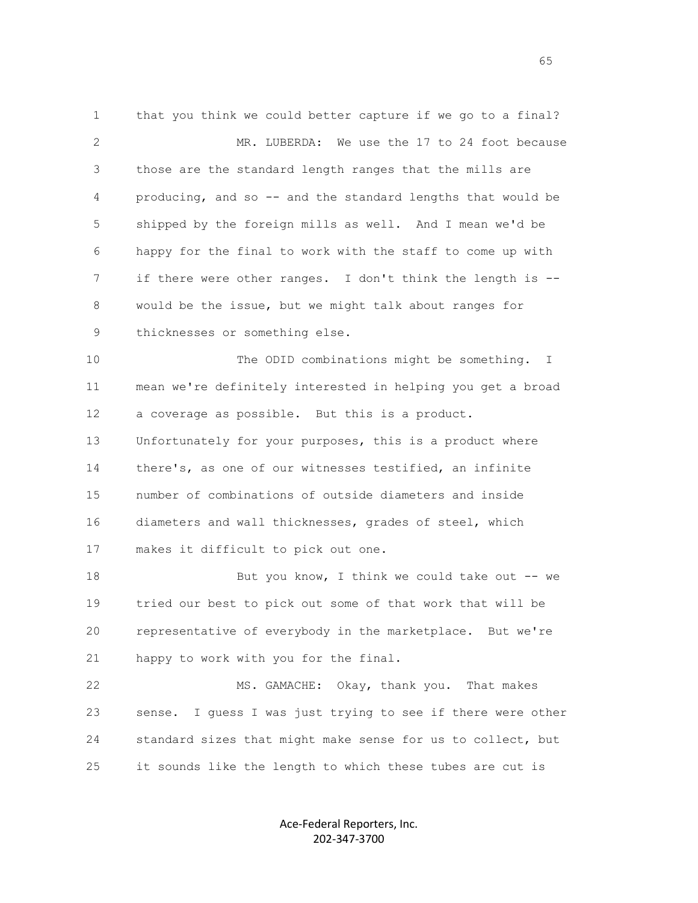1 that you think we could better capture if we go to a final?

2 MR. LUBERDA: We use the 17 to 24 foot because

3 those are the standard length ranges that the mills are

4 producing, and so -- and the standard lengths that would be

5 shipped by the foreign mills as well. And I mean we'd be

6 happy for the final to work with the staff to come up with

7 if there were other ranges. I don't think the length is --

8 would be the issue, but we might talk about ranges for

9 thicknesses or something else.

10 The ODID combinations might be something. I

11 mean we're definitely interested in helping you get a broad

12 a coverage as possible. But this is a product.

13 Unfortunately for your purposes, this is a product where

14 there's, as one of our witnesses testified, an infinite

15 number of combinations of outside diameters and inside

16 diameters and wall thicknesses, grades of steel, which

17 makes it difficult to pick out one.

18 But you know, I think we could take out -- we

19 tried our best to pick out some of that work that will be

20 representative of everybody in the marketplace. But we're

21 happy to work with you for the final.

22 MS. GAMACHE: Okay, thank you. That makes

23 sense. I guess I was just trying to see if there were other

24 standard sizes that might make sense for us to collect, but

25 it sounds like the length to which these tubes are cut is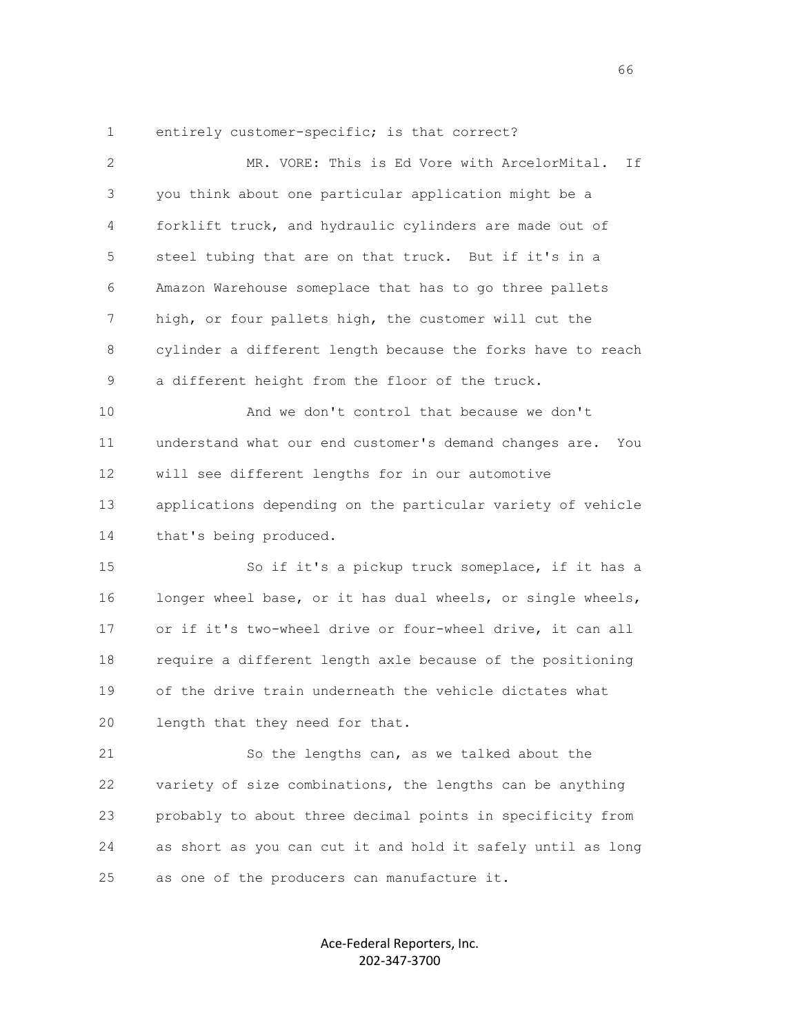entirely customer-specific; is that correct?

MR. VORE: This is Ed Vore with ArcelorMital. If you think about one particular application might be a forklift truck, and hydraulic cylinders are made out of steel tubing that are on that truck. But if it's in a Amazon Warehouse someplace that has to go three pallets high, or four pallets high, the customer will cut the cylinder a different length because the forks have to reach a different height from the floor of the truck.

And we don't control that because we don't understand what our end customer's demand changes are. You will see different lengths for in our automotive applications depending on the particular variety of vehicle that's being produced.

So if it's a pickup truck someplace, if it has a longer wheel base, or it has dual wheels, or single wheels, or if it's two-wheel drive or four-wheel drive, it can all require a different length axle because of the positioning of the drive train underneath the vehicle dictates what length that they need for that.

So the lengths can, as we talked about the variety of size combinations, the lengths can be anything probably to about three decimal points in specificity from as short as you can cut it and hold it safely until as long as one of the producers can manufacture it.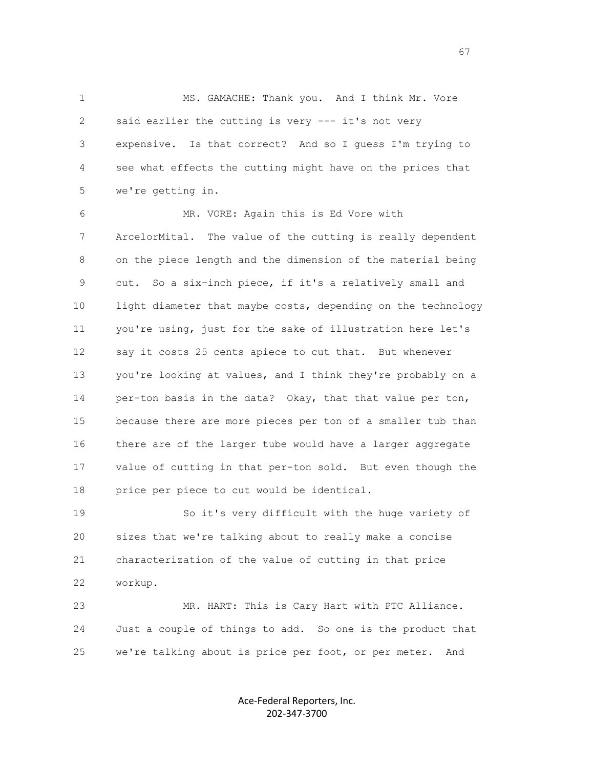MS. GAMACHE: Thank you. And I think Mr. Vore said earlier the cutting is very --- it's not very expensive. Is that correct? And so I guess I'm trying to see what effects the cutting might have on the prices that we're getting in.

MR. VORE: Again this is Ed Vore with ArcelorMital. The value of the cutting is really dependent on the piece length and the dimension of the material being cut. So a six-inch piece, if it's a relatively small and light diameter that maybe costs, depending on the technology you're using, just for the sake of illustration here let's say it costs 25 cents apiece to cut that. But whenever you're looking at values, and I think they're probably on a per-ton basis in the data? Okay, that that value per ton, because there are more pieces per ton of a smaller tub than there are of the larger tube would have a larger aggregate value of cutting in that per-ton sold. But even though the price per piece to cut would be identical.

So it's very difficult with the huge variety of sizes that we're talking about to really make a concise characterization of the value of cutting in that price workup.

MR. HART: This is Cary Hart with PTC Alliance. Just a couple of things to add. So one is the product that we're talking about is price per foot, or per meter. And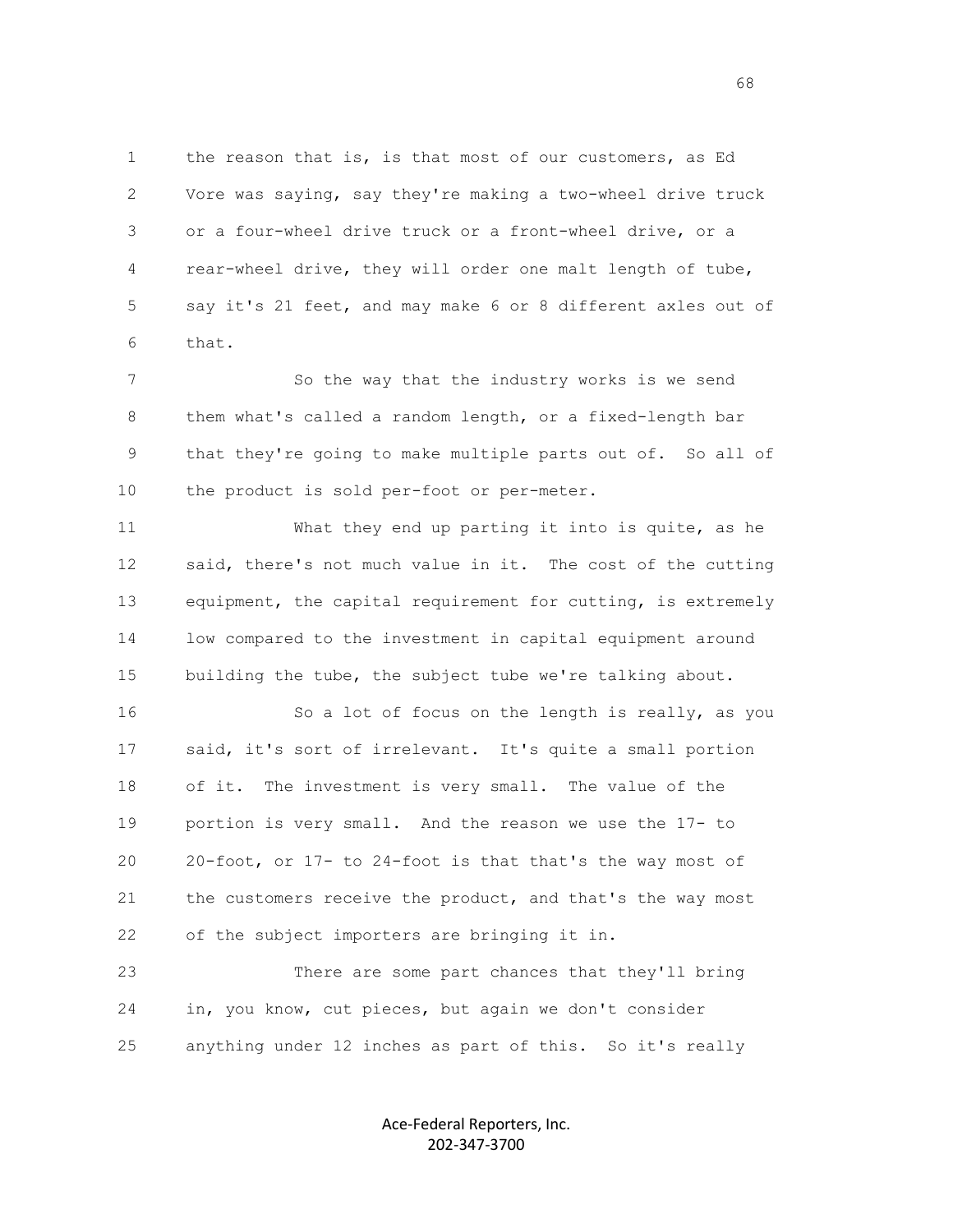the reason that is, is that most of our customers, as Ed Vore was saying, say they're making a two-wheel drive truck or a four-wheel drive truck or a front-wheel drive, or a rear-wheel drive, they will order one malt length of tube, say it's 21 feet, and may make 6 or 8 different axles out of that.

So the way that the industry works is we send them what's called a random length, or a fixed-length bar that they're going to make multiple parts out of. So all of the product is sold per-foot or per-meter.

What they end up parting it into is quite, as he said, there's not much value in it. The cost of the cutting equipment, the capital requirement for cutting, is extremely low compared to the investment in capital equipment around building the tube, the subject tube we're talking about.

So a lot of focus on the length is really, as you said, it's sort of irrelevant. It's quite a small portion of it. The investment is very small. The value of the portion is very small. And the reason we use the 17- to 20-foot, or 17- to 24-foot is that that's the way most of the customers receive the product, and that's the way most of the subject importers are bringing it in.

There are some part chances that they'll bring in, you know, cut pieces, but again we don't consider anything under 12 inches as part of this. So it's really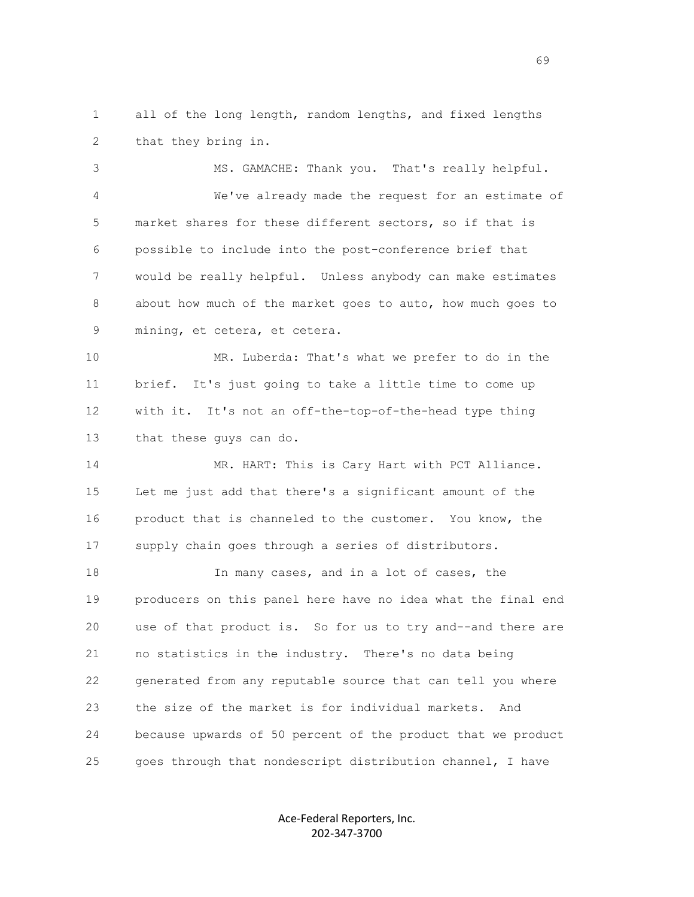all of the long length, random lengths, and fixed lengths that they bring in.

MS. GAMACHE: Thank you. That's really helpful.

We've already made the request for an estimate of market shares for these different sectors, so if that is possible to include into the post-conference brief that would be really helpful. Unless anybody can make estimates about how much of the market goes to auto, how much goes to mining, et cetera, et cetera.

MR. Luberda: That's what we prefer to do in the brief. It's just going to take a little time to come up with it. It's not an off-the-top-of-the-head type thing that these guys can do.

MR. HART: This is Cary Hart with PCT Alliance. Let me just add that there's a significant amount of the product that is channeled to the customer. You know, the supply chain goes through a series of distributors.

In many cases, and in a lot of cases, the producers on this panel here have no idea what the final end use of that product is. So for us to try and--and there are no statistics in the industry. There's no data being generated from any reputable source that can tell you where the size of the market is for individual markets. And because upwards of 50 percent of the product that we product goes through that nondescript distribution channel, I have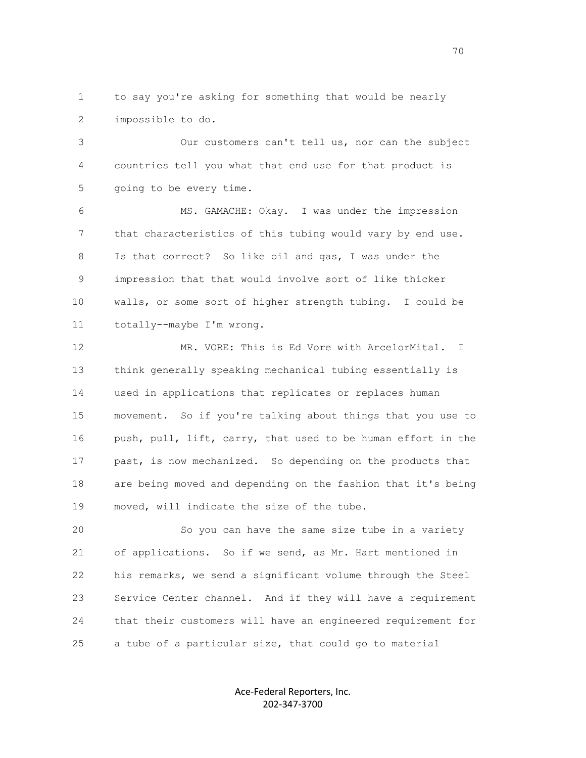to say you're asking for something that would be nearly impossible to do.

Our customers can't tell us, nor can the subject countries tell you what that end use for that product is going to be every time.

MS. GAMACHE: Okay. I was under the impression that characteristics of this tubing would vary by end use. Is that correct? So like oil and gas, I was under the impression that that would involve sort of like thicker walls, or some sort of higher strength tubing. I could be totally--maybe I'm wrong.

MR. VORE: This is Ed Vore with ArcelorMital. I think generally speaking mechanical tubing essentially is used in applications that replicates or replaces human movement. So if you're talking about things that you use to push, pull, lift, carry, that used to be human effort in the past, is now mechanized. So depending on the products that are being moved and depending on the fashion that it's being moved, will indicate the size of the tube.

So you can have the same size tube in a variety of applications. So if we send, as Mr. Hart mentioned in his remarks, we send a significant volume through the Steel Service Center channel. And if they will have a requirement that their customers will have an engineered requirement for a tube of a particular size, that could go to material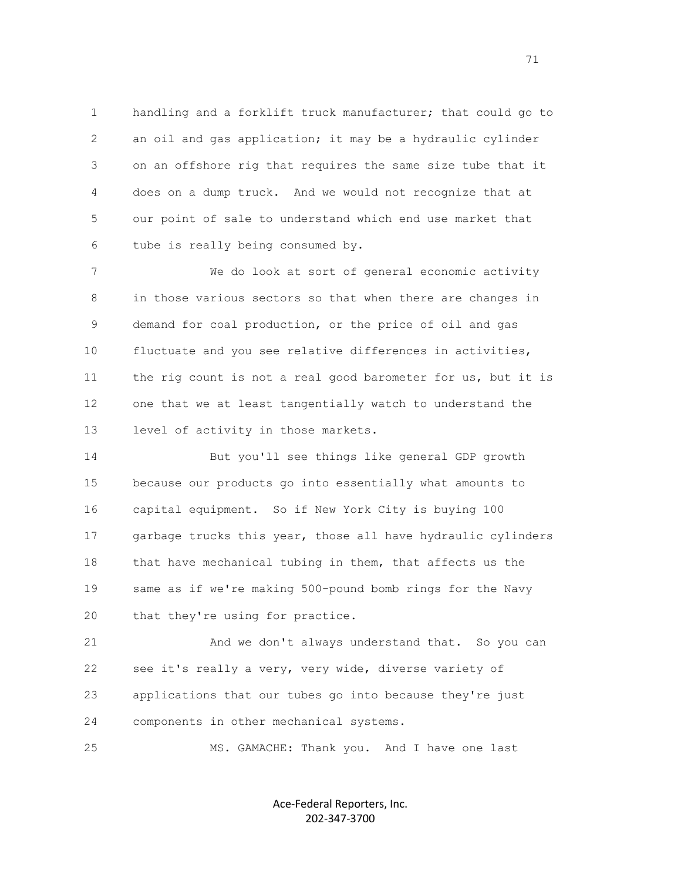handling and a forklift truck manufacturer; that could go to an oil and gas application; it may be a hydraulic cylinder on an offshore rig that requires the same size tube that it does on a dump truck. And we would not recognize that at our point of sale to understand which end use market that tube is really being consumed by.

We do look at sort of general economic activity in those various sectors so that when there are changes in demand for coal production, or the price of oil and gas fluctuate and you see relative differences in activities, the rig count is not a real good barometer for us, but it is one that we at least tangentially watch to understand the level of activity in those markets.

But you'll see things like general GDP growth because our products go into essentially what amounts to capital equipment. So if New York City is buying 100 garbage trucks this year, those all have hydraulic cylinders that have mechanical tubing in them, that affects us the same as if we're making 500-pound bomb rings for the Navy that they're using for practice.

And we don't always understand that. So you can see it's really a very, very wide, diverse variety of applications that our tubes go into because they're just components in other mechanical systems.

MS. GAMACHE: Thank you. And I have one last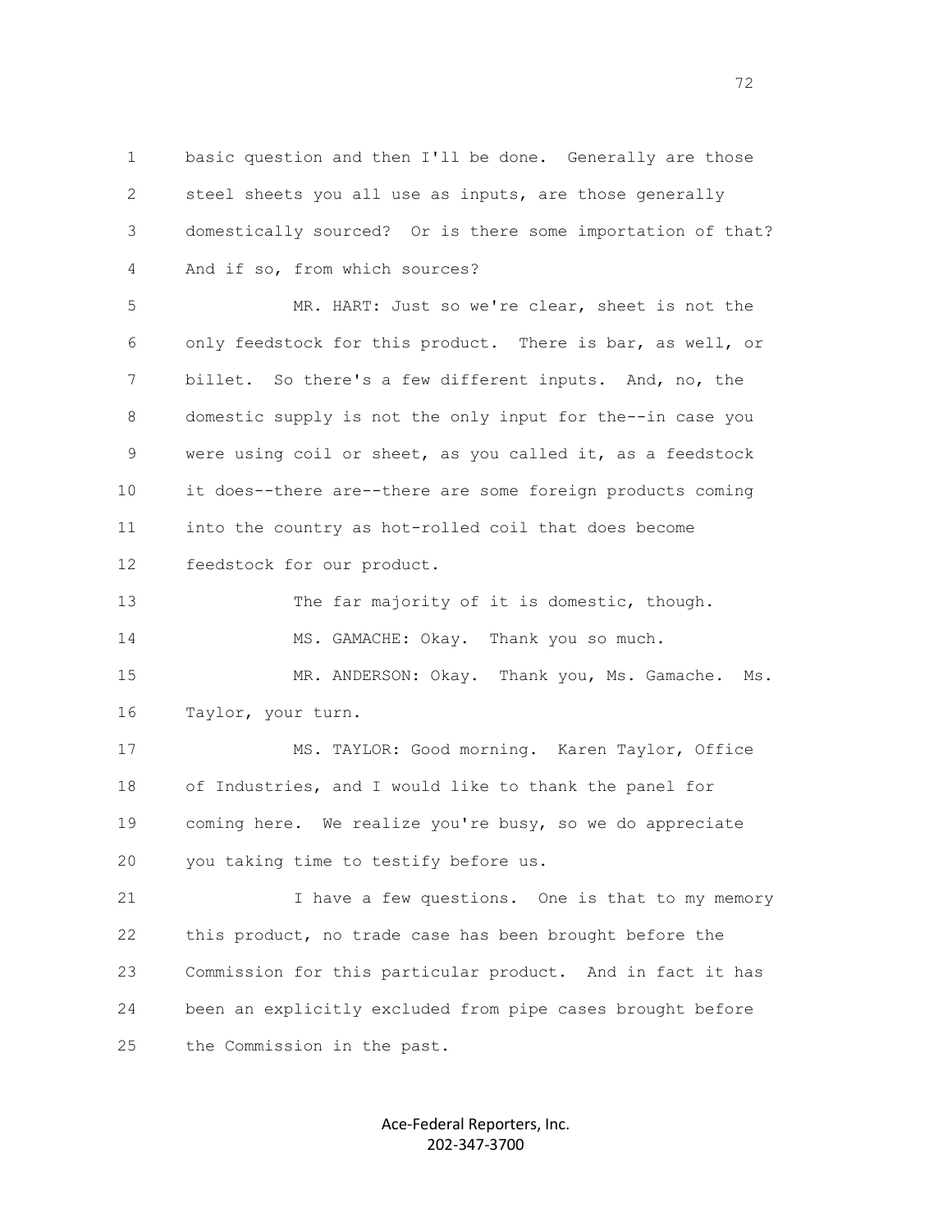basic question and then I'll be done. Generally are those steel sheets you all use as inputs, are those generally domestically sourced? Or is there some importation of that? And if so, from which sources?

MR. HART: Just so we're clear, sheet is not the only feedstock for this product. There is bar, as well, or billet. So there's a few different inputs. And, no, the domestic supply is not the only input for the--in case you were using coil or sheet, as you called it, as a feedstock it does--there are--there are some foreign products coming into the country as hot-rolled coil that does become feedstock for our product.

The far majority of it is domestic, though.

MS. GAMACHE: Okay. Thank you so much.

MR. ANDERSON: Okay. Thank you, Ms. Gamache. Ms. Taylor, your turn.

MS. TAYLOR: Good morning. Karen Taylor, Office of Industries, and I would like to thank the panel for coming here. We realize you're busy, so we do appreciate you taking time to testify before us.

I have a few questions. One is that to my memory this product, no trade case has been brought before the Commission for this particular product. And in fact it has been an explicitly excluded from pipe cases brought before the Commission in the past.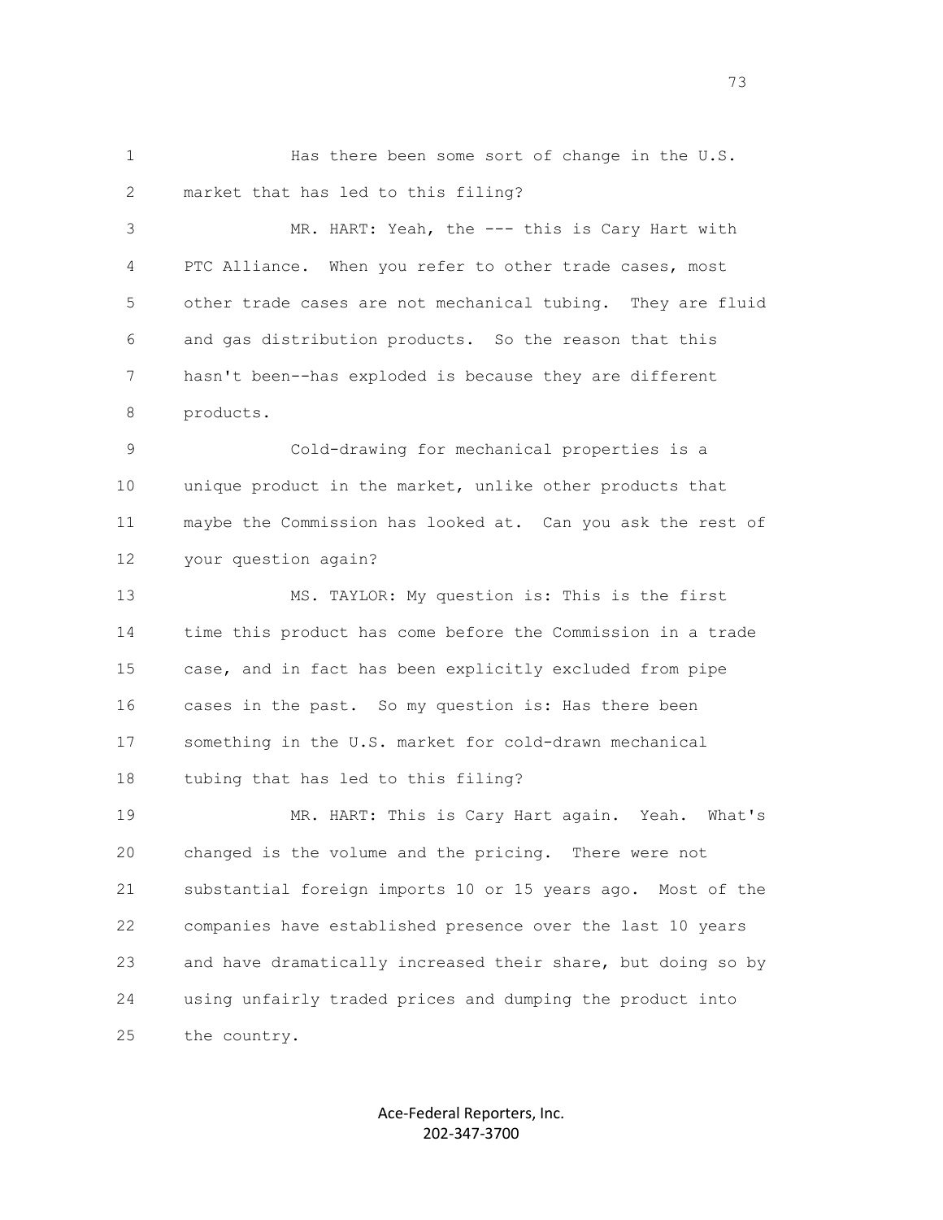Has there been some sort of change in the U.S. market that has led to this filing?

MR. HART: Yeah, the --- this is Cary Hart with PTC Alliance. When you refer to other trade cases, most other trade cases are not mechanical tubing. They are fluid and gas distribution products. So the reason that this hasn't been--has exploded is because they are different products.

Cold-drawing for mechanical properties is a unique product in the market, unlike other products that maybe the Commission has looked at. Can you ask the rest of your question again?

MS. TAYLOR: My question is: This is the first time this product has come before the Commission in a trade case, and in fact has been explicitly excluded from pipe cases in the past. So my question is: Has there been something in the U.S. market for cold-drawn mechanical tubing that has led to this filing?

MR. HART: This is Cary Hart again. Yeah. What's changed is the volume and the pricing. There were not substantial foreign imports 10 or 15 years ago. Most of the companies have established presence over the last 10 years and have dramatically increased their share, but doing so by using unfairly traded prices and dumping the product into the country.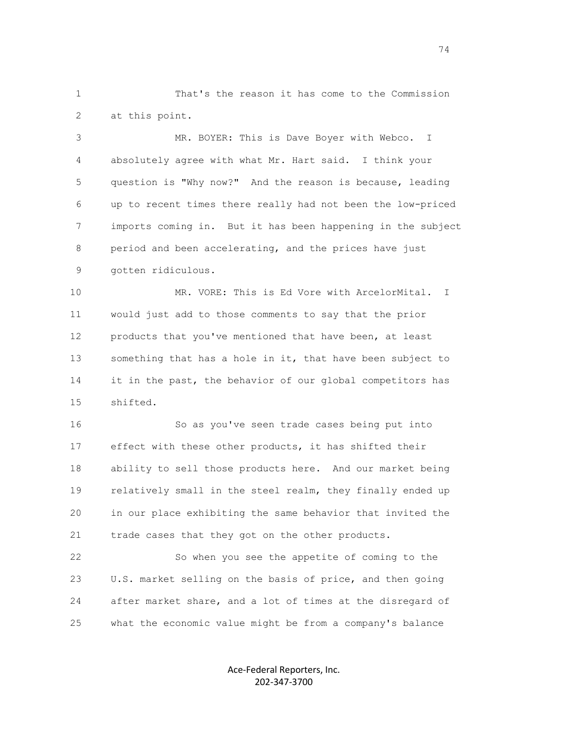That's the reason it has come to the Commission at this point.

MR. BOYER: This is Dave Boyer with Webco. I absolutely agree with what Mr. Hart said. I think your question is "Why now?" And the reason is because, leading up to recent times there really had not been the low-priced imports coming in. But it has been happening in the subject period and been accelerating, and the prices have just gotten ridiculous.

MR. VORE: This is Ed Vore with ArcelorMital. I would just add to those comments to say that the prior products that you've mentioned that have been, at least something that has a hole in it, that have been subject to it in the past, the behavior of our global competitors has shifted.

So as you've seen trade cases being put into effect with these other products, it has shifted their ability to sell those products here. And our market being relatively small in the steel realm, they finally ended up in our place exhibiting the same behavior that invited the trade cases that they got on the other products.

So when you see the appetite of coming to the U.S. market selling on the basis of price, and then going after market share, and a lot of times at the disregard of what the economic value might be from a company's balance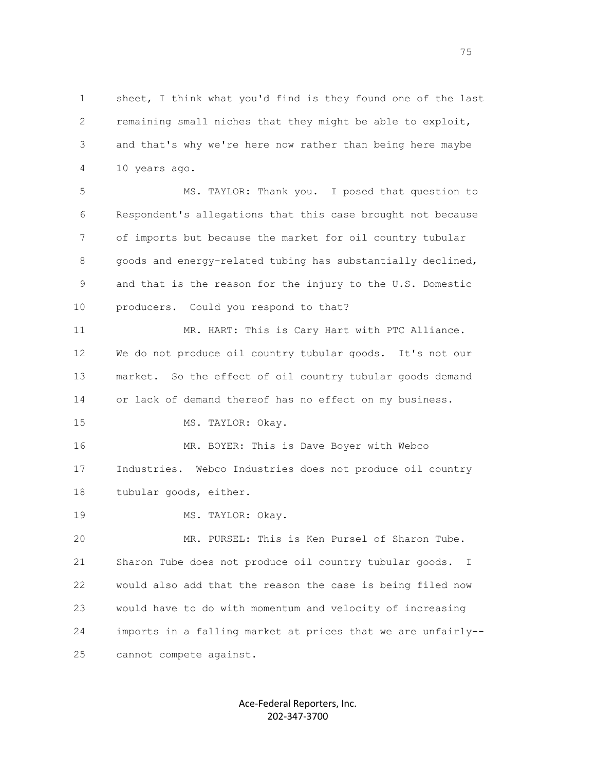sheet, I think what you'd find is they found one of the last remaining small niches that they might be able to exploit, and that's why we're here now rather than being here maybe 10 years ago.

MS. TAYLOR: Thank you. I posed that question to Respondent's allegations that this case brought not because of imports but because the market for oil country tubular goods and energy-related tubing has substantially declined, and that is the reason for the injury to the U.S. Domestic producers. Could you respond to that?

MR. HART: This is Cary Hart with PTC Alliance. We do not produce oil country tubular goods. It's not our market. So the effect of oil country tubular goods demand or lack of demand thereof has no effect on my business.

MS. TAYLOR: Okay.

MR. BOYER: This is Dave Boyer with Webco Industries. Webco Industries does not produce oil country tubular goods, either.

MS. TAYLOR: Okay.

MR. PURSEL: This is Ken Pursel of Sharon Tube. Sharon Tube does not produce oil country tubular goods. I would also add that the reason the case is being filed now would have to do with momentum and velocity of increasing imports in a falling market at prices that we are unfairly--cannot compete against.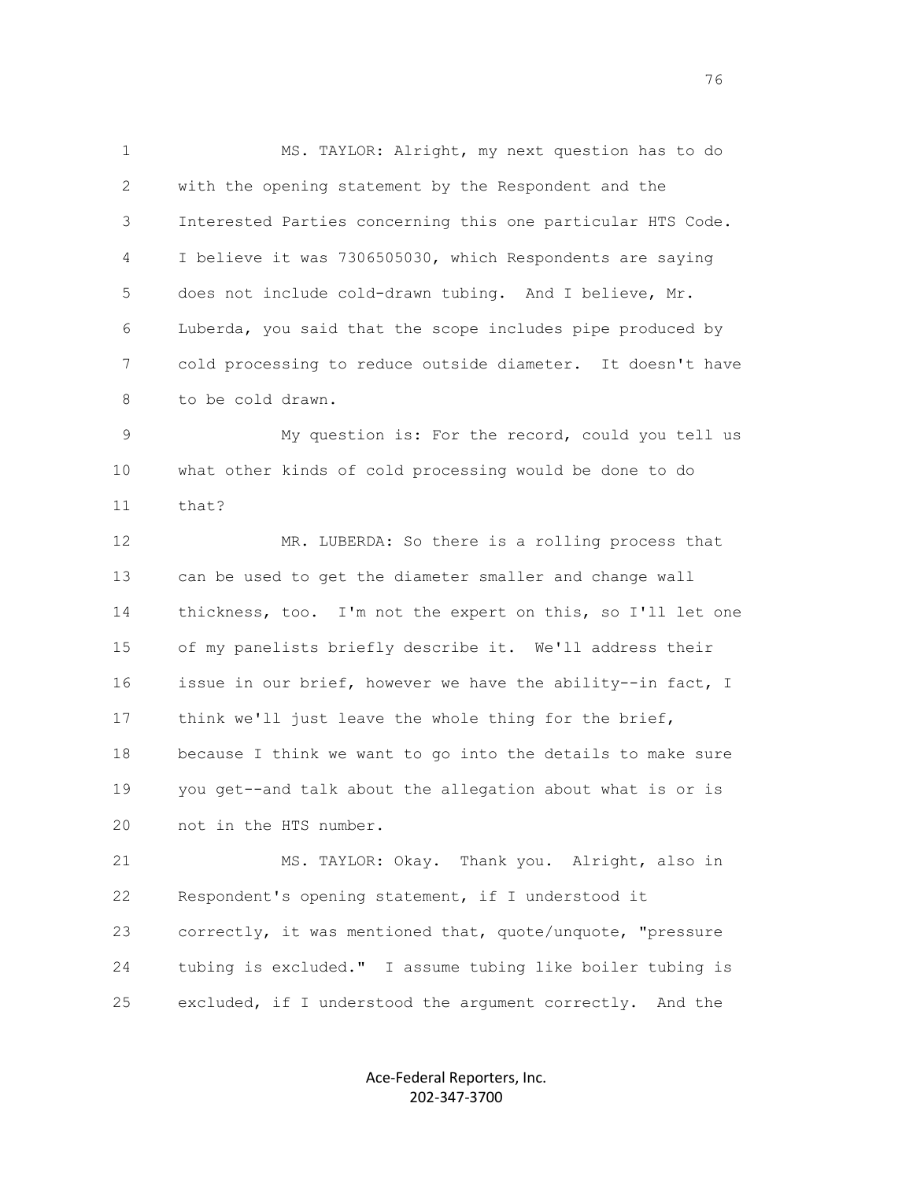MS. TAYLOR: Alright, my next question has to do with the opening statement by the Respondent and the Interested Parties concerning this one particular HTS Code. I believe it was 7306505030, which Respondents are saying does not include cold-drawn tubing. And I believe, Mr. Luberda, you said that the scope includes pipe produced by cold processing to reduce outside diameter. It doesn't have to be cold drawn.

My question is: For the record, could you tell us what other kinds of cold processing would be done to do that?

MR. LUBERDA: So there is a rolling process that can be used to get the diameter smaller and change wall thickness, too. I'm not the expert on this, so I'll let one of my panelists briefly describe it. We'll address their issue in our brief, however we have the ability--in fact, I think we'll just leave the whole thing for the brief, because I think we want to go into the details to make sure you get--and talk about the allegation about what is or is not in the HTS number.

MS. TAYLOR: Okay. Thank you. Alright, also in Respondent's opening statement, if I understood it correctly, it was mentioned that, quote/unquote, "pressure tubing is excluded." I assume tubing like boiler tubing is excluded, if I understood the argument correctly. And the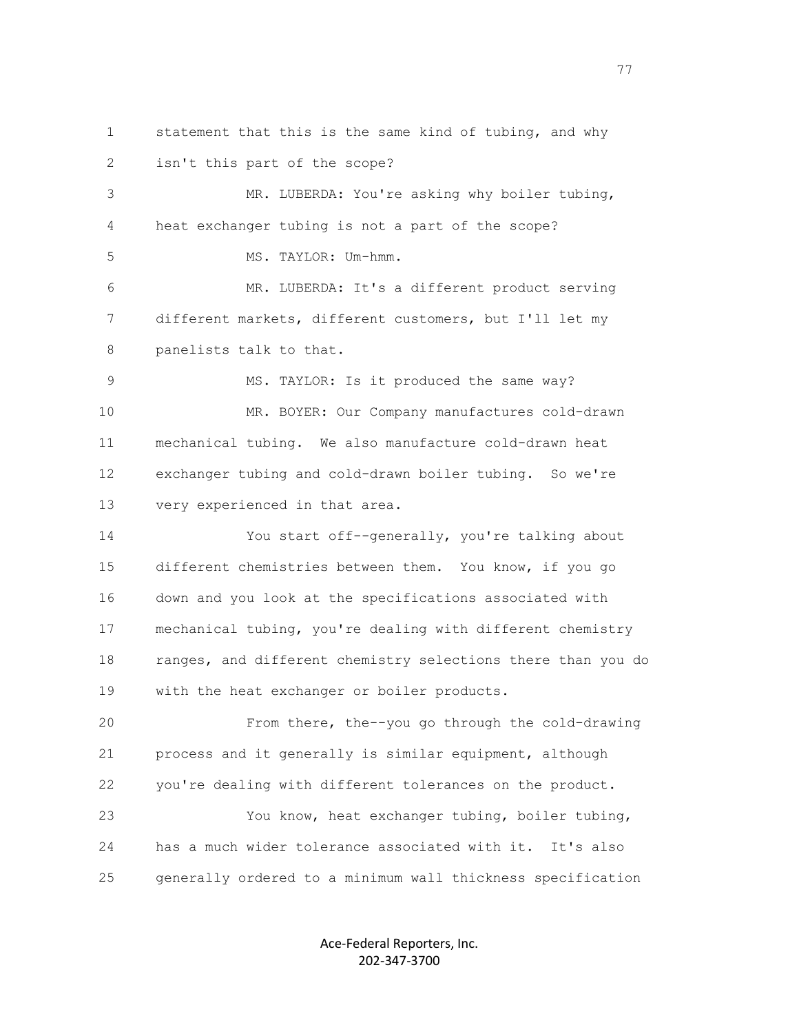statement that this is the same kind of tubing, and why isn't this part of the scope?

MR. LUBERDA: You're asking why boiler tubing, heat exchanger tubing is not a part of the scope?

MS. TAYLOR: Um-hmm.

MR. LUBERDA: It's a different product serving different markets, different customers, but I'll let my panelists talk to that.

MS. TAYLOR: Is it produced the same way?

MR. BOYER: Our Company manufactures cold-drawn mechanical tubing. We also manufacture cold-drawn heat exchanger tubing and cold-drawn boiler tubing. So we're very experienced in that area.

You start off--generally, you're talking about different chemistries between them. You know, if you go down and you look at the specifications associated with mechanical tubing, you're dealing with different chemistry ranges, and different chemistry selections there than you do with the heat exchanger or boiler products.

From there, the--you go through the cold-drawing process and it generally is similar equipment, although you're dealing with different tolerances on the product.

You know, heat exchanger tubing, boiler tubing, has a much wider tolerance associated with it. It's also generally ordered to a minimum wall thickness specification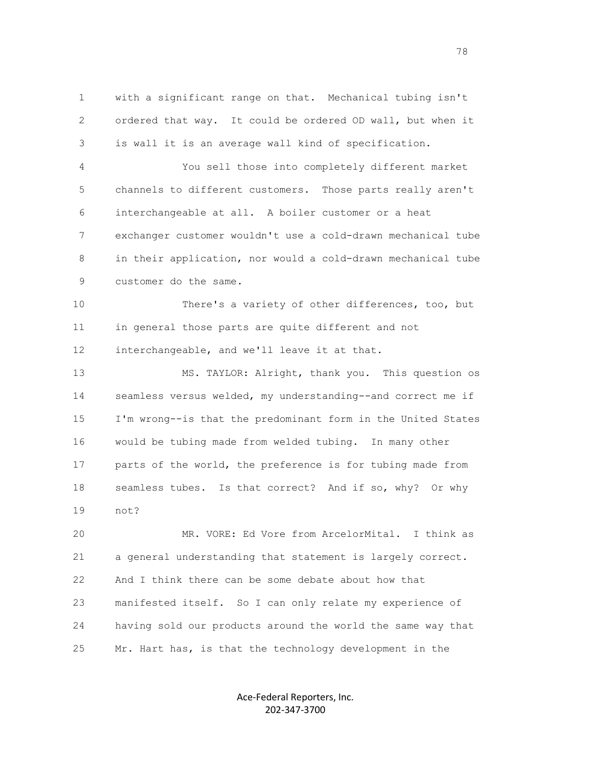with a significant range on that. Mechanical tubing isn't ordered that way. It could be ordered OD wall, but when it is wall it is an average wall kind of specification.

You sell those into completely different market channels to different customers. Those parts really aren't interchangeable at all. A boiler customer or a heat exchanger customer wouldn't use a cold-drawn mechanical tube in their application, nor would a cold-drawn mechanical tube customer do the same.

There's a variety of other differences, too, but in general those parts are quite different and not interchangeable, and we'll leave it at that.

MS. TAYLOR: Alright, thank you. This question os seamless versus welded, my understanding--and correct me if I'm wrong--is that the predominant form in the United States would be tubing made from welded tubing. In many other parts of the world, the preference is for tubing made from seamless tubes. Is that correct? And if so, why? Or why not?

MR. VORE: Ed Vore from ArcelorMital. I think as a general understanding that statement is largely correct. And I think there can be some debate about how that manifested itself. So I can only relate my experience of having sold our products around the world the same way that Mr. Hart has, is that the technology development in the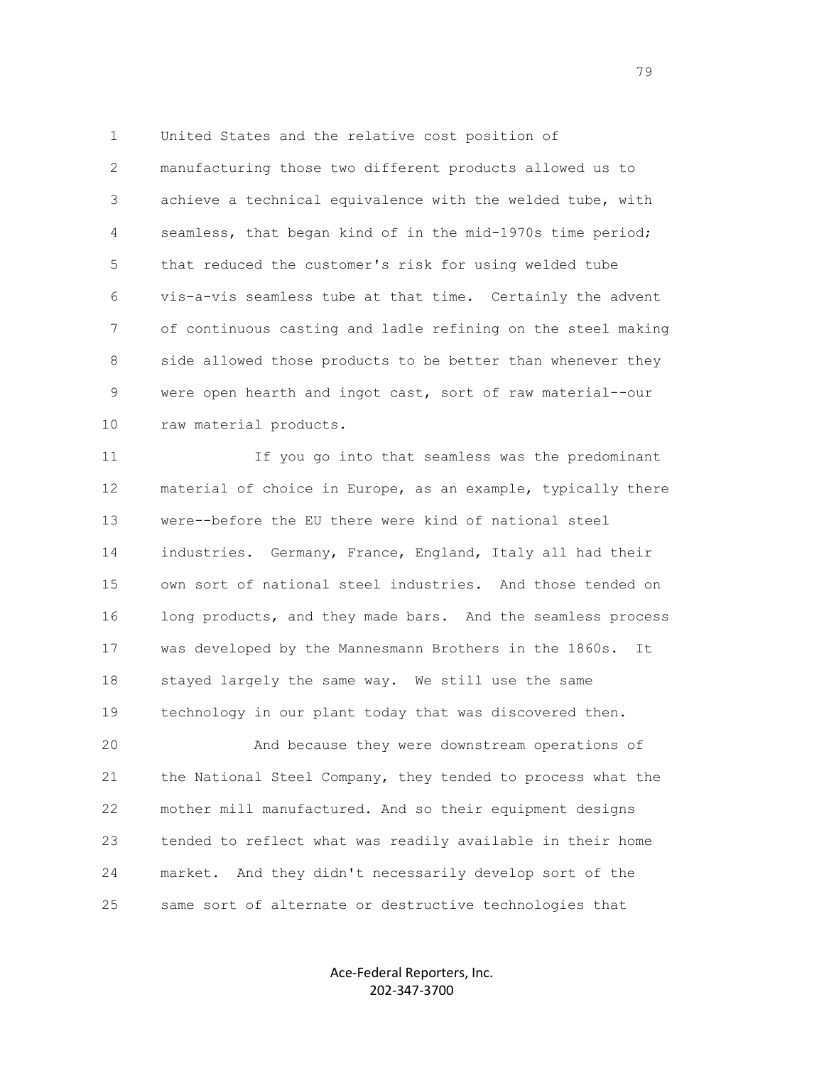United States and the relative cost position of manufacturing those two different products allowed us to achieve a technical equivalence with the welded tube, with seamless, that began kind of in the mid-1970s time period; that reduced the customer's risk for using welded tube vis-a-vis seamless tube at that time. Certainly the advent of continuous casting and ladle refining on the steel making side allowed those products to be better than whenever they were open hearth and ingot cast, sort of raw material--our raw material products.

If you go into that seamless was the predominant material of choice in Europe, as an example, typically there were--before the EU there were kind of national steel industries. Germany, France, England, Italy all had their own sort of national steel industries. And those tended on long products, and they made bars. And the seamless process was developed by the Mannesmann Brothers in the 1860s. It stayed largely the same way. We still use the same technology in our plant today that was discovered then.

And because they were downstream operations of the National Steel Company, they tended to process what the mother mill manufactured. And so their equipment designs tended to reflect what was readily available in their home market. And they didn't necessarily develop sort of the same sort of alternate or destructive technologies that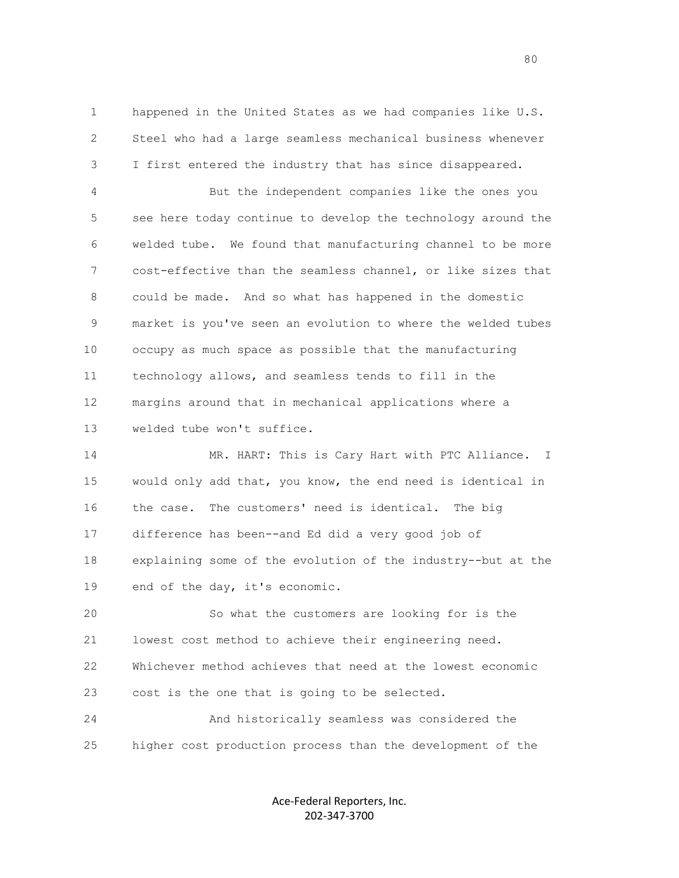happened in the United States as we had companies like U.S. Steel who had a large seamless mechanical business whenever I first entered the industry that has since disappeared.

But the independent companies like the ones you see here today continue to develop the technology around the welded tube. We found that manufacturing channel to be more cost-effective than the seamless channel, or like sizes that could be made. And so what has happened in the domestic market is you've seen an evolution to where the welded tubes occupy as much space as possible that the manufacturing technology allows, and seamless tends to fill in the margins around that in mechanical applications where a welded tube won't suffice.

MR. HART: This is Cary Hart with PTC Alliance. I would only add that, you know, the end need is identical in the case. The customers' need is identical. The big difference has been--and Ed did a very good job of explaining some of the evolution of the industry--but at the end of the day, it's economic.

So what the customers are looking for is the lowest cost method to achieve their engineering need. Whichever method achieves that need at the lowest economic cost is the one that is going to be selected.

And historically seamless was considered the higher cost production process than the development of the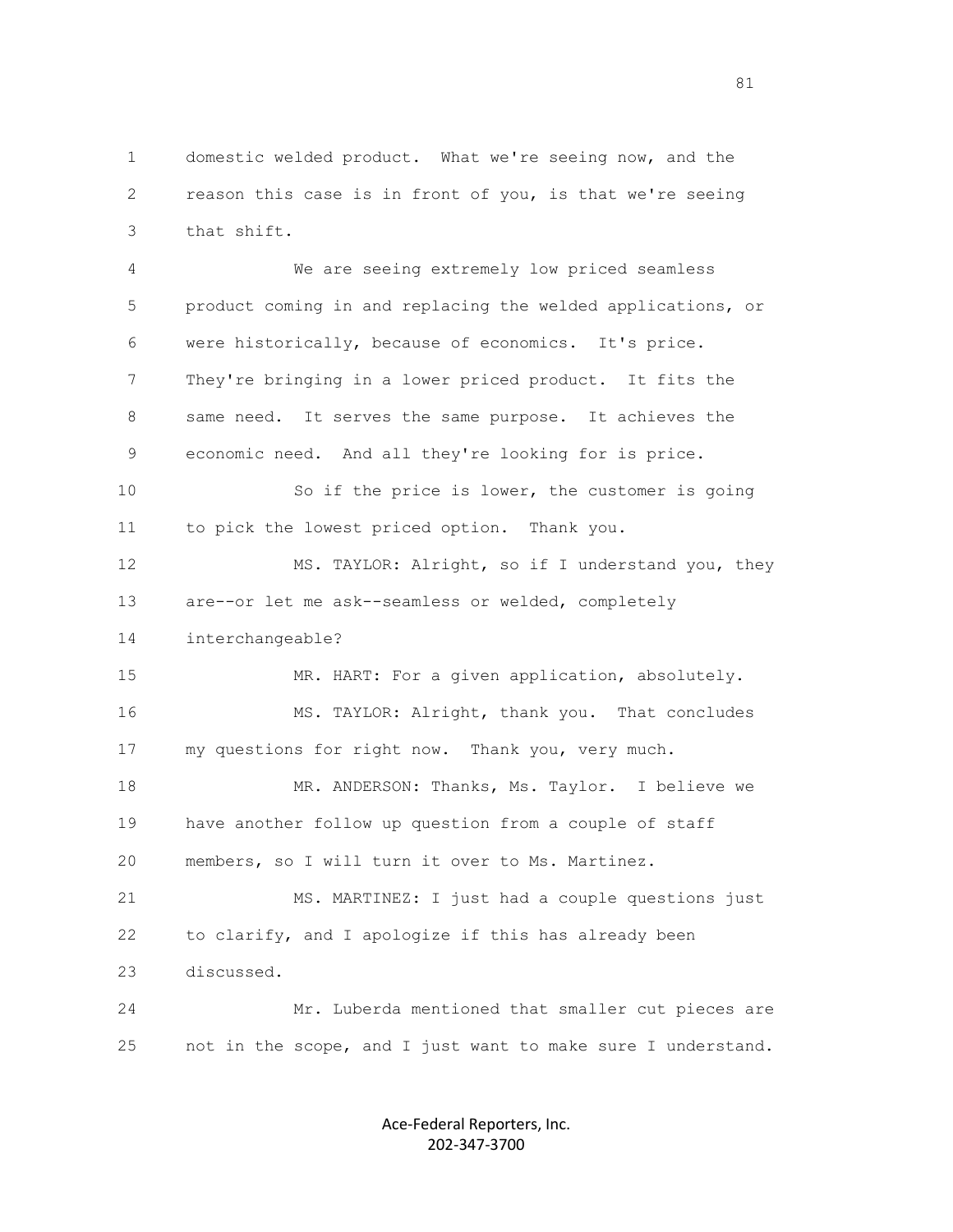domestic welded product. What we're seeing now, and the reason this case is in front of you, is that we're seeing that shift.

We are seeing extremely low priced seamless product coming in and replacing the welded applications, or were historically, because of economics. It's price. They're bringing in a lower priced product. It fits the same need. It serves the same purpose. It achieves the economic need. And all they're looking for is price.

So if the price is lower, the customer is going to pick the lowest priced option. Thank you.

MS. TAYLOR: Alright, so if I understand you, they are--or let me ask--seamless or welded, completely interchangeable?

MR. HART: For a given application, absolutely.

MS. TAYLOR: Alright, thank you. That concludes my questions for right now. Thank you, very much.

MR. ANDERSON: Thanks, Ms. Taylor. I believe we have another follow up question from a couple of staff members, so I will turn it over to Ms. Martinez.

MS. MARTINEZ: I just had a couple questions just to clarify, and I apologize if this has already been discussed.

Mr. Luberda mentioned that smaller cut pieces are not in the scope, and I just want to make sure I understand.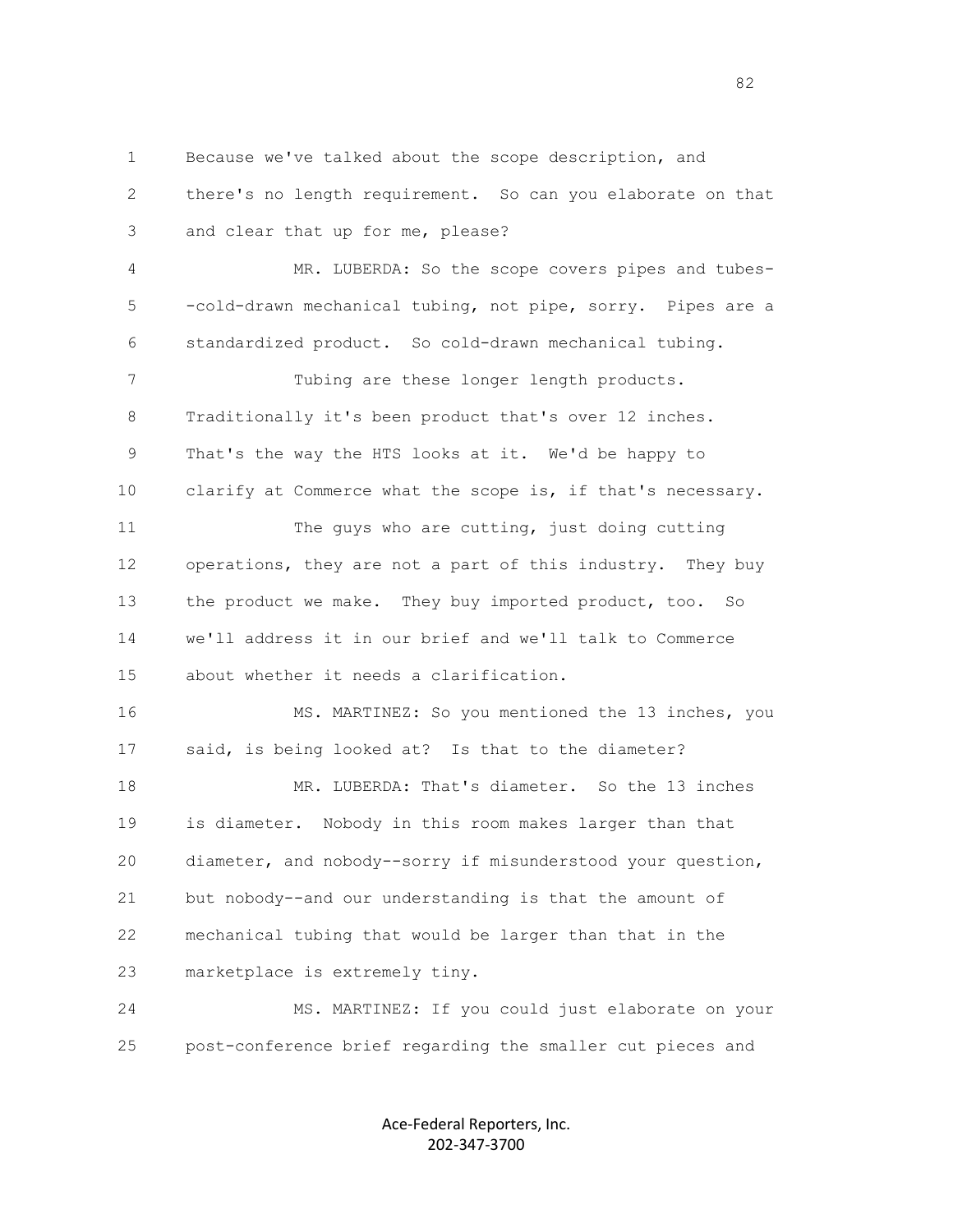Because we've talked about the scope description, and there's no length requirement. So can you elaborate on that and clear that up for me, please?

MR. LUBERDA: So the scope covers pipes and tubes--cold-drawn mechanical tubing, not pipe, sorry. Pipes are a standardized product. So cold-drawn mechanical tubing.

Tubing are these longer length products. Traditionally it's been product that's over 12 inches. That's the way the HTS looks at it. We'd be happy to clarify at Commerce what the scope is, if that's necessary.

The guys who are cutting, just doing cutting operations, they are not a part of this industry. They buy the product we make. They buy imported product, too. So we'll address it in our brief and we'll talk to Commerce about whether it needs a clarification.

MS. MARTINEZ: So you mentioned the 13 inches, you said, is being looked at? Is that to the diameter?

MR. LUBERDA: That's diameter. So the 13 inches is diameter. Nobody in this room makes larger than that diameter, and nobody--sorry if misunderstood your question, but nobody--and our understanding is that the amount of mechanical tubing that would be larger than that in the marketplace is extremely tiny.

MS. MARTINEZ: If you could just elaborate on your post-conference brief regarding the smaller cut pieces and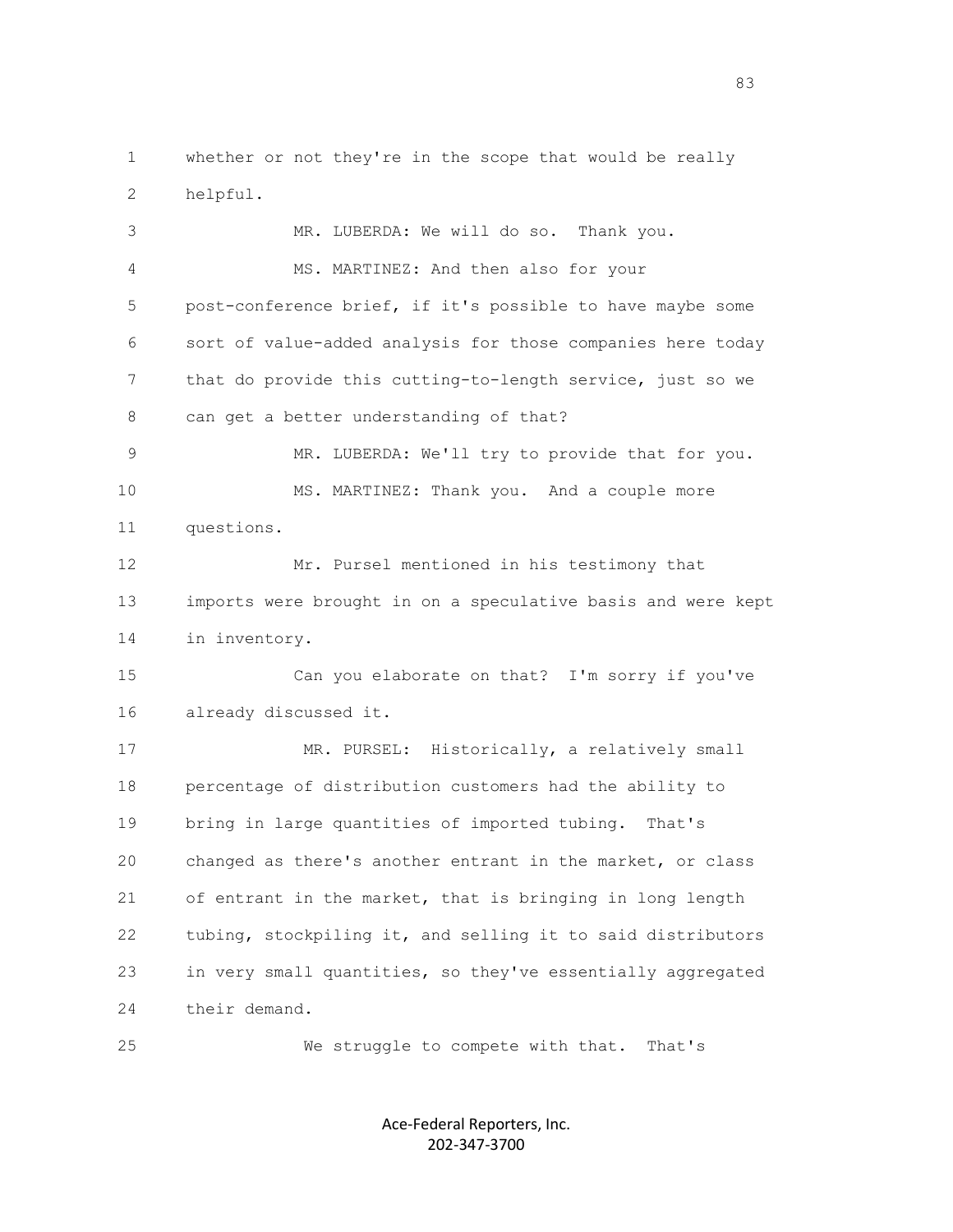1 whether or not they're in the scope that would be really
2 helpful.

3 MR. LUBERDA: We will do so. Thank you.

4 MS. MARTINEZ: And then also for your
5 post-conference brief, if it's possible to have maybe some
6 sort of value-added analysis for those companies here today
7 that do provide this cutting-to-length service, just so we
8 can get a better understanding of that?

9 MR. LUBERDA: We'll try to provide that for you.

10 MS. MARTINEZ: Thank you. And a couple more
11 questions.

12 Mr. Pursel mentioned in his testimony that
13 imports were brought in on a speculative basis and were kept
14 in inventory.

15 Can you elaborate on that? I'm sorry if you've
16 already discussed it.

17 MR. PURSEL: Historically, a relatively small
18 percentage of distribution customers had the ability to
19 bring in large quantities of imported tubing. That's
20 changed as there's another entrant in the market, or class
21 of entrant in the market, that is bringing in long length
22 tubing, stockpiling it, and selling it to said distributors
23 in very small quantities, so they've essentially aggregated
24 their demand.

25 We struggle to compete with that. That's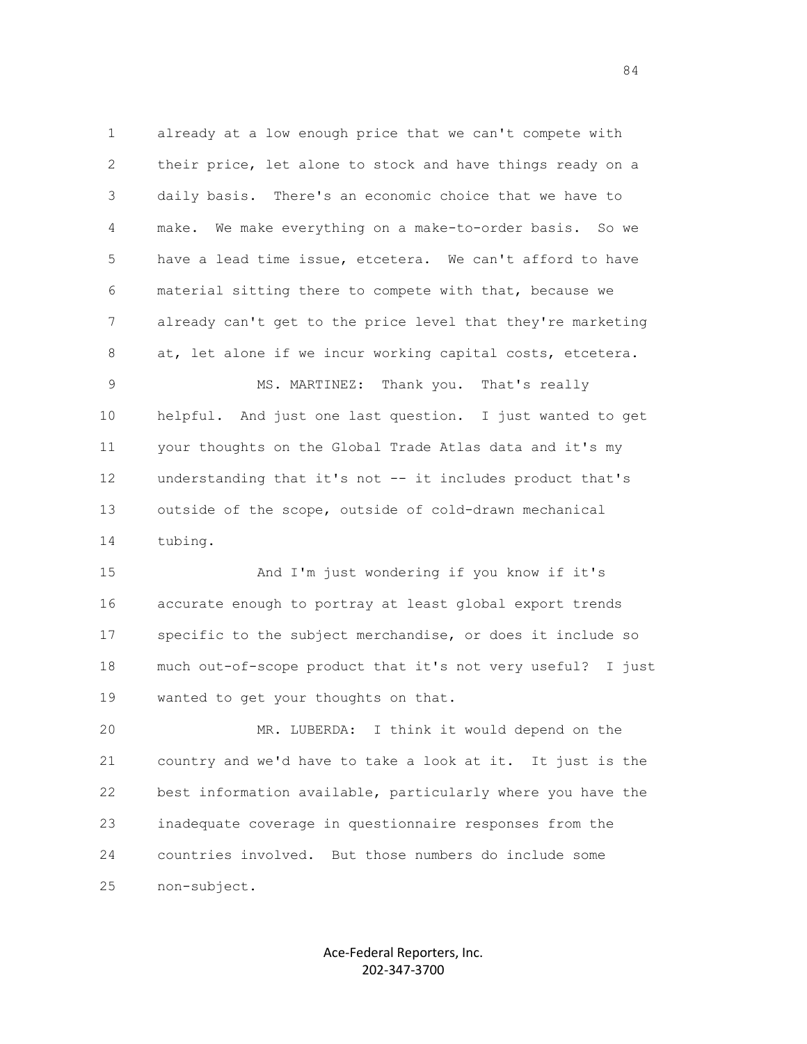already at a low enough price that we can't compete with their price, let alone to stock and have things ready on a daily basis. There's an economic choice that we have to make. We make everything on a make-to-order basis. So we have a lead time issue, etcetera. We can't afford to have material sitting there to compete with that, because we already can't get to the price level that they're marketing at, let alone if we incur working capital costs, etcetera.

MS. MARTINEZ: Thank you. That's really helpful. And just one last question. I just wanted to get your thoughts on the Global Trade Atlas data and it's my understanding that it's not -- it includes product that's outside of the scope, outside of cold-drawn mechanical tubing.

And I'm just wondering if you know if it's accurate enough to portray at least global export trends specific to the subject merchandise, or does it include so much out-of-scope product that it's not very useful? I just wanted to get your thoughts on that.

MR. LUBERDA: I think it would depend on the country and we'd have to take a look at it. It just is the best information available, particularly where you have the inadequate coverage in questionnaire responses from the countries involved. But those numbers do include some non-subject.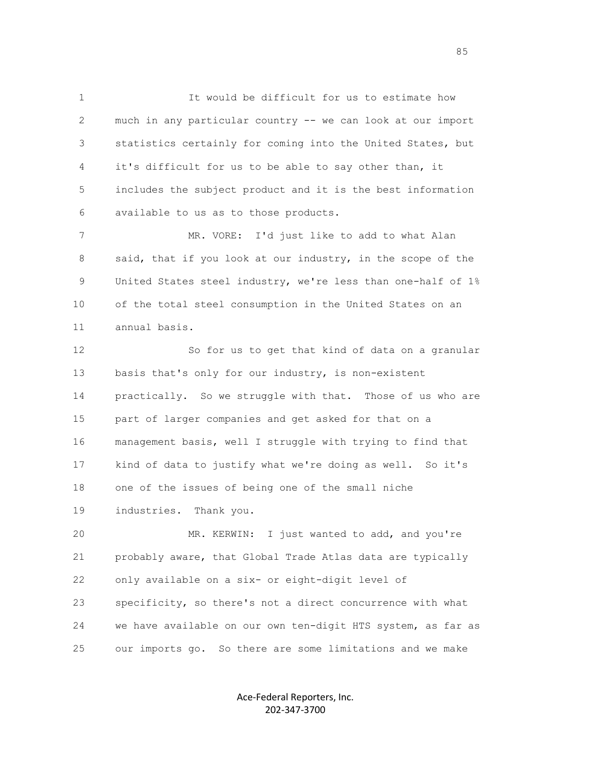It would be difficult for us to estimate how much in any particular country -- we can look at our import statistics certainly for coming into the United States, but it's difficult for us to be able to say other than, it includes the subject product and it is the best information available to us as to those products.

MR. VORE: I'd just like to add to what Alan said, that if you look at our industry, in the scope of the United States steel industry, we're less than one-half of 1% of the total steel consumption in the United States on an annual basis.

So for us to get that kind of data on a granular basis that's only for our industry, is non-existent practically. So we struggle with that. Those of us who are part of larger companies and get asked for that on a management basis, well I struggle with trying to find that kind of data to justify what we're doing as well. So it's one of the issues of being one of the small niche industries. Thank you.

MR. KERWIN: I just wanted to add, and you're probably aware, that Global Trade Atlas data are typically only available on a six- or eight-digit level of specificity, so there's not a direct concurrence with what we have available on our own ten-digit HTS system, as far as our imports go. So there are some limitations and we make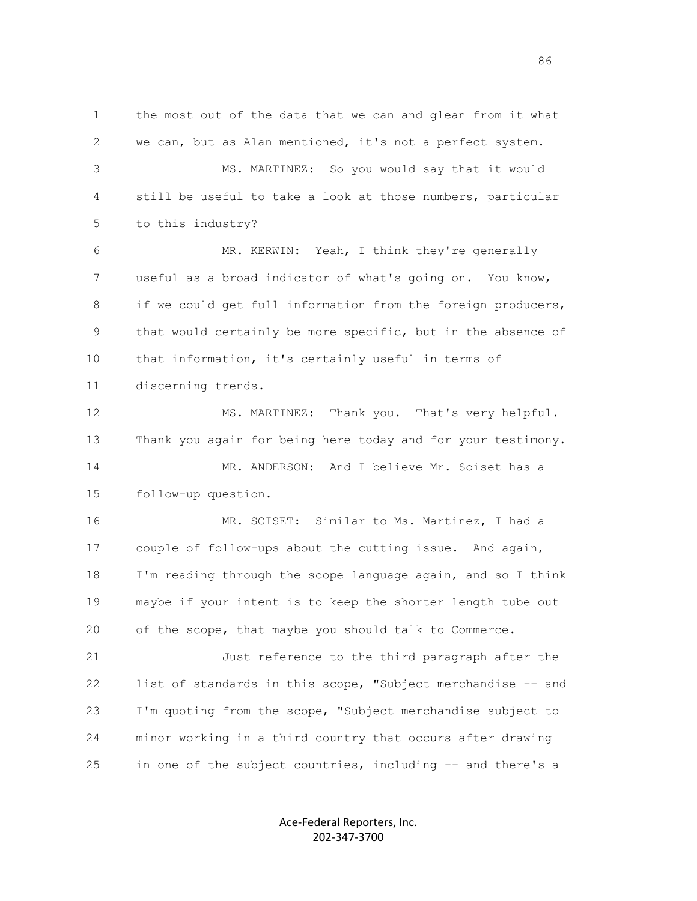1 the most out of the data that we can and glean from it what
2 we can, but as Alan mentioned, it's not a perfect system.
3 MS. MARTINEZ: So you would say that it would
4 still be useful to take a look at those numbers, particular
5 to this industry?
6 MR. KERWIN: Yeah, I think they're generally
7 useful as a broad indicator of what's going on. You know,
8 if we could get full information from the foreign producers,
9 that would certainly be more specific, but in the absence of
10 that information, it's certainly useful in terms of
11 discerning trends.
12 MS. MARTINEZ: Thank you. That's very helpful.
13 Thank you again for being here today and for your testimony.
14 MR. ANDERSON: And I believe Mr. Soiset has a
15 follow-up question.
16 MR. SOISET: Similar to Ms. Martinez, I had a
17 couple of follow-ups about the cutting issue. And again,
18 I'm reading through the scope language again, and so I think
19 maybe if your intent is to keep the shorter length tube out
20 of the scope, that maybe you should talk to Commerce.
21 Just reference to the third paragraph after the
22 list of standards in this scope, "Subject merchandise -- and
23 I'm quoting from the scope, "Subject merchandise subject to
24 minor working in a third country that occurs after drawing
25 in one of the subject countries, including -- and there's a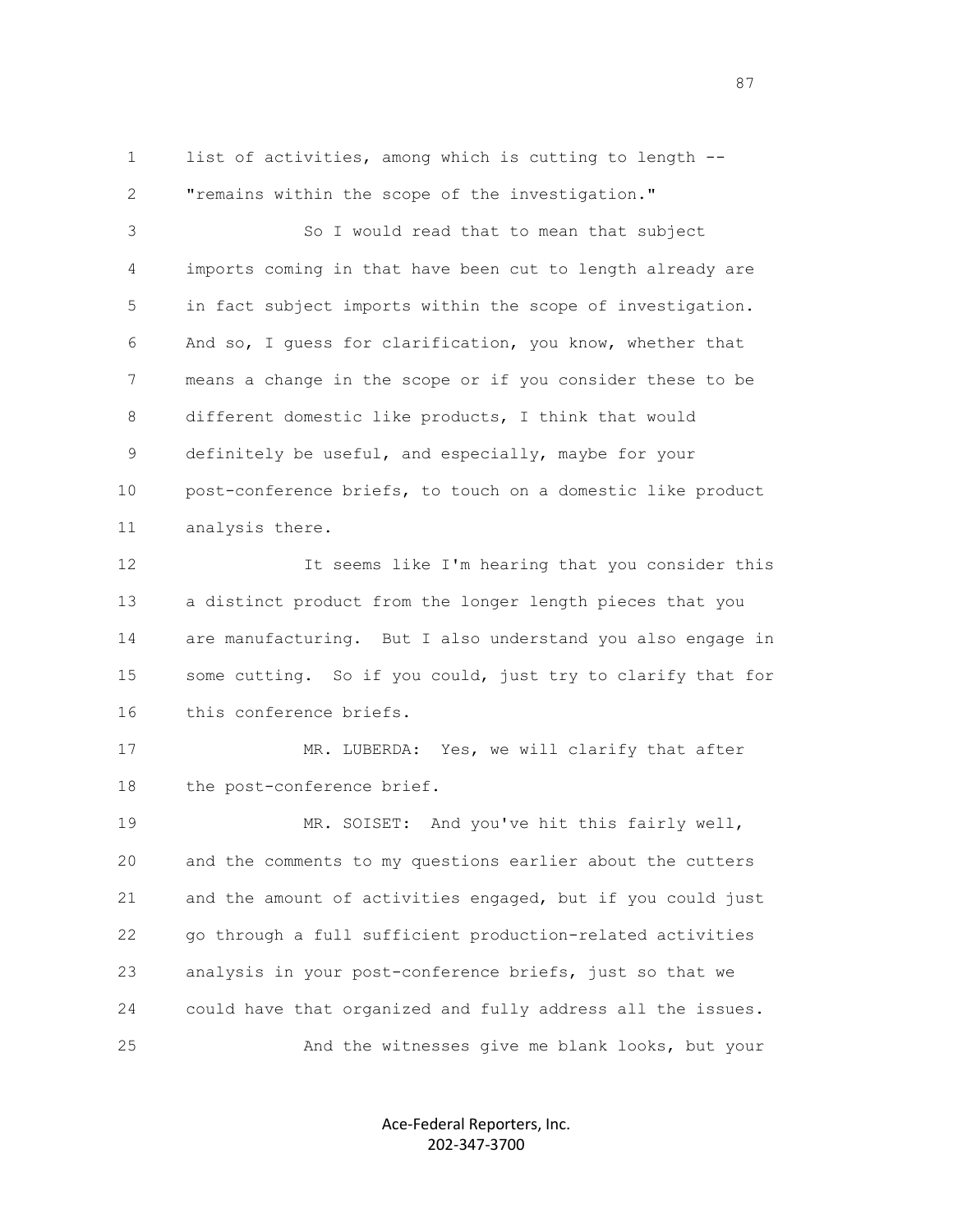list of activities, among which is cutting to length -- "remains within the scope of the investigation."

So I would read that to mean that subject imports coming in that have been cut to length already are in fact subject imports within the scope of investigation. And so, I guess for clarification, you know, whether that means a change in the scope or if you consider these to be different domestic like products, I think that would definitely be useful, and especially, maybe for your post-conference briefs, to touch on a domestic like product analysis there.

It seems like I'm hearing that you consider this a distinct product from the longer length pieces that you are manufacturing. But I also understand you also engage in some cutting. So if you could, just try to clarify that for this conference briefs.

MR. LUBERDA: Yes, we will clarify that after the post-conference brief.

MR. SOISET: And you've hit this fairly well, and the comments to my questions earlier about the cutters and the amount of activities engaged, but if you could just go through a full sufficient production-related activities analysis in your post-conference briefs, just so that we could have that organized and fully address all the issues.

And the witnesses give me blank looks, but your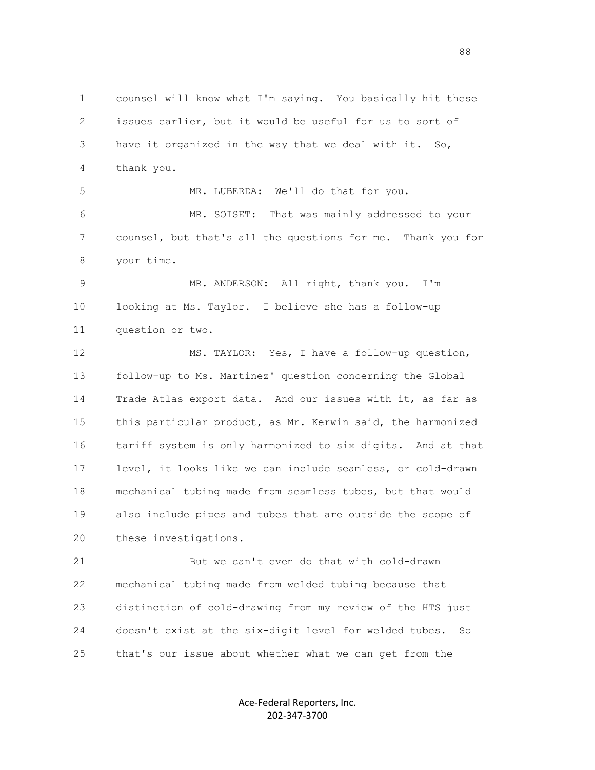counsel will know what I'm saying. You basically hit these issues earlier, but it would be useful for us to sort of have it organized in the way that we deal with it. So, thank you.

MR. LUBERDA: We'll do that for you.

MR. SOISET: That was mainly addressed to your counsel, but that's all the questions for me. Thank you for your time.

MR. ANDERSON: All right, thank you. I'm looking at Ms. Taylor. I believe she has a follow-up question or two.

MS. TAYLOR: Yes, I have a follow-up question, follow-up to Ms. Martinez' question concerning the Global Trade Atlas export data. And our issues with it, as far as this particular product, as Mr. Kerwin said, the harmonized tariff system is only harmonized to six digits. And at that level, it looks like we can include seamless, or cold-drawn mechanical tubing made from seamless tubes, but that would also include pipes and tubes that are outside the scope of these investigations.

But we can't even do that with cold-drawn mechanical tubing made from welded tubing because that distinction of cold-drawing from my review of the HTS just doesn't exist at the six-digit level for welded tubes. So that's our issue about whether what we can get from the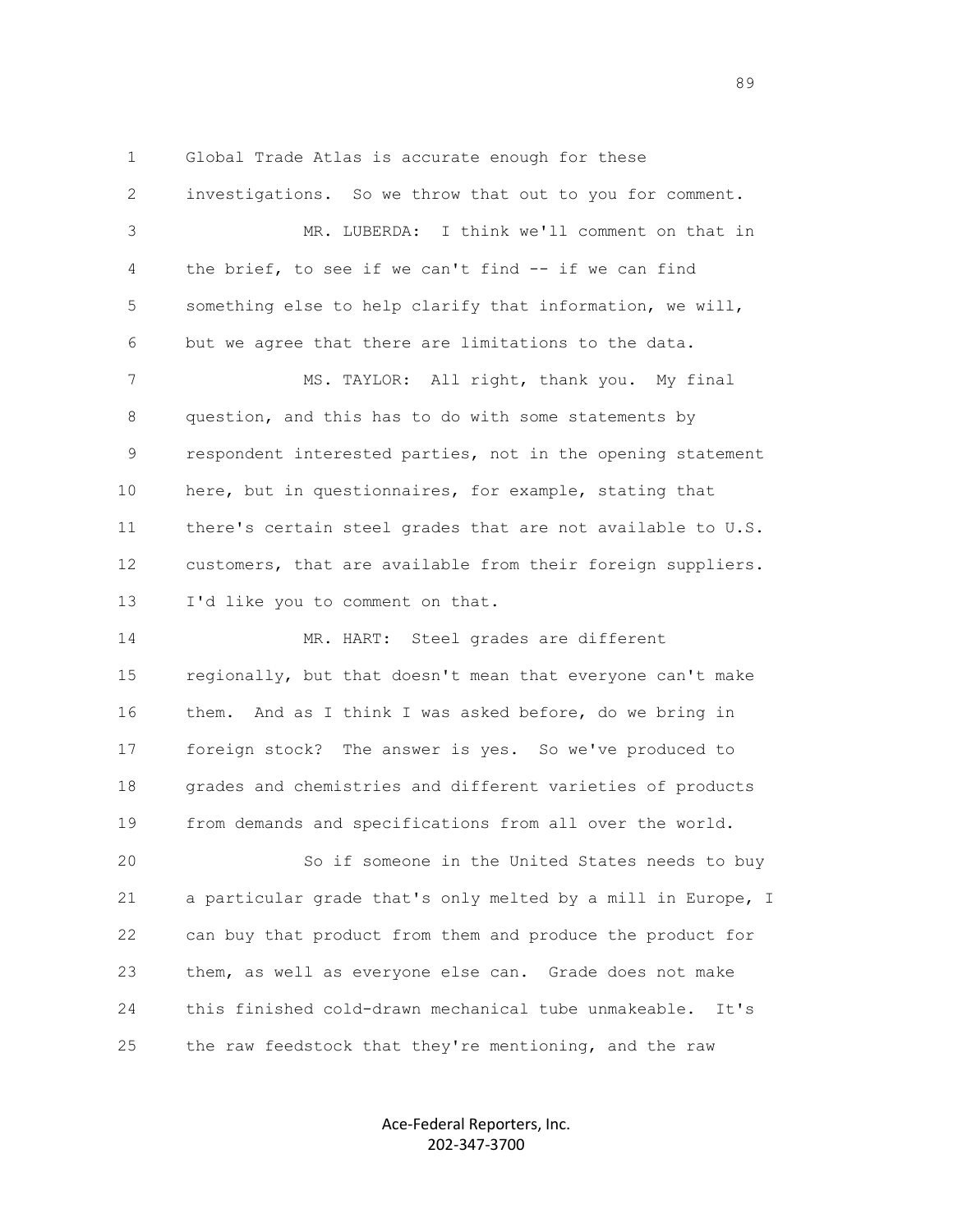Global Trade Atlas is accurate enough for these investigations. So we throw that out to you for comment.

MR. LUBERDA: I think we'll comment on that in the brief, to see if we can't find -- if we can find something else to help clarify that information, we will, but we agree that there are limitations to the data.

MS. TAYLOR: All right, thank you. My final question, and this has to do with some statements by respondent interested parties, not in the opening statement here, but in questionnaires, for example, stating that there's certain steel grades that are not available to U.S. customers, that are available from their foreign suppliers. I'd like you to comment on that.

MR. HART: Steel grades are different regionally, but that doesn't mean that everyone can't make them. And as I think I was asked before, do we bring in foreign stock? The answer is yes. So we've produced to grades and chemistries and different varieties of products from demands and specifications from all over the world.

So if someone in the United States needs to buy a particular grade that's only melted by a mill in Europe, I can buy that product from them and produce the product for them, as well as everyone else can. Grade does not make this finished cold-drawn mechanical tube unmakeable. It's the raw feedstock that they're mentioning, and the raw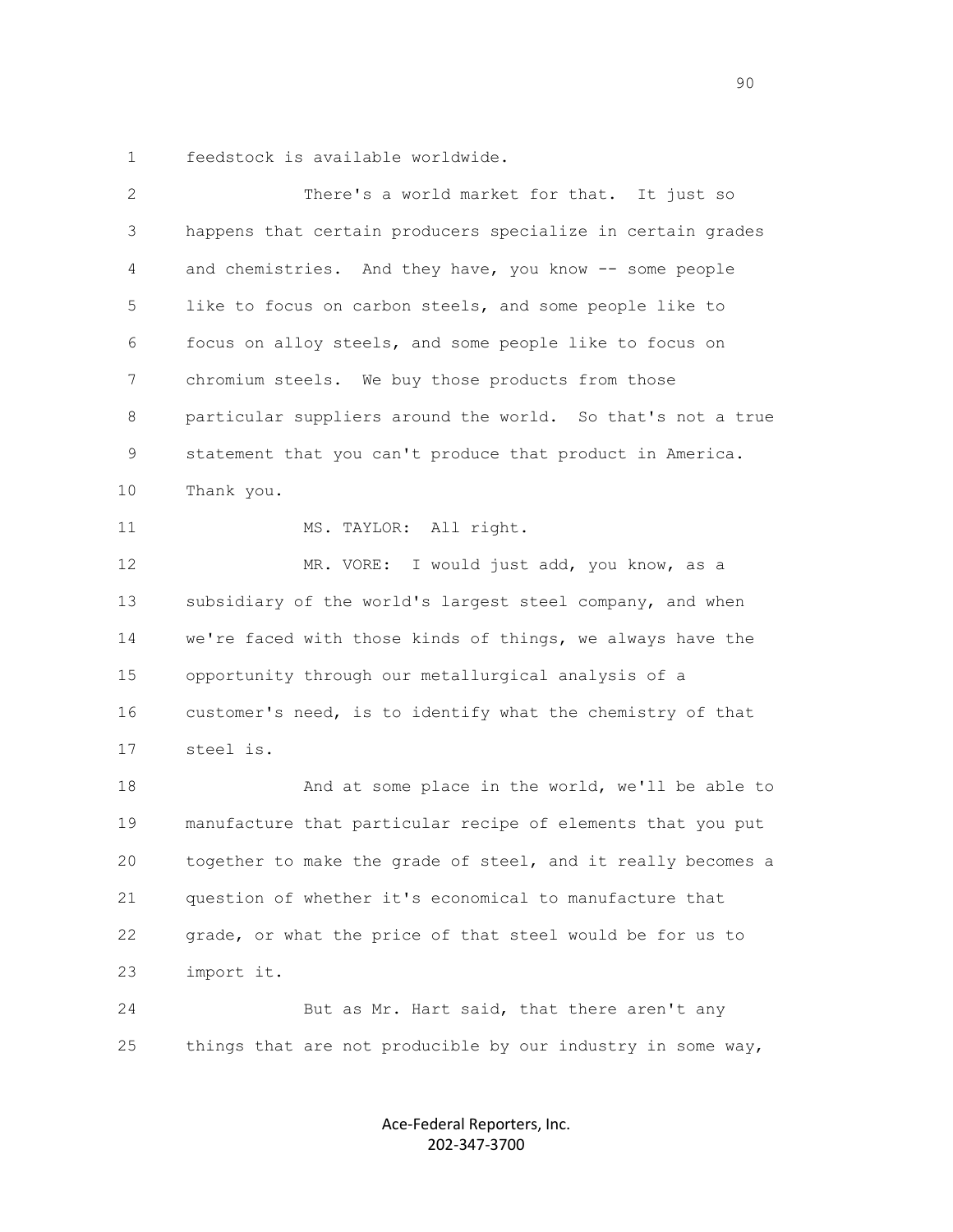1 feedstock is available worldwide.

2 There's a world market for that. It just so
3 happens that certain producers specialize in certain grades
4 and chemistries. And they have, you know -- some people
5 like to focus on carbon steels, and some people like to
6 focus on alloy steels, and some people like to focus on
7 chromium steels. We buy those products from those
8 particular suppliers around the world. So that's not a true
9 statement that you can't produce that product in America.
10 Thank you.

11 MS. TAYLOR: All right.

12 MR. VORE: I would just add, you know, as a
13 subsidiary of the world's largest steel company, and when
14 we're faced with those kinds of things, we always have the
15 opportunity through our metallurgical analysis of a
16 customer's need, is to identify what the chemistry of that
17 steel is.

18 And at some place in the world, we'll be able to
19 manufacture that particular recipe of elements that you put
20 together to make the grade of steel, and it really becomes a
21 question of whether it's economical to manufacture that
22 grade, or what the price of that steel would be for us to
23 import it.

24 But as Mr. Hart said, that there aren't any
25 things that are not producible by our industry in some way,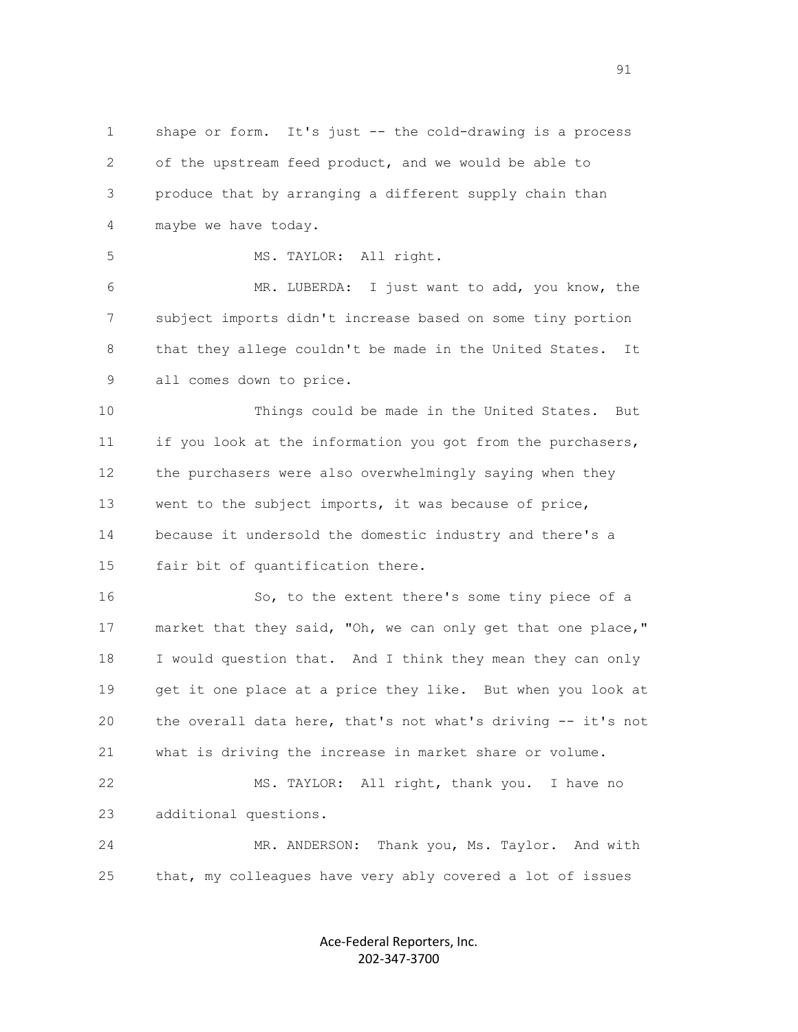shape or form. It's just -- the cold-drawing is a process of the upstream feed product, and we would be able to produce that by arranging a different supply chain than maybe we have today.

MS. TAYLOR: All right.

MR. LUBERDA: I just want to add, you know, the subject imports didn't increase based on some tiny portion that they allege couldn't be made in the United States. It all comes down to price.

Things could be made in the United States. But if you look at the information you got from the purchasers, the purchasers were also overwhelmingly saying when they went to the subject imports, it was because of price, because it undersold the domestic industry and there's a fair bit of quantification there.

So, to the extent there's some tiny piece of a market that they said, "Oh, we can only get that one place," I would question that. And I think they mean they can only get it one place at a price they like. But when you look at the overall data here, that's not what's driving -- it's not what is driving the increase in market share or volume.

MS. TAYLOR: All right, thank you. I have no additional questions.

MR. ANDERSON: Thank you, Ms. Taylor. And with that, my colleagues have very ably covered a lot of issues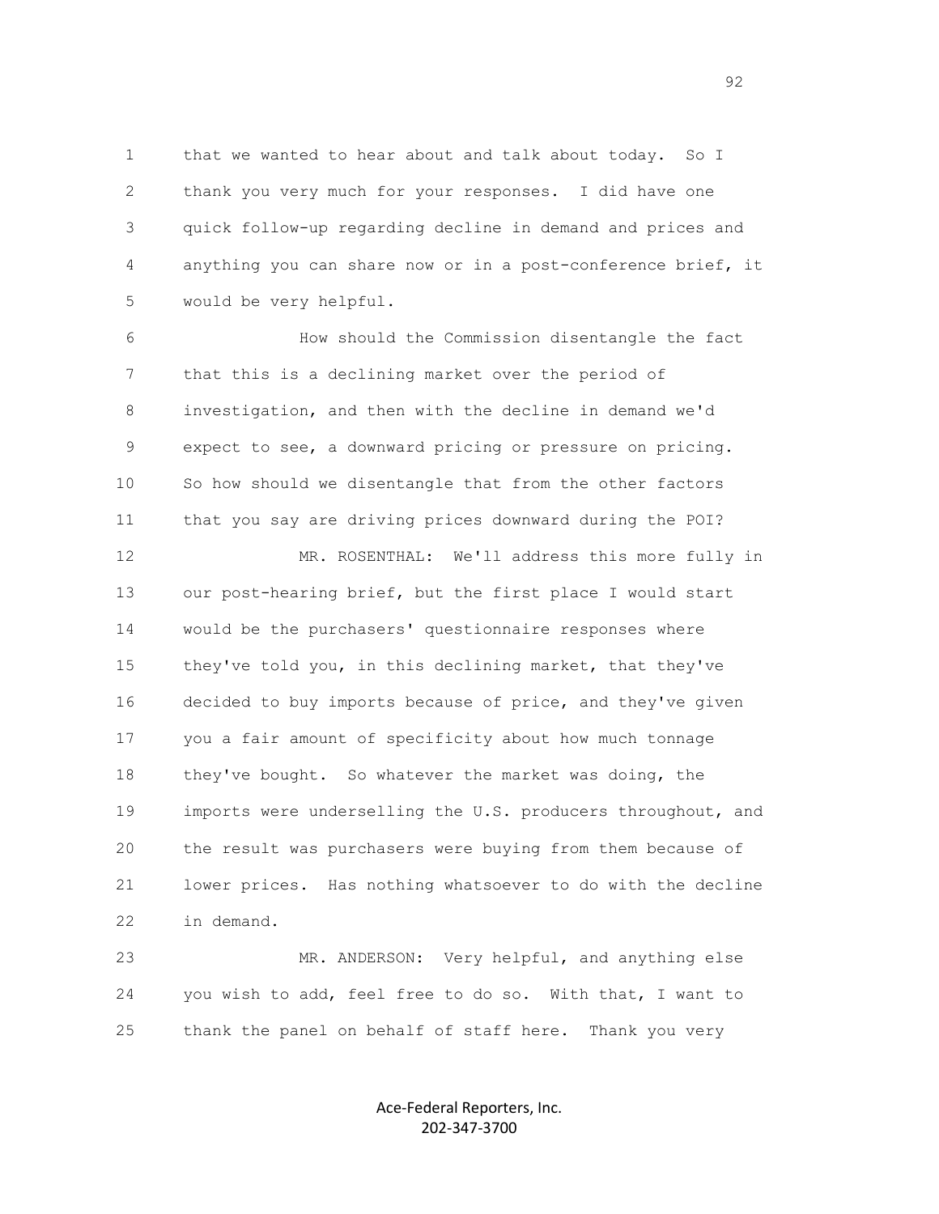that we wanted to hear about and talk about today. So I thank you very much for your responses. I did have one quick follow-up regarding decline in demand and prices and anything you can share now or in a post-conference brief, it would be very helpful.

How should the Commission disentangle the fact that this is a declining market over the period of investigation, and then with the decline in demand we'd expect to see, a downward pricing or pressure on pricing. So how should we disentangle that from the other factors that you say are driving prices downward during the POI?

MR. ROSENTHAL: We'll address this more fully in our post-hearing brief, but the first place I would start would be the purchasers' questionnaire responses where they've told you, in this declining market, that they've decided to buy imports because of price, and they've given you a fair amount of specificity about how much tonnage they've bought. So whatever the market was doing, the imports were underselling the U.S. producers throughout, and the result was purchasers were buying from them because of lower prices. Has nothing whatsoever to do with the decline in demand.

MR. ANDERSON: Very helpful, and anything else you wish to add, feel free to do so. With that, I want to thank the panel on behalf of staff here. Thank you very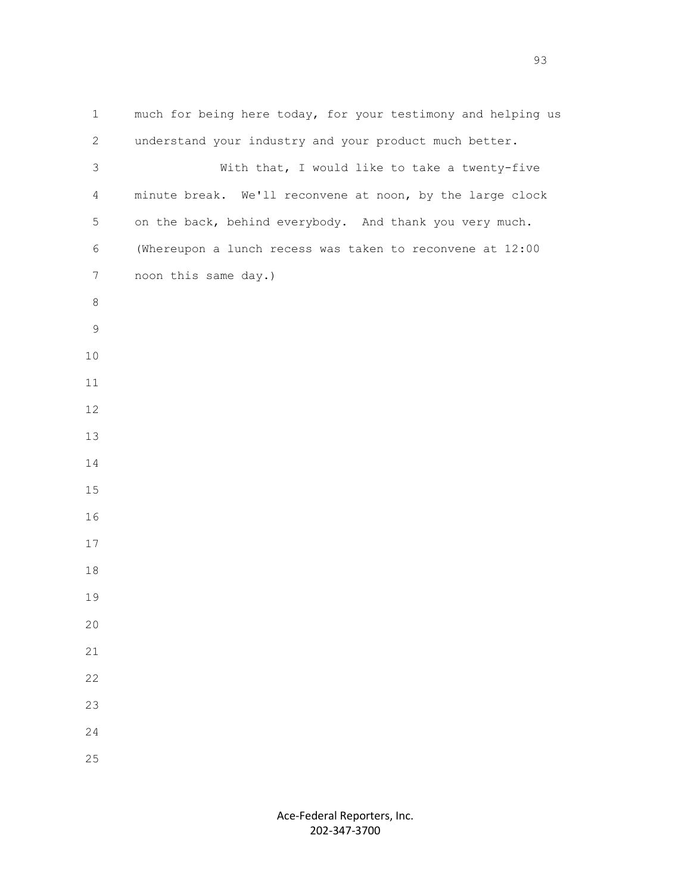much for being here today, for your testimony and helping us understand your industry and your product much better.

With that, I would like to take a twenty-five minute break. We'll reconvene at noon, by the large clock on the back, behind everybody. And thank you very much.

(Whereupon a lunch recess was taken to reconvene at 12:00 noon this same day.)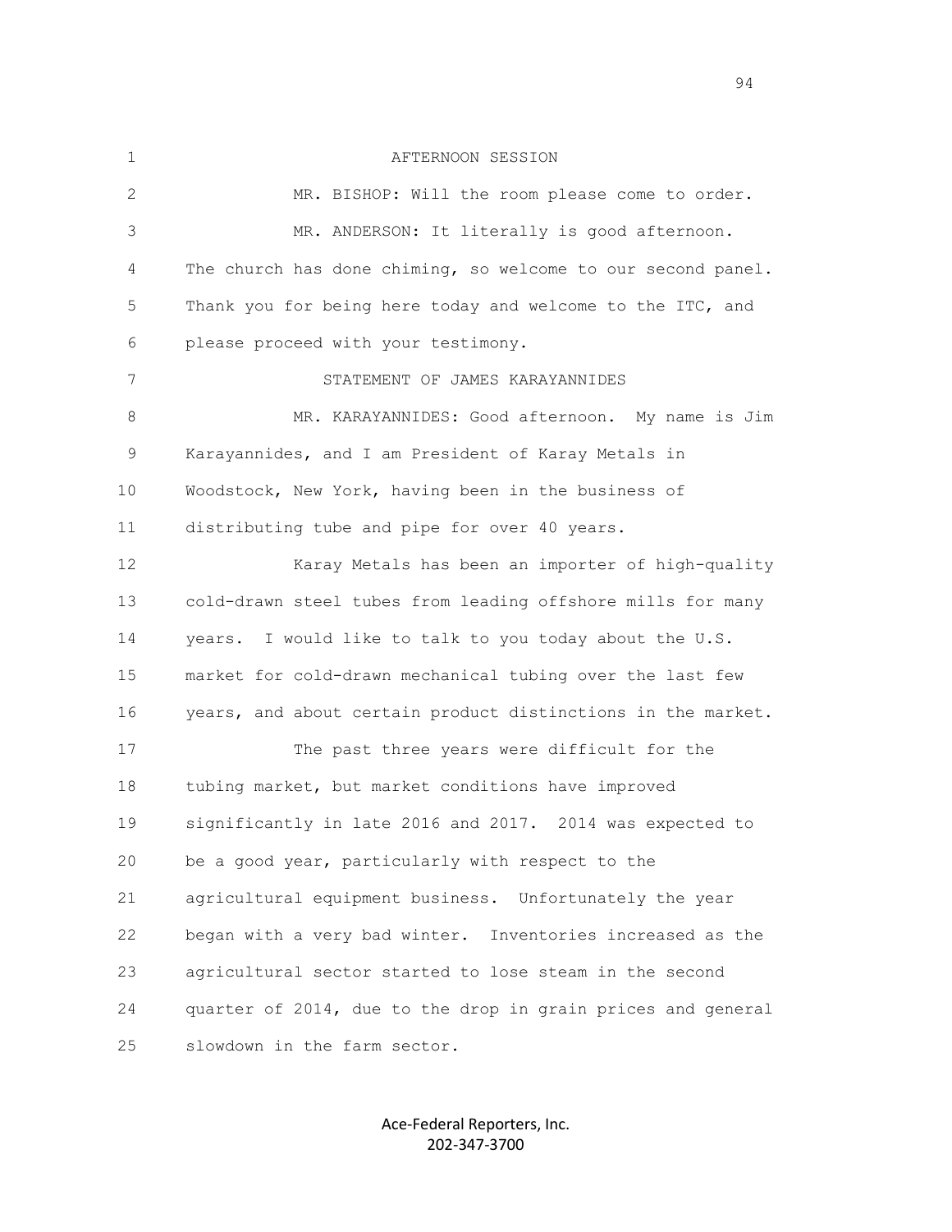AFTERNOON SESSION

MR. BISHOP: Will the room please come to order.

MR. ANDERSON: It literally is good afternoon. The church has done chiming, so welcome to our second panel. Thank you for being here today and welcome to the ITC, and please proceed with your testimony.

STATEMENT OF JAMES KARAYANNIDES

MR. KARAYANNIDES: Good afternoon. My name is Jim Karayannides, and I am President of Karay Metals in Woodstock, New York, having been in the business of distributing tube and pipe for over 40 years.

Karay Metals has been an importer of high-quality cold-drawn steel tubes from leading offshore mills for many years. I would like to talk to you today about the U.S. market for cold-drawn mechanical tubing over the last few years, and about certain product distinctions in the market.

The past three years were difficult for the tubing market, but market conditions have improved significantly in late 2016 and 2017. 2014 was expected to be a good year, particularly with respect to the agricultural equipment business. Unfortunately the year began with a very bad winter. Inventories increased as the agricultural sector started to lose steam in the second quarter of 2014, due to the drop in grain prices and general slowdown in the farm sector.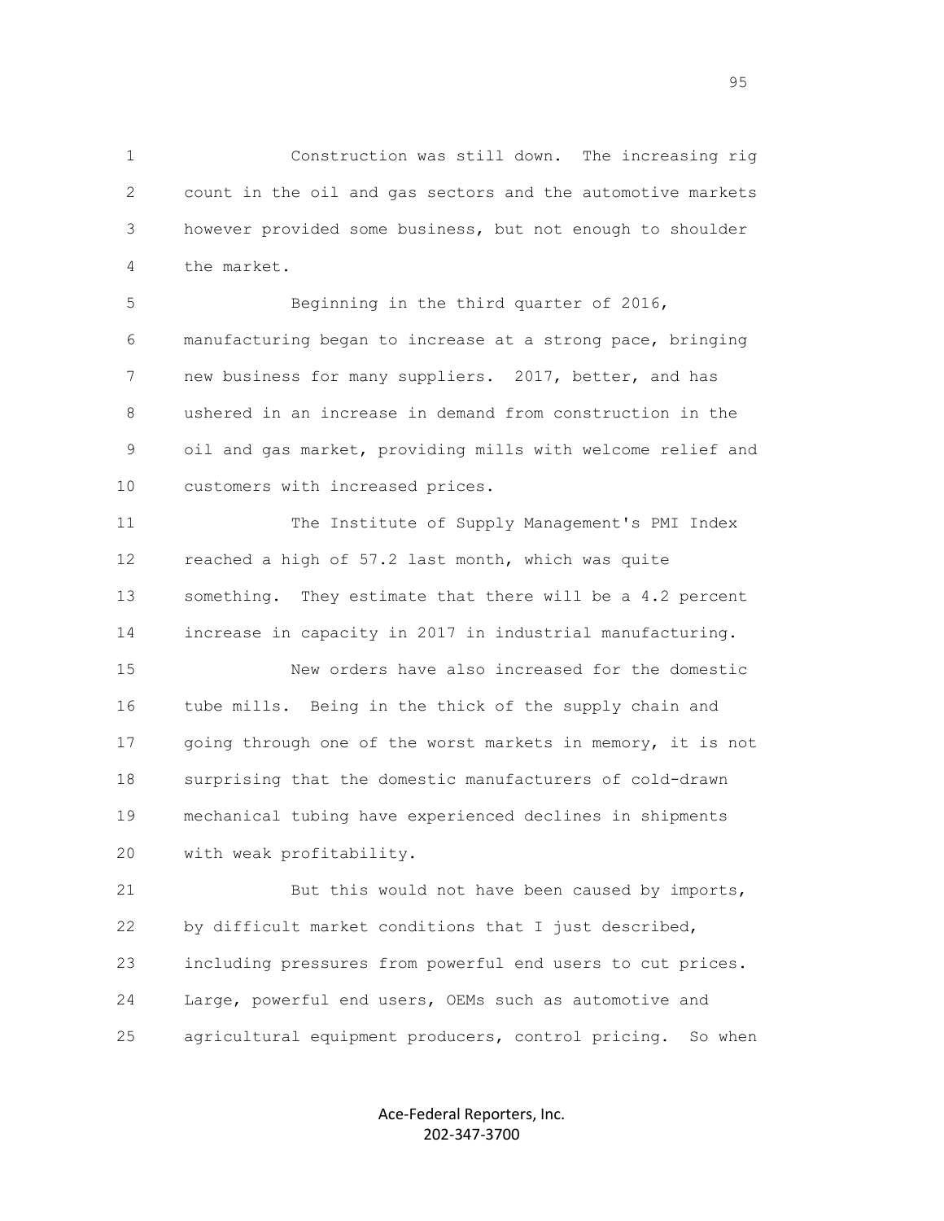Construction was still down. The increasing rig count in the oil and gas sectors and the automotive markets however provided some business, but not enough to shoulder the market.

Beginning in the third quarter of 2016, manufacturing began to increase at a strong pace, bringing new business for many suppliers. 2017, better, and has ushered in an increase in demand from construction in the oil and gas market, providing mills with welcome relief and customers with increased prices.

The Institute of Supply Management's PMI Index reached a high of 57.2 last month, which was quite something. They estimate that there will be a 4.2 percent increase in capacity in 2017 in industrial manufacturing.

New orders have also increased for the domestic tube mills. Being in the thick of the supply chain and going through one of the worst markets in memory, it is not surprising that the domestic manufacturers of cold-drawn mechanical tubing have experienced declines in shipments with weak profitability.

But this would not have been caused by imports, by difficult market conditions that I just described, including pressures from powerful end users to cut prices. Large, powerful end users, OEMs such as automotive and agricultural equipment producers, control pricing. So when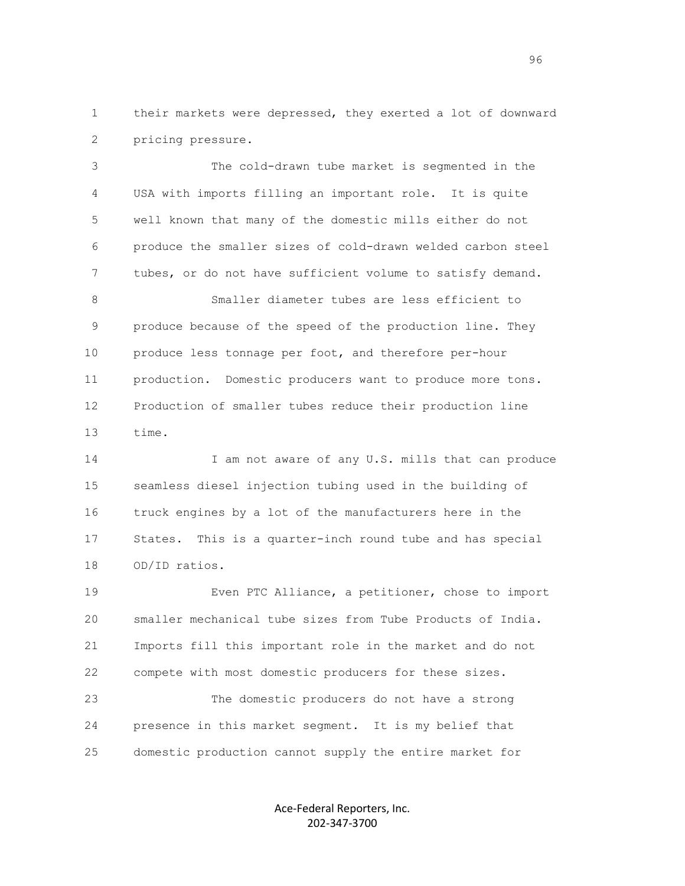their markets were depressed, they exerted a lot of downward pricing pressure.

The cold-drawn tube market is segmented in the USA with imports filling an important role. It is quite well known that many of the domestic mills either do not produce the smaller sizes of cold-drawn welded carbon steel tubes, or do not have sufficient volume to satisfy demand.

Smaller diameter tubes are less efficient to produce because of the speed of the production line. They produce less tonnage per foot, and therefore per-hour production. Domestic producers want to produce more tons. Production of smaller tubes reduce their production line time.

I am not aware of any U.S. mills that can produce seamless diesel injection tubing used in the building of truck engines by a lot of the manufacturers here in the States. This is a quarter-inch round tube and has special OD/ID ratios.

Even PTC Alliance, a petitioner, chose to import smaller mechanical tube sizes from Tube Products of India. Imports fill this important role in the market and do not compete with most domestic producers for these sizes.

The domestic producers do not have a strong presence in this market segment. It is my belief that domestic production cannot supply the entire market for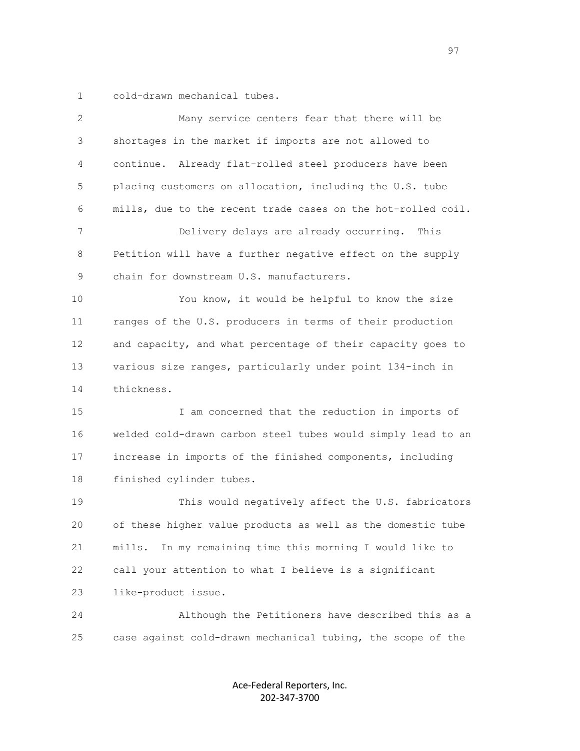cold-drawn mechanical tubes.

Many service centers fear that there will be shortages in the market if imports are not allowed to continue. Already flat-rolled steel producers have been placing customers on allocation, including the U.S. tube mills, due to the recent trade cases on the hot-rolled coil.

Delivery delays are already occurring. This Petition will have a further negative effect on the supply chain for downstream U.S. manufacturers.

You know, it would be helpful to know the size ranges of the U.S. producers in terms of their production and capacity, and what percentage of their capacity goes to various size ranges, particularly under point 134-inch in thickness.

I am concerned that the reduction in imports of welded cold-drawn carbon steel tubes would simply lead to an increase in imports of the finished components, including finished cylinder tubes.

This would negatively affect the U.S. fabricators of these higher value products as well as the domestic tube mills. In my remaining time this morning I would like to call your attention to what I believe is a significant like-product issue.

Although the Petitioners have described this as a case against cold-drawn mechanical tubing, the scope of the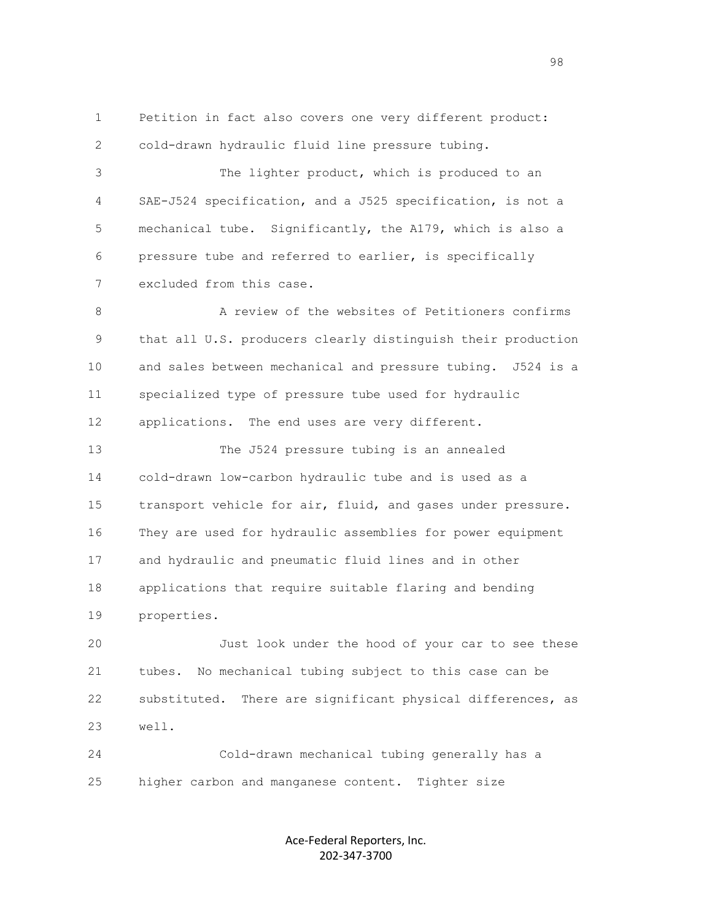Petition in fact also covers one very different product: cold-drawn hydraulic fluid line pressure tubing.

The lighter product, which is produced to an SAE-J524 specification, and a J525 specification, is not a mechanical tube. Significantly, the A179, which is also a pressure tube and referred to earlier, is specifically excluded from this case.

A review of the websites of Petitioners confirms that all U.S. producers clearly distinguish their production and sales between mechanical and pressure tubing. J524 is a specialized type of pressure tube used for hydraulic applications. The end uses are very different.

The J524 pressure tubing is an annealed cold-drawn low-carbon hydraulic tube and is used as a transport vehicle for air, fluid, and gases under pressure. They are used for hydraulic assemblies for power equipment and hydraulic and pneumatic fluid lines and in other applications that require suitable flaring and bending properties.

Just look under the hood of your car to see these tubes. No mechanical tubing subject to this case can be substituted. There are significant physical differences, as well.

Cold-drawn mechanical tubing generally has a higher carbon and manganese content. Tighter size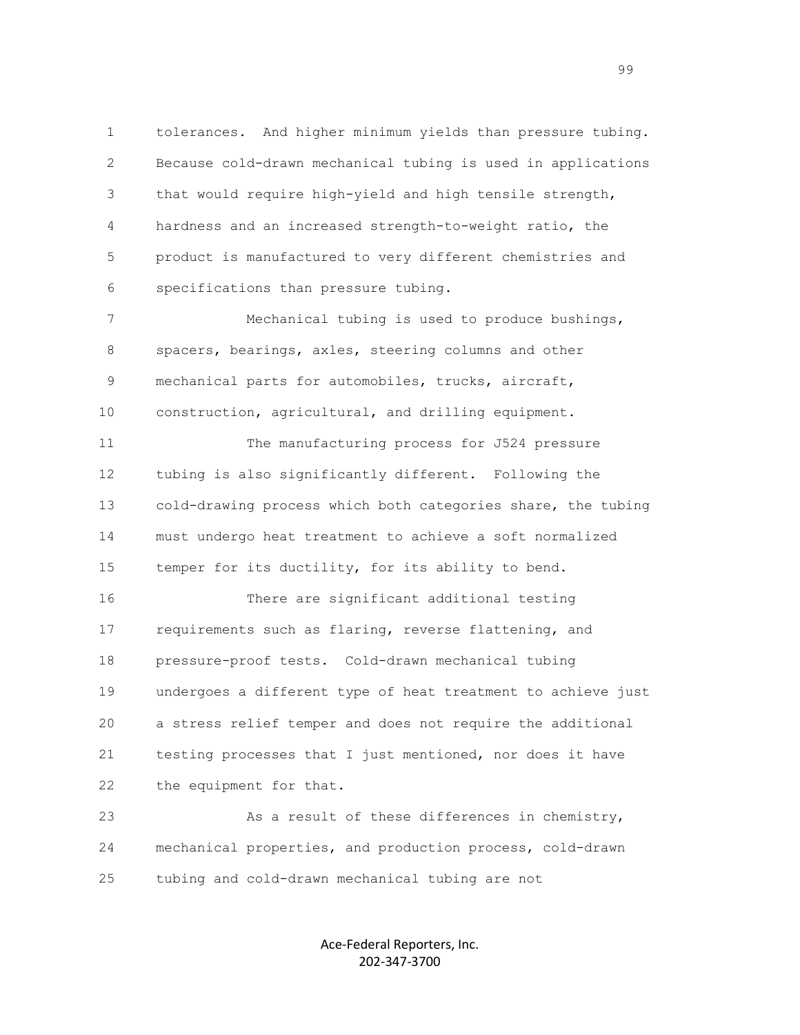tolerances. And higher minimum yields than pressure tubing. Because cold-drawn mechanical tubing is used in applications that would require high-yield and high tensile strength, hardness and an increased strength-to-weight ratio, the product is manufactured to very different chemistries and specifications than pressure tubing.

Mechanical tubing is used to produce bushings, spacers, bearings, axles, steering columns and other mechanical parts for automobiles, trucks, aircraft, construction, agricultural, and drilling equipment.

The manufacturing process for J524 pressure tubing is also significantly different. Following the cold-drawing process which both categories share, the tubing must undergo heat treatment to achieve a soft normalized temper for its ductility, for its ability to bend.

There are significant additional testing requirements such as flaring, reverse flattening, and pressure-proof tests. Cold-drawn mechanical tubing undergoes a different type of heat treatment to achieve just a stress relief temper and does not require the additional testing processes that I just mentioned, nor does it have the equipment for that.

As a result of these differences in chemistry, mechanical properties, and production process, cold-drawn tubing and cold-drawn mechanical tubing are not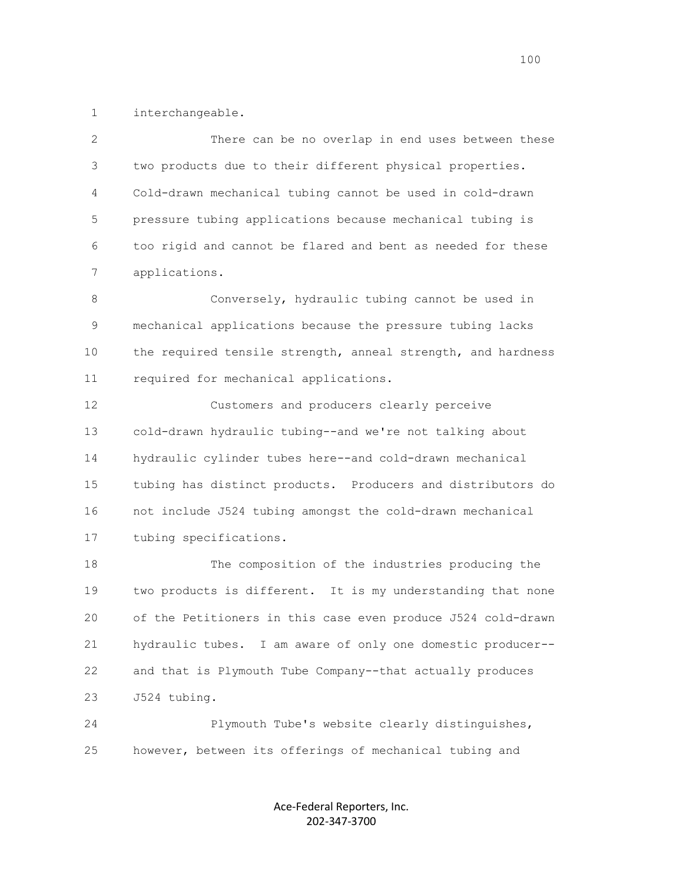interchangeable.

There can be no overlap in end uses between these two products due to their different physical properties. Cold-drawn mechanical tubing cannot be used in cold-drawn pressure tubing applications because mechanical tubing is too rigid and cannot be flared and bent as needed for these applications.

Conversely, hydraulic tubing cannot be used in mechanical applications because the pressure tubing lacks the required tensile strength, anneal strength, and hardness required for mechanical applications.

Customers and producers clearly perceive cold-drawn hydraulic tubing--and we're not talking about hydraulic cylinder tubes here--and cold-drawn mechanical tubing has distinct products. Producers and distributors do not include J524 tubing amongst the cold-drawn mechanical tubing specifications.

The composition of the industries producing the two products is different. It is my understanding that none of the Petitioners in this case even produce J524 cold-drawn hydraulic tubes. I am aware of only one domestic producer--and that is Plymouth Tube Company--that actually produces J524 tubing.

Plymouth Tube's website clearly distinguishes, however, between its offerings of mechanical tubing and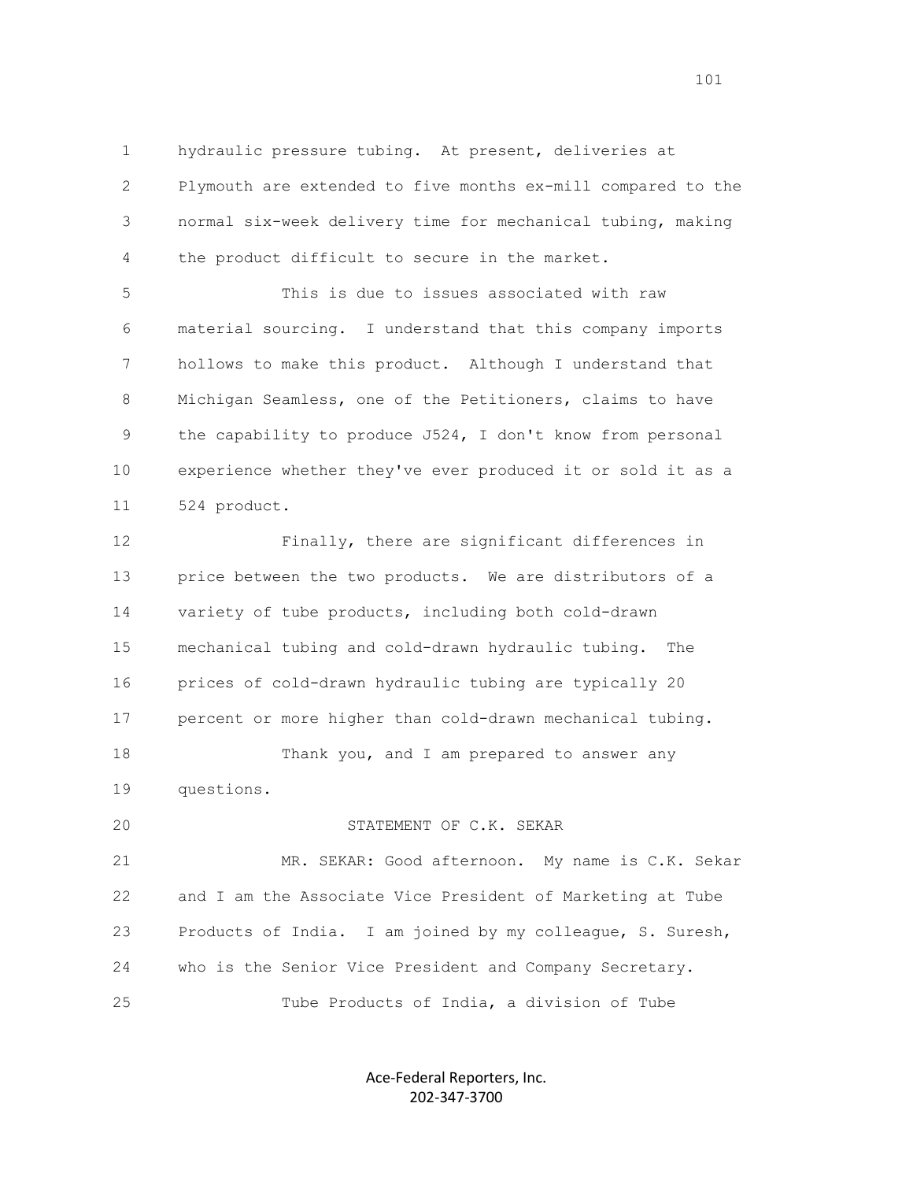hydraulic pressure tubing. At present, deliveries at Plymouth are extended to five months ex-mill compared to the normal six-week delivery time for mechanical tubing, making the product difficult to secure in the market.

This is due to issues associated with raw material sourcing. I understand that this company imports hollows to make this product. Although I understand that Michigan Seamless, one of the Petitioners, claims to have the capability to produce J524, I don't know from personal experience whether they've ever produced it or sold it as a 524 product.

Finally, there are significant differences in price between the two products. We are distributors of a variety of tube products, including both cold-drawn mechanical tubing and cold-drawn hydraulic tubing. The prices of cold-drawn hydraulic tubing are typically 20 percent or more higher than cold-drawn mechanical tubing.

Thank you, and I am prepared to answer any questions.

STATEMENT OF C.K. SEKAR

MR. SEKAR: Good afternoon. My name is C.K. Sekar and I am the Associate Vice President of Marketing at Tube Products of India. I am joined by my colleague, S. Suresh, who is the Senior Vice President and Company Secretary.

Tube Products of India, a division of Tube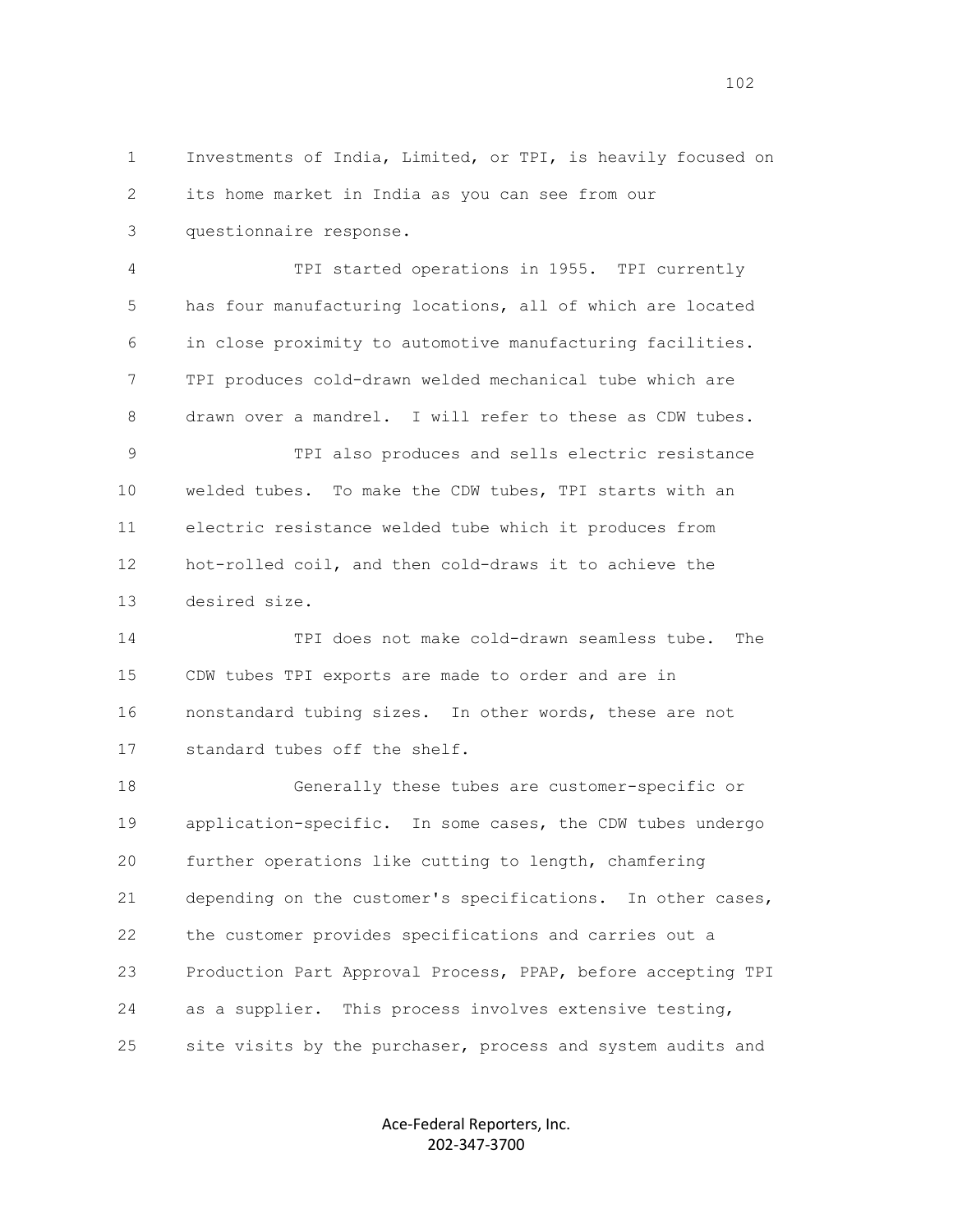Investments of India, Limited, or TPI, is heavily focused on its home market in India as you can see from our questionnaire response.

TPI started operations in 1955. TPI currently has four manufacturing locations, all of which are located in close proximity to automotive manufacturing facilities. TPI produces cold-drawn welded mechanical tube which are drawn over a mandrel. I will refer to these as CDW tubes.

TPI also produces and sells electric resistance welded tubes. To make the CDW tubes, TPI starts with an electric resistance welded tube which it produces from hot-rolled coil, and then cold-draws it to achieve the desired size.

TPI does not make cold-drawn seamless tube. The CDW tubes TPI exports are made to order and are in nonstandard tubing sizes. In other words, these are not standard tubes off the shelf.

Generally these tubes are customer-specific or application-specific. In some cases, the CDW tubes undergo further operations like cutting to length, chamfering depending on the customer's specifications. In other cases, the customer provides specifications and carries out a Production Part Approval Process, PPAP, before accepting TPI as a supplier. This process involves extensive testing, site visits by the purchaser, process and system audits and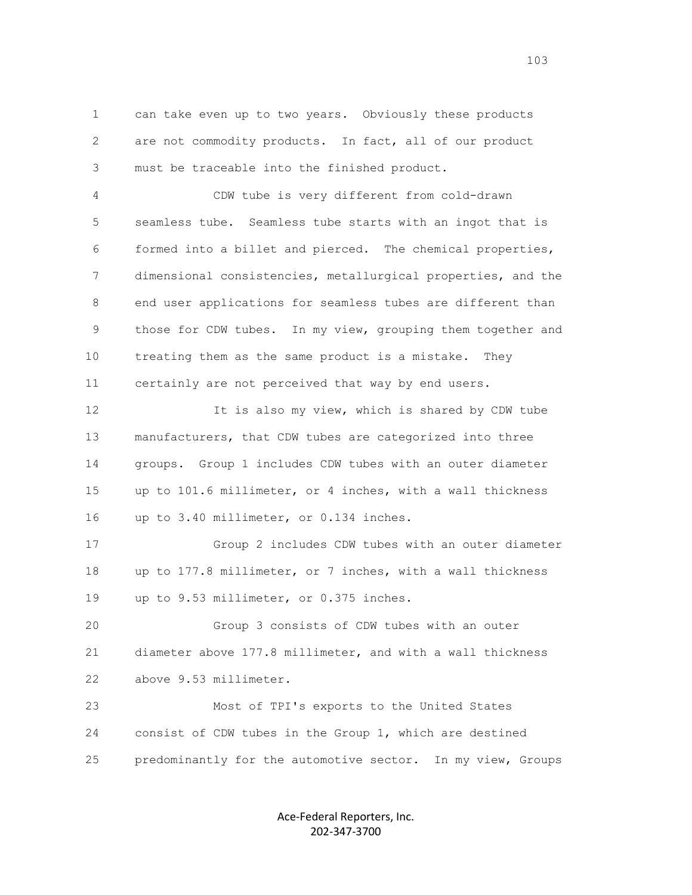can take even up to two years. Obviously these products are not commodity products. In fact, all of our product must be traceable into the finished product.

CDW tube is very different from cold-drawn seamless tube. Seamless tube starts with an ingot that is formed into a billet and pierced. The chemical properties, dimensional consistencies, metallurgical properties, and the end user applications for seamless tubes are different than those for CDW tubes. In my view, grouping them together and treating them as the same product is a mistake. They certainly are not perceived that way by end users.

It is also my view, which is shared by CDW tube manufacturers, that CDW tubes are categorized into three groups. Group 1 includes CDW tubes with an outer diameter up to 101.6 millimeter, or 4 inches, with a wall thickness up to 3.40 millimeter, or 0.134 inches.

Group 2 includes CDW tubes with an outer diameter up to 177.8 millimeter, or 7 inches, with a wall thickness up to 9.53 millimeter, or 0.375 inches.

Group 3 consists of CDW tubes with an outer diameter above 177.8 millimeter, and with a wall thickness above 9.53 millimeter.

Most of TPI's exports to the United States consist of CDW tubes in the Group 1, which are destined predominantly for the automotive sector. In my view, Groups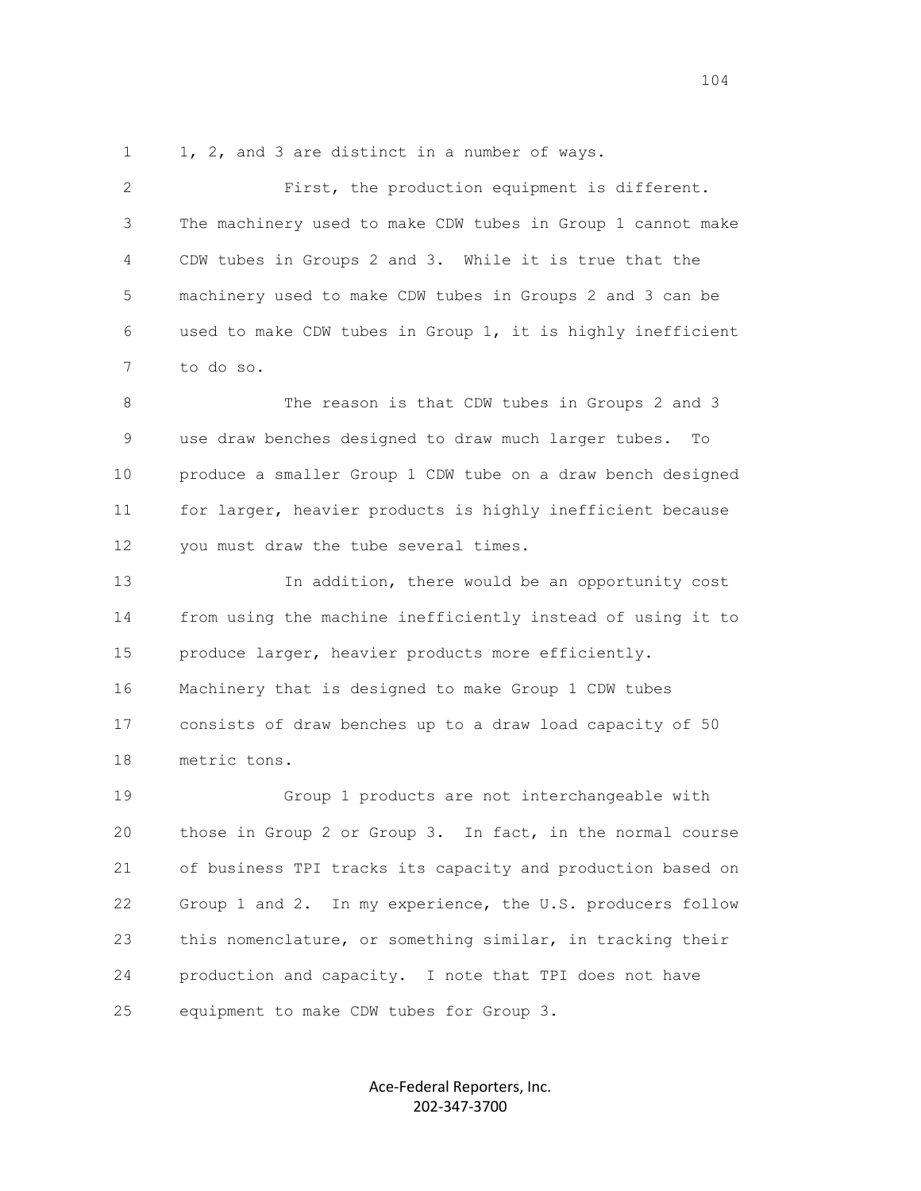1, 2, and 3 are distinct in a number of ways.

First, the production equipment is different. The machinery used to make CDW tubes in Group 1 cannot make CDW tubes in Groups 2 and 3. While it is true that the machinery used to make CDW tubes in Groups 2 and 3 can be used to make CDW tubes in Group 1, it is highly inefficient to do so.

The reason is that CDW tubes in Groups 2 and 3 use draw benches designed to draw much larger tubes. To produce a smaller Group 1 CDW tube on a draw bench designed for larger, heavier products is highly inefficient because you must draw the tube several times.

In addition, there would be an opportunity cost from using the machine inefficiently instead of using it to produce larger, heavier products more efficiently. Machinery that is designed to make Group 1 CDW tubes consists of draw benches up to a draw load capacity of 50 metric tons.

Group 1 products are not interchangeable with those in Group 2 or Group 3. In fact, in the normal course of business TPI tracks its capacity and production based on Group 1 and 2. In my experience, the U.S. producers follow this nomenclature, or something similar, in tracking their production and capacity. I note that TPI does not have equipment to make CDW tubes for Group 3.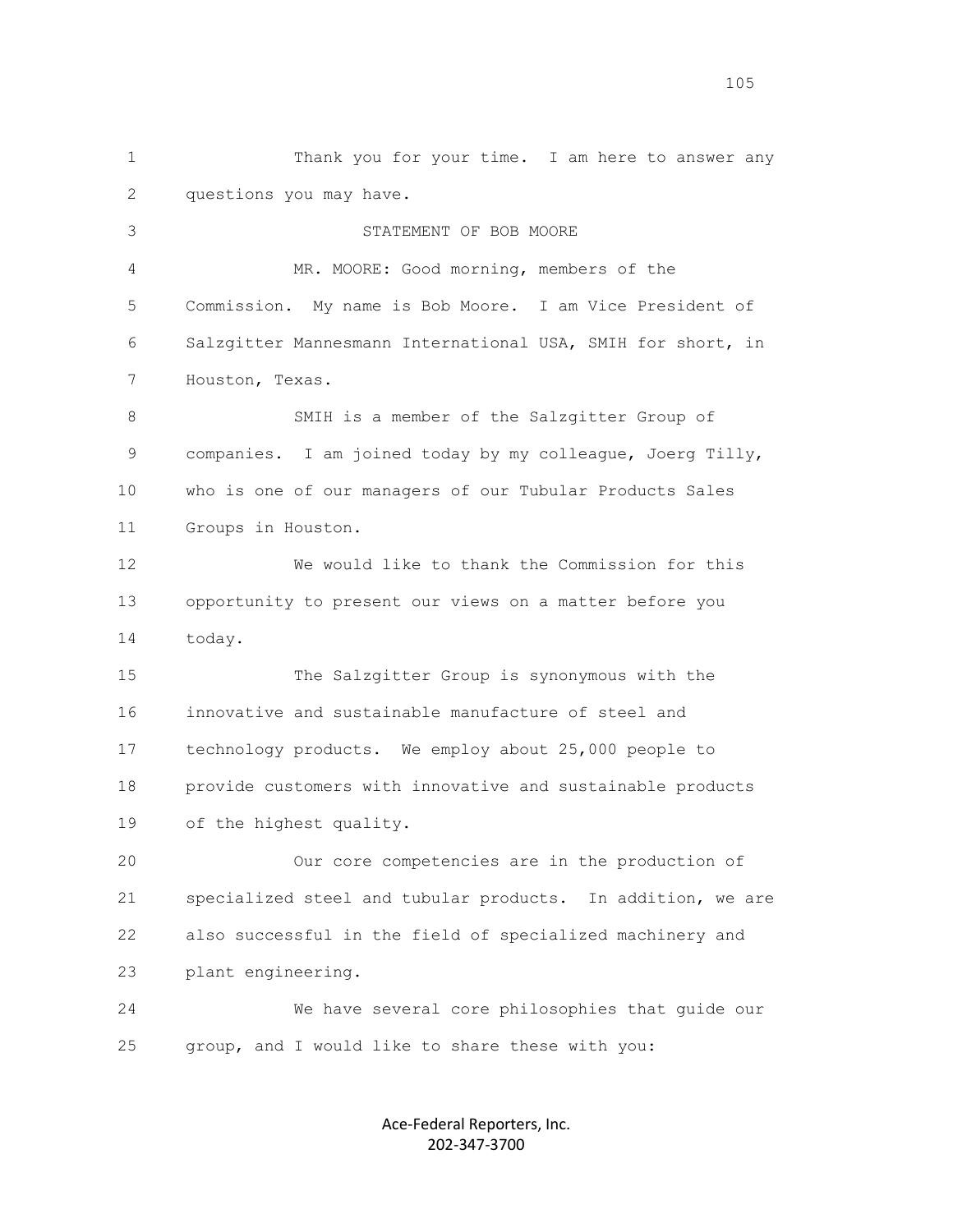Thank you for your time. I am here to answer any questions you may have.

STATEMENT OF BOB MOORE

MR. MOORE: Good morning, members of the Commission. My name is Bob Moore. I am Vice President of Salzgitter Mannesmann International USA, SMIH for short, in Houston, Texas.

SMIH is a member of the Salzgitter Group of companies. I am joined today by my colleague, Joerg Tilly, who is one of our managers of our Tubular Products Sales Groups in Houston.

We would like to thank the Commission for this opportunity to present our views on a matter before you today.

The Salzgitter Group is synonymous with the innovative and sustainable manufacture of steel and technology products. We employ about 25,000 people to provide customers with innovative and sustainable products of the highest quality.

Our core competencies are in the production of specialized steel and tubular products. In addition, we are also successful in the field of specialized machinery and plant engineering.

We have several core philosophies that guide our group, and I would like to share these with you: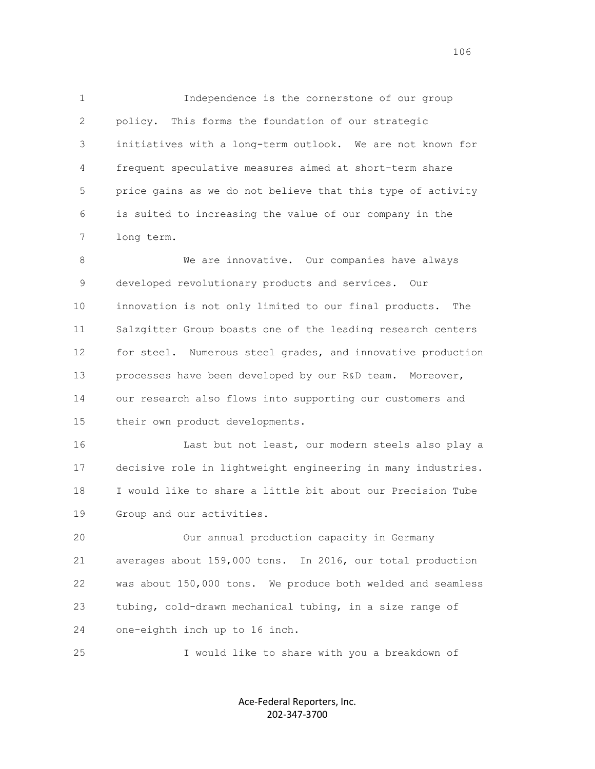Independence is the cornerstone of our group policy. This forms the foundation of our strategic initiatives with a long-term outlook. We are not known for frequent speculative measures aimed at short-term share price gains as we do not believe that this type of activity is suited to increasing the value of our company in the long term.

We are innovative. Our companies have always developed revolutionary products and services. Our innovation is not only limited to our final products. The Salzgitter Group boasts one of the leading research centers for steel. Numerous steel grades, and innovative production processes have been developed by our R&D team. Moreover, our research also flows into supporting our customers and their own product developments.

Last but not least, our modern steels also play a decisive role in lightweight engineering in many industries. I would like to share a little bit about our Precision Tube Group and our activities.

Our annual production capacity in Germany averages about 159,000 tons. In 2016, our total production was about 150,000 tons. We produce both welded and seamless tubing, cold-drawn mechanical tubing, in a size range of one-eighth inch up to 16 inch.

I would like to share with you a breakdown of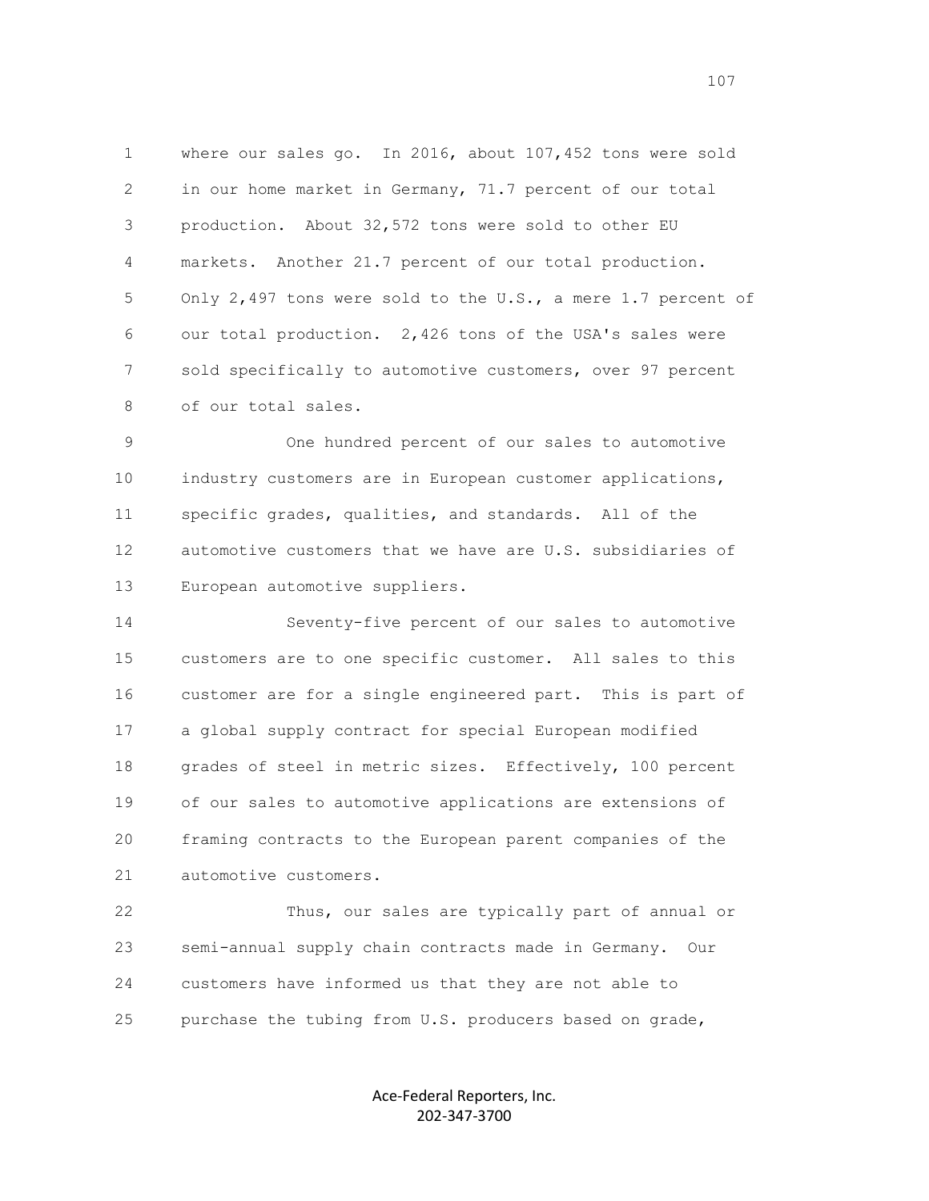where our sales go. In 2016, about 107,452 tons were sold in our home market in Germany, 71.7 percent of our total production. About 32,572 tons were sold to other EU markets. Another 21.7 percent of our total production. Only 2,497 tons were sold to the U.S., a mere 1.7 percent of our total production. 2,426 tons of the USA's sales were sold specifically to automotive customers, over 97 percent of our total sales.

One hundred percent of our sales to automotive industry customers are in European customer applications, specific grades, qualities, and standards. All of the automotive customers that we have are U.S. subsidiaries of European automotive suppliers.

Seventy-five percent of our sales to automotive customers are to one specific customer. All sales to this customer are for a single engineered part. This is part of a global supply contract for special European modified grades of steel in metric sizes. Effectively, 100 percent of our sales to automotive applications are extensions of framing contracts to the European parent companies of the automotive customers.

Thus, our sales are typically part of annual or semi-annual supply chain contracts made in Germany. Our customers have informed us that they are not able to purchase the tubing from U.S. producers based on grade,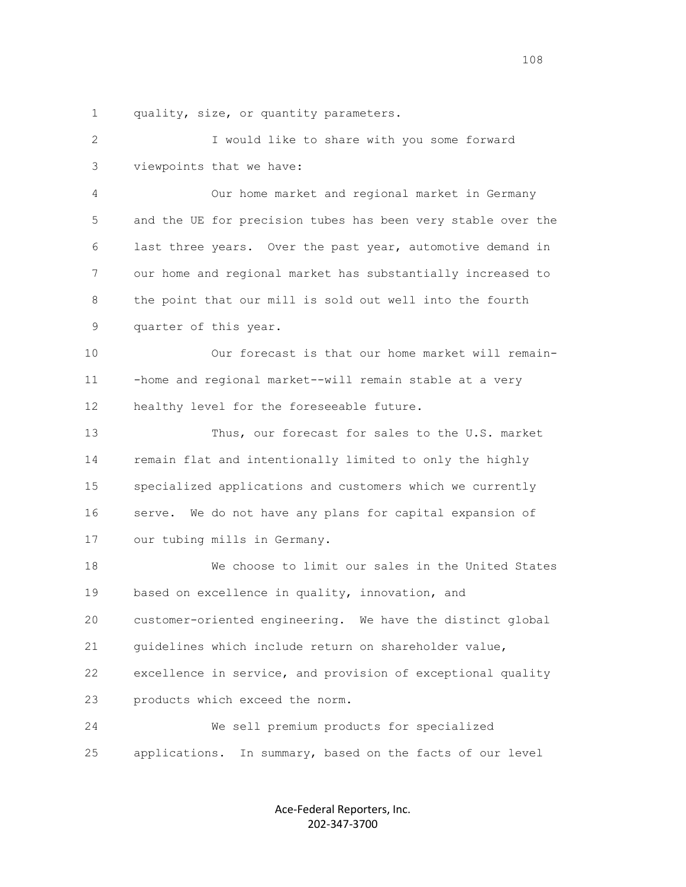quality, size, or quantity parameters.

I would like to share with you some forward viewpoints that we have:

Our home market and regional market in Germany and the UE for precision tubes has been very stable over the last three years. Over the past year, automotive demand in our home and regional market has substantially increased to the point that our mill is sold out well into the fourth quarter of this year.

Our forecast is that our home market will remain--home and regional market--will remain stable at a very healthy level for the foreseeable future.

Thus, our forecast for sales to the U.S. market remain flat and intentionally limited to only the highly specialized applications and customers which we currently serve. We do not have any plans for capital expansion of our tubing mills in Germany.

We choose to limit our sales in the United States based on excellence in quality, innovation, and customer-oriented engineering. We have the distinct global guidelines which include return on shareholder value, excellence in service, and provision of exceptional quality products which exceed the norm.

We sell premium products for specialized applications. In summary, based on the facts of our level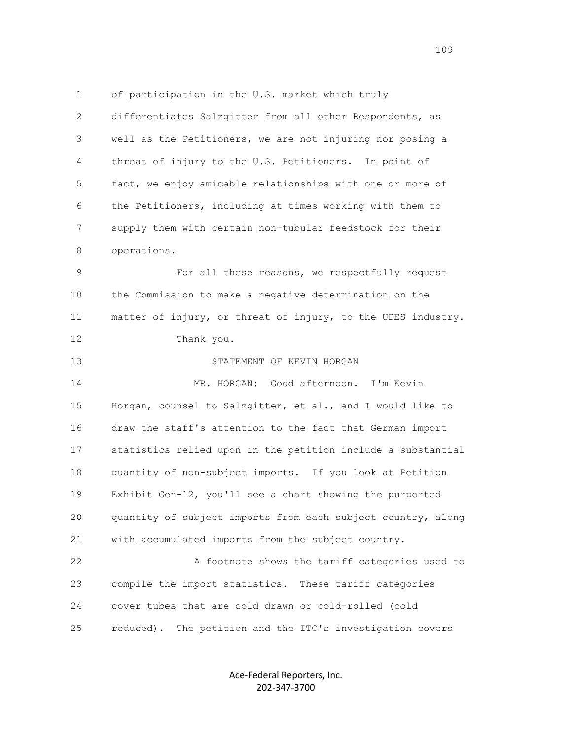of participation in the U.S. market which truly differentiates Salzgitter from all other Respondents, as well as the Petitioners, we are not injuring nor posing a threat of injury to the U.S. Petitioners. In point of fact, we enjoy amicable relationships with one or more of the Petitioners, including at times working with them to supply them with certain non-tubular feedstock for their operations.

For all these reasons, we respectfully request the Commission to make a negative determination on the matter of injury, or threat of injury, to the UDES industry.

Thank you.

STATEMENT OF KEVIN HORGAN

MR. HORGAN: Good afternoon. I'm Kevin Horgan, counsel to Salzgitter, et al., and I would like to draw the staff's attention to the fact that German import statistics relied upon in the petition include a substantial quantity of non-subject imports. If you look at Petition Exhibit Gen-12, you'll see a chart showing the purported quantity of subject imports from each subject country, along with accumulated imports from the subject country.

A footnote shows the tariff categories used to compile the import statistics. These tariff categories cover tubes that are cold drawn or cold-rolled (cold reduced). The petition and the ITC's investigation covers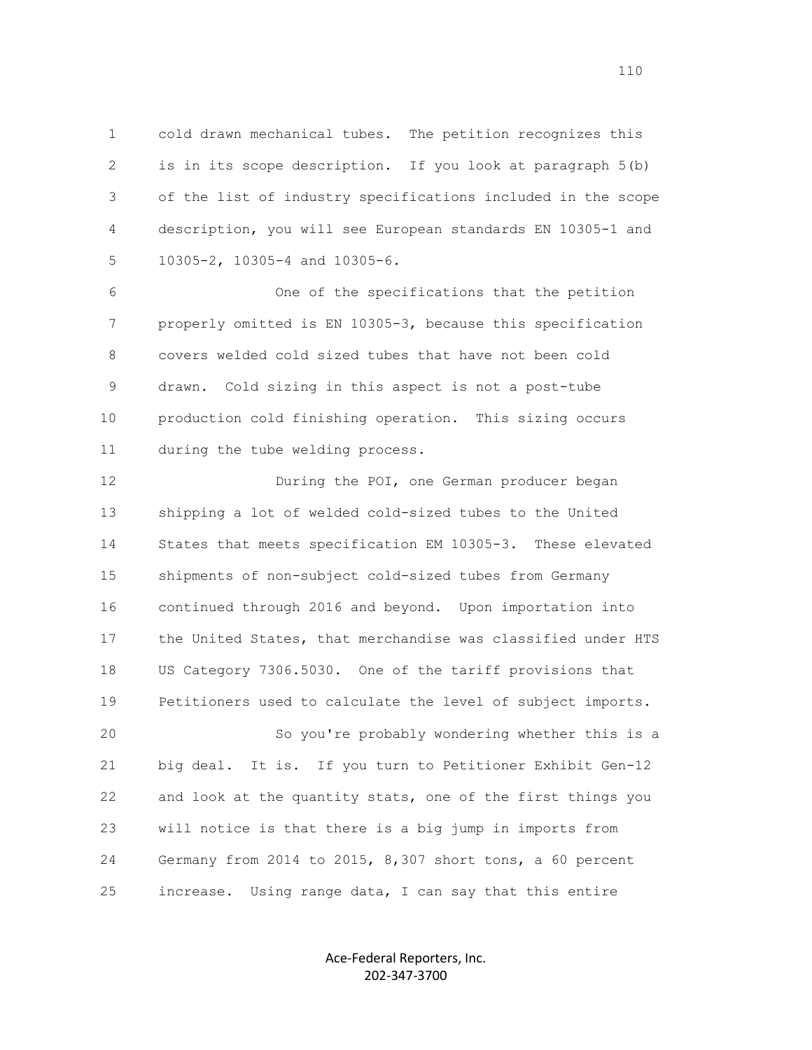cold drawn mechanical tubes. The petition recognizes this is in its scope description. If you look at paragraph 5(b) of the list of industry specifications included in the scope description, you will see European standards EN 10305-1 and 10305-2, 10305-4 and 10305-6.

One of the specifications that the petition properly omitted is EN 10305-3, because this specification covers welded cold sized tubes that have not been cold drawn. Cold sizing in this aspect is not a post-tube production cold finishing operation. This sizing occurs during the tube welding process.

During the POI, one German producer began shipping a lot of welded cold-sized tubes to the United States that meets specification EM 10305-3. These elevated shipments of non-subject cold-sized tubes from Germany continued through 2016 and beyond. Upon importation into the United States, that merchandise was classified under HTS US Category 7306.5030. One of the tariff provisions that Petitioners used to calculate the level of subject imports.

So you're probably wondering whether this is a big deal. It is. If you turn to Petitioner Exhibit Gen-12 and look at the quantity stats, one of the first things you will notice is that there is a big jump in imports from Germany from 2014 to 2015, 8,307 short tons, a 60 percent increase. Using range data, I can say that this entire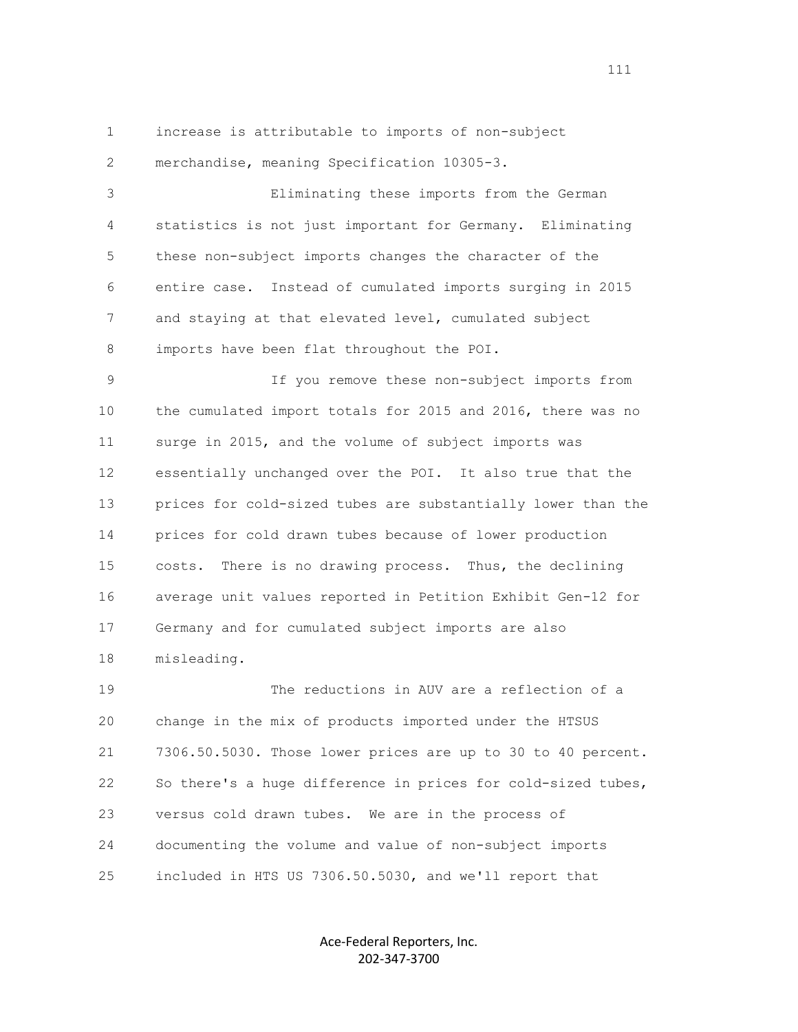increase is attributable to imports of non-subject merchandise, meaning Specification 10305-3.

Eliminating these imports from the German statistics is not just important for Germany. Eliminating these non-subject imports changes the character of the entire case. Instead of cumulated imports surging in 2015 and staying at that elevated level, cumulated subject imports have been flat throughout the POI.

If you remove these non-subject imports from the cumulated import totals for 2015 and 2016, there was no surge in 2015, and the volume of subject imports was essentially unchanged over the POI. It also true that the prices for cold-sized tubes are substantially lower than the prices for cold drawn tubes because of lower production costs. There is no drawing process. Thus, the declining average unit values reported in Petition Exhibit Gen-12 for Germany and for cumulated subject imports are also misleading.

The reductions in AUV are a reflection of a change in the mix of products imported under the HTSUS 7306.50.5030. Those lower prices are up to 30 to 40 percent. So there's a huge difference in prices for cold-sized tubes, versus cold drawn tubes. We are in the process of documenting the volume and value of non-subject imports included in HTS US 7306.50.5030, and we'll report that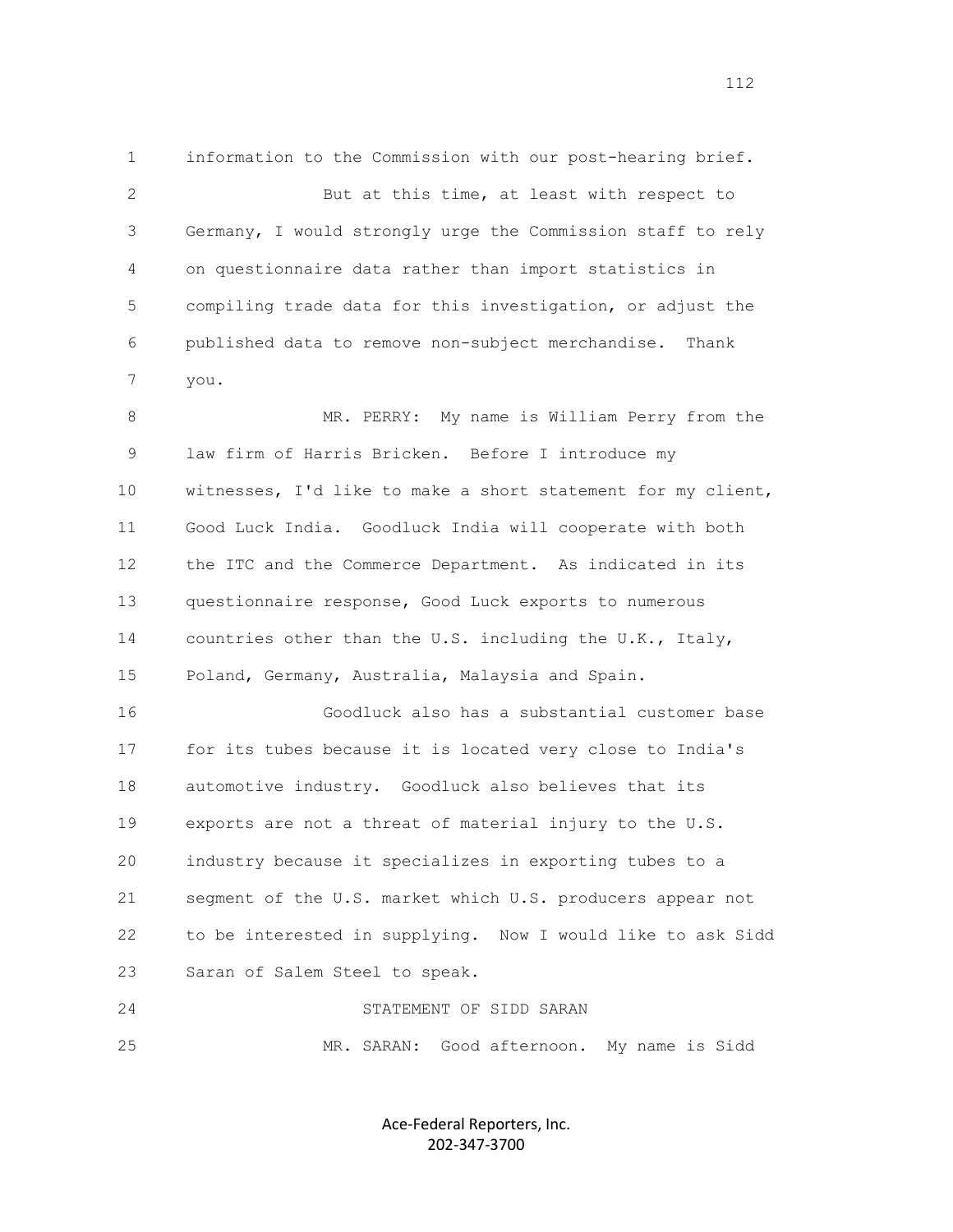information to the Commission with our post-hearing brief.

But at this time, at least with respect to Germany, I would strongly urge the Commission staff to rely on questionnaire data rather than import statistics in compiling trade data for this investigation, or adjust the published data to remove non-subject merchandise. Thank you.

MR. PERRY: My name is William Perry from the law firm of Harris Bricken. Before I introduce my witnesses, I'd like to make a short statement for my client, Good Luck India. Goodluck India will cooperate with both the ITC and the Commerce Department. As indicated in its questionnaire response, Good Luck exports to numerous countries other than the U.S. including the U.K., Italy, Poland, Germany, Australia, Malaysia and Spain.

Goodluck also has a substantial customer base for its tubes because it is located very close to India's automotive industry. Goodluck also believes that its exports are not a threat of material injury to the U.S. industry because it specializes in exporting tubes to a segment of the U.S. market which U.S. producers appear not to be interested in supplying. Now I would like to ask Sidd Saran of Salem Steel to speak.

STATEMENT OF SIDD SARAN

MR. SARAN: Good afternoon. My name is Sidd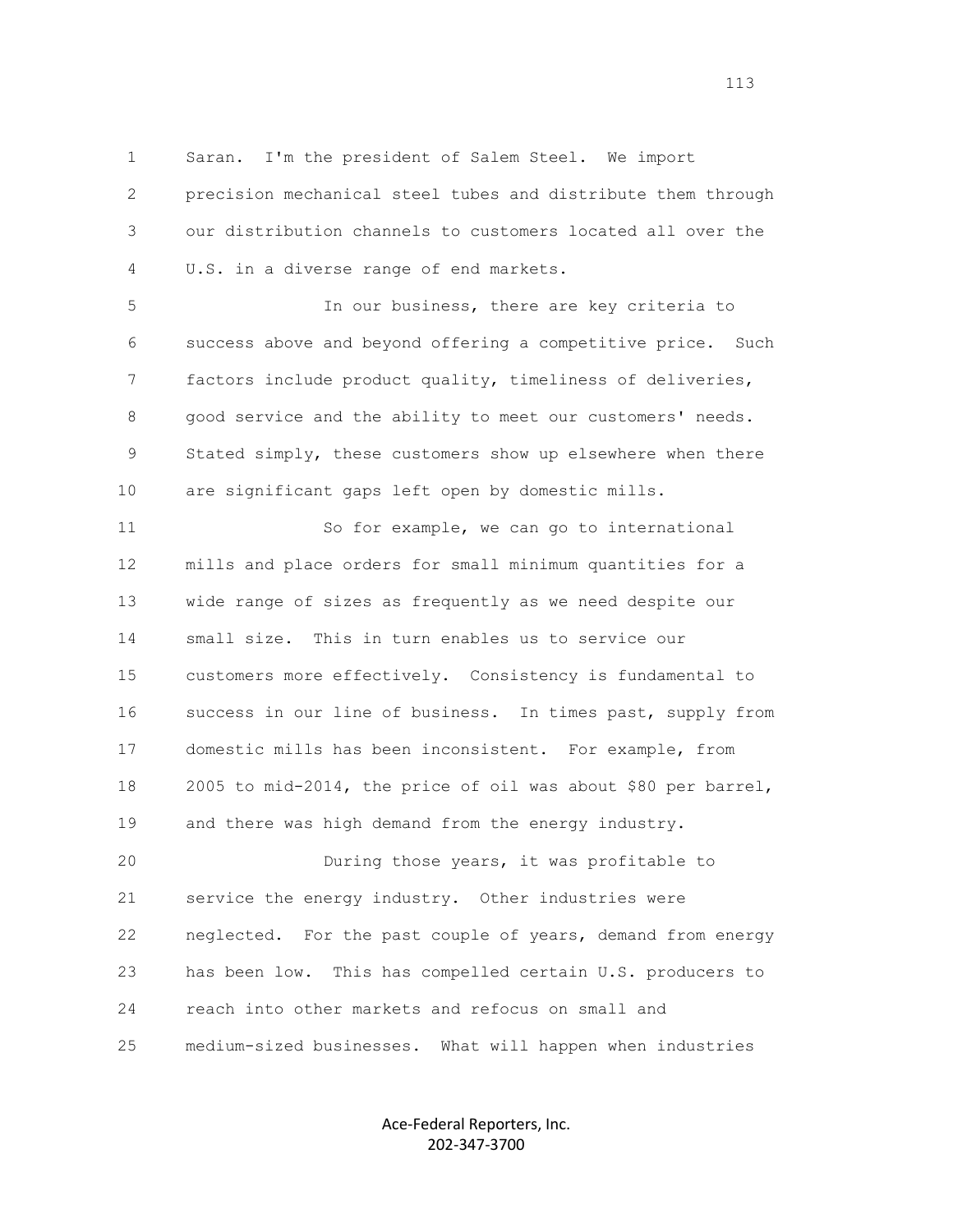Saran. I'm the president of Salem Steel. We import precision mechanical steel tubes and distribute them through our distribution channels to customers located all over the U.S. in a diverse range of end markets.

In our business, there are key criteria to success above and beyond offering a competitive price. Such factors include product quality, timeliness of deliveries, good service and the ability to meet our customers' needs. Stated simply, these customers show up elsewhere when there are significant gaps left open by domestic mills.

So for example, we can go to international mills and place orders for small minimum quantities for a wide range of sizes as frequently as we need despite our small size. This in turn enables us to service our customers more effectively. Consistency is fundamental to success in our line of business. In times past, supply from domestic mills has been inconsistent. For example, from 2005 to mid-2014, the price of oil was about $80 per barrel, and there was high demand from the energy industry.

During those years, it was profitable to service the energy industry. Other industries were neglected. For the past couple of years, demand from energy has been low. This has compelled certain U.S. producers to reach into other markets and refocus on small and medium-sized businesses. What will happen when industries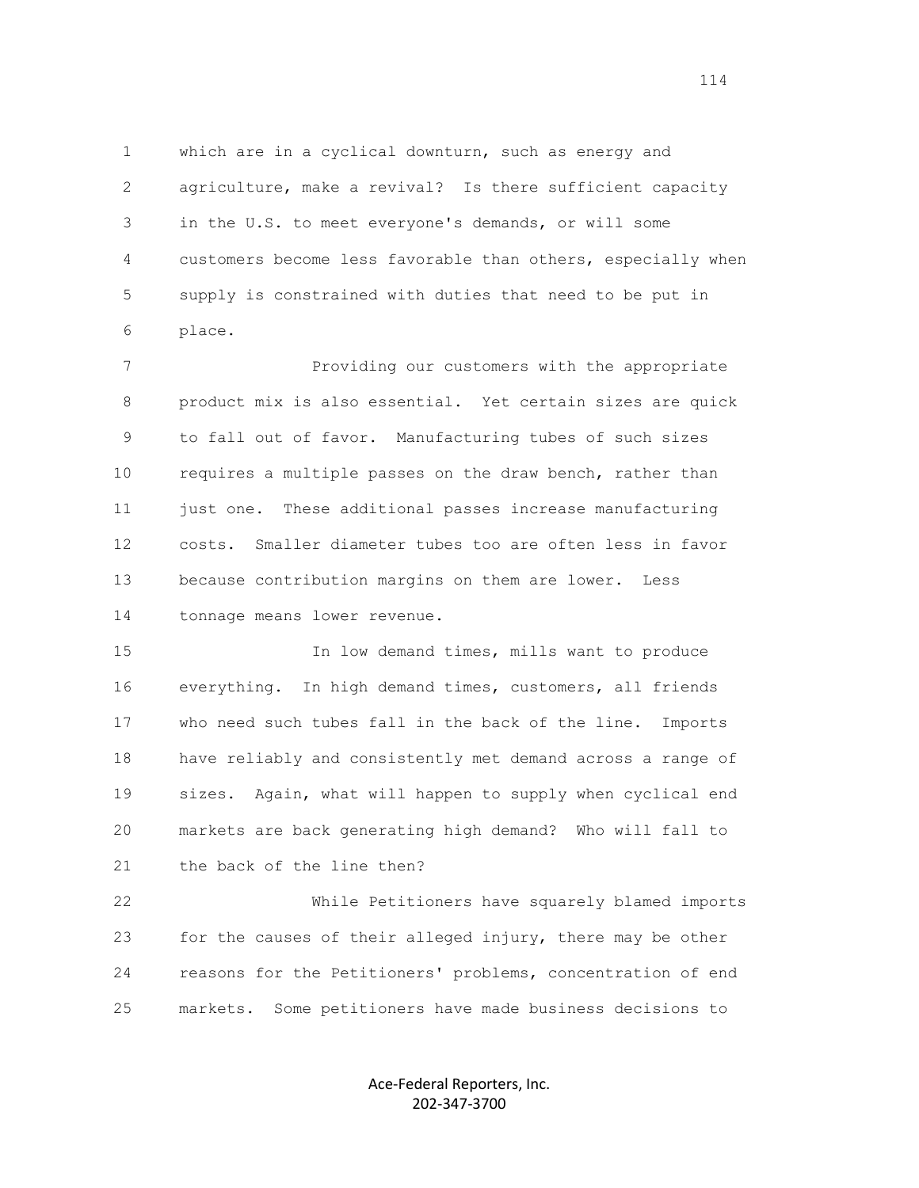which are in a cyclical downturn, such as energy and agriculture, make a revival? Is there sufficient capacity in the U.S. to meet everyone's demands, or will some customers become less favorable than others, especially when supply is constrained with duties that need to be put in place.

Providing our customers with the appropriate product mix is also essential. Yet certain sizes are quick to fall out of favor. Manufacturing tubes of such sizes requires a multiple passes on the draw bench, rather than just one. These additional passes increase manufacturing costs. Smaller diameter tubes too are often less in favor because contribution margins on them are lower. Less tonnage means lower revenue.

In low demand times, mills want to produce everything. In high demand times, customers, all friends who need such tubes fall in the back of the line. Imports have reliably and consistently met demand across a range of sizes. Again, what will happen to supply when cyclical end markets are back generating high demand? Who will fall to the back of the line then?

While Petitioners have squarely blamed imports for the causes of their alleged injury, there may be other reasons for the Petitioners' problems, concentration of end markets. Some petitioners have made business decisions to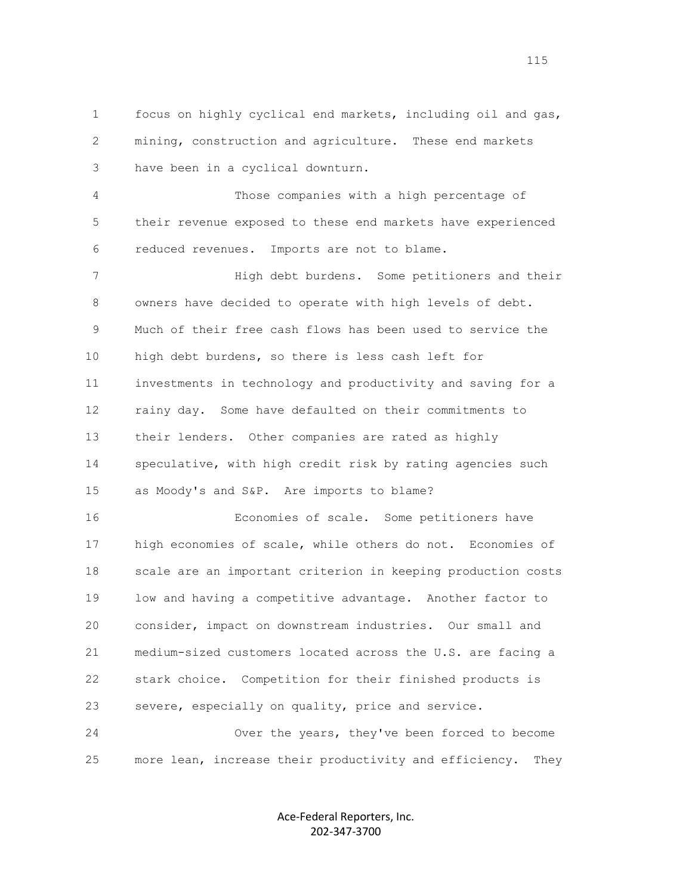focus on highly cyclical end markets, including oil and gas, mining, construction and agriculture. These end markets have been in a cyclical downturn.

Those companies with a high percentage of their revenue exposed to these end markets have experienced reduced revenues. Imports are not to blame.

High debt burdens. Some petitioners and their owners have decided to operate with high levels of debt. Much of their free cash flows has been used to service the high debt burdens, so there is less cash left for investments in technology and productivity and saving for a rainy day. Some have defaulted on their commitments to their lenders. Other companies are rated as highly speculative, with high credit risk by rating agencies such as Moody's and S&P. Are imports to blame?

Economies of scale. Some petitioners have high economies of scale, while others do not. Economies of scale are an important criterion in keeping production costs low and having a competitive advantage. Another factor to consider, impact on downstream industries. Our small and medium-sized customers located across the U.S. are facing a stark choice. Competition for their finished products is severe, especially on quality, price and service.

Over the years, they've been forced to become more lean, increase their productivity and efficiency. They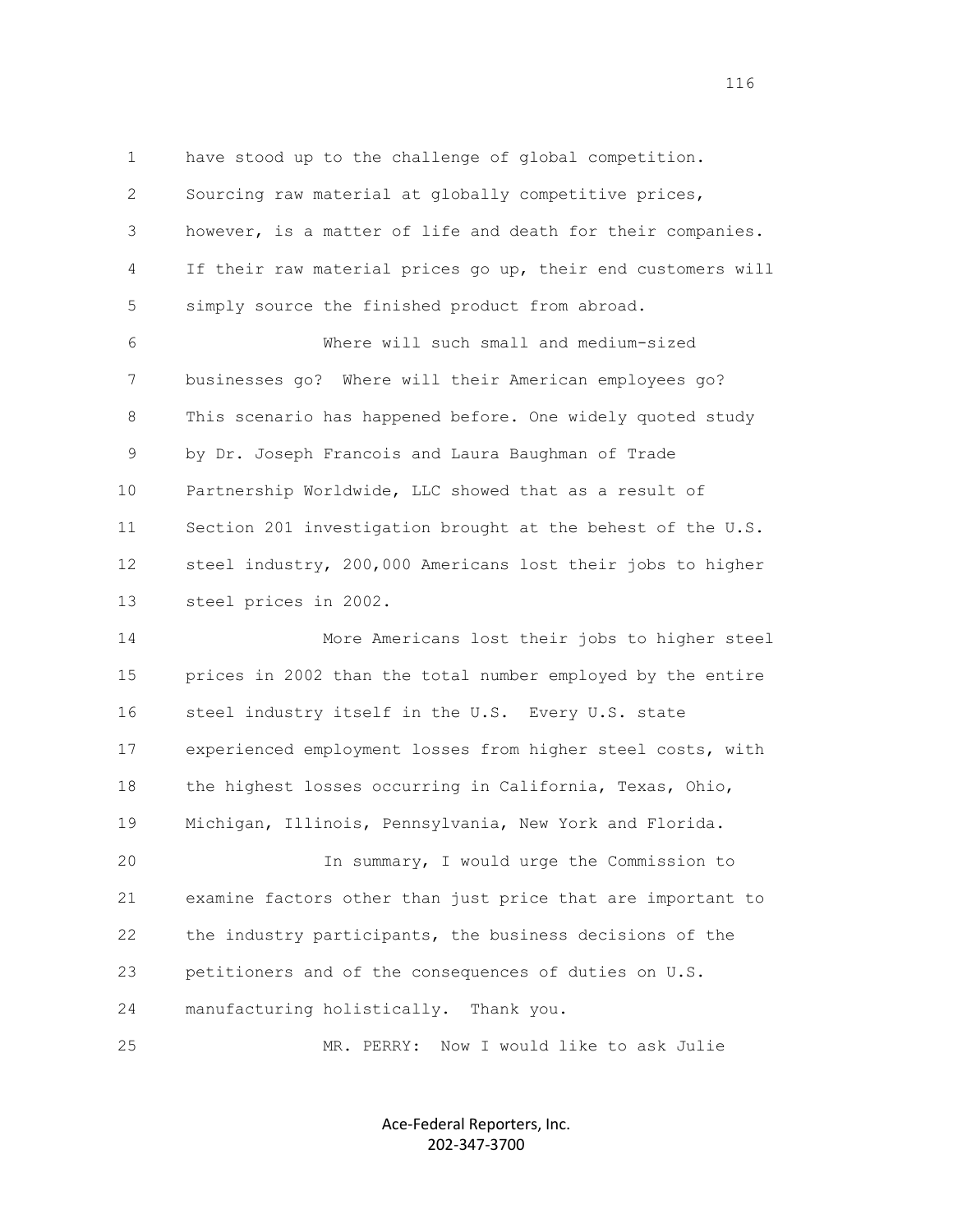have stood up to the challenge of global competition. Sourcing raw material at globally competitive prices, however, is a matter of life and death for their companies. If their raw material prices go up, their end customers will simply source the finished product from abroad.

Where will such small and medium-sized businesses go? Where will their American employees go? This scenario has happened before. One widely quoted study by Dr. Joseph Francois and Laura Baughman of Trade Partnership Worldwide, LLC showed that as a result of Section 201 investigation brought at the behest of the U.S. steel industry, 200,000 Americans lost their jobs to higher steel prices in 2002.

More Americans lost their jobs to higher steel prices in 2002 than the total number employed by the entire steel industry itself in the U.S. Every U.S. state experienced employment losses from higher steel costs, with the highest losses occurring in California, Texas, Ohio, Michigan, Illinois, Pennsylvania, New York and Florida.

In summary, I would urge the Commission to examine factors other than just price that are important to the industry participants, the business decisions of the petitioners and of the consequences of duties on U.S. manufacturing holistically. Thank you.

MR. PERRY: Now I would like to ask Julie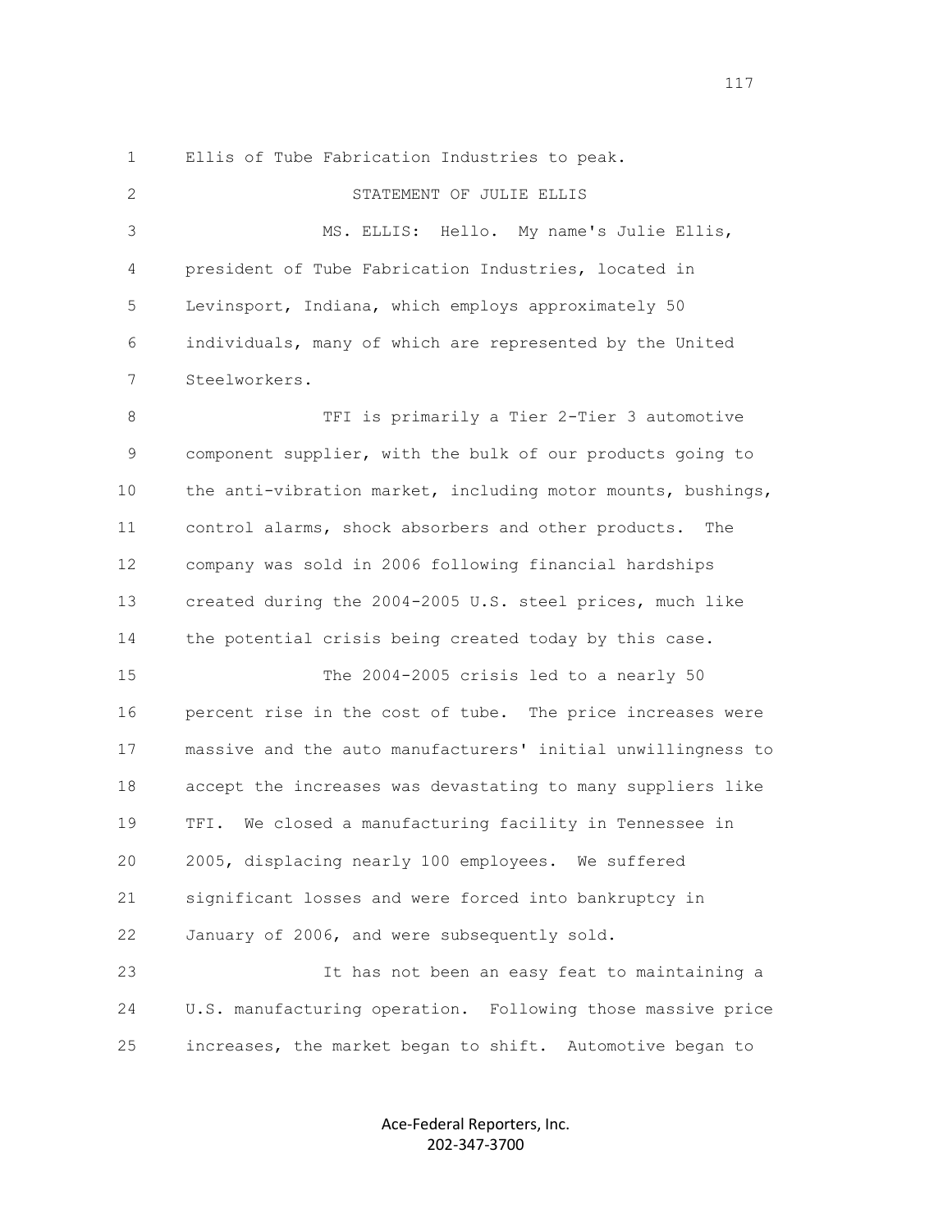Ellis of Tube Fabrication Industries to peak.

STATEMENT OF JULIE ELLIS

MS. ELLIS: Hello. My name's Julie Ellis, president of Tube Fabrication Industries, located in Levinsport, Indiana, which employs approximately 50 individuals, many of which are represented by the United Steelworkers.

TFI is primarily a Tier 2-Tier 3 automotive component supplier, with the bulk of our products going to the anti-vibration market, including motor mounts, bushings, control alarms, shock absorbers and other products. The company was sold in 2006 following financial hardships created during the 2004-2005 U.S. steel prices, much like the potential crisis being created today by this case.

The 2004-2005 crisis led to a nearly 50 percent rise in the cost of tube. The price increases were massive and the auto manufacturers' initial unwillingness to accept the increases was devastating to many suppliers like TFI. We closed a manufacturing facility in Tennessee in 2005, displacing nearly 100 employees. We suffered significant losses and were forced into bankruptcy in January of 2006, and were subsequently sold.

It has not been an easy feat to maintaining a U.S. manufacturing operation. Following those massive price increases, the market began to shift. Automotive began to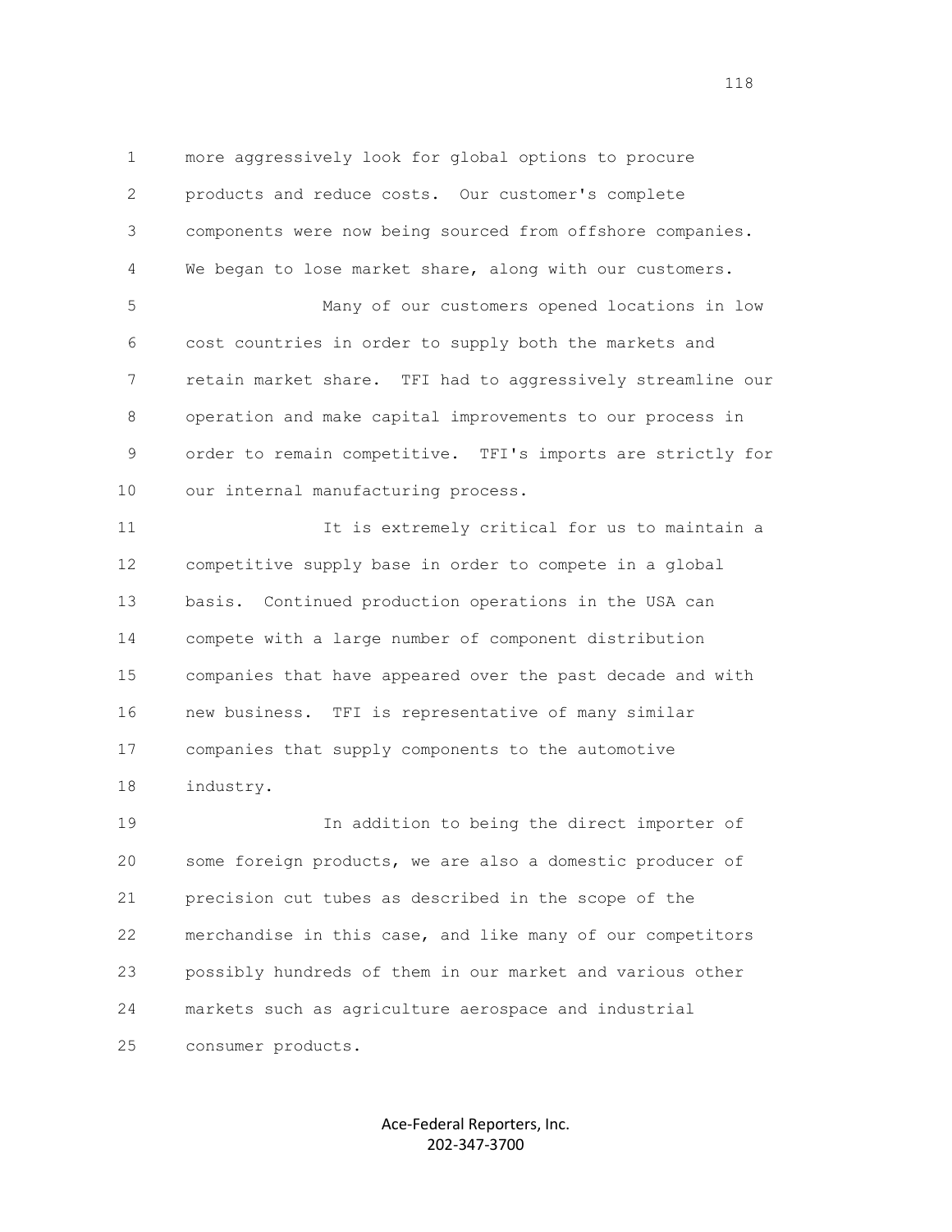more aggressively look for global options to procure products and reduce costs. Our customer's complete components were now being sourced from offshore companies. We began to lose market share, along with our customers.

Many of our customers opened locations in low cost countries in order to supply both the markets and retain market share. TFI had to aggressively streamline our operation and make capital improvements to our process in order to remain competitive. TFI's imports are strictly for our internal manufacturing process.

It is extremely critical for us to maintain a competitive supply base in order to compete in a global basis. Continued production operations in the USA can compete with a large number of component distribution companies that have appeared over the past decade and with new business. TFI is representative of many similar companies that supply components to the automotive industry.

In addition to being the direct importer of some foreign products, we are also a domestic producer of precision cut tubes as described in the scope of the merchandise in this case, and like many of our competitors possibly hundreds of them in our market and various other markets such as agriculture aerospace and industrial consumer products.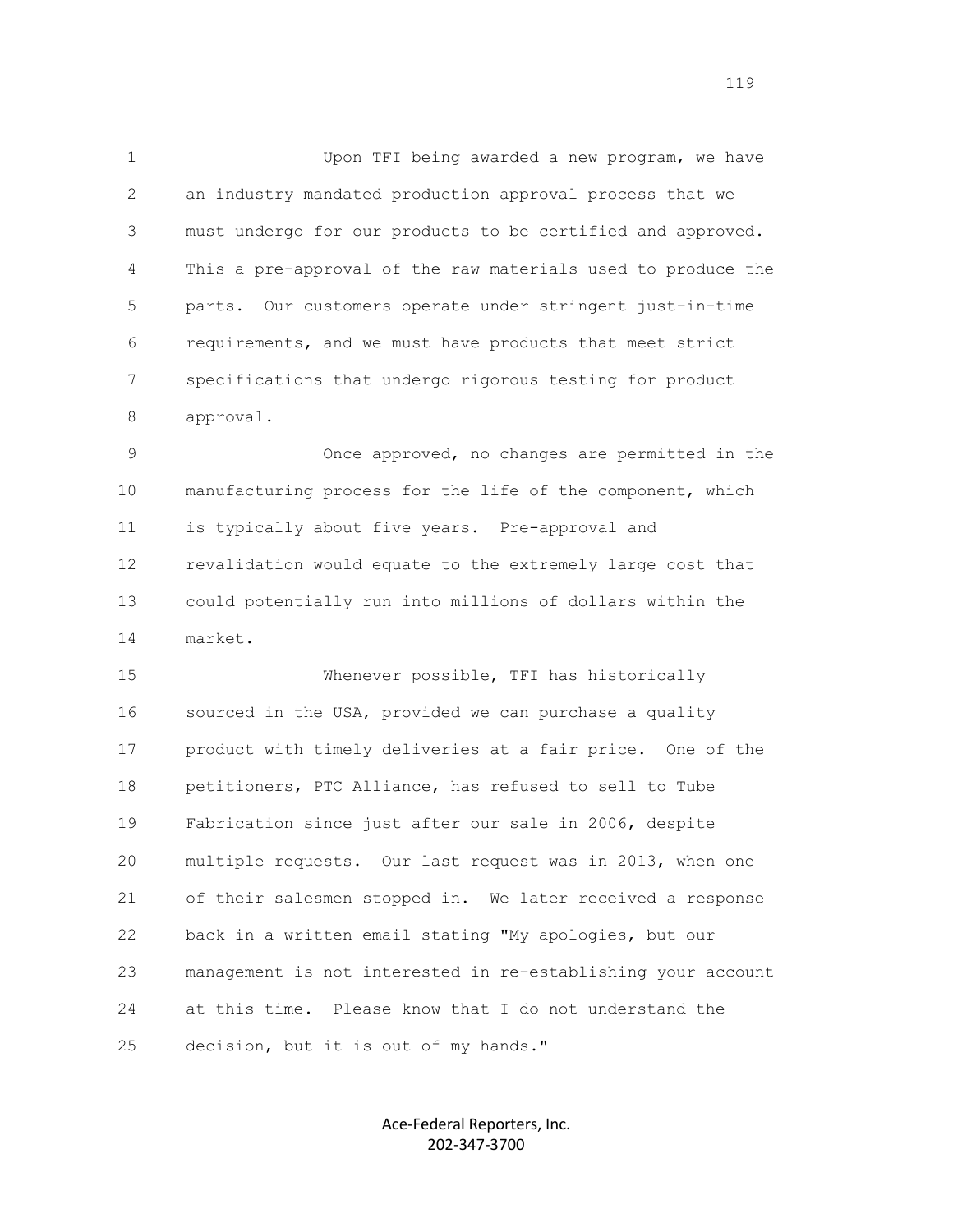Upon TFI being awarded a new program, we have an industry mandated production approval process that we must undergo for our products to be certified and approved. This a pre-approval of the raw materials used to produce the parts. Our customers operate under stringent just-in-time requirements, and we must have products that meet strict specifications that undergo rigorous testing for product approval.

Once approved, no changes are permitted in the manufacturing process for the life of the component, which is typically about five years. Pre-approval and revalidation would equate to the extremely large cost that could potentially run into millions of dollars within the market.

Whenever possible, TFI has historically sourced in the USA, provided we can purchase a quality product with timely deliveries at a fair price. One of the petitioners, PTC Alliance, has refused to sell to Tube Fabrication since just after our sale in 2006, despite multiple requests. Our last request was in 2013, when one of their salesmen stopped in. We later received a response back in a written email stating "My apologies, but our management is not interested in re-establishing your account at this time. Please know that I do not understand the decision, but it is out of my hands."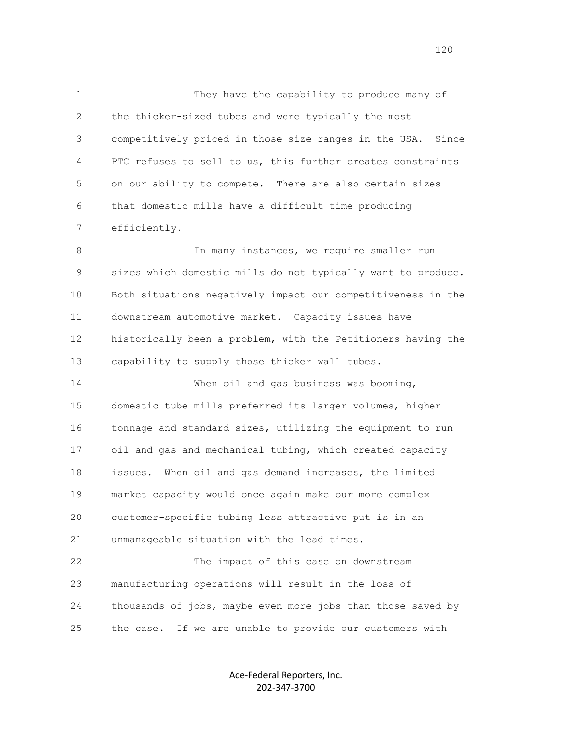They have the capability to produce many of the thicker-sized tubes and were typically the most competitively priced in those size ranges in the USA. Since PTC refuses to sell to us, this further creates constraints on our ability to compete. There are also certain sizes that domestic mills have a difficult time producing efficiently.

In many instances, we require smaller run sizes which domestic mills do not typically want to produce. Both situations negatively impact our competitiveness in the downstream automotive market. Capacity issues have historically been a problem, with the Petitioners having the capability to supply those thicker wall tubes.

When oil and gas business was booming, domestic tube mills preferred its larger volumes, higher tonnage and standard sizes, utilizing the equipment to run oil and gas and mechanical tubing, which created capacity issues. When oil and gas demand increases, the limited market capacity would once again make our more complex customer-specific tubing less attractive put is in an unmanageable situation with the lead times.

The impact of this case on downstream manufacturing operations will result in the loss of thousands of jobs, maybe even more jobs than those saved by the case. If we are unable to provide our customers with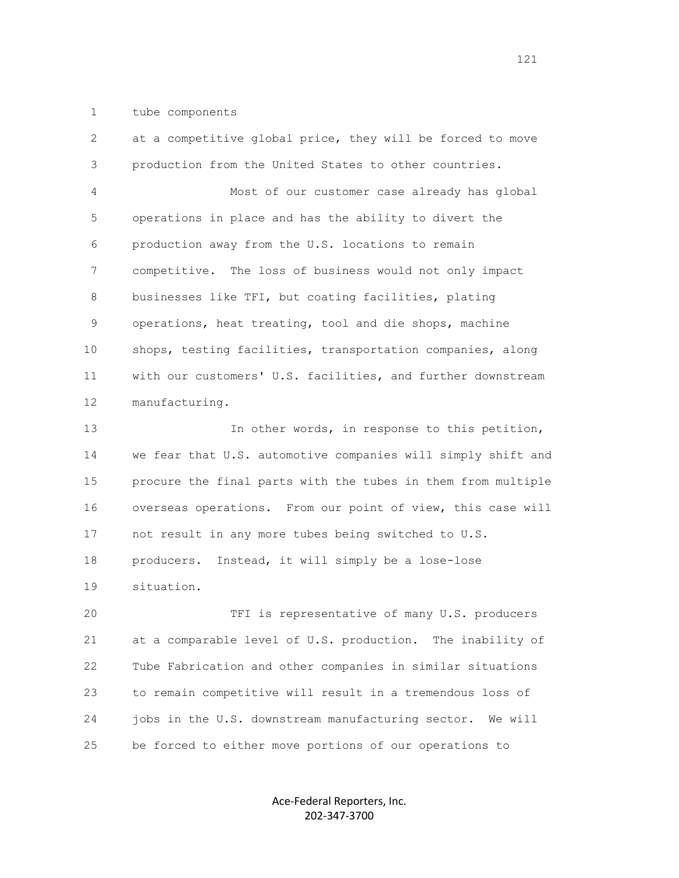tube components

at a competitive global price, they will be forced to move production from the United States to other countries.

Most of our customer case already has global operations in place and has the ability to divert the production away from the U.S. locations to remain competitive. The loss of business would not only impact businesses like TFI, but coating facilities, plating operations, heat treating, tool and die shops, machine shops, testing facilities, transportation companies, along with our customers' U.S. facilities, and further downstream manufacturing.

In other words, in response to this petition, we fear that U.S. automotive companies will simply shift and procure the final parts with the tubes in them from multiple overseas operations. From our point of view, this case will not result in any more tubes being switched to U.S. producers. Instead, it will simply be a lose-lose situation.

TFI is representative of many U.S. producers at a comparable level of U.S. production. The inability of Tube Fabrication and other companies in similar situations to remain competitive will result in a tremendous loss of jobs in the U.S. downstream manufacturing sector. We will be forced to either move portions of our operations to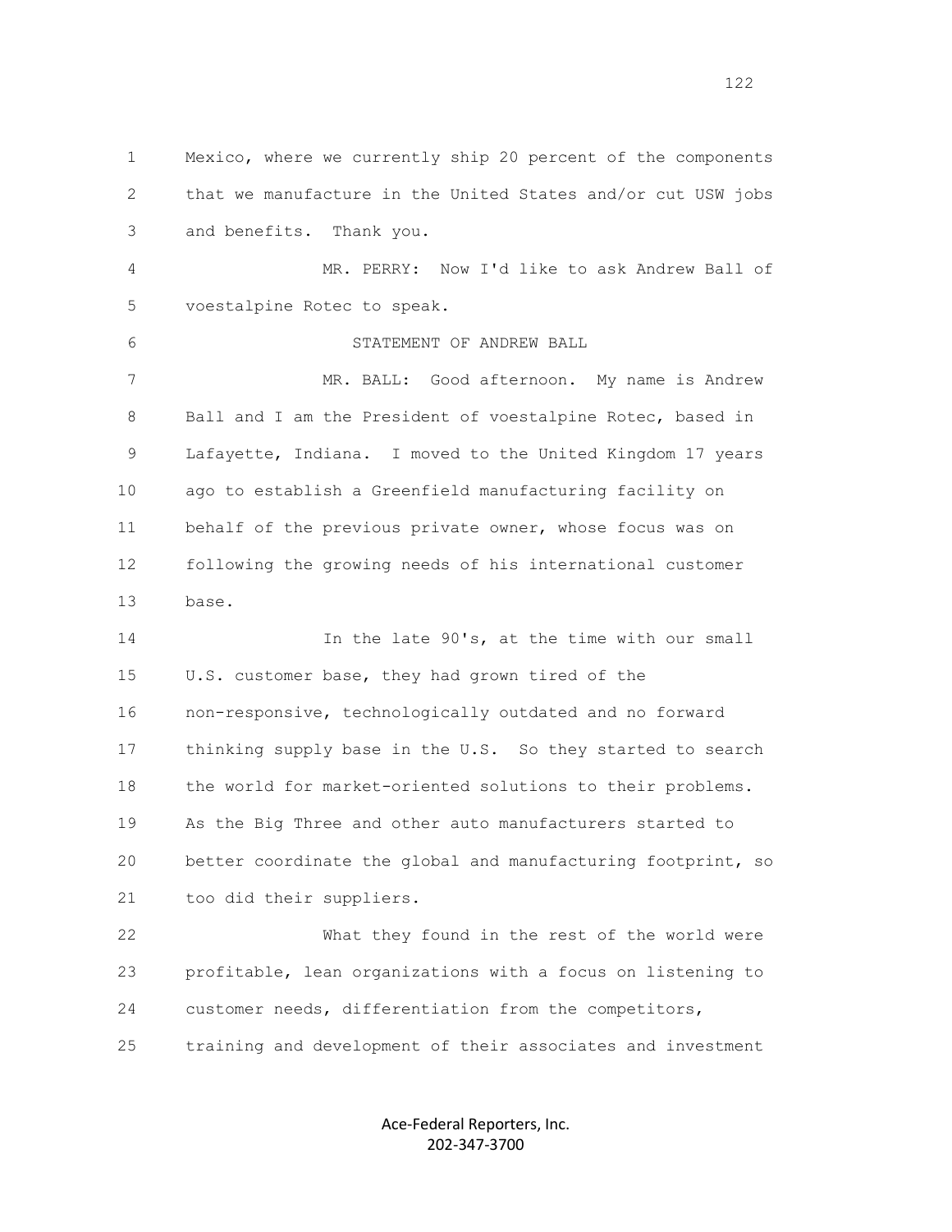Mexico, where we currently ship 20 percent of the components that we manufacture in the United States and/or cut USW jobs and benefits. Thank you.

MR. PERRY: Now I'd like to ask Andrew Ball of voestalpine Rotec to speak.

STATEMENT OF ANDREW BALL

MR. BALL: Good afternoon. My name is Andrew Ball and I am the President of voestalpine Rotec, based in Lafayette, Indiana. I moved to the United Kingdom 17 years ago to establish a Greenfield manufacturing facility on behalf of the previous private owner, whose focus was on following the growing needs of his international customer base.

In the late 90's, at the time with our small U.S. customer base, they had grown tired of the non-responsive, technologically outdated and no forward thinking supply base in the U.S. So they started to search the world for market-oriented solutions to their problems. As the Big Three and other auto manufacturers started to better coordinate the global and manufacturing footprint, so too did their suppliers.

What they found in the rest of the world were profitable, lean organizations with a focus on listening to customer needs, differentiation from the competitors, training and development of their associates and investment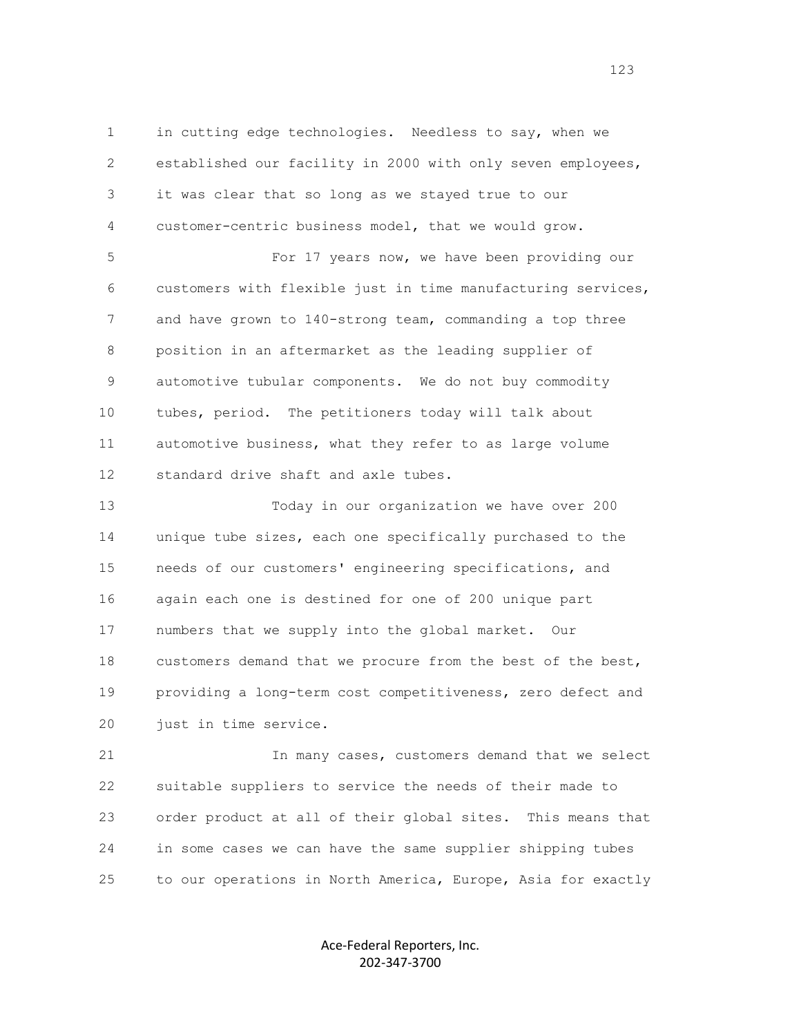in cutting edge technologies. Needless to say, when we established our facility in 2000 with only seven employees, it was clear that so long as we stayed true to our customer-centric business model, that we would grow.

For 17 years now, we have been providing our customers with flexible just in time manufacturing services, and have grown to 140-strong team, commanding a top three position in an aftermarket as the leading supplier of automotive tubular components. We do not buy commodity tubes, period. The petitioners today will talk about automotive business, what they refer to as large volume standard drive shaft and axle tubes.

Today in our organization we have over 200 unique tube sizes, each one specifically purchased to the needs of our customers' engineering specifications, and again each one is destined for one of 200 unique part numbers that we supply into the global market. Our customers demand that we procure from the best of the best, providing a long-term cost competitiveness, zero defect and just in time service.

In many cases, customers demand that we select suitable suppliers to service the needs of their made to order product at all of their global sites. This means that in some cases we can have the same supplier shipping tubes to our operations in North America, Europe, Asia for exactly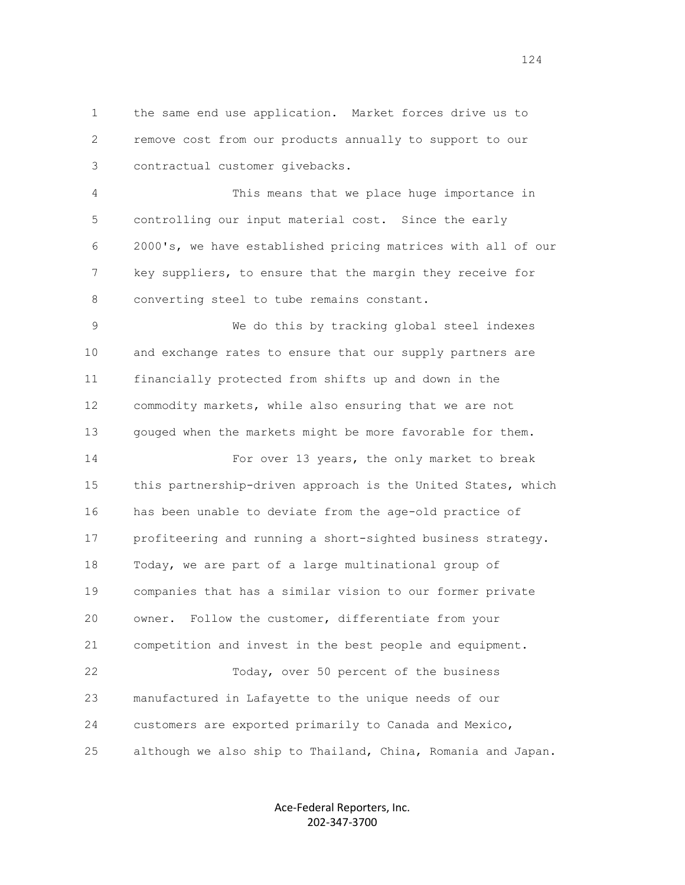the same end use application. Market forces drive us to remove cost from our products annually to support to our contractual customer givebacks.

This means that we place huge importance in controlling our input material cost. Since the early 2000's, we have established pricing matrices with all of our key suppliers, to ensure that the margin they receive for converting steel to tube remains constant.

We do this by tracking global steel indexes and exchange rates to ensure that our supply partners are financially protected from shifts up and down in the commodity markets, while also ensuring that we are not gouged when the markets might be more favorable for them.

For over 13 years, the only market to break this partnership-driven approach is the United States, which has been unable to deviate from the age-old practice of profiteering and running a short-sighted business strategy. Today, we are part of a large multinational group of companies that has a similar vision to our former private owner. Follow the customer, differentiate from your competition and invest in the best people and equipment.

Today, over 50 percent of the business manufactured in Lafayette to the unique needs of our customers are exported primarily to Canada and Mexico, although we also ship to Thailand, China, Romania and Japan.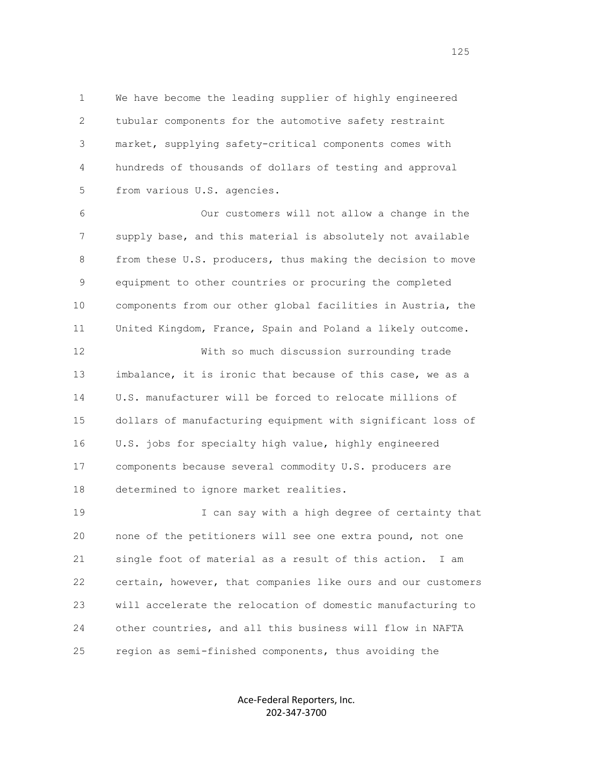We have become the leading supplier of highly engineered tubular components for the automotive safety restraint market, supplying safety-critical components comes with hundreds of thousands of dollars of testing and approval from various U.S. agencies.

Our customers will not allow a change in the supply base, and this material is absolutely not available from these U.S. producers, thus making the decision to move equipment to other countries or procuring the completed components from our other global facilities in Austria, the United Kingdom, France, Spain and Poland a likely outcome.

With so much discussion surrounding trade imbalance, it is ironic that because of this case, we as a U.S. manufacturer will be forced to relocate millions of dollars of manufacturing equipment with significant loss of U.S. jobs for specialty high value, highly engineered components because several commodity U.S. producers are determined to ignore market realities.

I can say with a high degree of certainty that none of the petitioners will see one extra pound, not one single foot of material as a result of this action. I am certain, however, that companies like ours and our customers will accelerate the relocation of domestic manufacturing to other countries, and all this business will flow in NAFTA region as semi-finished components, thus avoiding the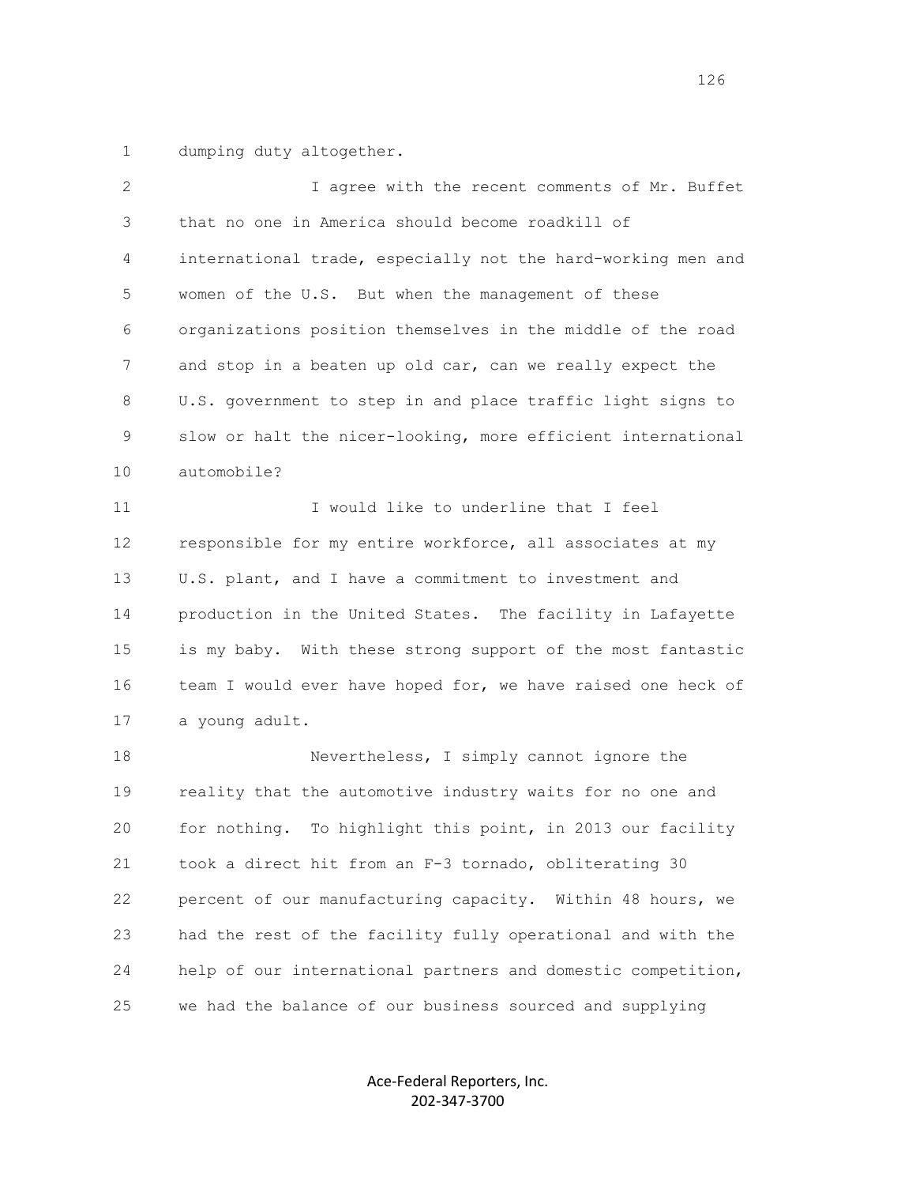dumping duty altogether.

I agree with the recent comments of Mr. Buffet that no one in America should become roadkill of international trade, especially not the hard-working men and women of the U.S. But when the management of these organizations position themselves in the middle of the road and stop in a beaten up old car, can we really expect the U.S. government to step in and place traffic light signs to slow or halt the nicer-looking, more efficient international automobile?

I would like to underline that I feel responsible for my entire workforce, all associates at my U.S. plant, and I have a commitment to investment and production in the United States. The facility in Lafayette is my baby. With these strong support of the most fantastic team I would ever have hoped for, we have raised one heck of a young adult.

Nevertheless, I simply cannot ignore the reality that the automotive industry waits for no one and for nothing. To highlight this point, in 2013 our facility took a direct hit from an F-3 tornado, obliterating 30 percent of our manufacturing capacity. Within 48 hours, we had the rest of the facility fully operational and with the help of our international partners and domestic competition, we had the balance of our business sourced and supplying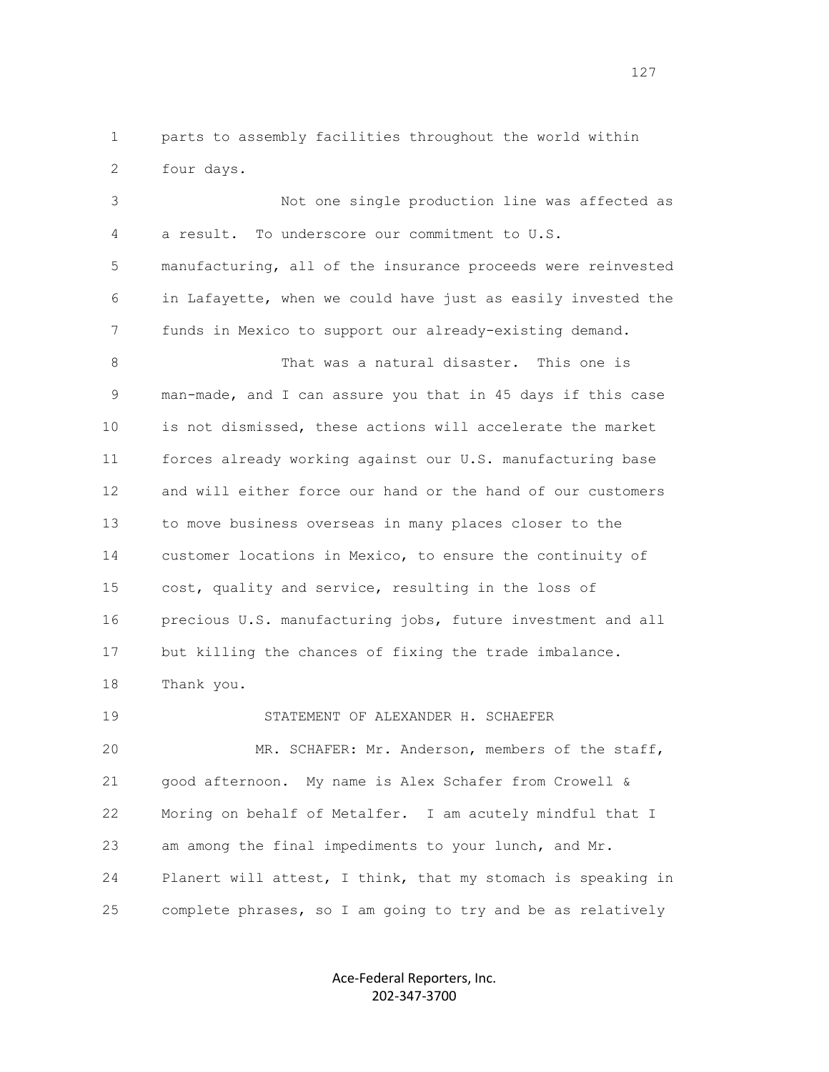parts to assembly facilities throughout the world within four days.

Not one single production line was affected as a result. To underscore our commitment to U.S. manufacturing, all of the insurance proceeds were reinvested in Lafayette, when we could have just as easily invested the funds in Mexico to support our already-existing demand.

That was a natural disaster. This one is man-made, and I can assure you that in 45 days if this case is not dismissed, these actions will accelerate the market forces already working against our U.S. manufacturing base and will either force our hand or the hand of our customers to move business overseas in many places closer to the customer locations in Mexico, to ensure the continuity of cost, quality and service, resulting in the loss of precious U.S. manufacturing jobs, future investment and all but killing the chances of fixing the trade imbalance. Thank you.

STATEMENT OF ALEXANDER H. SCHAEFER

MR. SCHAFER: Mr. Anderson, members of the staff, good afternoon. My name is Alex Schafer from Crowell & Moring on behalf of Metalfer. I am acutely mindful that I am among the final impediments to your lunch, and Mr. Planert will attest, I think, that my stomach is speaking in complete phrases, so I am going to try and be as relatively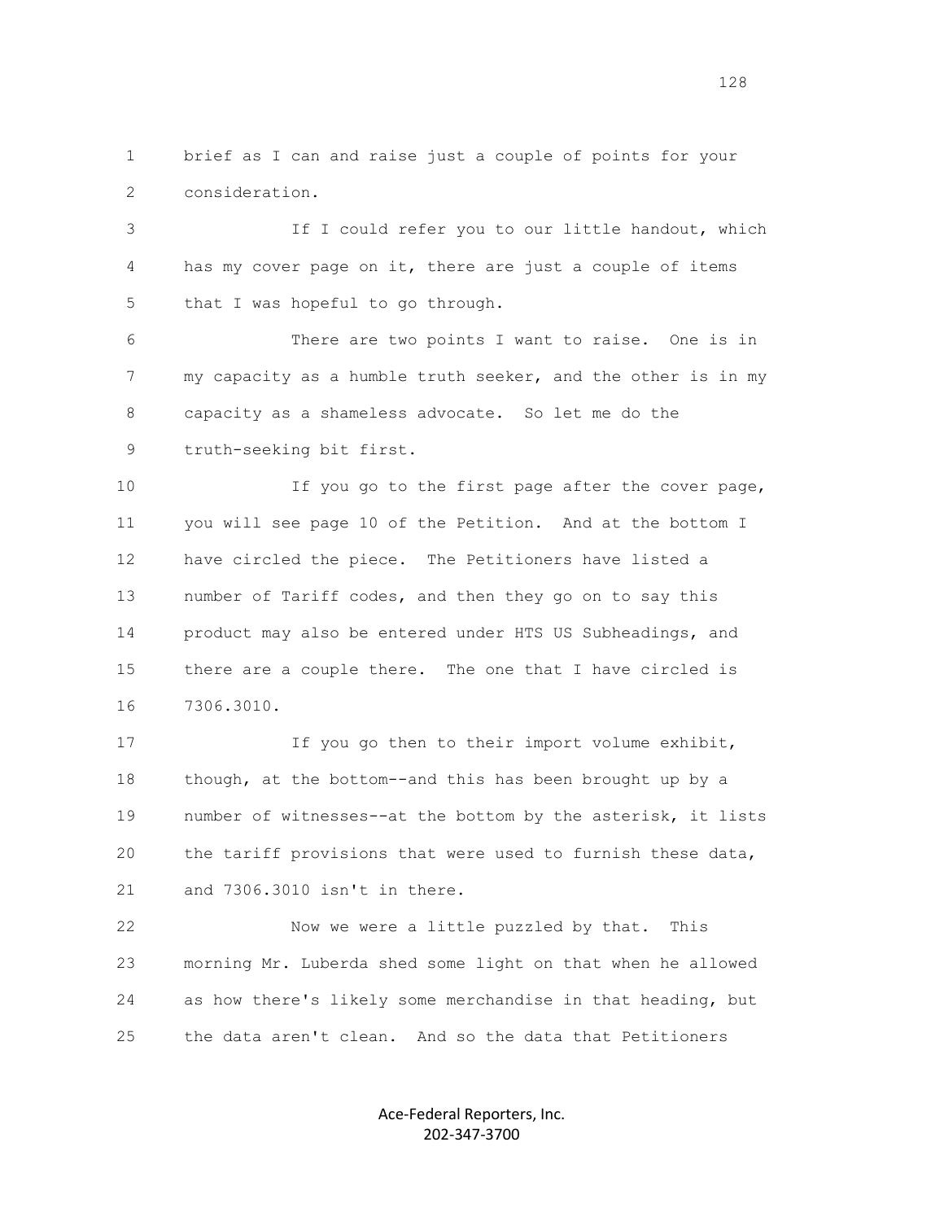1 brief as I can and raise just a couple of points for your
2 consideration.

3 If I could refer you to our little handout, which
4 has my cover page on it, there are just a couple of items
5 that I was hopeful to go through.

6 There are two points I want to raise. One is in
7 my capacity as a humble truth seeker, and the other is in my
8 capacity as a shameless advocate. So let me do the
9 truth-seeking bit first.

10 If you go to the first page after the cover page,
11 you will see page 10 of the Petition. And at the bottom I
12 have circled the piece. The Petitioners have listed a
13 number of Tariff codes, and then they go on to say this
14 product may also be entered under HTS US Subheadings, and
15 there are a couple there. The one that I have circled is
16 7306.3010.

17 If you go then to their import volume exhibit,
18 though, at the bottom--and this has been brought up by a
19 number of witnesses--at the bottom by the asterisk, it lists
20 the tariff provisions that were used to furnish these data,
21 and 7306.3010 isn't in there.

22 Now we were a little puzzled by that. This
23 morning Mr. Luberda shed some light on that when he allowed
24 as how there's likely some merchandise in that heading, but
25 the data aren't clean. And so the data that Petitioners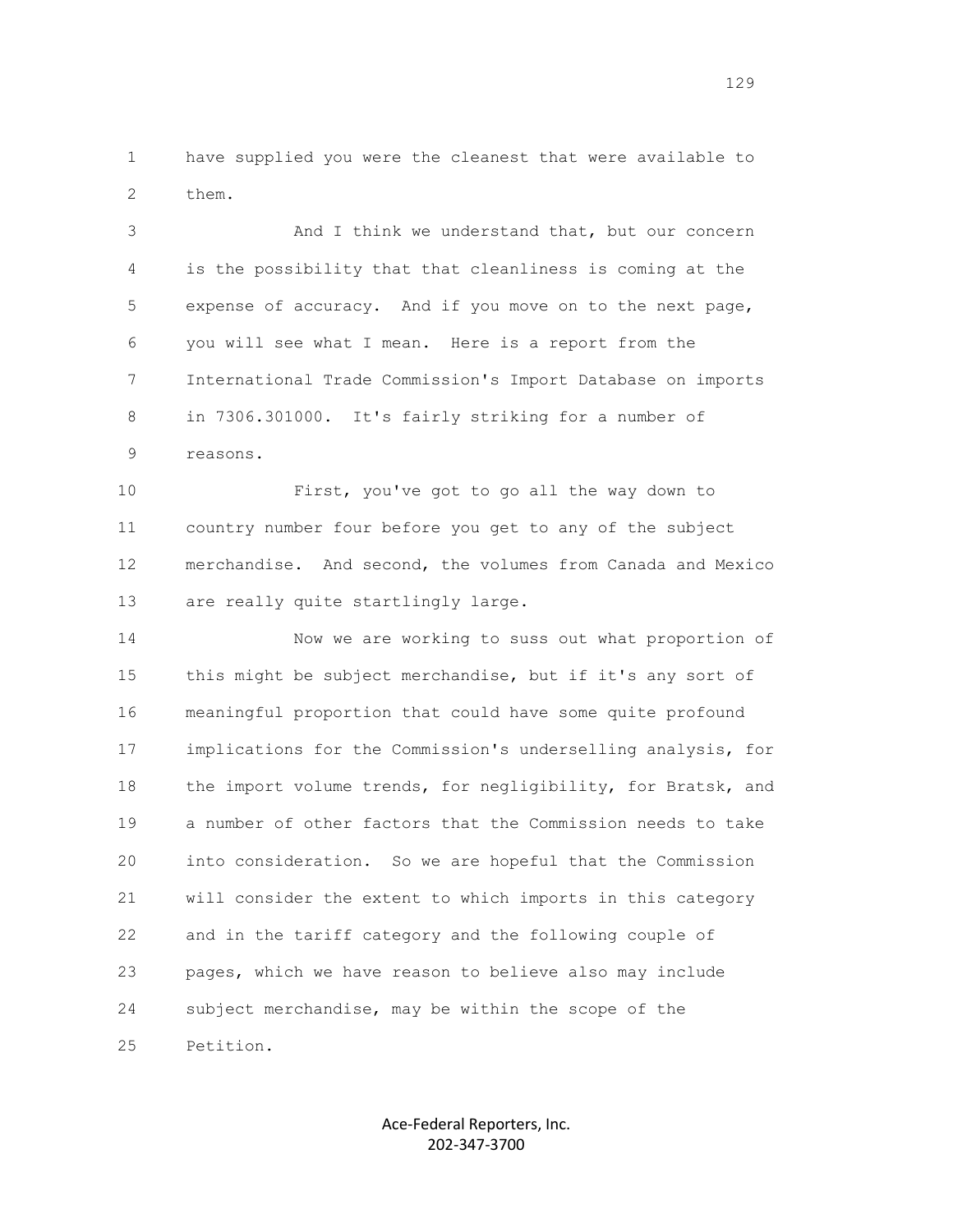have supplied you were the cleanest that were available to them.

And I think we understand that, but our concern is the possibility that that cleanliness is coming at the expense of accuracy. And if you move on to the next page, you will see what I mean. Here is a report from the International Trade Commission's Import Database on imports in 7306.301000. It's fairly striking for a number of reasons.

First, you've got to go all the way down to country number four before you get to any of the subject merchandise. And second, the volumes from Canada and Mexico are really quite startlingly large.

Now we are working to suss out what proportion of this might be subject merchandise, but if it's any sort of meaningful proportion that could have some quite profound implications for the Commission's underselling analysis, for the import volume trends, for negligibility, for Bratsk, and a number of other factors that the Commission needs to take into consideration. So we are hopeful that the Commission will consider the extent to which imports in this category and in the tariff category and the following couple of pages, which we have reason to believe also may include subject merchandise, may be within the scope of the Petition.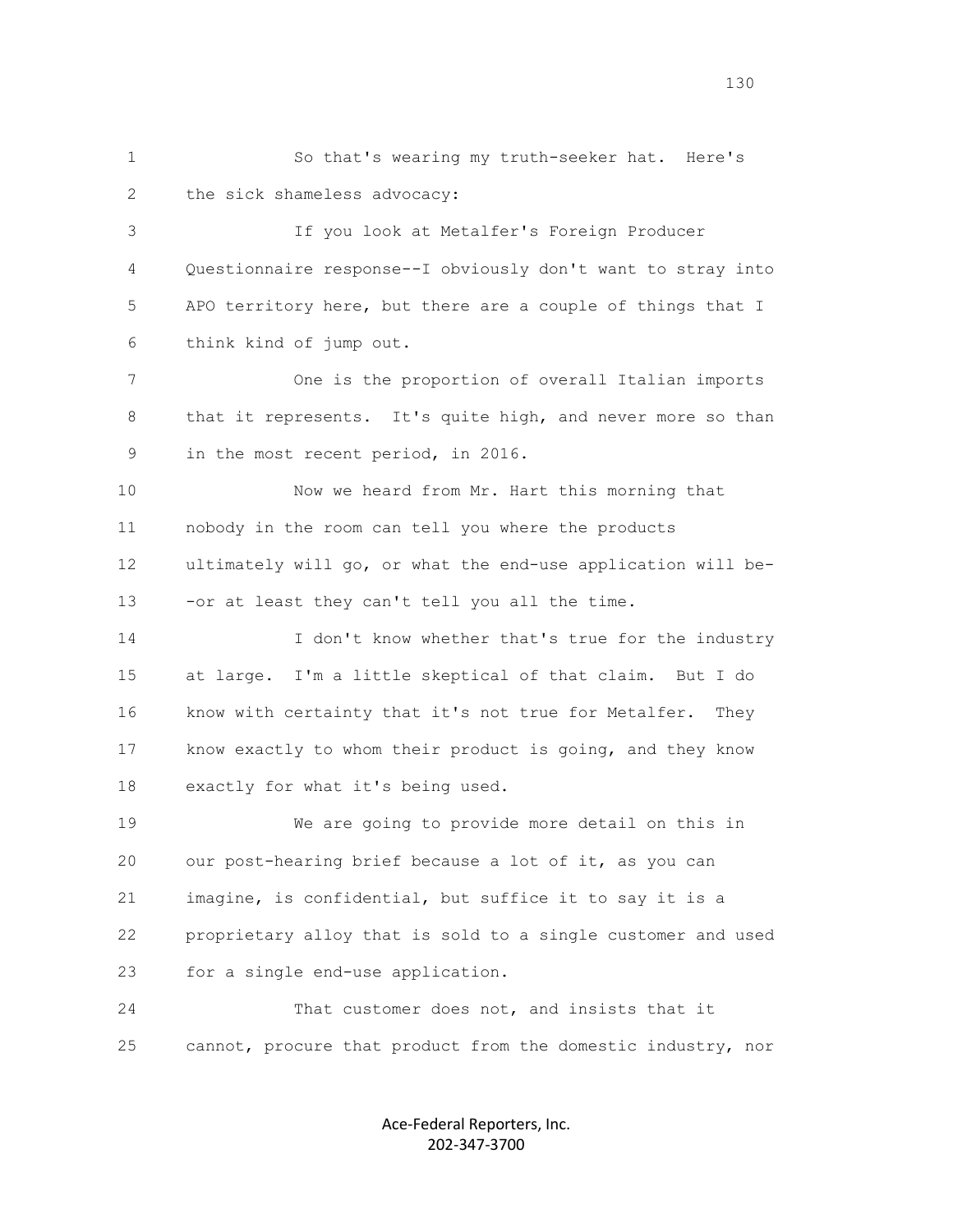So that's wearing my truth-seeker hat. Here's the sick shameless advocacy:

If you look at Metalfer's Foreign Producer Questionnaire response--I obviously don't want to stray into APO territory here, but there are a couple of things that I think kind of jump out.

One is the proportion of overall Italian imports that it represents. It's quite high, and never more so than in the most recent period, in 2016.

Now we heard from Mr. Hart this morning that nobody in the room can tell you where the products ultimately will go, or what the end-use application will be--or at least they can't tell you all the time.

I don't know whether that's true for the industry at large. I'm a little skeptical of that claim. But I do know with certainty that it's not true for Metalfer. They know exactly to whom their product is going, and they know exactly for what it's being used.

We are going to provide more detail on this in our post-hearing brief because a lot of it, as you can imagine, is confidential, but suffice it to say it is a proprietary alloy that is sold to a single customer and used for a single end-use application.

That customer does not, and insists that it cannot, procure that product from the domestic industry, nor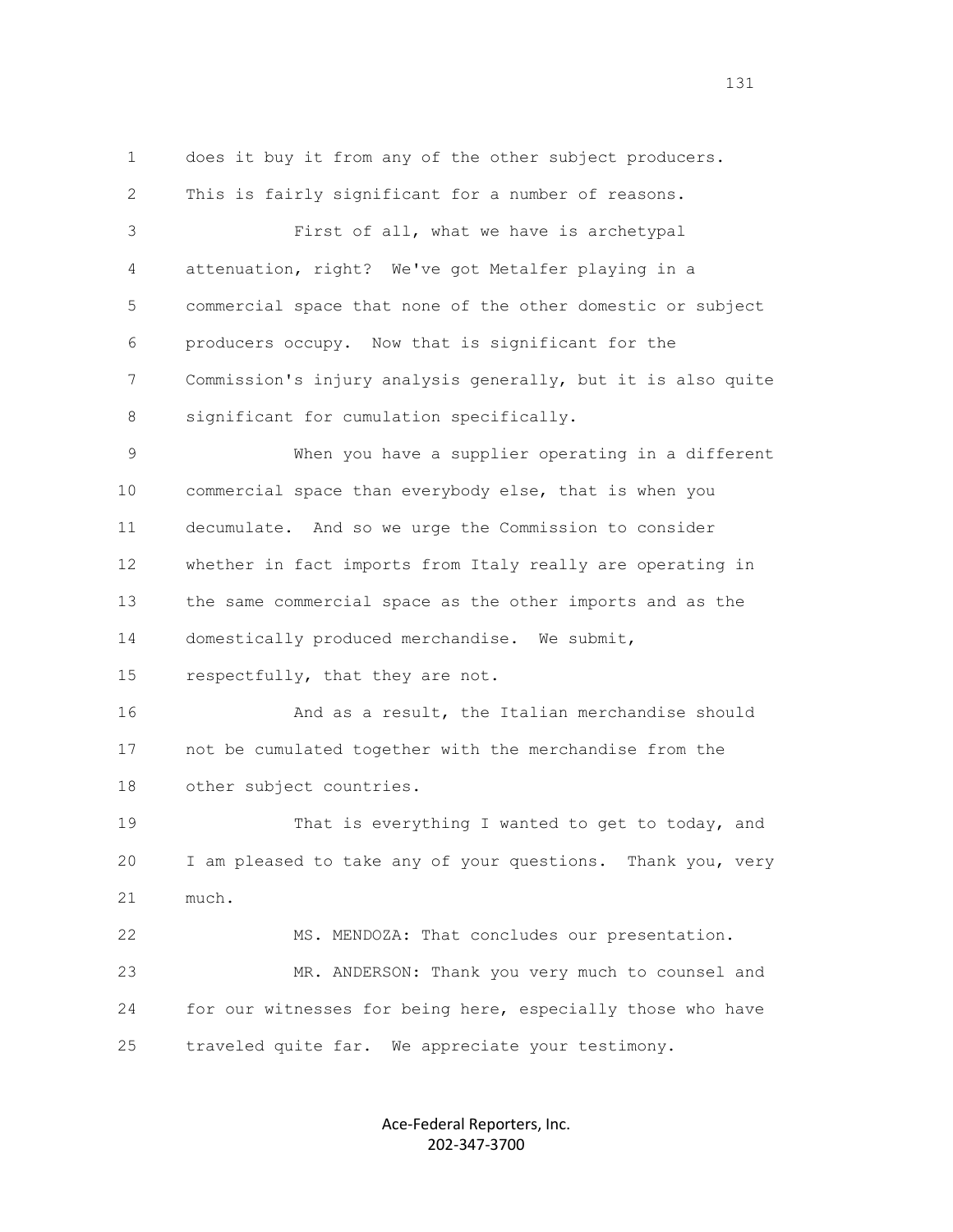does it buy it from any of the other subject producers. This is fairly significant for a number of reasons.

First of all, what we have is archetypal attenuation, right? We've got Metalfer playing in a commercial space that none of the other domestic or subject producers occupy. Now that is significant for the Commission's injury analysis generally, but it is also quite significant for cumulation specifically.

When you have a supplier operating in a different commercial space than everybody else, that is when you decumulate. And so we urge the Commission to consider whether in fact imports from Italy really are operating in the same commercial space as the other imports and as the domestically produced merchandise. We submit, respectfully, that they are not.

And as a result, the Italian merchandise should not be cumulated together with the merchandise from the other subject countries.

That is everything I wanted to get to today, and I am pleased to take any of your questions. Thank you, very much.

MS. MENDOZA: That concludes our presentation.

MR. ANDERSON: Thank you very much to counsel and for our witnesses for being here, especially those who have traveled quite far. We appreciate your testimony.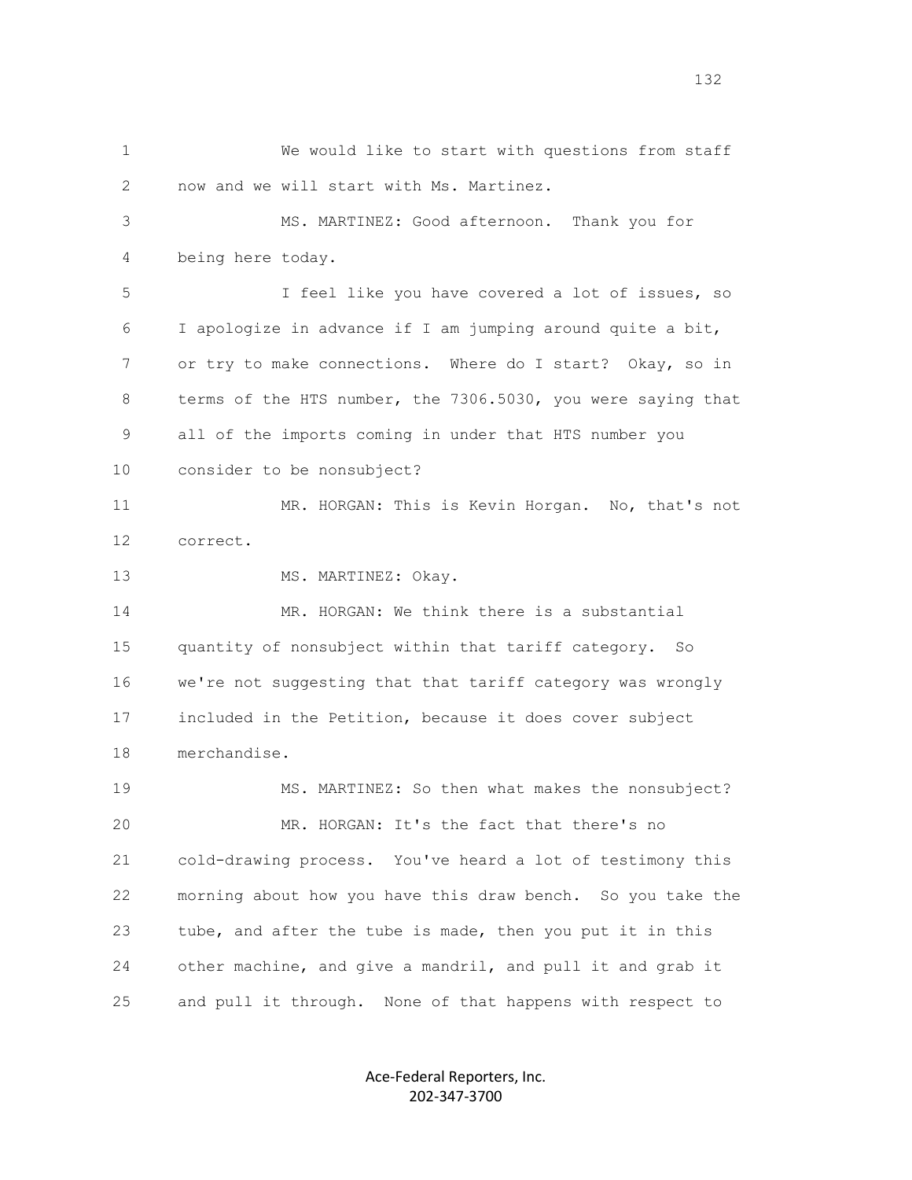We would like to start with questions from staff now and we will start with Ms. Martinez.

MS. MARTINEZ: Good afternoon. Thank you for being here today.

I feel like you have covered a lot of issues, so I apologize in advance if I am jumping around quite a bit, or try to make connections. Where do I start? Okay, so in terms of the HTS number, the 7306.5030, you were saying that all of the imports coming in under that HTS number you consider to be nonsubject?

MR. HORGAN: This is Kevin Horgan. No, that's not correct.

MS. MARTINEZ: Okay.

MR. HORGAN: We think there is a substantial quantity of nonsubject within that tariff category. So we're not suggesting that that tariff category was wrongly included in the Petition, because it does cover subject merchandise.

MS. MARTINEZ: So then what makes the nonsubject?

MR. HORGAN: It's the fact that there's no cold-drawing process. You've heard a lot of testimony this morning about how you have this draw bench. So you take the tube, and after the tube is made, then you put it in this other machine, and give a mandril, and pull it and grab it and pull it through. None of that happens with respect to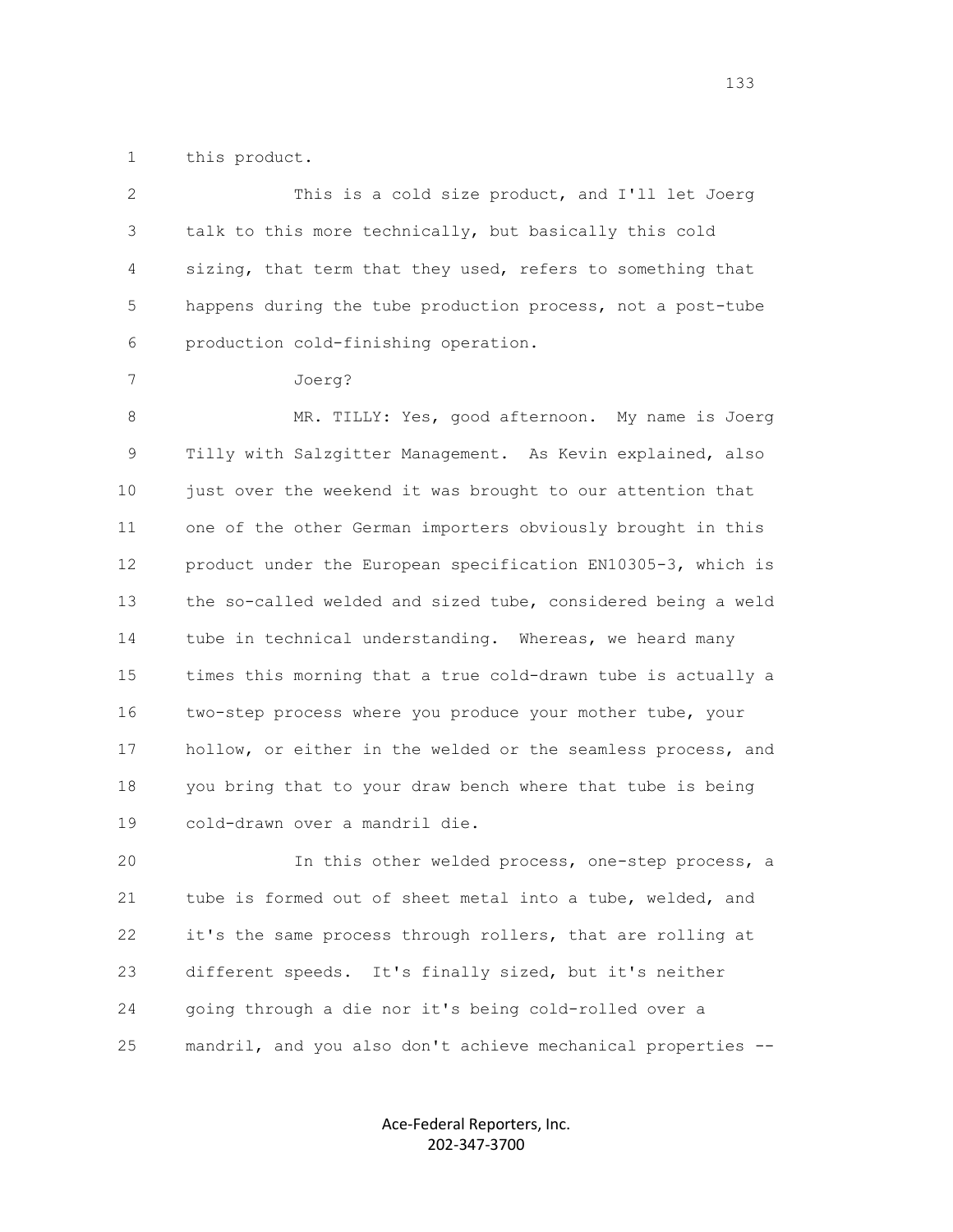this product.

This is a cold size product, and I'll let Joerg talk to this more technically, but basically this cold sizing, that term that they used, refers to something that happens during the tube production process, not a post-tube production cold-finishing operation.

Joerg?

MR. TILLY: Yes, good afternoon. My name is Joerg Tilly with Salzgitter Management. As Kevin explained, also just over the weekend it was brought to our attention that one of the other German importers obviously brought in this product under the European specification EN10305-3, which is the so-called welded and sized tube, considered being a weld tube in technical understanding. Whereas, we heard many times this morning that a true cold-drawn tube is actually a two-step process where you produce your mother tube, your hollow, or either in the welded or the seamless process, and you bring that to your draw bench where that tube is being cold-drawn over a mandril die.

In this other welded process, one-step process, a tube is formed out of sheet metal into a tube, welded, and it's the same process through rollers, that are rolling at different speeds. It's finally sized, but it's neither going through a die nor it's being cold-rolled over a mandril, and you also don't achieve mechanical properties --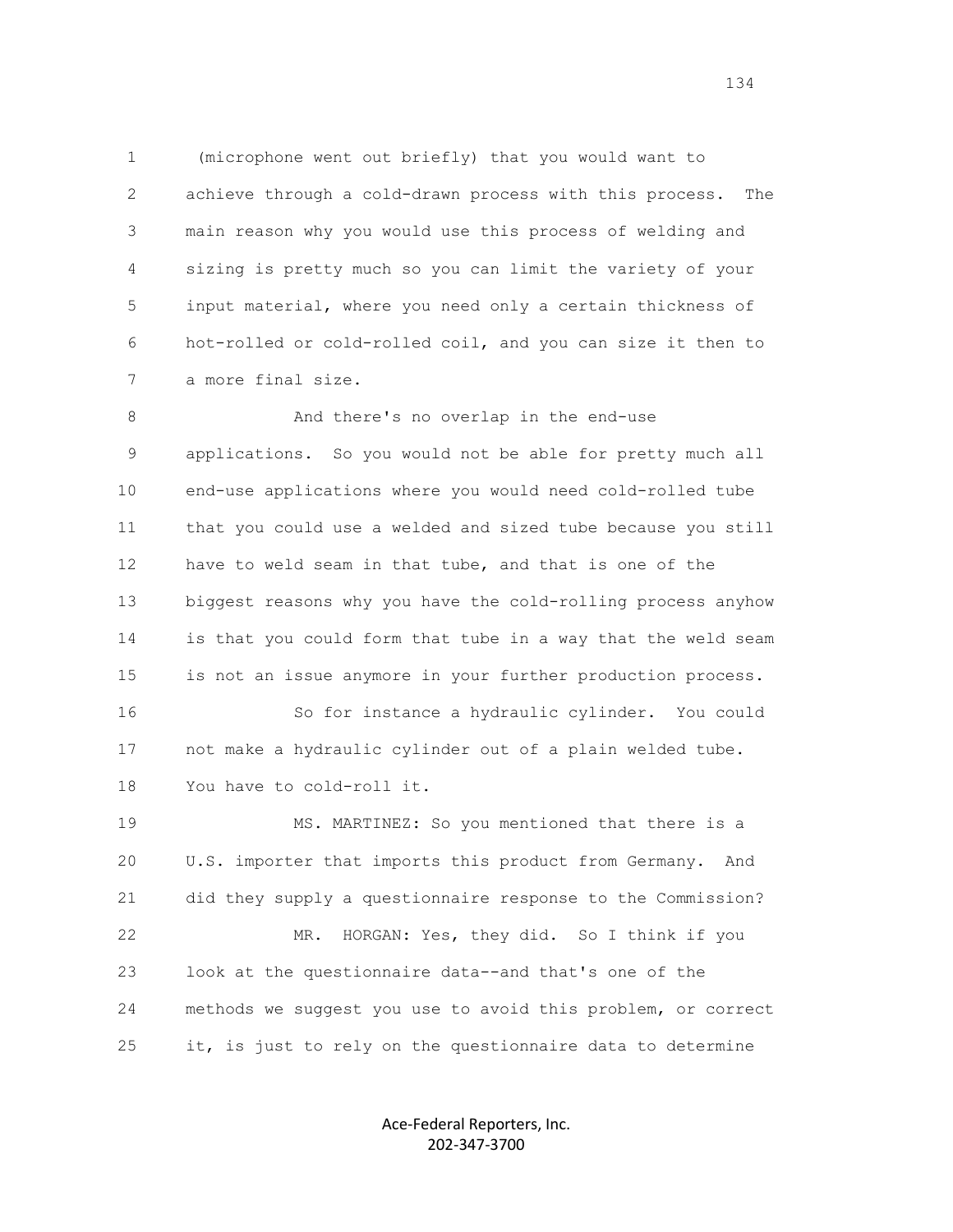(microphone went out briefly) that you would want to achieve through a cold-drawn process with this process. The main reason why you would use this process of welding and sizing is pretty much so you can limit the variety of your input material, where you need only a certain thickness of hot-rolled or cold-rolled coil, and you can size it then to a more final size.

And there's no overlap in the end-use applications. So you would not be able for pretty much all end-use applications where you would need cold-rolled tube that you could use a welded and sized tube because you still have to weld seam in that tube, and that is one of the biggest reasons why you have the cold-rolling process anyhow is that you could form that tube in a way that the weld seam is not an issue anymore in your further production process.

So for instance a hydraulic cylinder. You could not make a hydraulic cylinder out of a plain welded tube. You have to cold-roll it.

MS. MARTINEZ: So you mentioned that there is a U.S. importer that imports this product from Germany. And did they supply a questionnaire response to the Commission?

MR. HORGAN: Yes, they did. So I think if you look at the questionnaire data--and that's one of the methods we suggest you use to avoid this problem, or correct it, is just to rely on the questionnaire data to determine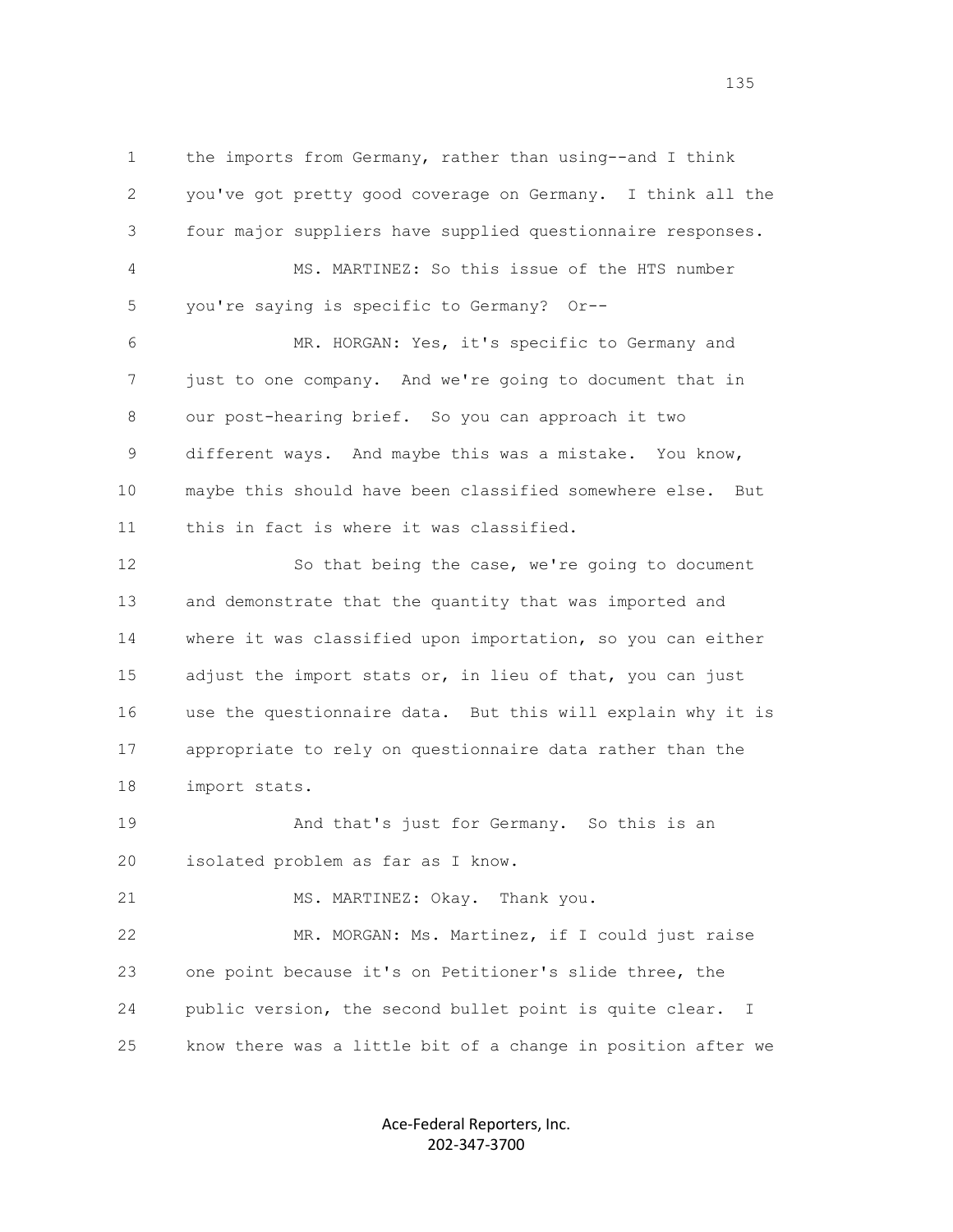1 the imports from Germany, rather than using--and I think
2 you've got pretty good coverage on Germany. I think all the
3 four major suppliers have supplied questionnaire responses.
4 MS. MARTINEZ: So this issue of the HTS number
5 you're saying is specific to Germany? Or--
6 MR. HORGAN: Yes, it's specific to Germany and
7 just to one company. And we're going to document that in
8 our post-hearing brief. So you can approach it two
9 different ways. And maybe this was a mistake. You know,
10 maybe this should have been classified somewhere else. But
11 this in fact is where it was classified.
12 So that being the case, we're going to document
13 and demonstrate that the quantity that was imported and
14 where it was classified upon importation, so you can either
15 adjust the import stats or, in lieu of that, you can just
16 use the questionnaire data. But this will explain why it is
17 appropriate to rely on questionnaire data rather than the
18 import stats.
19 And that's just for Germany. So this is an
20 isolated problem as far as I know.
21 MS. MARTINEZ: Okay. Thank you.
22 MR. MORGAN: Ms. Martinez, if I could just raise
23 one point because it's on Petitioner's slide three, the
24 public version, the second bullet point is quite clear. I
25 know there was a little bit of a change in position after we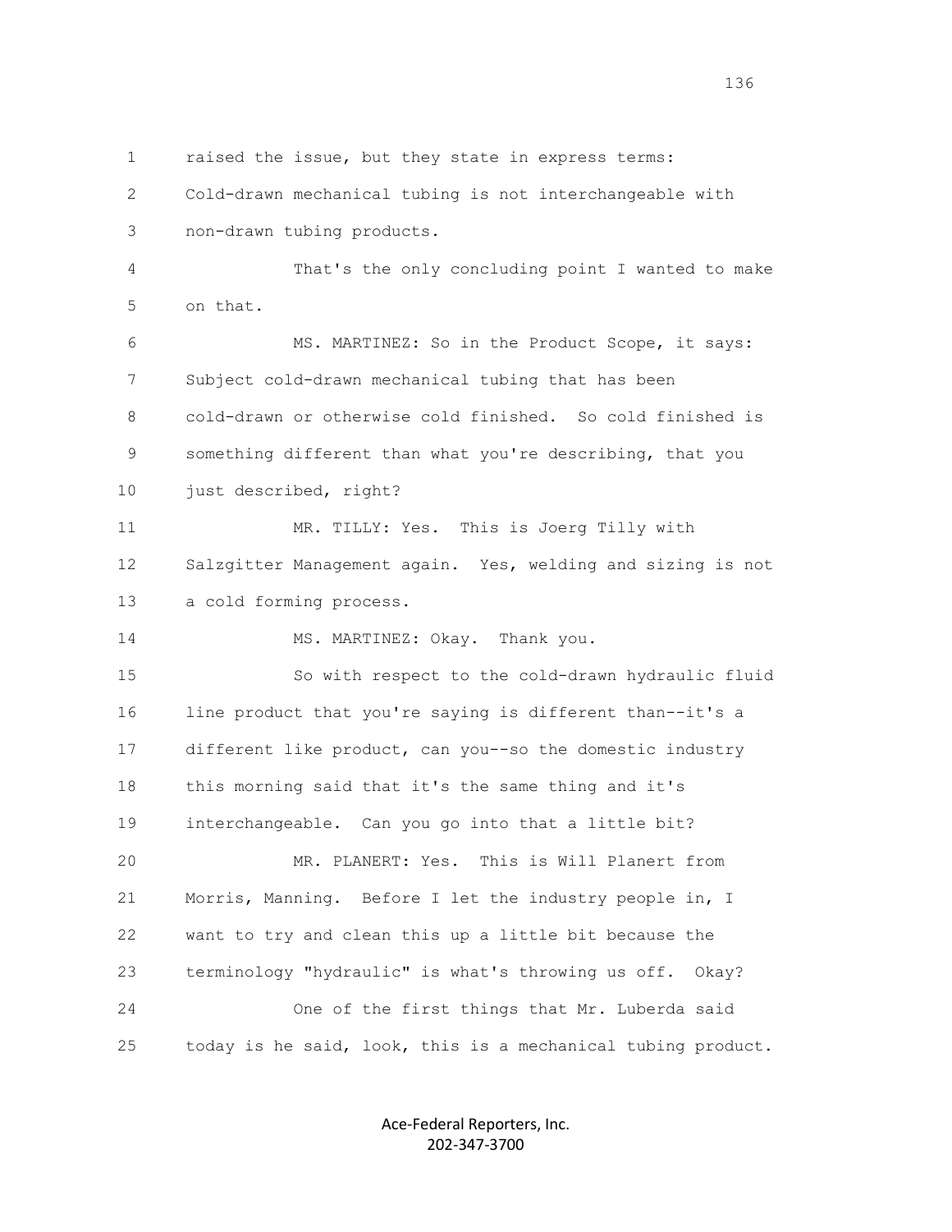raised the issue, but they state in express terms: Cold-drawn mechanical tubing is not interchangeable with non-drawn tubing products.

That's the only concluding point I wanted to make on that.

MS. MARTINEZ: So in the Product Scope, it says: Subject cold-drawn mechanical tubing that has been cold-drawn or otherwise cold finished. So cold finished is something different than what you're describing, that you just described, right?

MR. TILLY: Yes. This is Joerg Tilly with Salzgitter Management again. Yes, welding and sizing is not a cold forming process.

MS. MARTINEZ: Okay. Thank you.

So with respect to the cold-drawn hydraulic fluid line product that you're saying is different than--it's a different like product, can you--so the domestic industry this morning said that it's the same thing and it's interchangeable. Can you go into that a little bit?

MR. PLANERT: Yes. This is Will Planert from Morris, Manning. Before I let the industry people in, I want to try and clean this up a little bit because the terminology "hydraulic" is what's throwing us off. Okay?

One of the first things that Mr. Luberda said today is he said, look, this is a mechanical tubing product.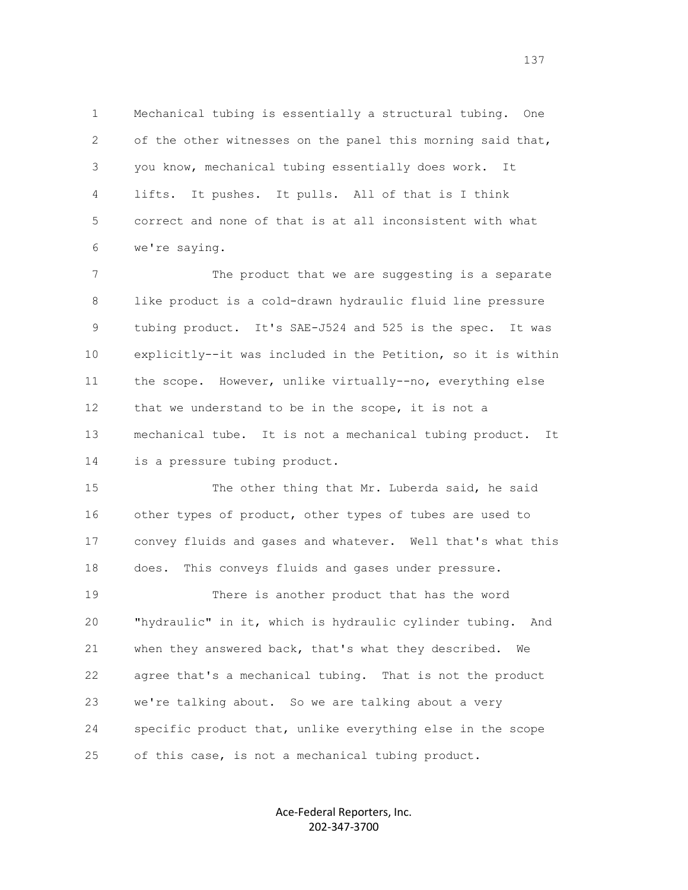Mechanical tubing is essentially a structural tubing. One of the other witnesses on the panel this morning said that, you know, mechanical tubing essentially does work. It lifts. It pushes. It pulls. All of that is I think correct and none of that is at all inconsistent with what we're saying.

The product that we are suggesting is a separate like product is a cold-drawn hydraulic fluid line pressure tubing product. It's SAE-J524 and 525 is the spec. It was explicitly--it was included in the Petition, so it is within the scope. However, unlike virtually--no, everything else that we understand to be in the scope, it is not a mechanical tube. It is not a mechanical tubing product. It is a pressure tubing product.

The other thing that Mr. Luberda said, he said other types of product, other types of tubes are used to convey fluids and gases and whatever. Well that's what this does. This conveys fluids and gases under pressure.

There is another product that has the word "hydraulic" in it, which is hydraulic cylinder tubing. And when they answered back, that's what they described. We agree that's a mechanical tubing. That is not the product we're talking about. So we are talking about a very specific product that, unlike everything else in the scope of this case, is not a mechanical tubing product.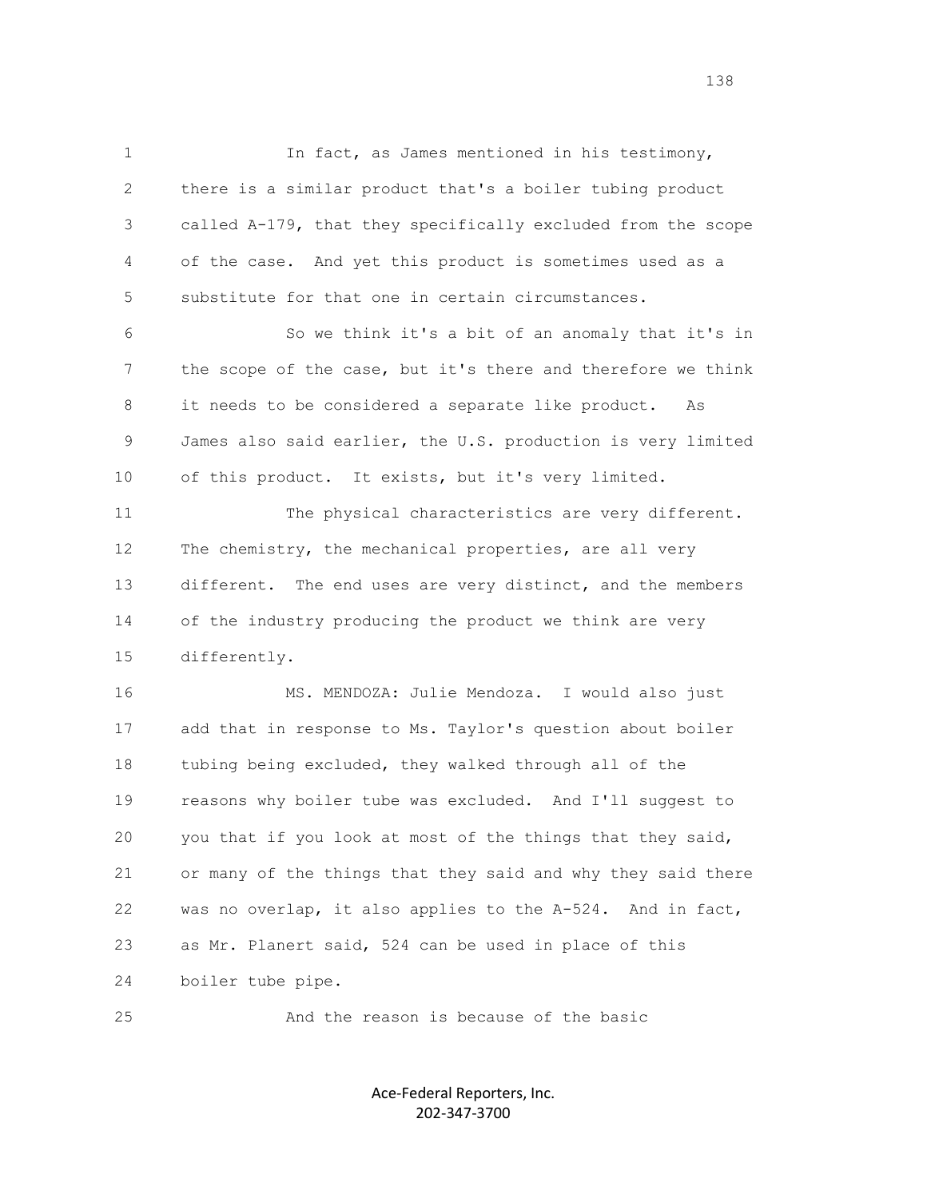In fact, as James mentioned in his testimony, there is a similar product that's a boiler tubing product called A-179, that they specifically excluded from the scope of the case. And yet this product is sometimes used as a substitute for that one in certain circumstances.

So we think it's a bit of an anomaly that it's in the scope of the case, but it's there and therefore we think it needs to be considered a separate like product. As James also said earlier, the U.S. production is very limited of this product. It exists, but it's very limited.

The physical characteristics are very different. The chemistry, the mechanical properties, are all very different. The end uses are very distinct, and the members of the industry producing the product we think are very differently.

MS. MENDOZA: Julie Mendoza. I would also just add that in response to Ms. Taylor's question about boiler tubing being excluded, they walked through all of the reasons why boiler tube was excluded. And I'll suggest to you that if you look at most of the things that they said, or many of the things that they said and why they said there was no overlap, it also applies to the A-524. And in fact, as Mr. Planert said, 524 can be used in place of this boiler tube pipe.

And the reason is because of the basic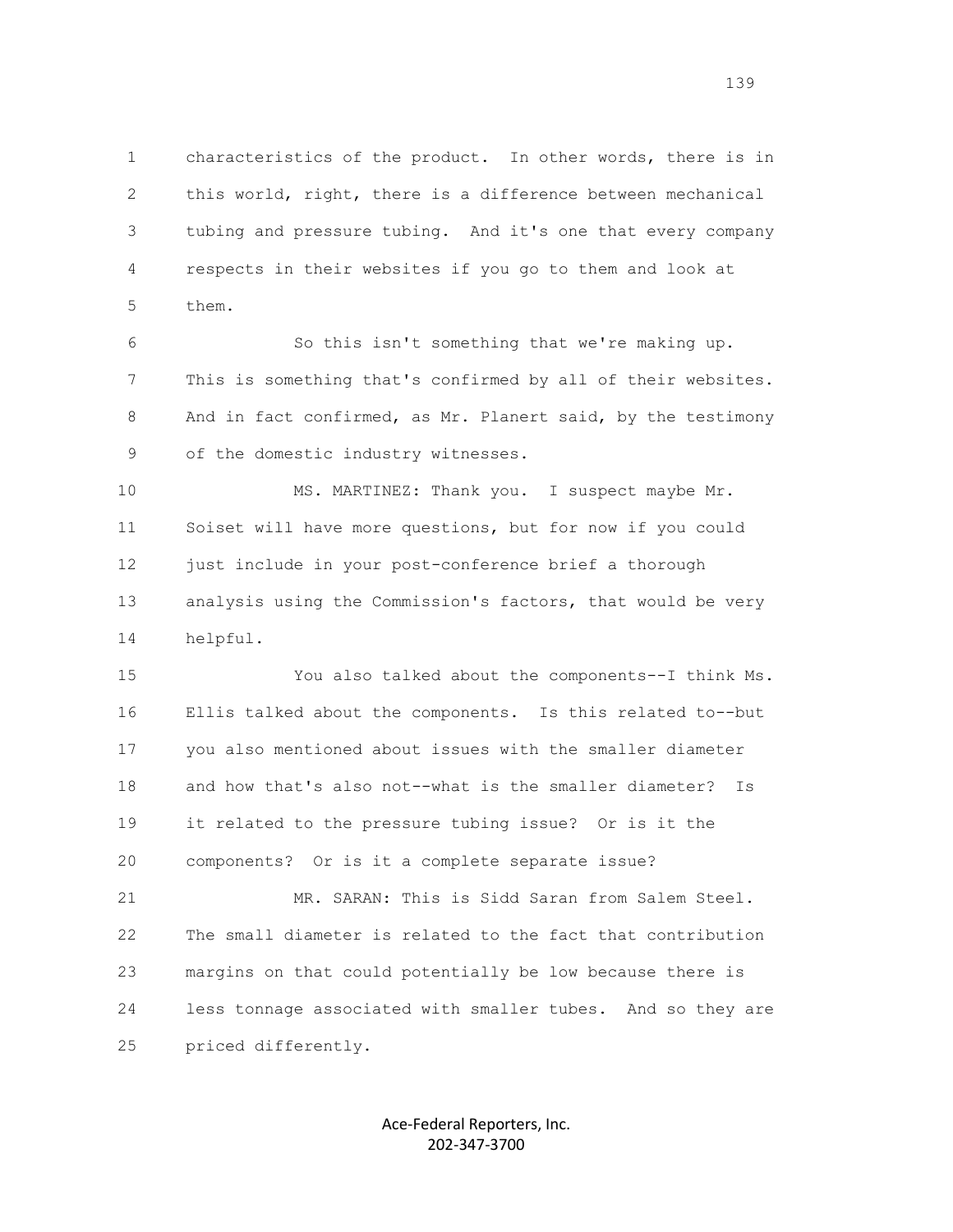characteristics of the product. In other words, there is in this world, right, there is a difference between mechanical tubing and pressure tubing. And it's one that every company respects in their websites if you go to them and look at them.

So this isn't something that we're making up. This is something that's confirmed by all of their websites. And in fact confirmed, as Mr. Planert said, by the testimony of the domestic industry witnesses.

MS. MARTINEZ: Thank you. I suspect maybe Mr. Soiset will have more questions, but for now if you could just include in your post-conference brief a thorough analysis using the Commission's factors, that would be very helpful.

You also talked about the components--I think Ms. Ellis talked about the components. Is this related to--but you also mentioned about issues with the smaller diameter and how that's also not--what is the smaller diameter? Is it related to the pressure tubing issue? Or is it the components? Or is it a complete separate issue?

MR. SARAN: This is Sidd Saran from Salem Steel. The small diameter is related to the fact that contribution margins on that could potentially be low because there is less tonnage associated with smaller tubes. And so they are priced differently.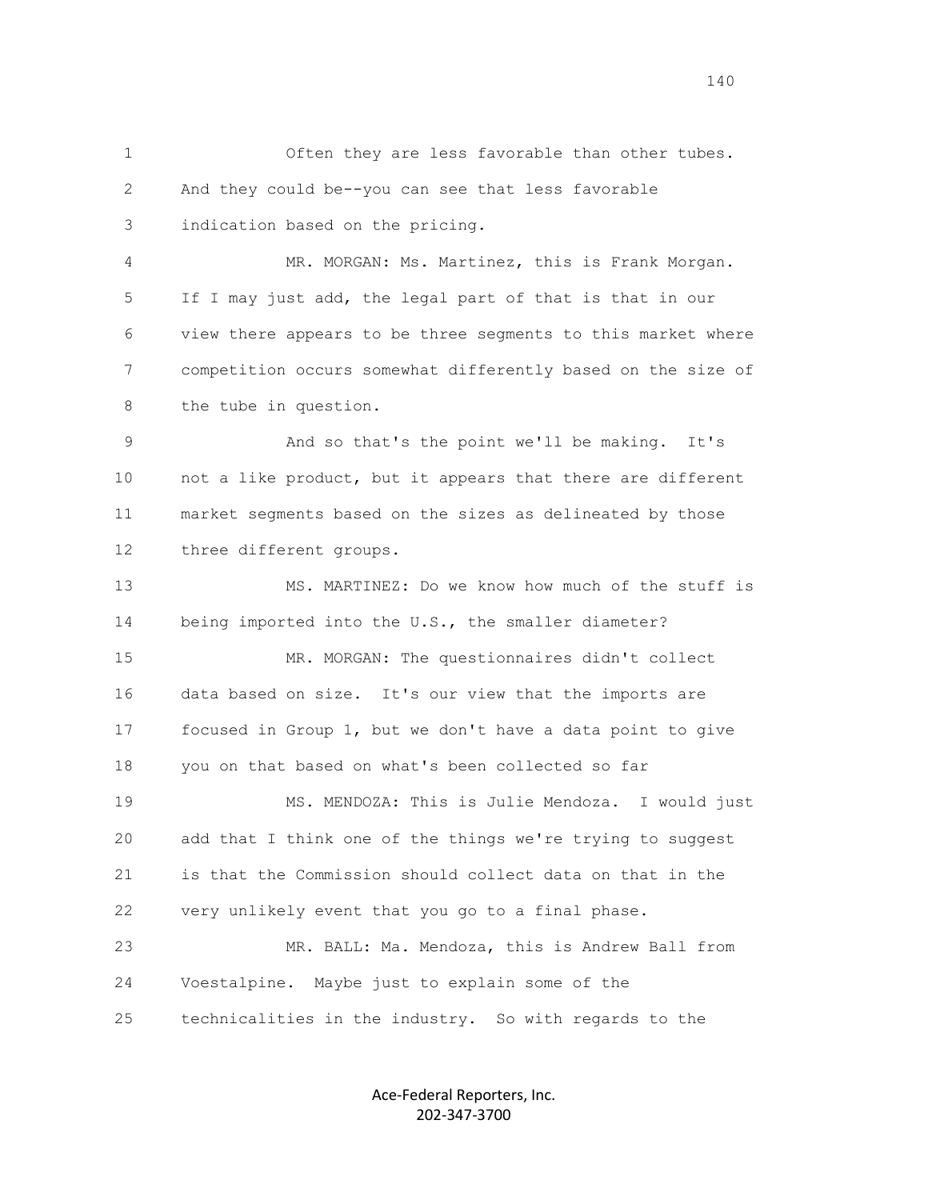Often they are less favorable than other tubes. And they could be--you can see that less favorable indication based on the pricing.

MR. MORGAN: Ms. Martinez, this is Frank Morgan. If I may just add, the legal part of that is that in our view there appears to be three segments to this market where competition occurs somewhat differently based on the size of the tube in question.

And so that's the point we'll be making. It's not a like product, but it appears that there are different market segments based on the sizes as delineated by those three different groups.

MS. MARTINEZ: Do we know how much of the stuff is being imported into the U.S., the smaller diameter?

MR. MORGAN: The questionnaires didn't collect data based on size. It's our view that the imports are focused in Group 1, but we don't have a data point to give you on that based on what's been collected so far

MS. MENDOZA: This is Julie Mendoza. I would just add that I think one of the things we're trying to suggest is that the Commission should collect data on that in the very unlikely event that you go to a final phase.

MR. BALL: Ma. Mendoza, this is Andrew Ball from Voestalpine. Maybe just to explain some of the technicalities in the industry. So with regards to the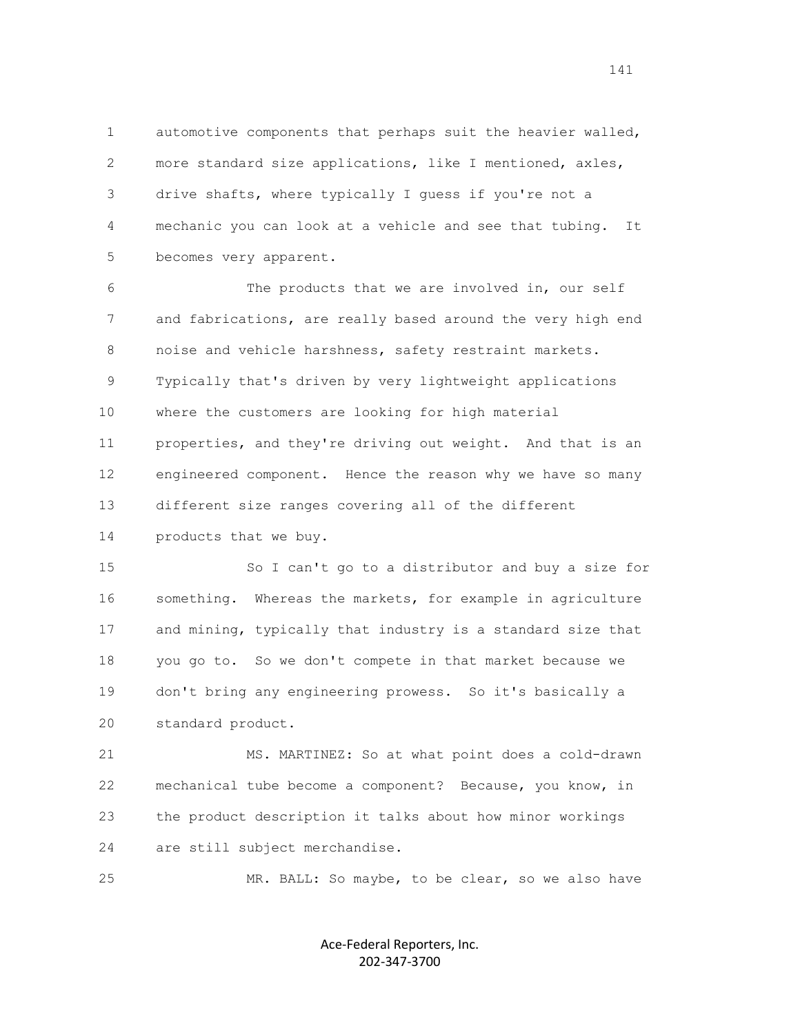automotive components that perhaps suit the heavier walled, more standard size applications, like I mentioned, axles, drive shafts, where typically I guess if you're not a mechanic you can look at a vehicle and see that tubing. It becomes very apparent.

The products that we are involved in, our self and fabrications, are really based around the very high end noise and vehicle harshness, safety restraint markets. Typically that's driven by very lightweight applications where the customers are looking for high material properties, and they're driving out weight. And that is an engineered component. Hence the reason why we have so many different size ranges covering all of the different products that we buy.

So I can't go to a distributor and buy a size for something. Whereas the markets, for example in agriculture and mining, typically that industry is a standard size that you go to. So we don't compete in that market because we don't bring any engineering prowess. So it's basically a standard product.

MS. MARTINEZ: So at what point does a cold-drawn mechanical tube become a component? Because, you know, in the product description it talks about how minor workings are still subject merchandise.

MR. BALL: So maybe, to be clear, so we also have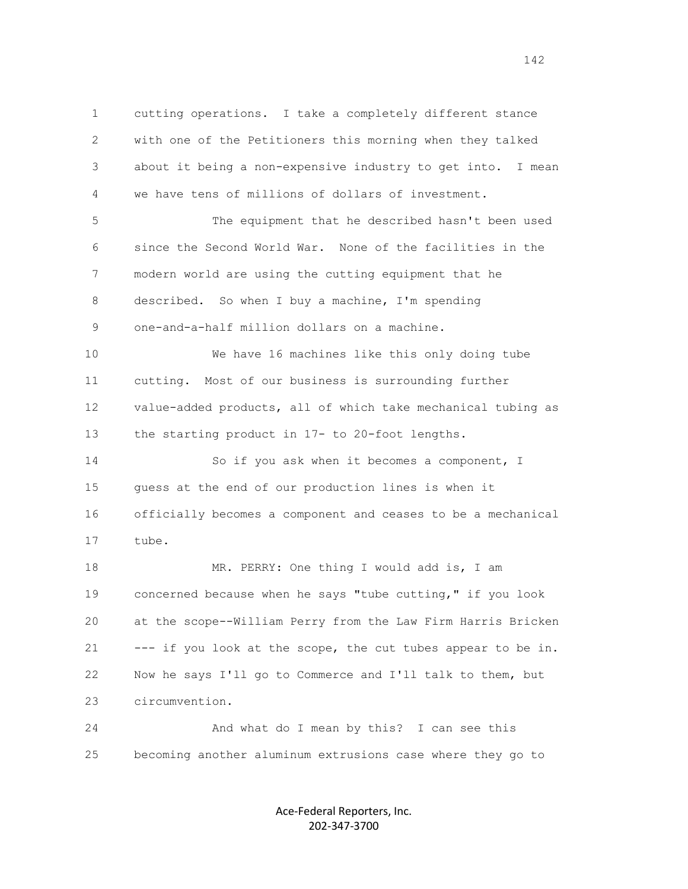1 cutting operations. I take a completely different stance
2 with one of the Petitioners this morning when they talked
3 about it being a non-expensive industry to get into. I mean
4 we have tens of millions of dollars of investment.

5 The equipment that he described hasn't been used
6 since the Second World War. None of the facilities in the
7 modern world are using the cutting equipment that he
8 described. So when I buy a machine, I'm spending
9 one-and-a-half million dollars on a machine.

10 We have 16 machines like this only doing tube
11 cutting. Most of our business is surrounding further
12 value-added products, all of which take mechanical tubing as
13 the starting product in 17- to 20-foot lengths.

14 So if you ask when it becomes a component, I
15 guess at the end of our production lines is when it
16 officially becomes a component and ceases to be a mechanical
17 tube.

18 MR. PERRY: One thing I would add is, I am
19 concerned because when he says "tube cutting," if you look
20 at the scope--William Perry from the Law Firm Harris Bricken
21 --- if you look at the scope, the cut tubes appear to be in.
22 Now he says I'll go to Commerce and I'll talk to them, but
23 circumvention.

24 And what do I mean by this? I can see this
25 becoming another aluminum extrusions case where they go to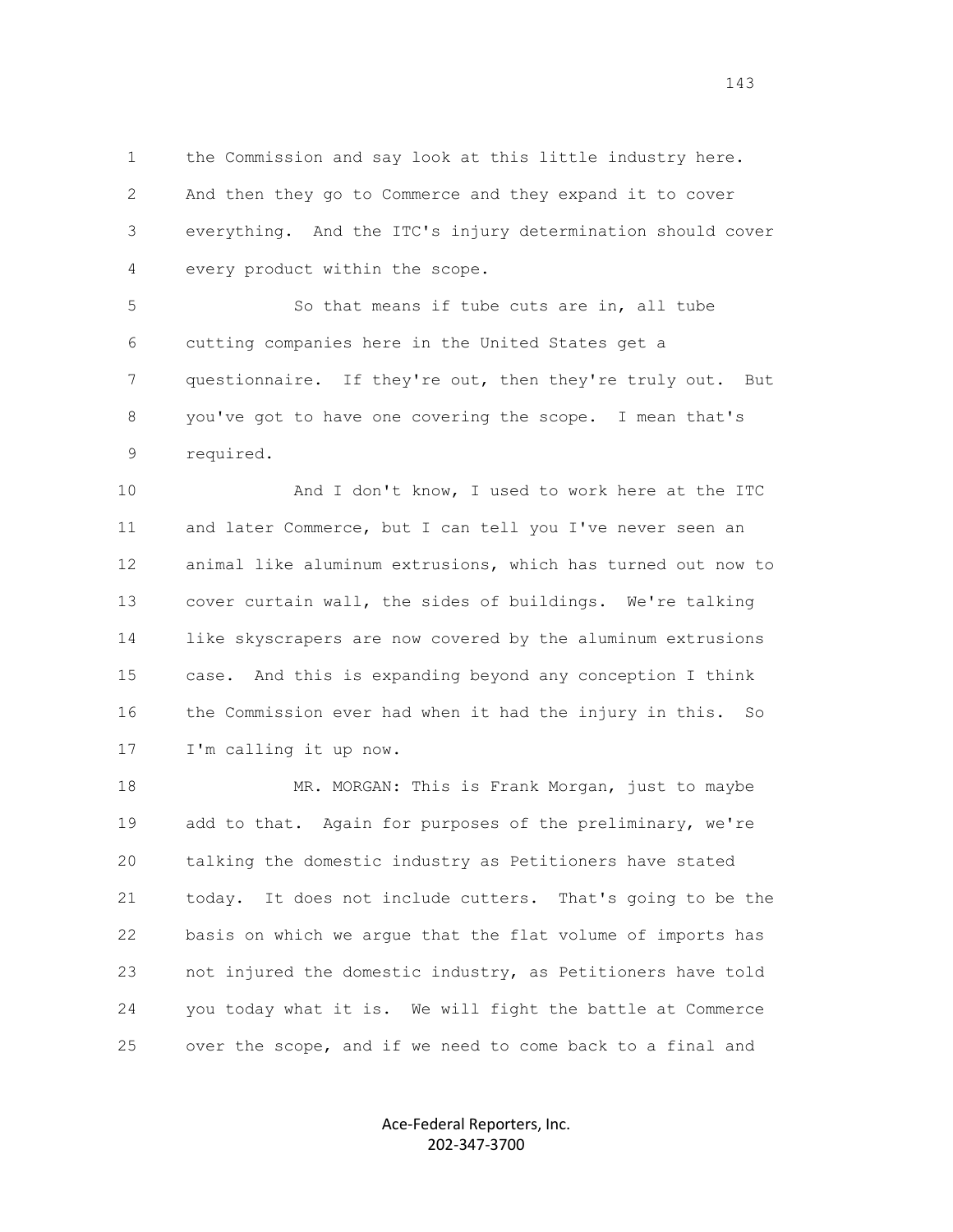1 the Commission and say look at this little industry here.
2 And then they go to Commerce and they expand it to cover
3 everything. And the ITC's injury determination should cover
4 every product within the scope.

5 So that means if tube cuts are in, all tube
6 cutting companies here in the United States get a
7 questionnaire. If they're out, then they're truly out. But
8 you've got to have one covering the scope. I mean that's
9 required.

10 And I don't know, I used to work here at the ITC
11 and later Commerce, but I can tell you I've never seen an
12 animal like aluminum extrusions, which has turned out now to
13 cover curtain wall, the sides of buildings. We're talking
14 like skyscrapers are now covered by the aluminum extrusions
15 case. And this is expanding beyond any conception I think
16 the Commission ever had when it had the injury in this. So
17 I'm calling it up now.

18 MR. MORGAN: This is Frank Morgan, just to maybe
19 add to that. Again for purposes of the preliminary, we're
20 talking the domestic industry as Petitioners have stated
21 today. It does not include cutters. That's going to be the
22 basis on which we argue that the flat volume of imports has
23 not injured the domestic industry, as Petitioners have told
24 you today what it is. We will fight the battle at Commerce
25 over the scope, and if we need to come back to a final and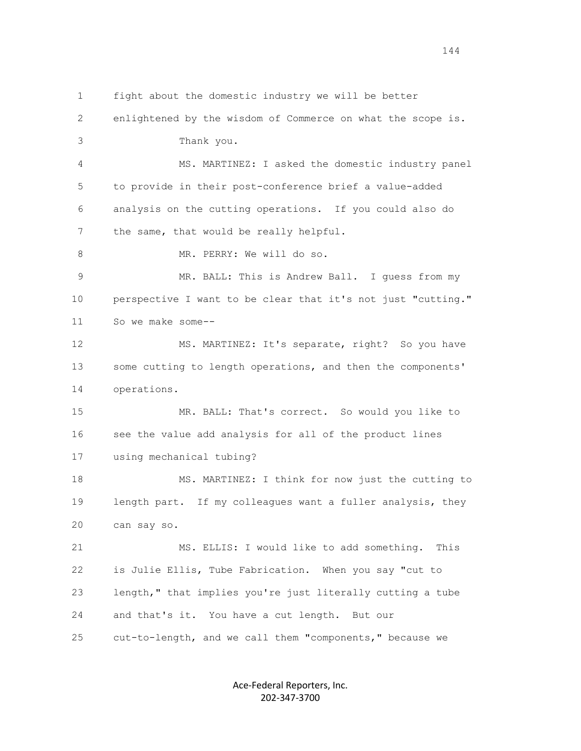1 fight about the domestic industry we will be better

2 enlightened by the wisdom of Commerce on what the scope is.

3 Thank you.

4 MS. MARTINEZ: I asked the domestic industry panel

5 to provide in their post-conference brief a value-added

6 analysis on the cutting operations. If you could also do

7 the same, that would be really helpful.

8 MR. PERRY: We will do so.

9 MR. BALL: This is Andrew Ball. I guess from my

10 perspective I want to be clear that it's not just "cutting."

11 So we make some--

12 MS. MARTINEZ: It's separate, right? So you have

13 some cutting to length operations, and then the components'

14 operations.

15 MR. BALL: That's correct. So would you like to

16 see the value add analysis for all of the product lines

17 using mechanical tubing?

18 MS. MARTINEZ: I think for now just the cutting to

19 length part. If my colleagues want a fuller analysis, they

20 can say so.

21 MS. ELLIS: I would like to add something. This

22 is Julie Ellis, Tube Fabrication. When you say "cut to

23 length," that implies you're just literally cutting a tube

24 and that's it. You have a cut length. But our

25 cut-to-length, and we call them "components," because we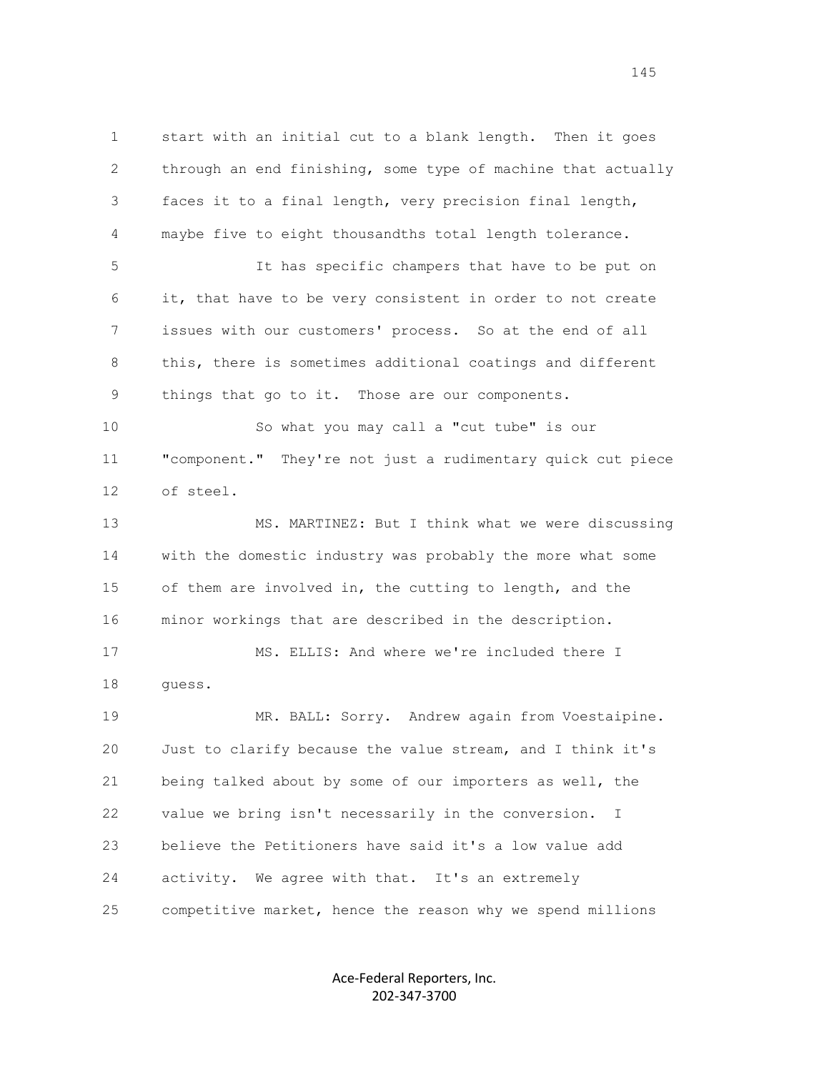start with an initial cut to a blank length. Then it goes through an end finishing, some type of machine that actually faces it to a final length, very precision final length, maybe five to eight thousandths total length tolerance.

It has specific champers that have to be put on it, that have to be very consistent in order to not create issues with our customers' process. So at the end of all this, there is sometimes additional coatings and different things that go to it. Those are our components.

So what you may call a "cut tube" is our "component." They're not just a rudimentary quick cut piece of steel.

MS. MARTINEZ: But I think what we were discussing with the domestic industry was probably the more what some of them are involved in, the cutting to length, and the minor workings that are described in the description.

MS. ELLIS: And where we're included there I guess.

MR. BALL: Sorry. Andrew again from Voestaipine. Just to clarify because the value stream, and I think it's being talked about by some of our importers as well, the value we bring isn't necessarily in the conversion. I believe the Petitioners have said it's a low value add activity. We agree with that. It's an extremely competitive market, hence the reason why we spend millions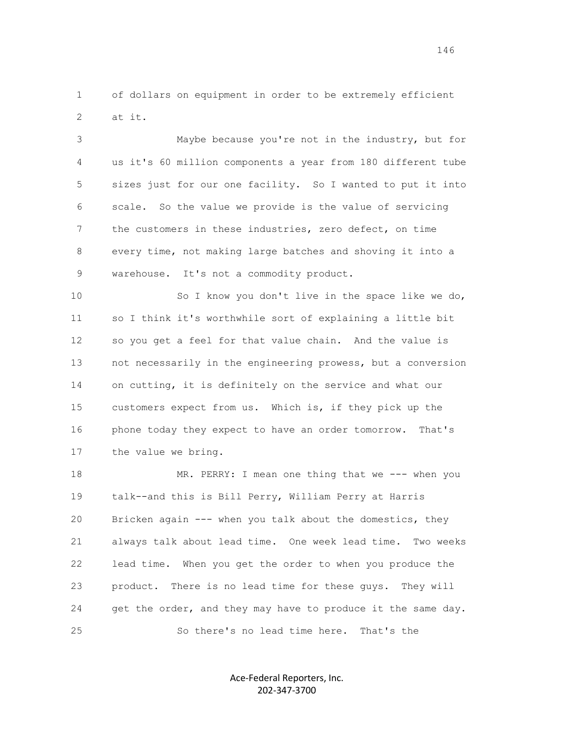1 of dollars on equipment in order to be extremely efficient
2 at it.

3 Maybe because you're not in the industry, but for
4 us it's 60 million components a year from 180 different tube
5 sizes just for our one facility. So I wanted to put it into
6 scale. So the value we provide is the value of servicing
7 the customers in these industries, zero defect, on time
8 every time, not making large batches and shoving it into a
9 warehouse. It's not a commodity product.

10 So I know you don't live in the space like we do,
11 so I think it's worthwhile sort of explaining a little bit
12 so you get a feel for that value chain. And the value is
13 not necessarily in the engineering prowess, but a conversion
14 on cutting, it is definitely on the service and what our
15 customers expect from us. Which is, if they pick up the
16 phone today they expect to have an order tomorrow. That's
17 the value we bring.

18 MR. PERRY: I mean one thing that we --- when you
19 talk--and this is Bill Perry, William Perry at Harris
20 Bricken again --- when you talk about the domestics, they
21 always talk about lead time. One week lead time. Two weeks
22 lead time. When you get the order to when you produce the
23 product. There is no lead time for these guys. They will
24 get the order, and they may have to produce it the same day.
25 So there's no lead time here. That's the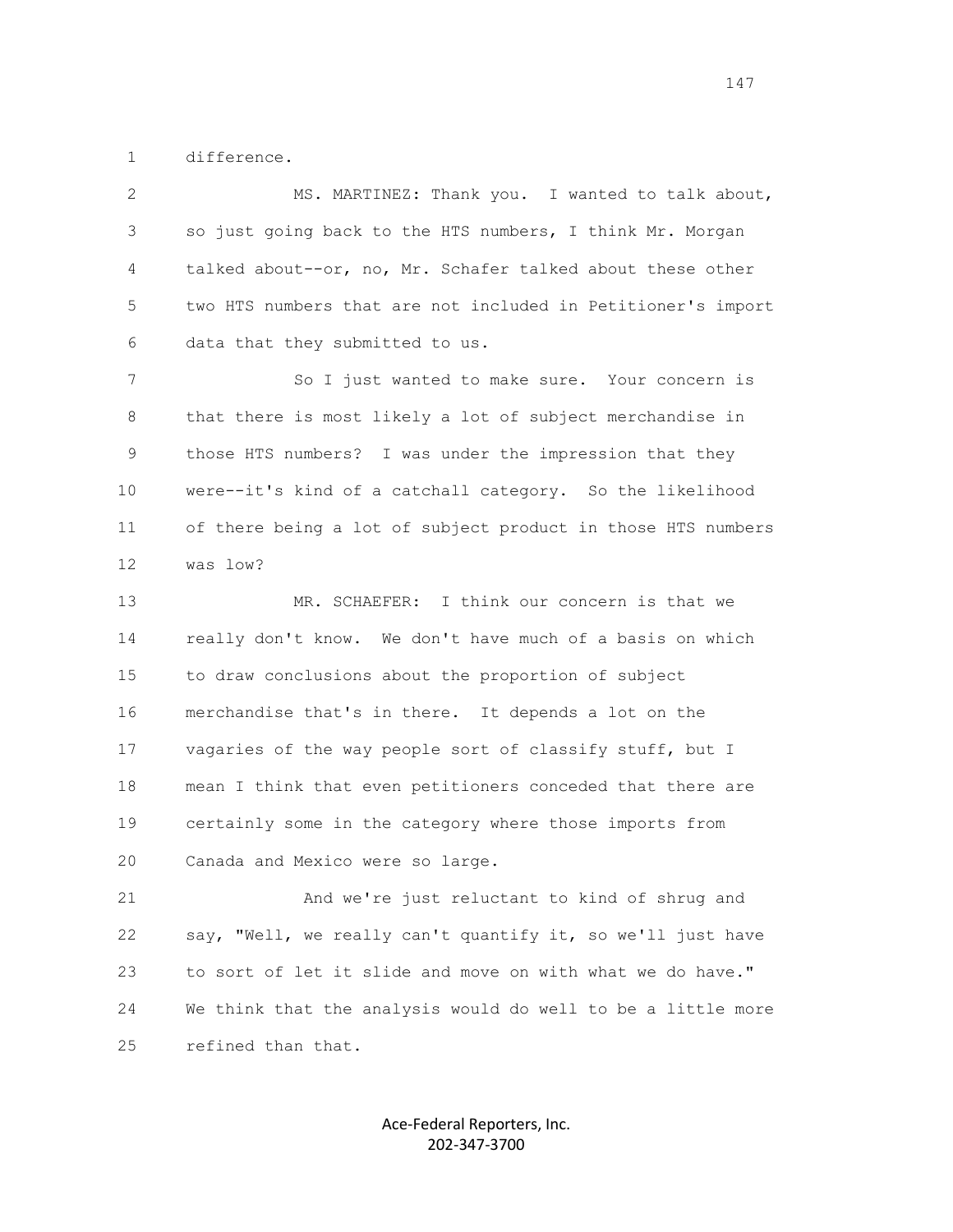difference.

MS. MARTINEZ: Thank you. I wanted to talk about, so just going back to the HTS numbers, I think Mr. Morgan talked about--or, no, Mr. Schafer talked about these other two HTS numbers that are not included in Petitioner's import data that they submitted to us.

So I just wanted to make sure. Your concern is that there is most likely a lot of subject merchandise in those HTS numbers? I was under the impression that they were--it's kind of a catchall category. So the likelihood of there being a lot of subject product in those HTS numbers was low?

MR. SCHAEFER: I think our concern is that we really don't know. We don't have much of a basis on which to draw conclusions about the proportion of subject merchandise that's in there. It depends a lot on the vagaries of the way people sort of classify stuff, but I mean I think that even petitioners conceded that there are certainly some in the category where those imports from Canada and Mexico were so large.

And we're just reluctant to kind of shrug and say, "Well, we really can't quantify it, so we'll just have to sort of let it slide and move on with what we do have." We think that the analysis would do well to be a little more refined than that.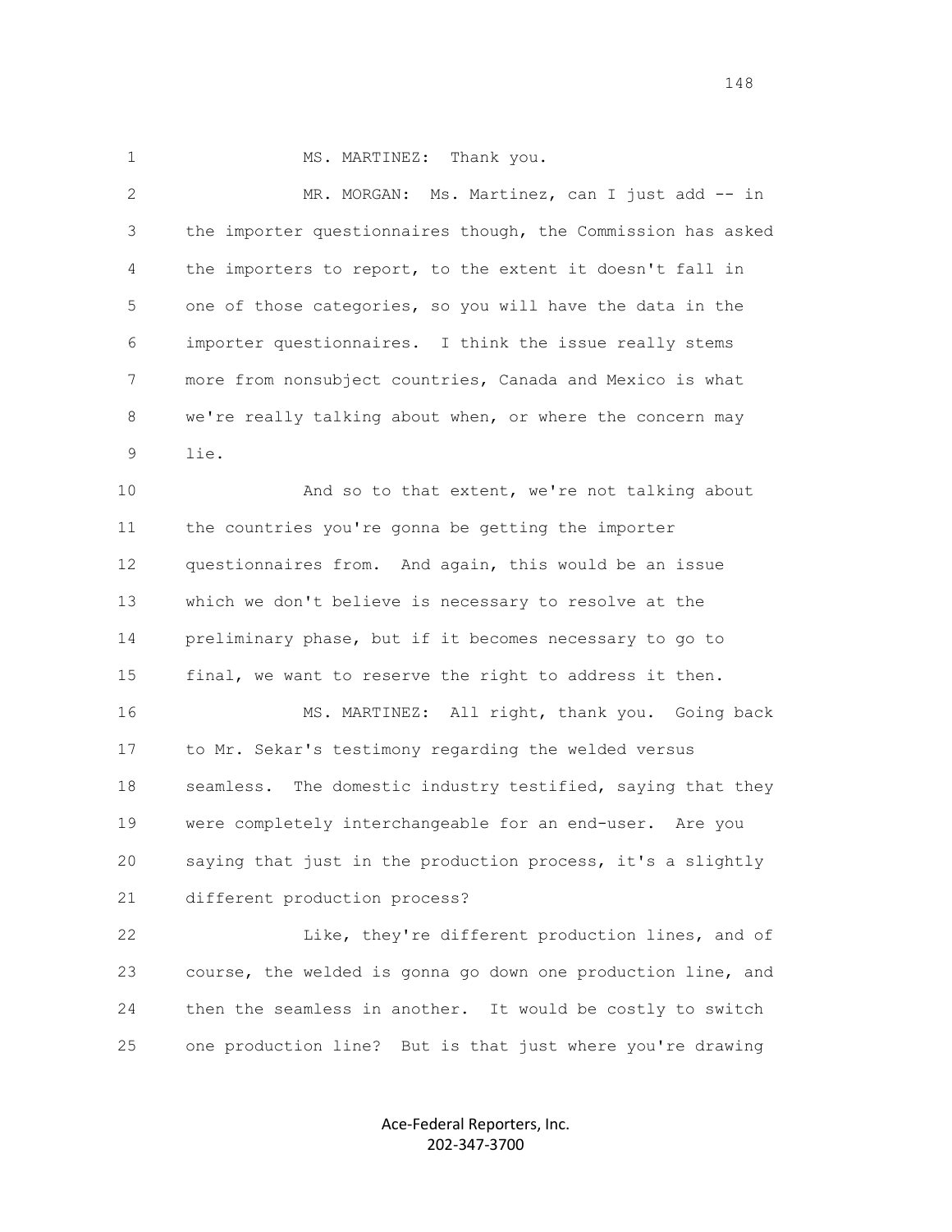MS. MARTINEZ: Thank you.

MR. MORGAN: Ms. Martinez, can I just add -- in the importer questionnaires though, the Commission has asked the importers to report, to the extent it doesn't fall in one of those categories, so you will have the data in the importer questionnaires. I think the issue really stems more from nonsubject countries, Canada and Mexico is what we're really talking about when, or where the concern may lie.

And so to that extent, we're not talking about the countries you're gonna be getting the importer questionnaires from. And again, this would be an issue which we don't believe is necessary to resolve at the preliminary phase, but if it becomes necessary to go to final, we want to reserve the right to address it then.

MS. MARTINEZ: All right, thank you. Going back to Mr. Sekar's testimony regarding the welded versus seamless. The domestic industry testified, saying that they were completely interchangeable for an end-user. Are you saying that just in the production process, it's a slightly different production process?

Like, they're different production lines, and of course, the welded is gonna go down one production line, and then the seamless in another. It would be costly to switch one production line? But is that just where you're drawing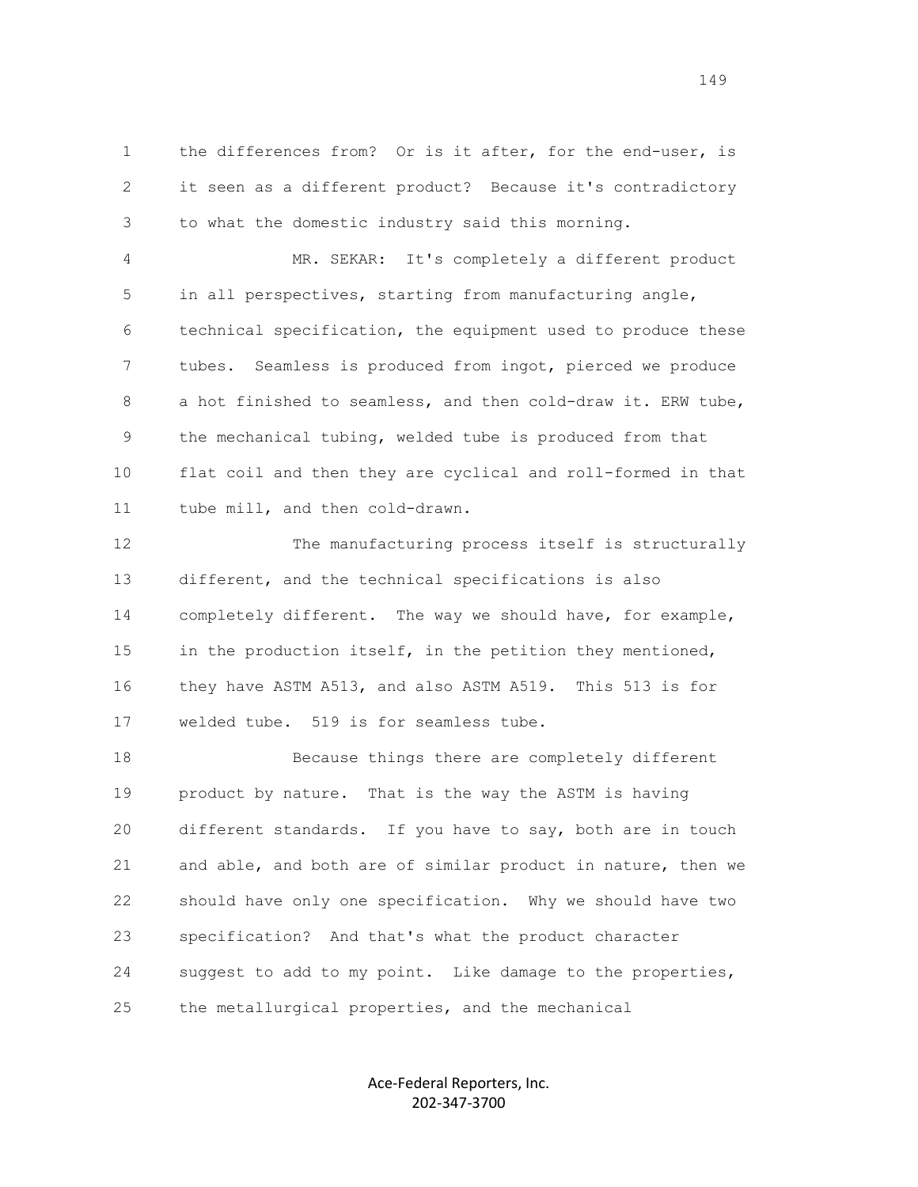the differences from? Or is it after, for the end-user, is it seen as a different product? Because it's contradictory to what the domestic industry said this morning.

MR. SEKAR: It's completely a different product in all perspectives, starting from manufacturing angle, technical specification, the equipment used to produce these tubes. Seamless is produced from ingot, pierced we produce a hot finished to seamless, and then cold-draw it. ERW tube, the mechanical tubing, welded tube is produced from that flat coil and then they are cyclical and roll-formed in that tube mill, and then cold-drawn.

The manufacturing process itself is structurally different, and the technical specifications is also completely different. The way we should have, for example, in the production itself, in the petition they mentioned, they have ASTM A513, and also ASTM A519. This 513 is for welded tube. 519 is for seamless tube.

Because things there are completely different product by nature. That is the way the ASTM is having different standards. If you have to say, both are in touch and able, and both are of similar product in nature, then we should have only one specification. Why we should have two specification? And that's what the product character suggest to add to my point. Like damage to the properties, the metallurgical properties, and the mechanical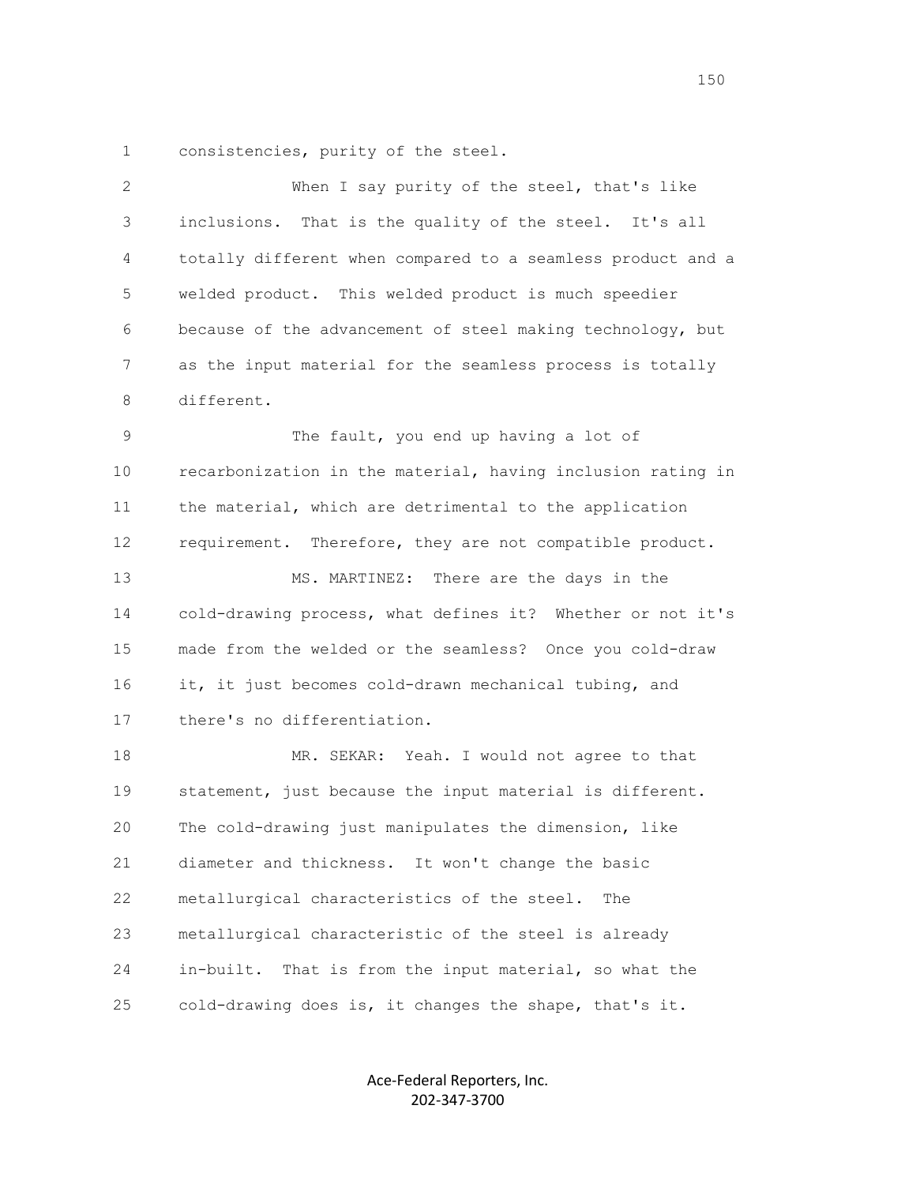consistencies, purity of the steel.

When I say purity of the steel, that's like inclusions. That is the quality of the steel. It's all totally different when compared to a seamless product and a welded product. This welded product is much speedier because of the advancement of steel making technology, but as the input material for the seamless process is totally different.

The fault, you end up having a lot of recarbonization in the material, having inclusion rating in the material, which are detrimental to the application requirement. Therefore, they are not compatible product.

MS. MARTINEZ: There are the days in the cold-drawing process, what defines it? Whether or not it's made from the welded or the seamless? Once you cold-draw it, it just becomes cold-drawn mechanical tubing, and there's no differentiation.

MR. SEKAR: Yeah. I would not agree to that statement, just because the input material is different. The cold-drawing just manipulates the dimension, like diameter and thickness. It won't change the basic metallurgical characteristics of the steel. The metallurgical characteristic of the steel is already in-built. That is from the input material, so what the cold-drawing does is, it changes the shape, that's it.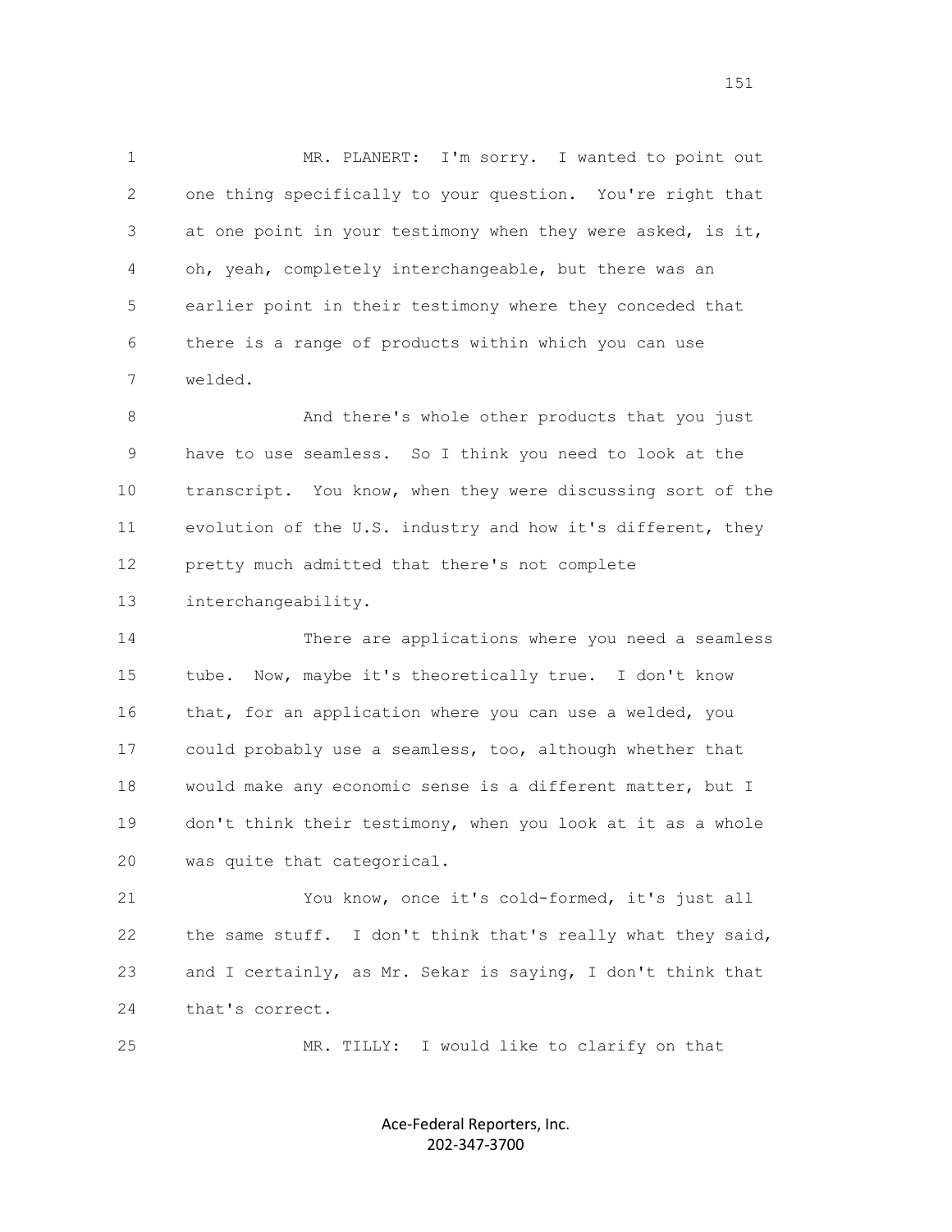MR. PLANERT: I'm sorry. I wanted to point out one thing specifically to your question. You're right that at one point in your testimony when they were asked, is it, oh, yeah, completely interchangeable, but there was an earlier point in their testimony where they conceded that there is a range of products within which you can use welded.

And there's whole other products that you just have to use seamless. So I think you need to look at the transcript. You know, when they were discussing sort of the evolution of the U.S. industry and how it's different, they pretty much admitted that there's not complete interchangeability.

There are applications where you need a seamless tube. Now, maybe it's theoretically true. I don't know that, for an application where you can use a welded, you could probably use a seamless, too, although whether that would make any economic sense is a different matter, but I don't think their testimony, when you look at it as a whole was quite that categorical.

You know, once it's cold-formed, it's just all the same stuff. I don't think that's really what they said, and I certainly, as Mr. Sekar is saying, I don't think that that's correct.

MR. TILLY: I would like to clarify on that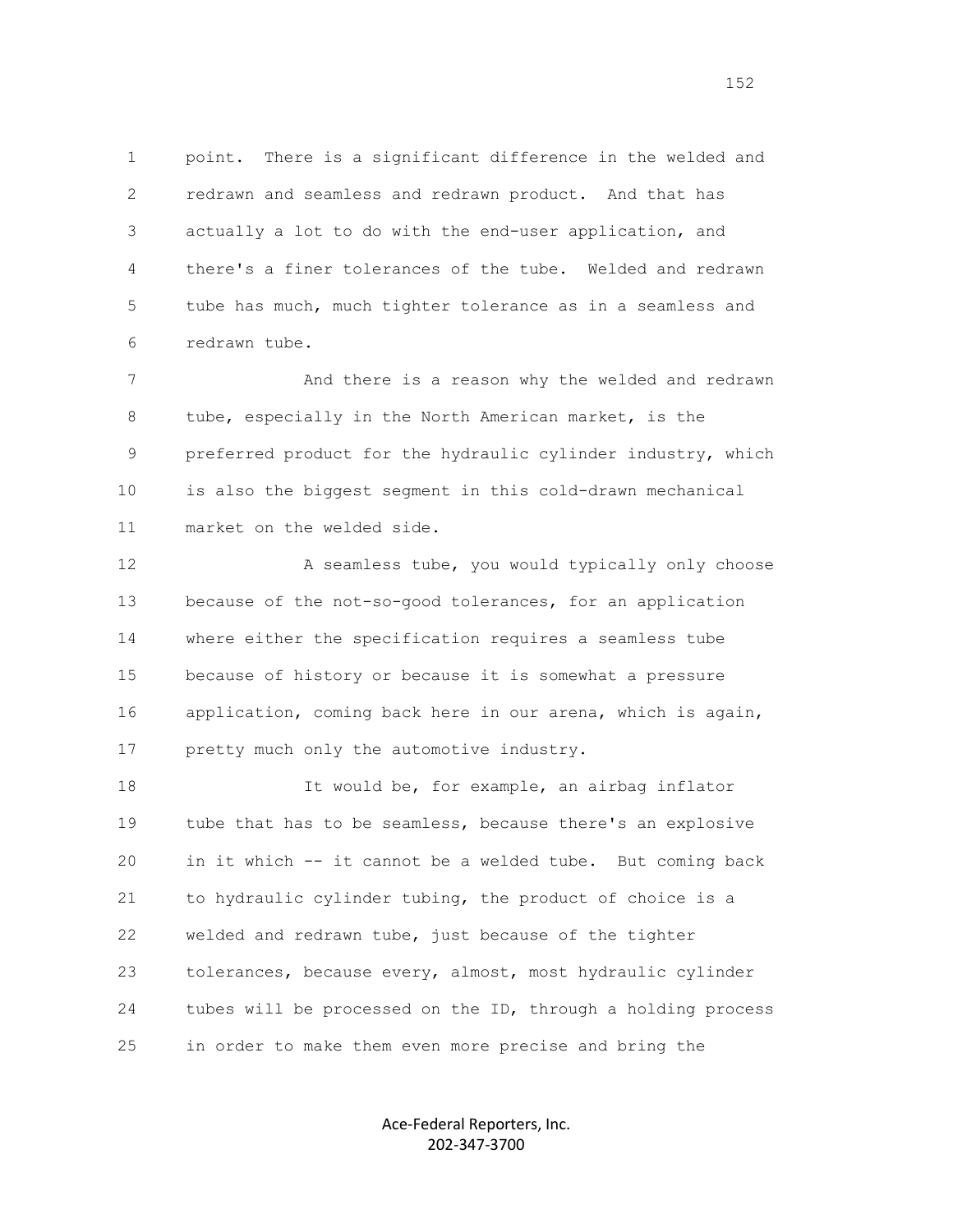point. There is a significant difference in the welded and redrawn and seamless and redrawn product. And that has actually a lot to do with the end-user application, and there's a finer tolerances of the tube. Welded and redrawn tube has much, much tighter tolerance as in a seamless and redrawn tube.

And there is a reason why the welded and redrawn tube, especially in the North American market, is the preferred product for the hydraulic cylinder industry, which is also the biggest segment in this cold-drawn mechanical market on the welded side.

A seamless tube, you would typically only choose because of the not-so-good tolerances, for an application where either the specification requires a seamless tube because of history or because it is somewhat a pressure application, coming back here in our arena, which is again, pretty much only the automotive industry.

It would be, for example, an airbag inflator tube that has to be seamless, because there's an explosive in it which -- it cannot be a welded tube. But coming back to hydraulic cylinder tubing, the product of choice is a welded and redrawn tube, just because of the tighter tolerances, because every, almost, most hydraulic cylinder tubes will be processed on the ID, through a holding process in order to make them even more precise and bring the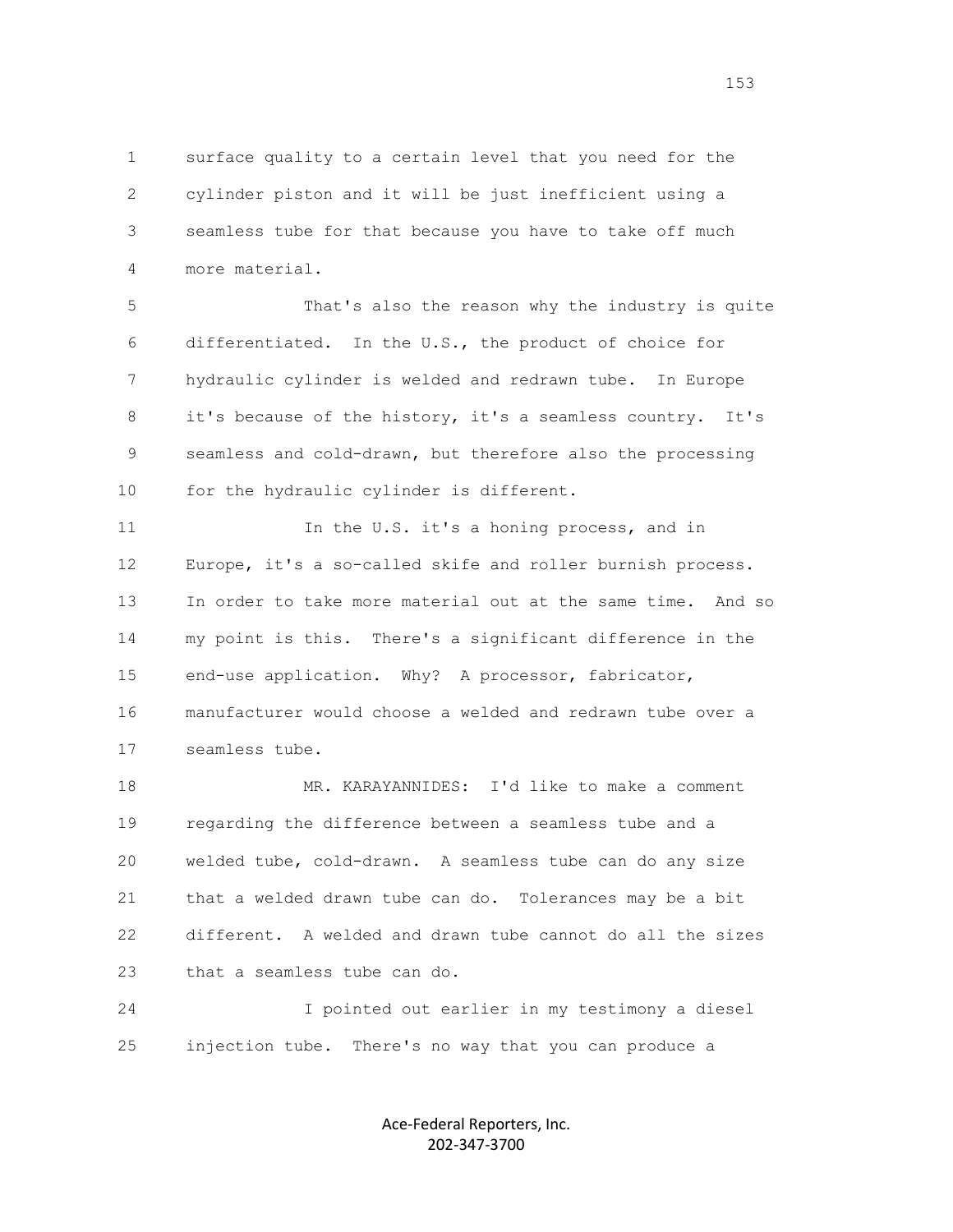surface quality to a certain level that you need for the cylinder piston and it will be just inefficient using a seamless tube for that because you have to take off much more material.

That's also the reason why the industry is quite differentiated. In the U.S., the product of choice for hydraulic cylinder is welded and redrawn tube. In Europe it's because of the history, it's a seamless country. It's seamless and cold-drawn, but therefore also the processing for the hydraulic cylinder is different.

In the U.S. it's a honing process, and in Europe, it's a so-called skife and roller burnish process. In order to take more material out at the same time. And so my point is this. There's a significant difference in the end-use application. Why? A processor, fabricator, manufacturer would choose a welded and redrawn tube over a seamless tube.

MR. KARAYANNIDES: I'd like to make a comment regarding the difference between a seamless tube and a welded tube, cold-drawn. A seamless tube can do any size that a welded drawn tube can do. Tolerances may be a bit different. A welded and drawn tube cannot do all the sizes that a seamless tube can do.

I pointed out earlier in my testimony a diesel injection tube. There's no way that you can produce a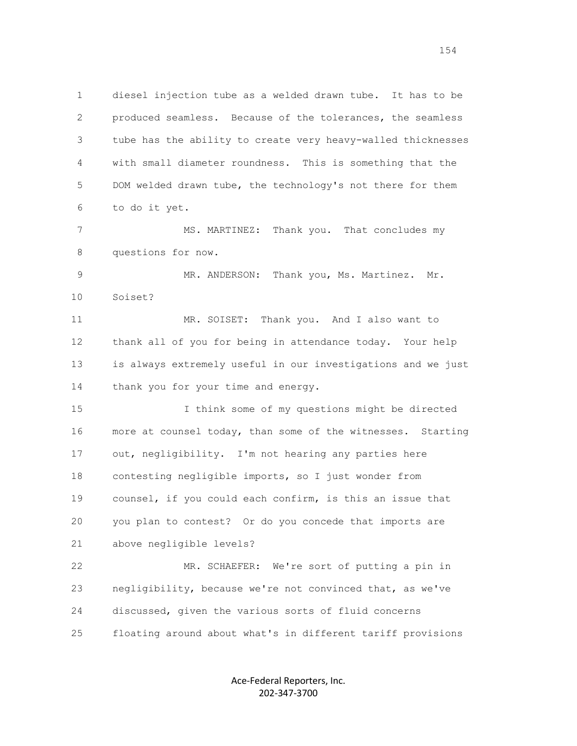diesel injection tube as a welded drawn tube. It has to be produced seamless. Because of the tolerances, the seamless tube has the ability to create very heavy-walled thicknesses with small diameter roundness. This is something that the DOM welded drawn tube, the technology's not there for them to do it yet.

MS. MARTINEZ: Thank you. That concludes my questions for now.

MR. ANDERSON: Thank you, Ms. Martinez. Mr. Soiset?

MR. SOISET: Thank you. And I also want to thank all of you for being in attendance today. Your help is always extremely useful in our investigations and we just thank you for your time and energy.

I think some of my questions might be directed more at counsel today, than some of the witnesses. Starting out, negligibility. I'm not hearing any parties here contesting negligible imports, so I just wonder from counsel, if you could each confirm, is this an issue that you plan to contest? Or do you concede that imports are above negligible levels?

MR. SCHAEFER: We're sort of putting a pin in negligibility, because we're not convinced that, as we've discussed, given the various sorts of fluid concerns floating around about what's in different tariff provisions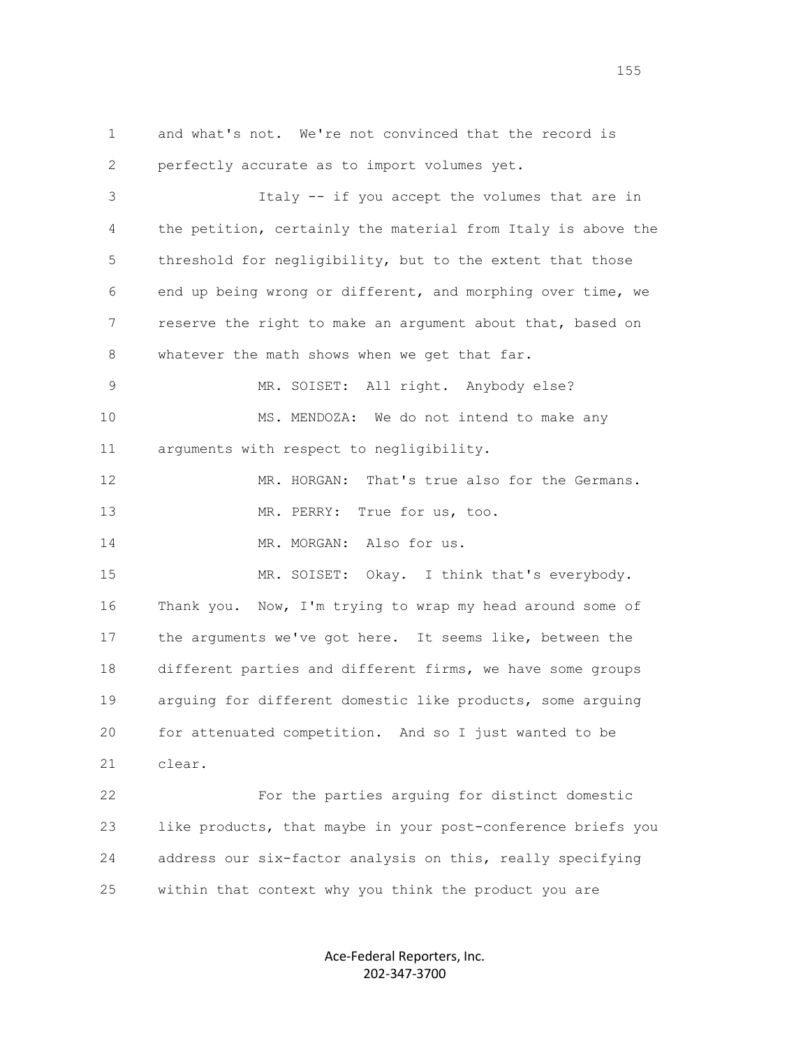and what's not. We're not convinced that the record is perfectly accurate as to import volumes yet.

Italy -- if you accept the volumes that are in the petition, certainly the material from Italy is above the threshold for negligibility, but to the extent that those end up being wrong or different, and morphing over time, we reserve the right to make an argument about that, based on whatever the math shows when we get that far.

MR. SOISET: All right. Anybody else?

MS. MENDOZA: We do not intend to make any arguments with respect to negligibility.

MR. HORGAN: That's true also for the Germans.

MR. PERRY: True for us, too.

MR. MORGAN: Also for us.

MR. SOISET: Okay. I think that's everybody. Thank you. Now, I'm trying to wrap my head around some of the arguments we've got here. It seems like, between the different parties and different firms, we have some groups arguing for different domestic like products, some arguing for attenuated competition. And so I just wanted to be clear.

For the parties arguing for distinct domestic like products, that maybe in your post-conference briefs you address our six-factor analysis on this, really specifying within that context why you think the product you are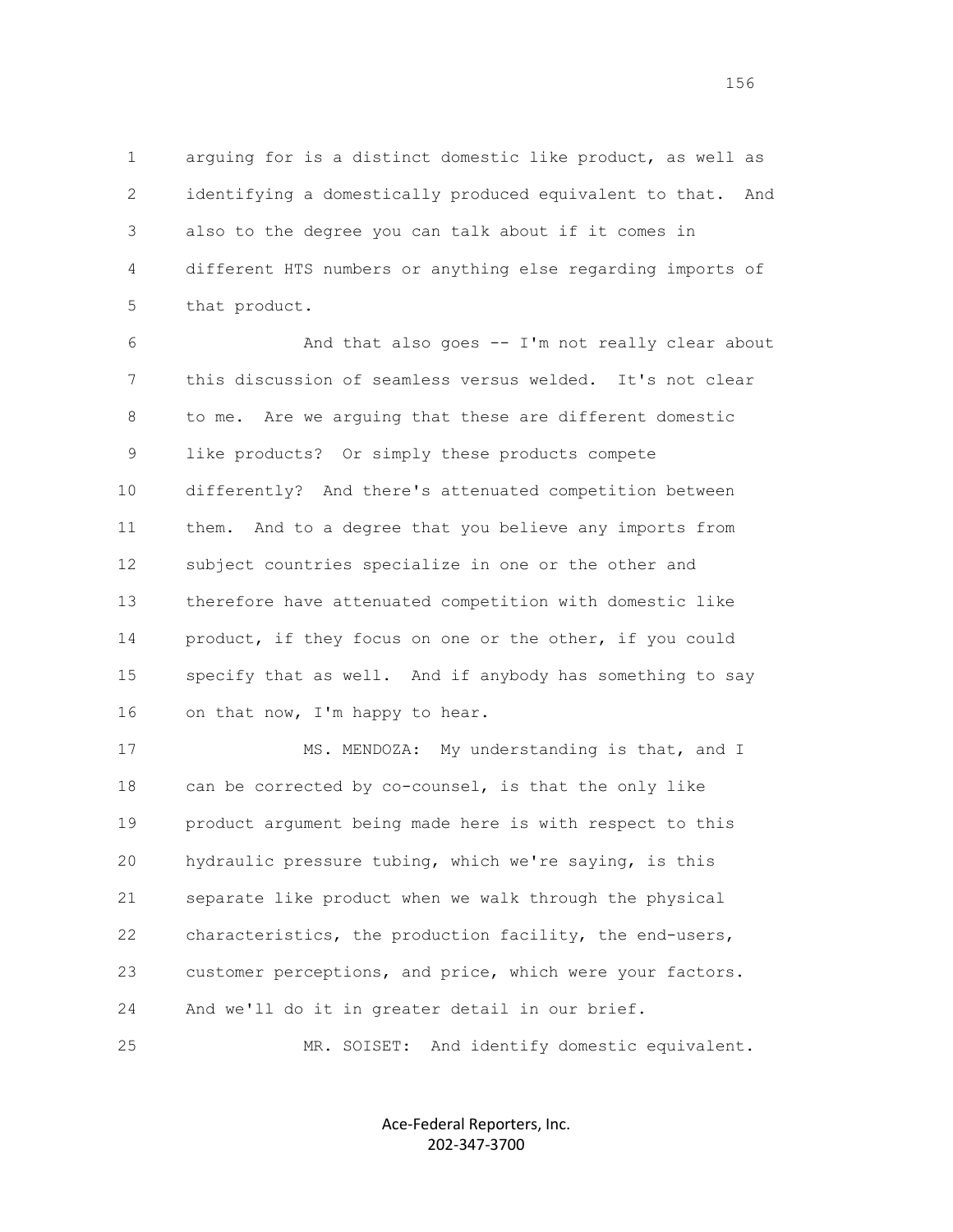arguing for is a distinct domestic like product, as well as identifying a domestically produced equivalent to that. And also to the degree you can talk about if it comes in different HTS numbers or anything else regarding imports of that product.

And that also goes -- I'm not really clear about this discussion of seamless versus welded. It's not clear to me. Are we arguing that these are different domestic like products? Or simply these products compete differently? And there's attenuated competition between them. And to a degree that you believe any imports from subject countries specialize in one or the other and therefore have attenuated competition with domestic like product, if they focus on one or the other, if you could specify that as well. And if anybody has something to say on that now, I'm happy to hear.

MS. MENDOZA: My understanding is that, and I can be corrected by co-counsel, is that the only like product argument being made here is with respect to this hydraulic pressure tubing, which we're saying, is this separate like product when we walk through the physical characteristics, the production facility, the end-users, customer perceptions, and price, which were your factors. And we'll do it in greater detail in our brief.

MR. SOISET: And identify domestic equivalent.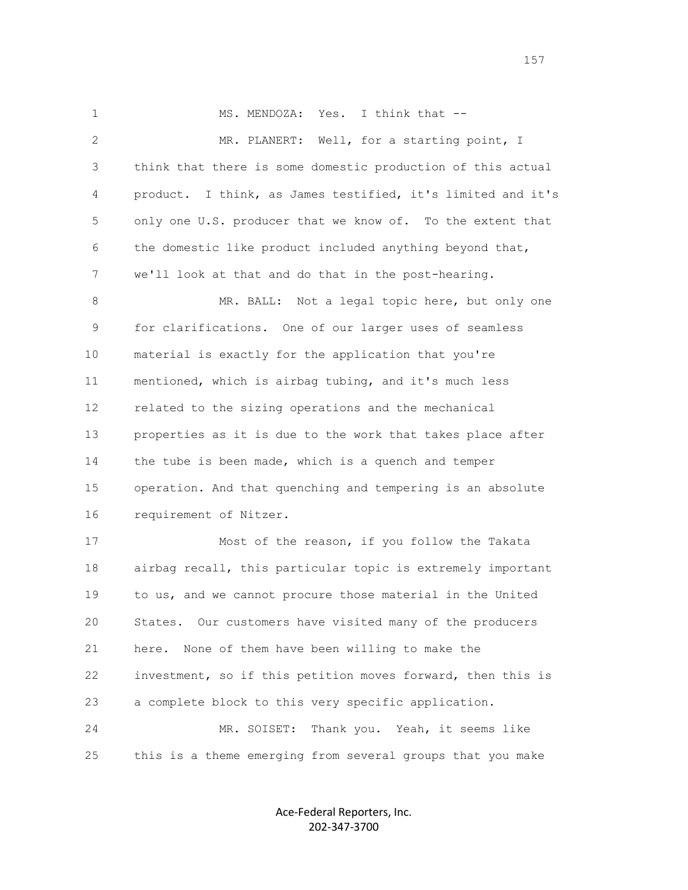MS. MENDOZA: Yes. I think that --

MR. PLANERT: Well, for a starting point, I think that there is some domestic production of this actual product. I think, as James testified, it's limited and it's only one U.S. producer that we know of. To the extent that the domestic like product included anything beyond that, we'll look at that and do that in the post-hearing.

MR. BALL: Not a legal topic here, but only one for clarifications. One of our larger uses of seamless material is exactly for the application that you're mentioned, which is airbag tubing, and it's much less related to the sizing operations and the mechanical properties as it is due to the work that takes place after the tube is been made, which is a quench and temper operation. And that quenching and tempering is an absolute requirement of Nitzer.

Most of the reason, if you follow the Takata airbag recall, this particular topic is extremely important to us, and we cannot procure those material in the United States. Our customers have visited many of the producers here. None of them have been willing to make the investment, so if this petition moves forward, then this is a complete block to this very specific application.

MR. SOISET: Thank you. Yeah, it seems like this is a theme emerging from several groups that you make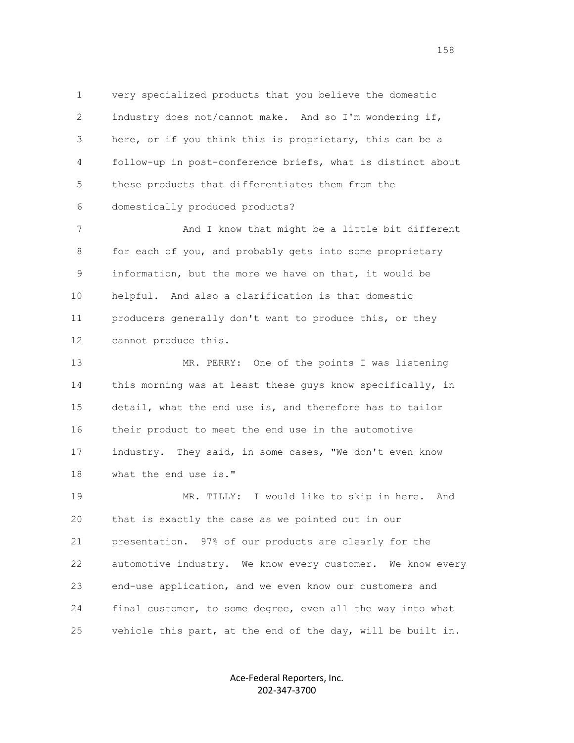very specialized products that you believe the domestic industry does not/cannot make. And so I'm wondering if, here, or if you think this is proprietary, this can be a follow-up in post-conference briefs, what is distinct about these products that differentiates them from the domestically produced products?

And I know that might be a little bit different for each of you, and probably gets into some proprietary information, but the more we have on that, it would be helpful. And also a clarification is that domestic producers generally don't want to produce this, or they cannot produce this.

MR. PERRY: One of the points I was listening this morning was at least these guys know specifically, in detail, what the end use is, and therefore has to tailor their product to meet the end use in the automotive industry. They said, in some cases, "We don't even know what the end use is."

MR. TILLY: I would like to skip in here. And that is exactly the case as we pointed out in our presentation. 97% of our products are clearly for the automotive industry. We know every customer. We know every end-use application, and we even know our customers and final customer, to some degree, even all the way into what vehicle this part, at the end of the day, will be built in.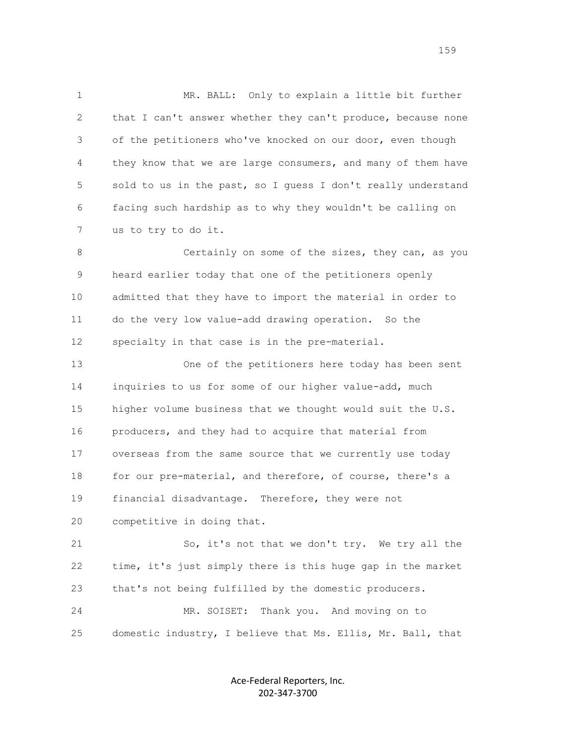MR. BALL: Only to explain a little bit further that I can't answer whether they can't produce, because none of the petitioners who've knocked on our door, even though they know that we are large consumers, and many of them have sold to us in the past, so I guess I don't really understand facing such hardship as to why they wouldn't be calling on us to try to do it.

Certainly on some of the sizes, they can, as you heard earlier today that one of the petitioners openly admitted that they have to import the material in order to do the very low value-add drawing operation. So the specialty in that case is in the pre-material.

One of the petitioners here today has been sent inquiries to us for some of our higher value-add, much higher volume business that we thought would suit the U.S. producers, and they had to acquire that material from overseas from the same source that we currently use today for our pre-material, and therefore, of course, there's a financial disadvantage. Therefore, they were not competitive in doing that.

So, it's not that we don't try. We try all the time, it's just simply there is this huge gap in the market that's not being fulfilled by the domestic producers.

MR. SOISET: Thank you. And moving on to domestic industry, I believe that Ms. Ellis, Mr. Ball, that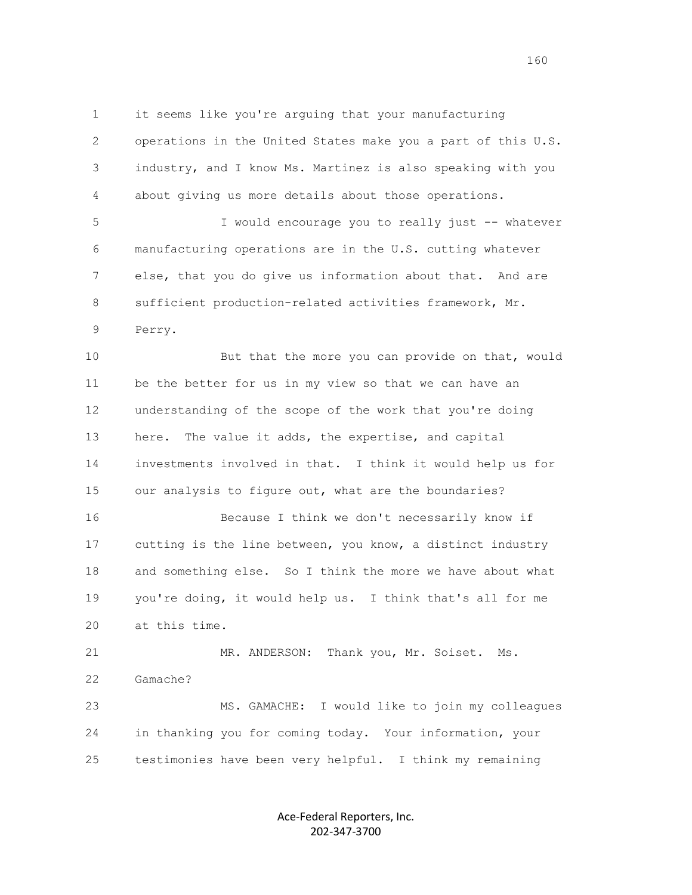1 it seems like you're arguing that your manufacturing
2 operations in the United States make you a part of this U.S.
3 industry, and I know Ms. Martinez is also speaking with you
4 about giving us more details about those operations.

5 I would encourage you to really just -- whatever
6 manufacturing operations are in the U.S. cutting whatever
7 else, that you do give us information about that. And are
8 sufficient production-related activities framework, Mr.
9 Perry.

10 But that the more you can provide on that, would
11 be the better for us in my view so that we can have an
12 understanding of the scope of the work that you're doing
13 here. The value it adds, the expertise, and capital
14 investments involved in that. I think it would help us for
15 our analysis to figure out, what are the boundaries?

16 Because I think we don't necessarily know if
17 cutting is the line between, you know, a distinct industry
18 and something else. So I think the more we have about what
19 you're doing, it would help us. I think that's all for me
20 at this time.

21 MR. ANDERSON: Thank you, Mr. Soiset. Ms.
22 Gamache?

23 MS. GAMACHE: I would like to join my colleagues
24 in thanking you for coming today. Your information, your
25 testimonies have been very helpful. I think my remaining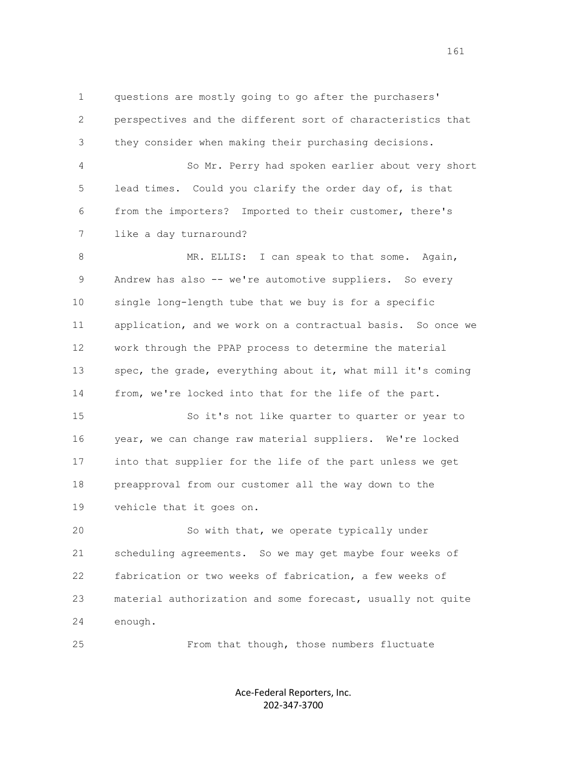questions are mostly going to go after the purchasers' perspectives and the different sort of characteristics that they consider when making their purchasing decisions.

So Mr. Perry had spoken earlier about very short lead times. Could you clarify the order day of, is that from the importers? Imported to their customer, there's like a day turnaround?

MR. ELLIS: I can speak to that some. Again, Andrew has also -- we're automotive suppliers. So every single long-length tube that we buy is for a specific application, and we work on a contractual basis. So once we work through the PPAP process to determine the material spec, the grade, everything about it, what mill it's coming from, we're locked into that for the life of the part.

So it's not like quarter to quarter or year to year, we can change raw material suppliers. We're locked into that supplier for the life of the part unless we get preapproval from our customer all the way down to the vehicle that it goes on.

So with that, we operate typically under scheduling agreements. So we may get maybe four weeks of fabrication or two weeks of fabrication, a few weeks of material authorization and some forecast, usually not quite enough.

From that though, those numbers fluctuate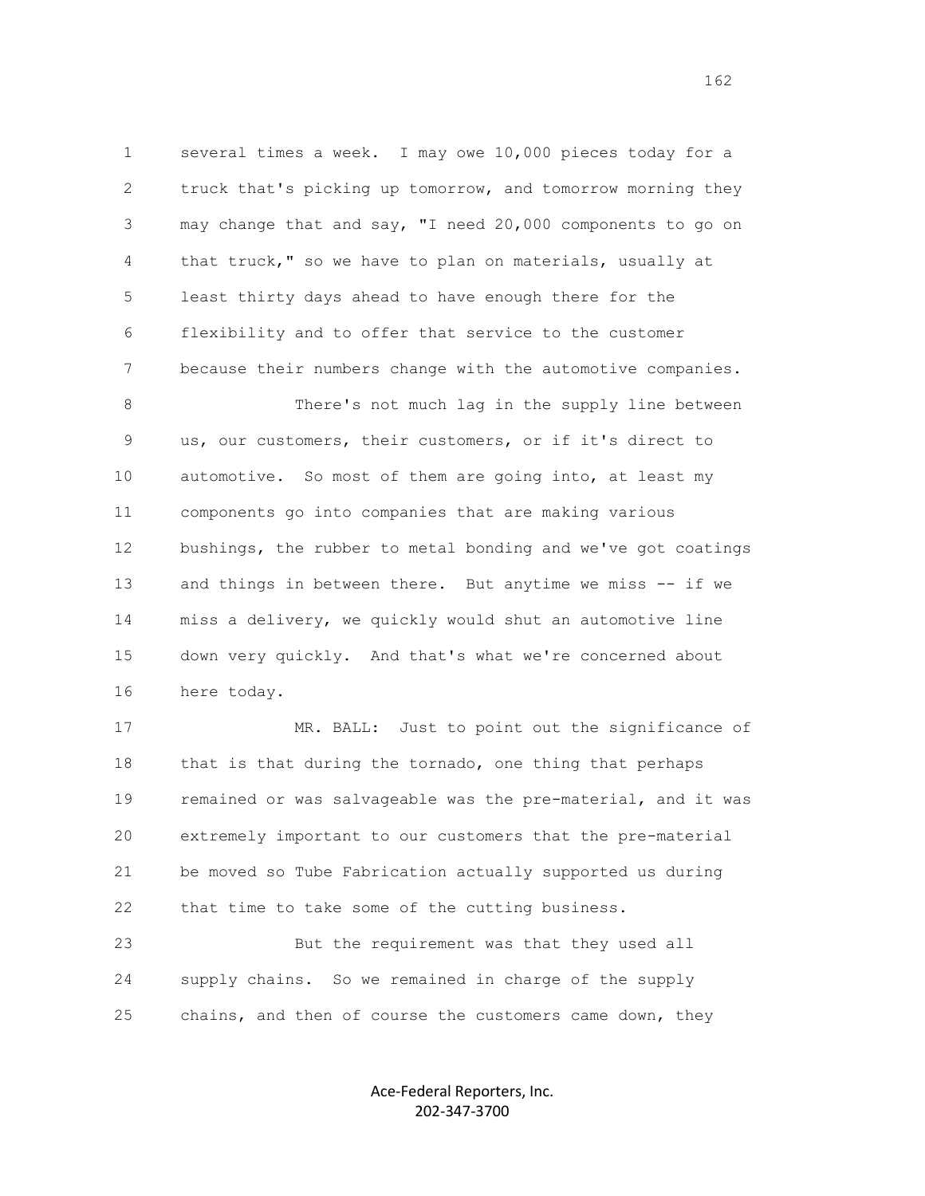several times a week. I may owe 10,000 pieces today for a truck that's picking up tomorrow, and tomorrow morning they may change that and say, "I need 20,000 components to go on that truck," so we have to plan on materials, usually at least thirty days ahead to have enough there for the flexibility and to offer that service to the customer because their numbers change with the automotive companies.

There's not much lag in the supply line between us, our customers, their customers, or if it's direct to automotive. So most of them are going into, at least my components go into companies that are making various bushings, the rubber to metal bonding and we've got coatings and things in between there. But anytime we miss -- if we miss a delivery, we quickly would shut an automotive line down very quickly. And that's what we're concerned about here today.

MR. BALL: Just to point out the significance of that is that during the tornado, one thing that perhaps remained or was salvageable was the pre-material, and it was extremely important to our customers that the pre-material be moved so Tube Fabrication actually supported us during that time to take some of the cutting business.

But the requirement was that they used all supply chains. So we remained in charge of the supply chains, and then of course the customers came down, they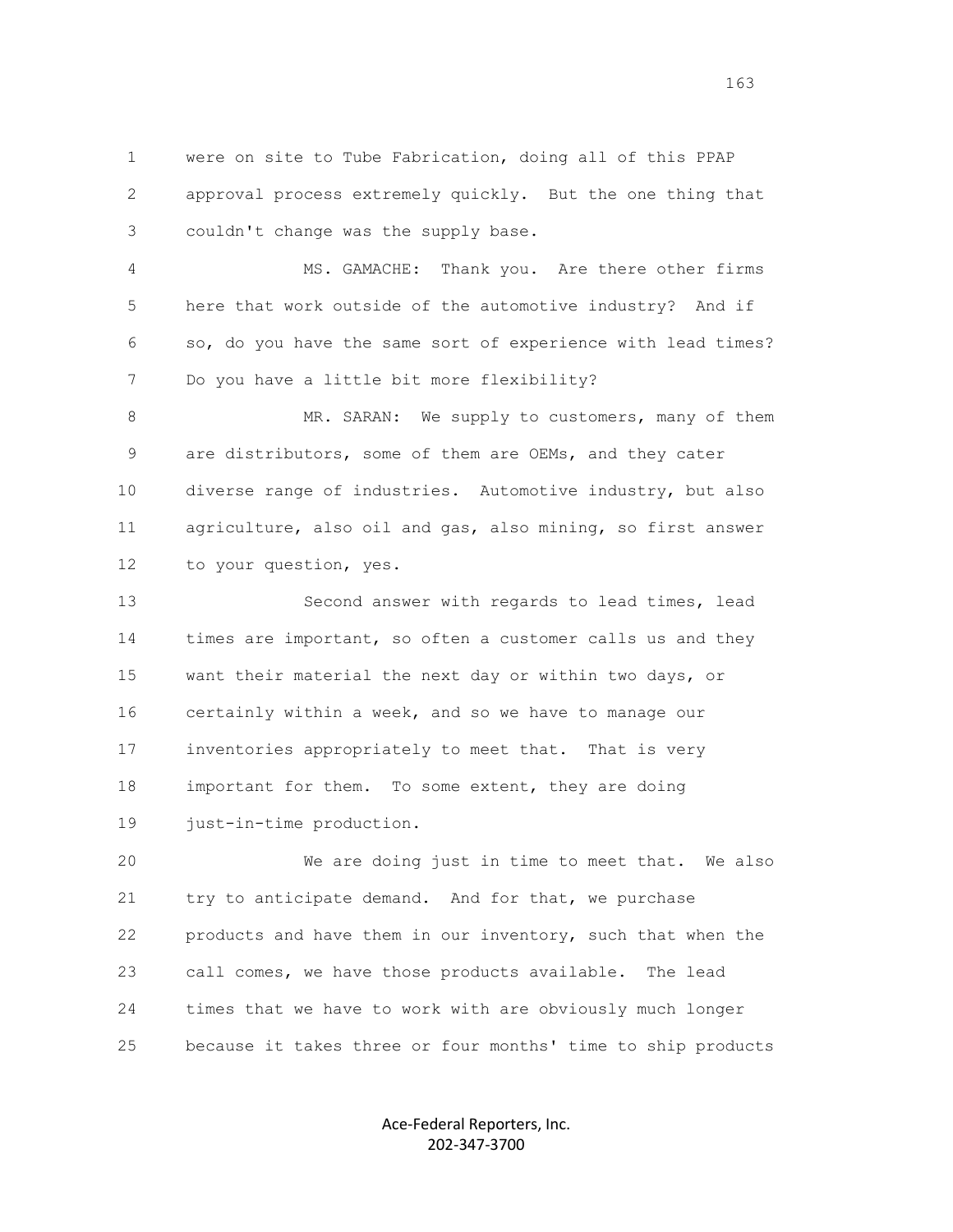were on site to Tube Fabrication, doing all of this PPAP approval process extremely quickly. But the one thing that couldn't change was the supply base.

MS. GAMACHE: Thank you. Are there other firms here that work outside of the automotive industry? And if so, do you have the same sort of experience with lead times? Do you have a little bit more flexibility?

MR. SARAN: We supply to customers, many of them are distributors, some of them are OEMs, and they cater diverse range of industries. Automotive industry, but also agriculture, also oil and gas, also mining, so first answer to your question, yes.

Second answer with regards to lead times, lead times are important, so often a customer calls us and they want their material the next day or within two days, or certainly within a week, and so we have to manage our inventories appropriately to meet that. That is very important for them. To some extent, they are doing just-in-time production.

We are doing just in time to meet that. We also try to anticipate demand. And for that, we purchase products and have them in our inventory, such that when the call comes, we have those products available. The lead times that we have to work with are obviously much longer because it takes three or four months' time to ship products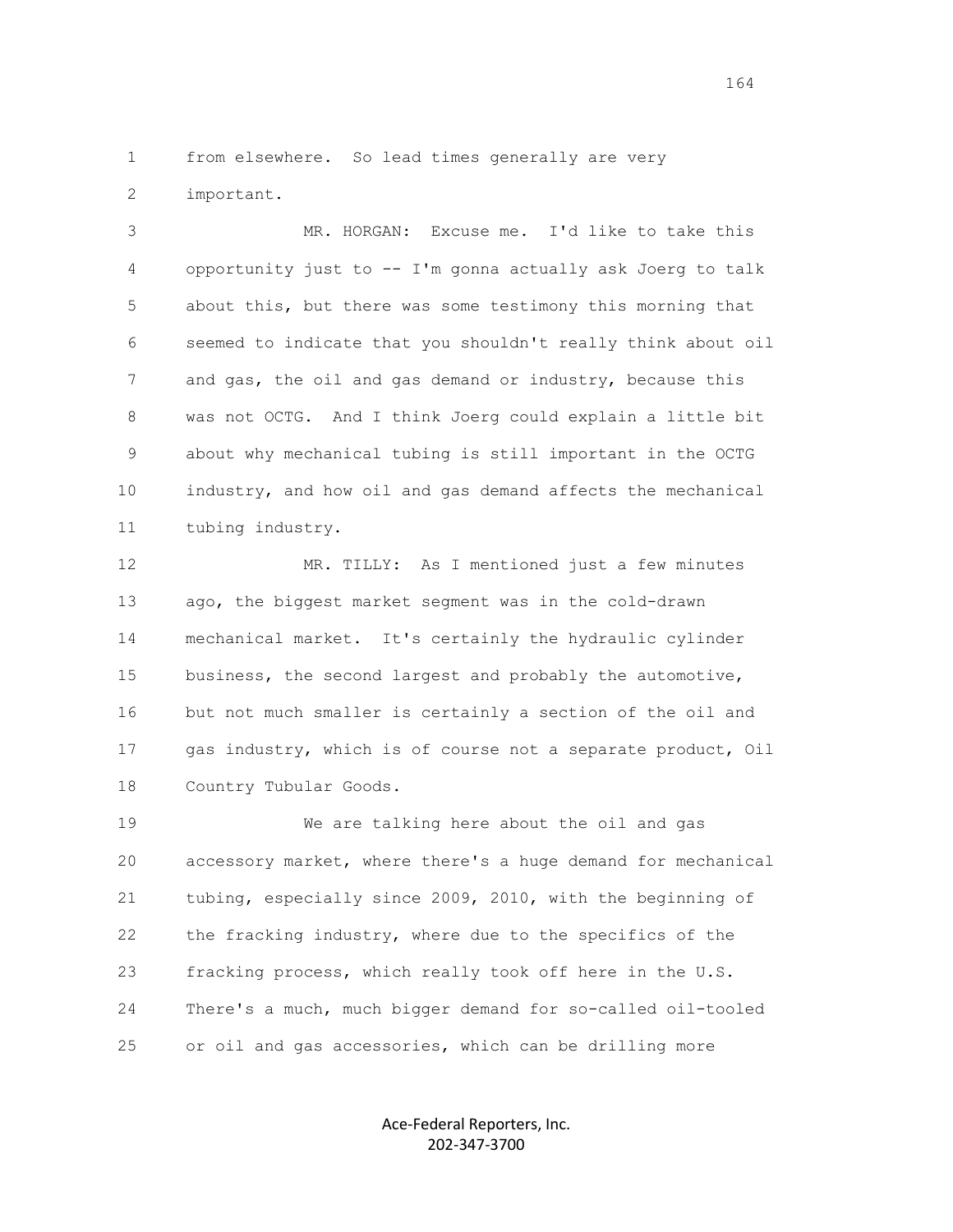from elsewhere. So lead times generally are very important.

MR. HORGAN: Excuse me. I'd like to take this opportunity just to -- I'm gonna actually ask Joerg to talk about this, but there was some testimony this morning that seemed to indicate that you shouldn't really think about oil and gas, the oil and gas demand or industry, because this was not OCTG. And I think Joerg could explain a little bit about why mechanical tubing is still important in the OCTG industry, and how oil and gas demand affects the mechanical tubing industry.

MR. TILLY: As I mentioned just a few minutes ago, the biggest market segment was in the cold-drawn mechanical market. It's certainly the hydraulic cylinder business, the second largest and probably the automotive, but not much smaller is certainly a section of the oil and gas industry, which is of course not a separate product, Oil Country Tubular Goods.

We are talking here about the oil and gas accessory market, where there's a huge demand for mechanical tubing, especially since 2009, 2010, with the beginning of the fracking industry, where due to the specifics of the fracking process, which really took off here in the U.S. There's a much, much bigger demand for so-called oil-tooled or oil and gas accessories, which can be drilling more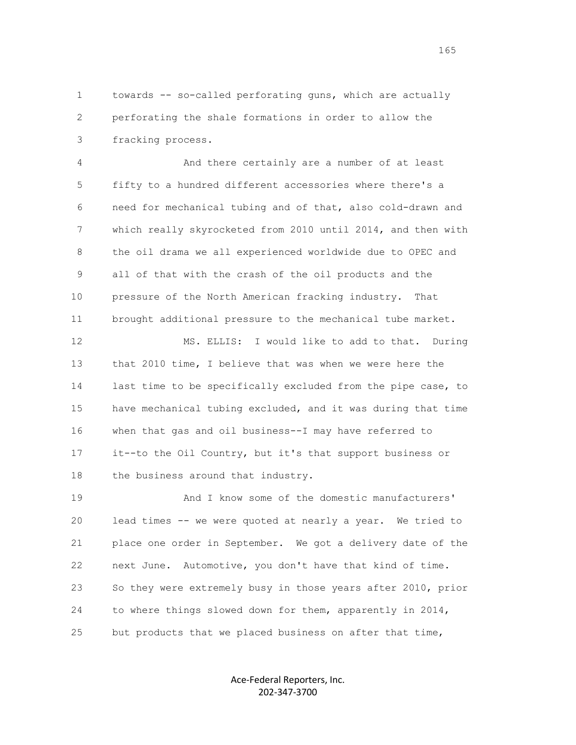towards -- so-called perforating guns, which are actually perforating the shale formations in order to allow the fracking process.

And there certainly are a number of at least fifty to a hundred different accessories where there's a need for mechanical tubing and of that, also cold-drawn and which really skyrocketed from 2010 until 2014, and then with the oil drama we all experienced worldwide due to OPEC and all of that with the crash of the oil products and the pressure of the North American fracking industry. That brought additional pressure to the mechanical tube market.

MS. ELLIS: I would like to add to that. During that 2010 time, I believe that was when we were here the last time to be specifically excluded from the pipe case, to have mechanical tubing excluded, and it was during that time when that gas and oil business--I may have referred to it--to the Oil Country, but it's that support business or the business around that industry.

And I know some of the domestic manufacturers' lead times -- we were quoted at nearly a year. We tried to place one order in September. We got a delivery date of the next June. Automotive, you don't have that kind of time. So they were extremely busy in those years after 2010, prior to where things slowed down for them, apparently in 2014, but products that we placed business on after that time,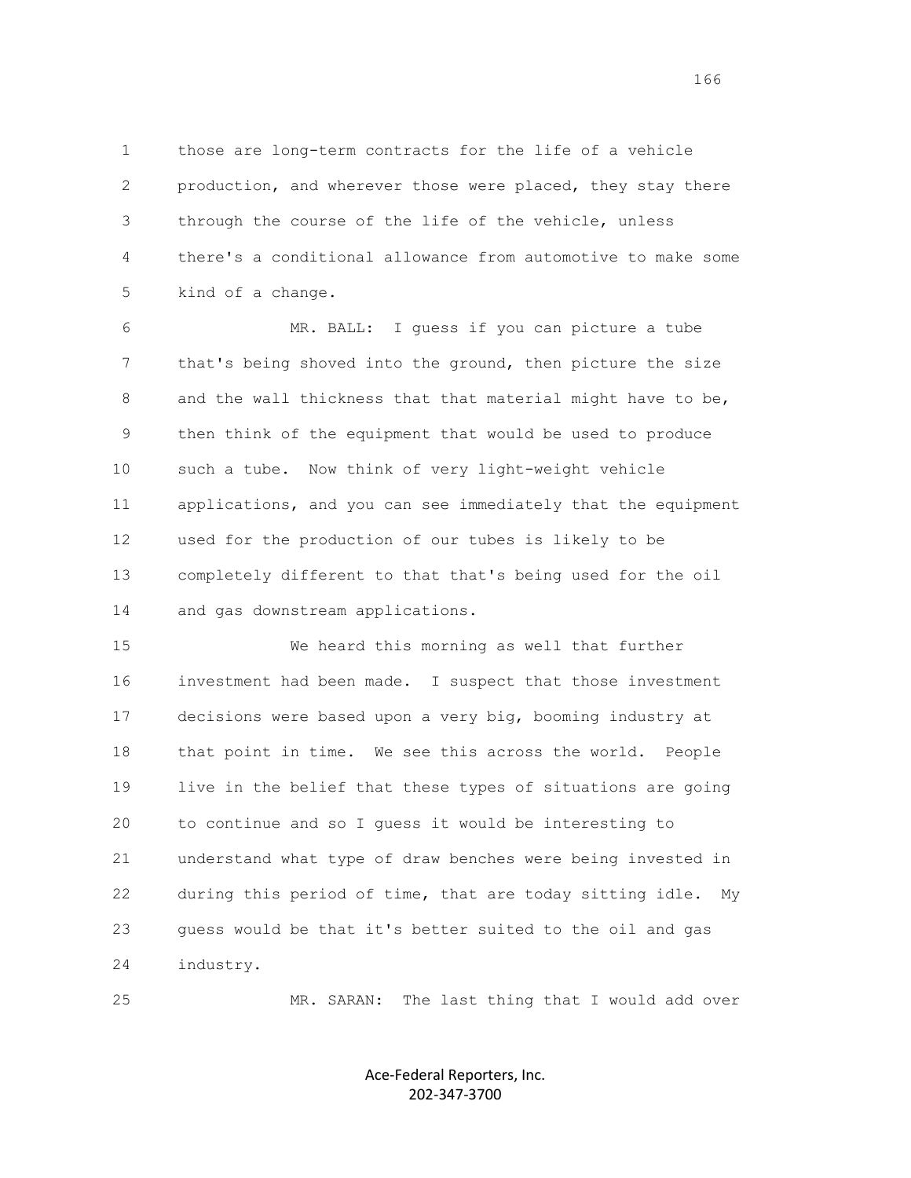those are long-term contracts for the life of a vehicle production, and wherever those were placed, they stay there through the course of the life of the vehicle, unless there's a conditional allowance from automotive to make some kind of a change.

MR. BALL: I guess if you can picture a tube that's being shoved into the ground, then picture the size and the wall thickness that that material might have to be, then think of the equipment that would be used to produce such a tube. Now think of very light-weight vehicle applications, and you can see immediately that the equipment used for the production of our tubes is likely to be completely different to that that's being used for the oil and gas downstream applications.

We heard this morning as well that further investment had been made. I suspect that those investment decisions were based upon a very big, booming industry at that point in time. We see this across the world. People live in the belief that these types of situations are going to continue and so I guess it would be interesting to understand what type of draw benches were being invested in during this period of time, that are today sitting idle. My guess would be that it's better suited to the oil and gas industry.

MR. SARAN: The last thing that I would add over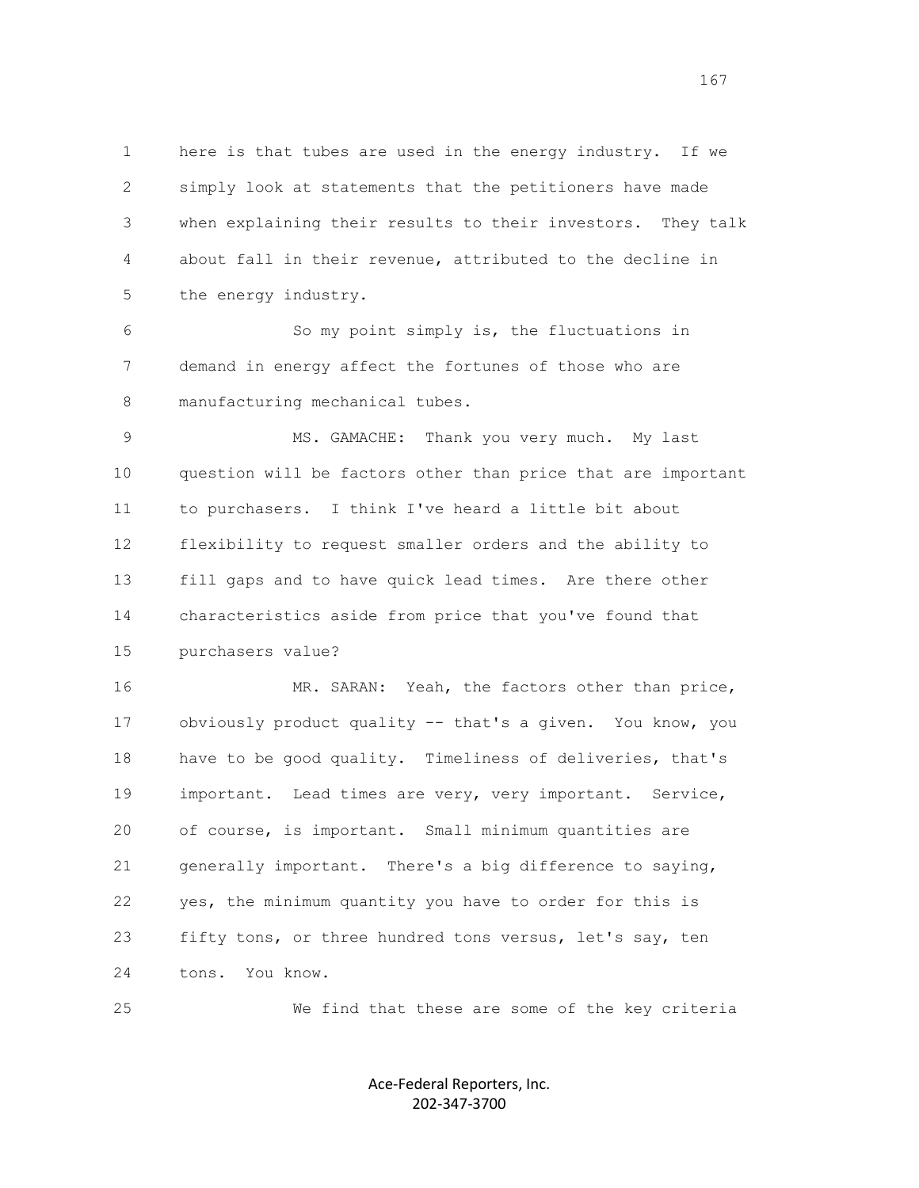here is that tubes are used in the energy industry. If we simply look at statements that the petitioners have made when explaining their results to their investors. They talk about fall in their revenue, attributed to the decline in the energy industry.

So my point simply is, the fluctuations in demand in energy affect the fortunes of those who are manufacturing mechanical tubes.

MS. GAMACHE: Thank you very much. My last question will be factors other than price that are important to purchasers. I think I've heard a little bit about flexibility to request smaller orders and the ability to fill gaps and to have quick lead times. Are there other characteristics aside from price that you've found that purchasers value?

MR. SARAN: Yeah, the factors other than price, obviously product quality -- that's a given. You know, you have to be good quality. Timeliness of deliveries, that's important. Lead times are very, very important. Service, of course, is important. Small minimum quantities are generally important. There's a big difference to saying, yes, the minimum quantity you have to order for this is fifty tons, or three hundred tons versus, let's say, ten tons. You know.

We find that these are some of the key criteria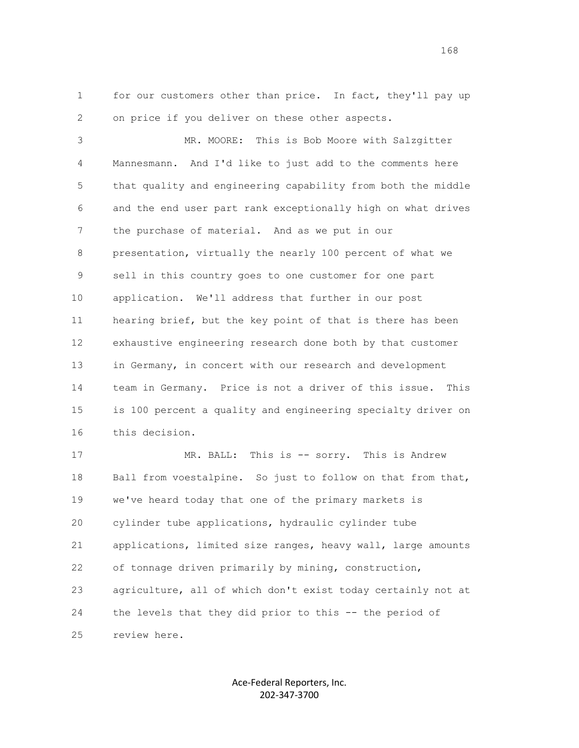for our customers other than price. In fact, they'll pay up on price if you deliver on these other aspects.

MR. MOORE: This is Bob Moore with Salzgitter Mannesmann. And I'd like to just add to the comments here that quality and engineering capability from both the middle and the end user part rank exceptionally high on what drives the purchase of material. And as we put in our presentation, virtually the nearly 100 percent of what we sell in this country goes to one customer for one part application. We'll address that further in our post hearing brief, but the key point of that is there has been exhaustive engineering research done both by that customer in Germany, in concert with our research and development team in Germany. Price is not a driver of this issue. This is 100 percent a quality and engineering specialty driver on this decision.

MR. BALL: This is -- sorry. This is Andrew Ball from voestalpine. So just to follow on that from that, we've heard today that one of the primary markets is cylinder tube applications, hydraulic cylinder tube applications, limited size ranges, heavy wall, large amounts of tonnage driven primarily by mining, construction, agriculture, all of which don't exist today certainly not at the levels that they did prior to this -- the period of review here.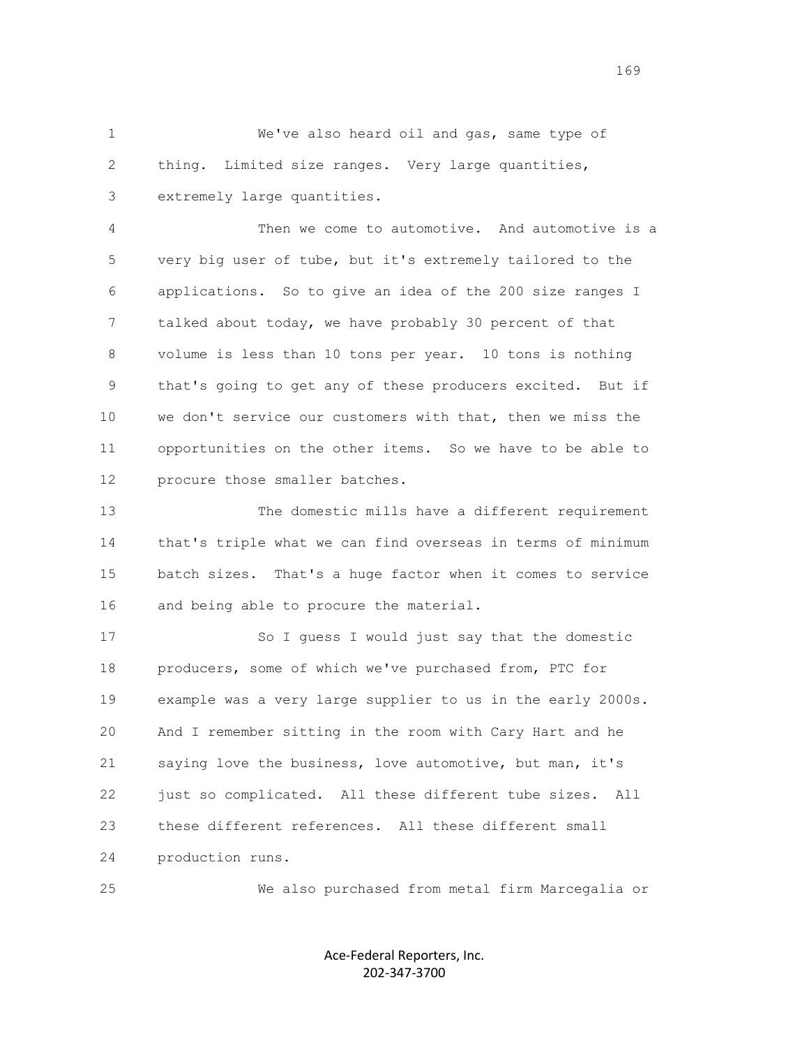We've also heard oil and gas, same type of thing. Limited size ranges. Very large quantities, extremely large quantities.

Then we come to automotive. And automotive is a very big user of tube, but it's extremely tailored to the applications. So to give an idea of the 200 size ranges I talked about today, we have probably 30 percent of that volume is less than 10 tons per year. 10 tons is nothing that's going to get any of these producers excited. But if we don't service our customers with that, then we miss the opportunities on the other items. So we have to be able to procure those smaller batches.

The domestic mills have a different requirement that's triple what we can find overseas in terms of minimum batch sizes. That's a huge factor when it comes to service and being able to procure the material.

So I guess I would just say that the domestic producers, some of which we've purchased from, PTC for example was a very large supplier to us in the early 2000s. And I remember sitting in the room with Cary Hart and he saying love the business, love automotive, but man, it's just so complicated. All these different tube sizes. All these different references. All these different small production runs.

We also purchased from metal firm Marcegalia or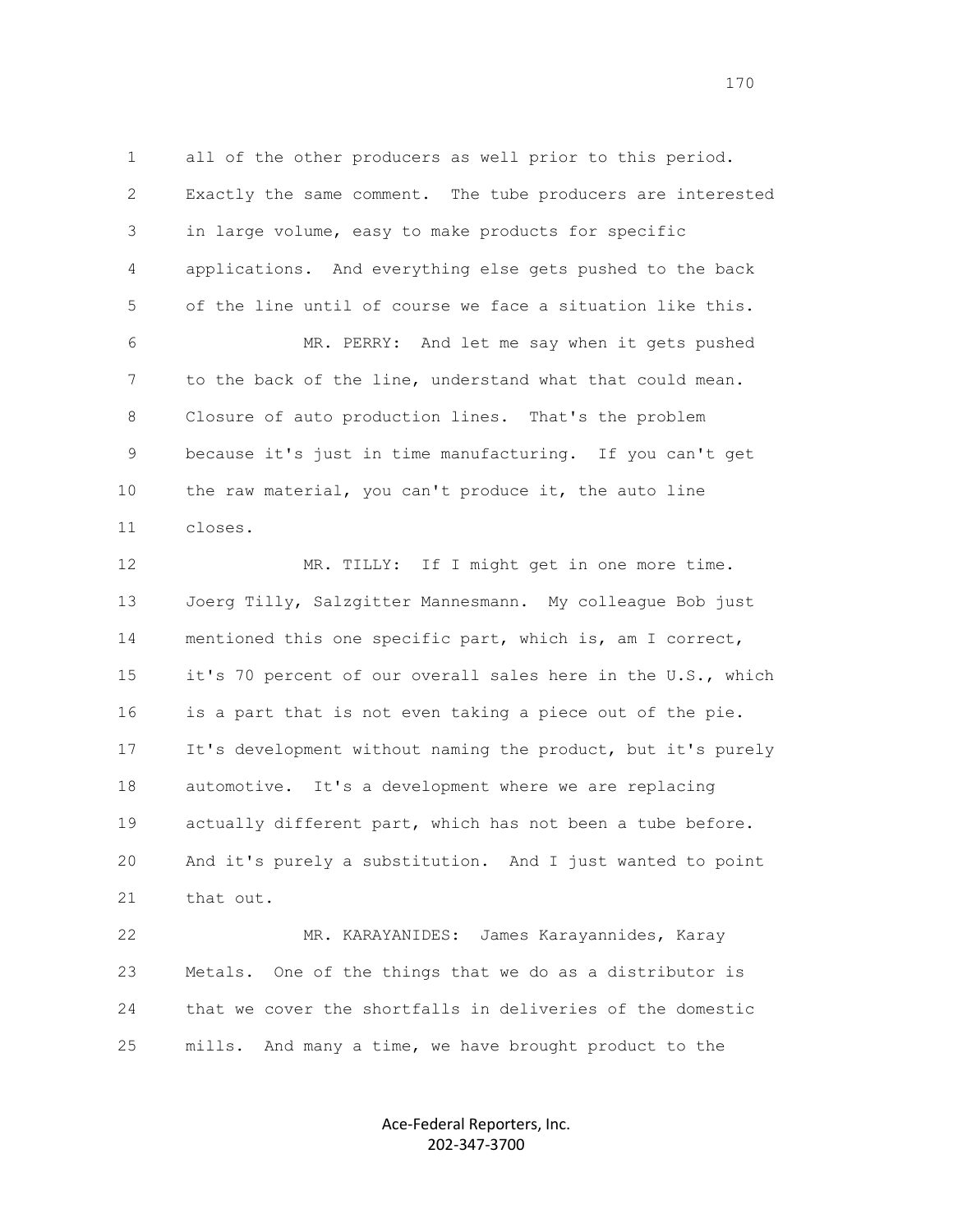all of the other producers as well prior to this period. Exactly the same comment. The tube producers are interested in large volume, easy to make products for specific applications. And everything else gets pushed to the back of the line until of course we face a situation like this.

MR. PERRY: And let me say when it gets pushed to the back of the line, understand what that could mean. Closure of auto production lines. That's the problem because it's just in time manufacturing. If you can't get the raw material, you can't produce it, the auto line closes.

MR. TILLY: If I might get in one more time. Joerg Tilly, Salzgitter Mannesmann. My colleague Bob just mentioned this one specific part, which is, am I correct, it's 70 percent of our overall sales here in the U.S., which is a part that is not even taking a piece out of the pie. It's development without naming the product, but it's purely automotive. It's a development where we are replacing actually different part, which has not been a tube before. And it's purely a substitution. And I just wanted to point that out.

MR. KARAYANIDES: James Karayannides, Karay Metals. One of the things that we do as a distributor is that we cover the shortfalls in deliveries of the domestic mills. And many a time, we have brought product to the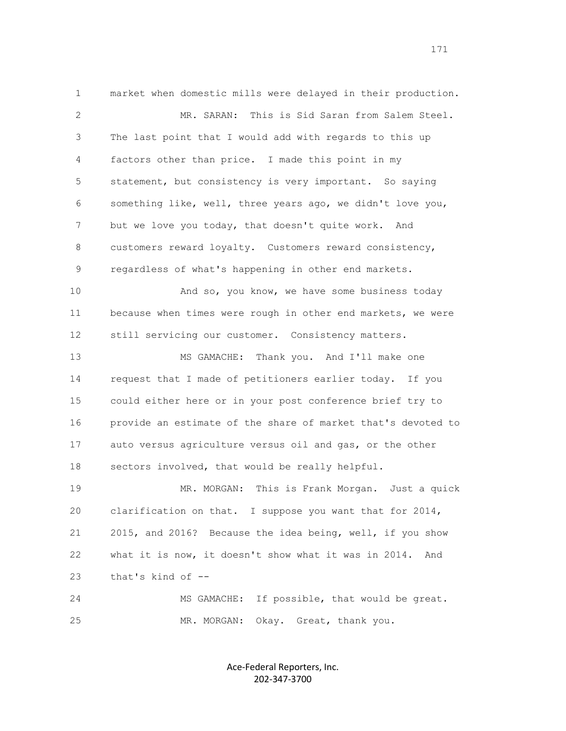market when domestic mills were delayed in their production.

MR. SARAN: This is Sid Saran from Salem Steel. The last point that I would add with regards to this up factors other than price. I made this point in my statement, but consistency is very important. So saying something like, well, three years ago, we didn't love you, but we love you today, that doesn't quite work. And customers reward loyalty. Customers reward consistency, regardless of what's happening in other end markets.

And so, you know, we have some business today because when times were rough in other end markets, we were still servicing our customer. Consistency matters.

MS GAMACHE: Thank you. And I'll make one request that I made of petitioners earlier today. If you could either here or in your post conference brief try to provide an estimate of the share of market that's devoted to auto versus agriculture versus oil and gas, or the other sectors involved, that would be really helpful.

MR. MORGAN: This is Frank Morgan. Just a quick clarification on that. I suppose you want that for 2014, 2015, and 2016? Because the idea being, well, if you show what it is now, it doesn't show what it was in 2014. And that's kind of --

MS GAMACHE: If possible, that would be great.

MR. MORGAN: Okay. Great, thank you.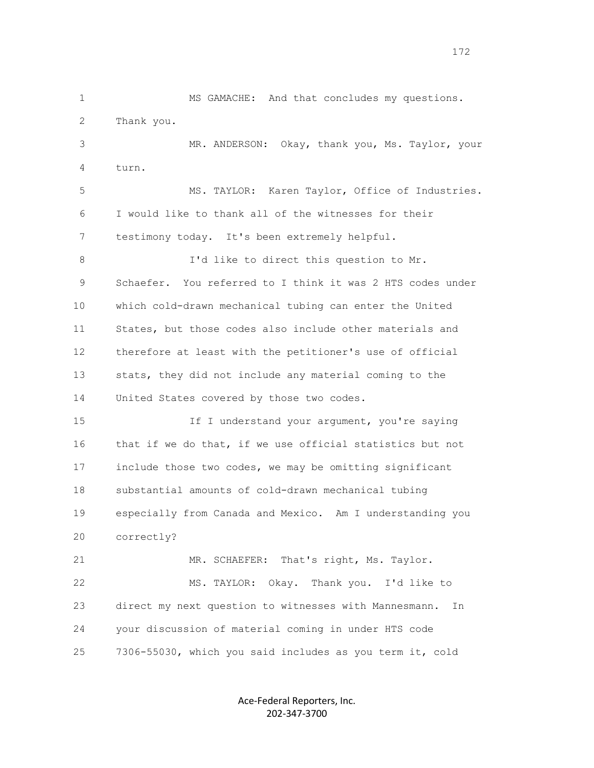MS GAMACHE: And that concludes my questions. Thank you.

MR. ANDERSON: Okay, thank you, Ms. Taylor, your turn.

MS. TAYLOR: Karen Taylor, Office of Industries. I would like to thank all of the witnesses for their testimony today. It's been extremely helpful.

I'd like to direct this question to Mr. Schaefer. You referred to I think it was 2 HTS codes under which cold-drawn mechanical tubing can enter the United States, but those codes also include other materials and therefore at least with the petitioner's use of official stats, they did not include any material coming to the United States covered by those two codes.

If I understand your argument, you're saying that if we do that, if we use official statistics but not include those two codes, we may be omitting significant substantial amounts of cold-drawn mechanical tubing especially from Canada and Mexico. Am I understanding you correctly?

MR. SCHAEFER: That's right, Ms. Taylor.

MS. TAYLOR: Okay. Thank you. I'd like to direct my next question to witnesses with Mannesmann. In your discussion of material coming in under HTS code 7306-55030, which you said includes as you term it, cold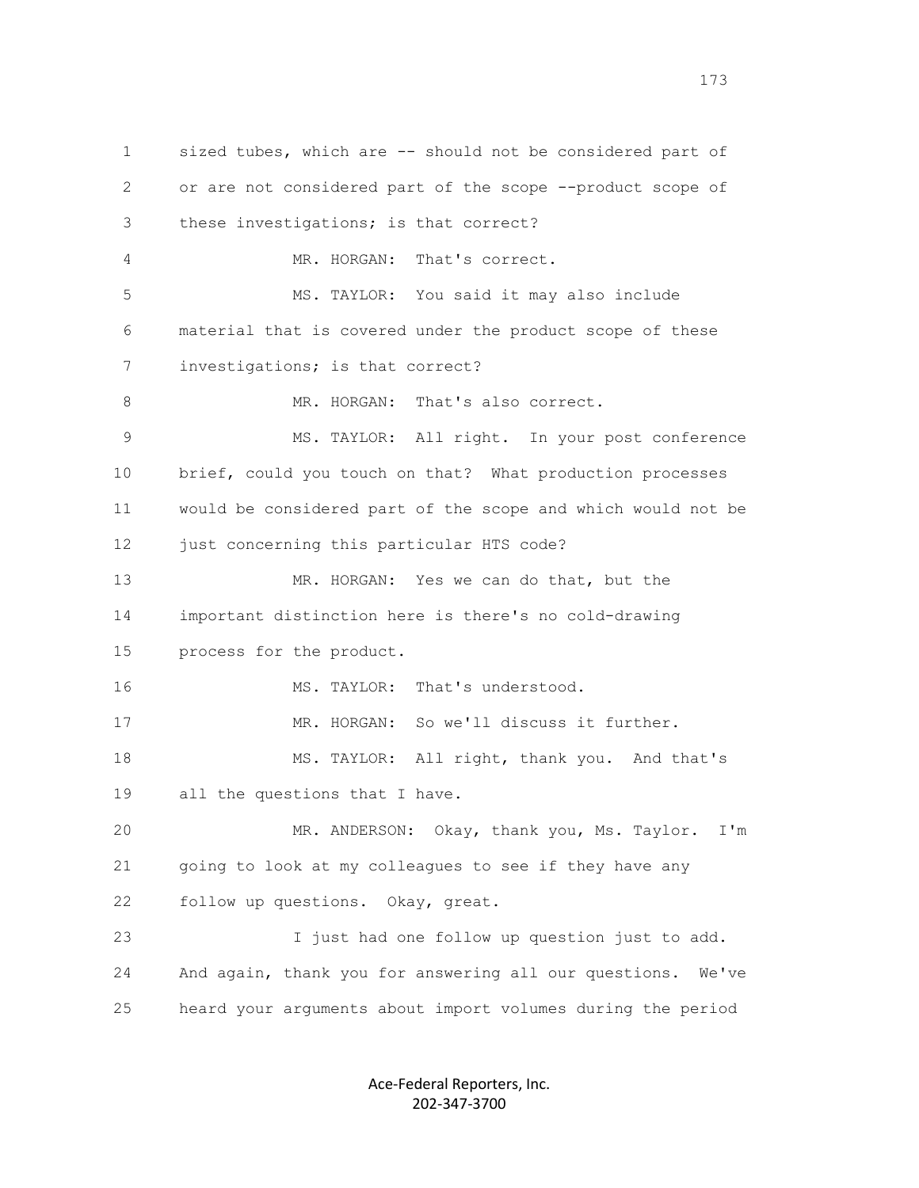sized tubes, which are -- should not be considered part of or are not considered part of the scope --product scope of these investigations; is that correct?

MR. HORGAN: That's correct.

MS. TAYLOR: You said it may also include material that is covered under the product scope of these investigations; is that correct?

MR. HORGAN: That's also correct.

MS. TAYLOR: All right. In your post conference brief, could you touch on that? What production processes would be considered part of the scope and which would not be just concerning this particular HTS code?

MR. HORGAN: Yes we can do that, but the important distinction here is there's no cold-drawing process for the product.

MS. TAYLOR: That's understood.

MR. HORGAN: So we'll discuss it further.

MS. TAYLOR: All right, thank you. And that's all the questions that I have.

MR. ANDERSON: Okay, thank you, Ms. Taylor. I'm going to look at my colleagues to see if they have any follow up questions. Okay, great.

I just had one follow up question just to add. And again, thank you for answering all our questions. We've heard your arguments about import volumes during the period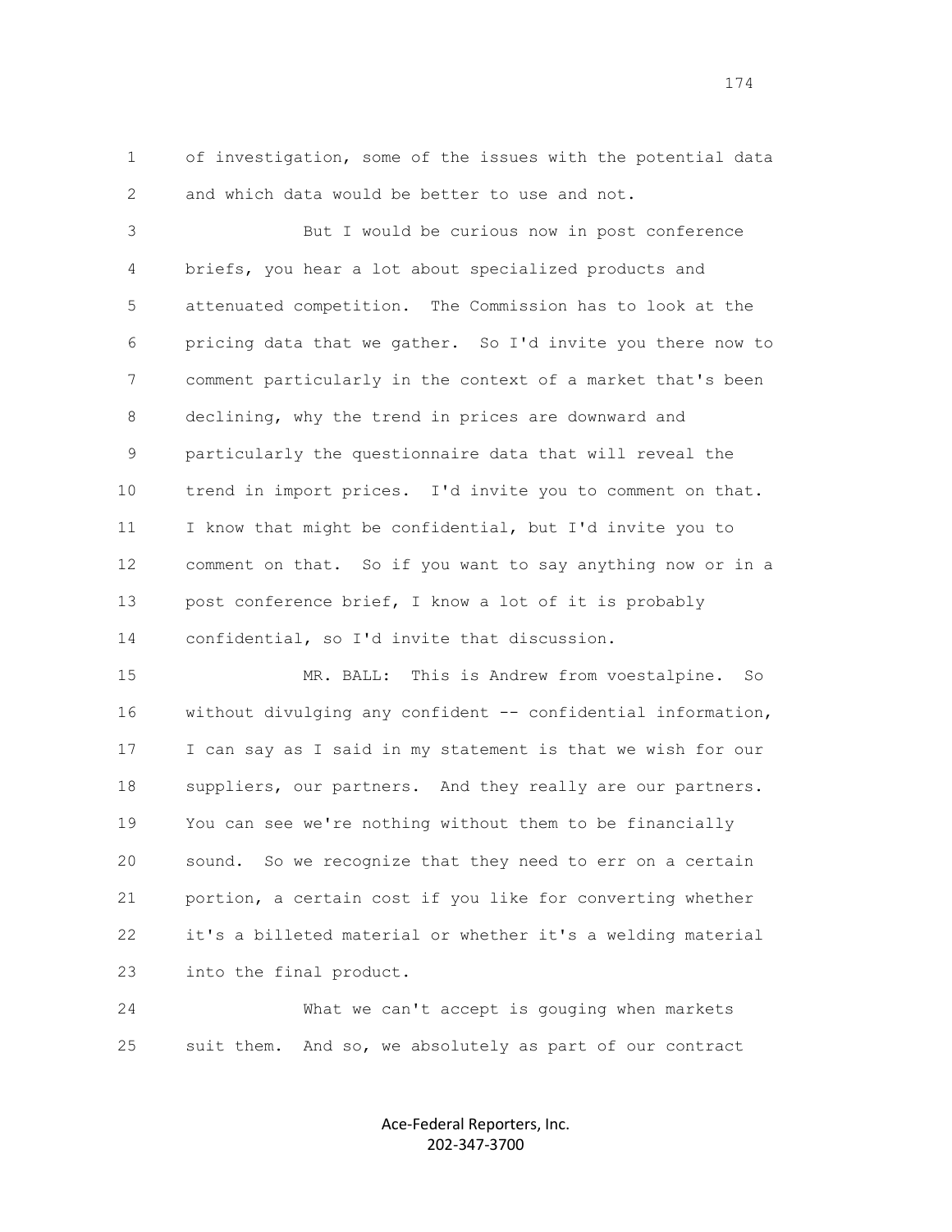of investigation, some of the issues with the potential data and which data would be better to use and not.

But I would be curious now in post conference briefs, you hear a lot about specialized products and attenuated competition. The Commission has to look at the pricing data that we gather. So I'd invite you there now to comment particularly in the context of a market that's been declining, why the trend in prices are downward and particularly the questionnaire data that will reveal the trend in import prices. I'd invite you to comment on that. I know that might be confidential, but I'd invite you to comment on that. So if you want to say anything now or in a post conference brief, I know a lot of it is probably confidential, so I'd invite that discussion.

MR. BALL: This is Andrew from voestalpine. So without divulging any confident -- confidential information, I can say as I said in my statement is that we wish for our suppliers, our partners. And they really are our partners. You can see we're nothing without them to be financially sound. So we recognize that they need to err on a certain portion, a certain cost if you like for converting whether it's a billeted material or whether it's a welding material into the final product.

What we can't accept is gouging when markets suit them. And so, we absolutely as part of our contract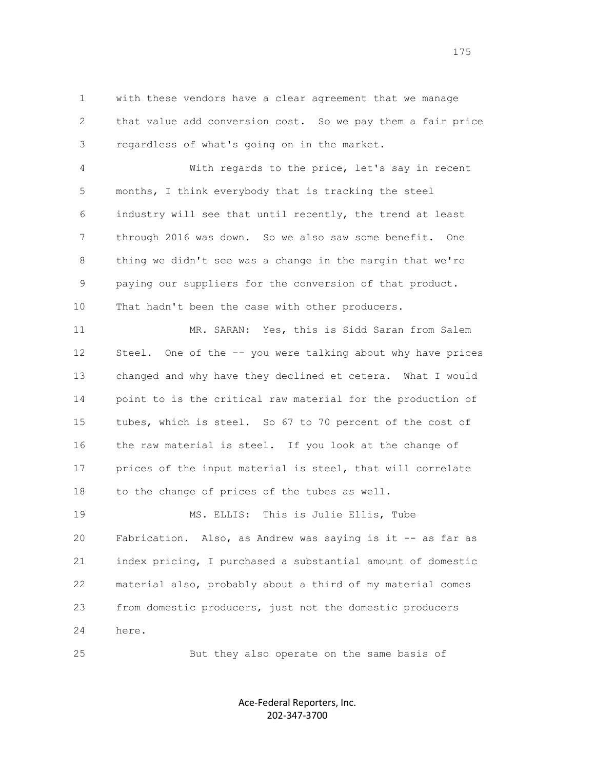with these vendors have a clear agreement that we manage that value add conversion cost. So we pay them a fair price regardless of what's going on in the market.

With regards to the price, let's say in recent months, I think everybody that is tracking the steel industry will see that until recently, the trend at least through 2016 was down. So we also saw some benefit. One thing we didn't see was a change in the margin that we're paying our suppliers for the conversion of that product. That hadn't been the case with other producers.

MR. SARAN: Yes, this is Sidd Saran from Salem Steel. One of the -- you were talking about why have prices changed and why have they declined et cetera. What I would point to is the critical raw material for the production of tubes, which is steel. So 67 to 70 percent of the cost of the raw material is steel. If you look at the change of prices of the input material is steel, that will correlate to the change of prices of the tubes as well.

MS. ELLIS: This is Julie Ellis, Tube Fabrication. Also, as Andrew was saying is it -- as far as index pricing, I purchased a substantial amount of domestic material also, probably about a third of my material comes from domestic producers, just not the domestic producers here.

But they also operate on the same basis of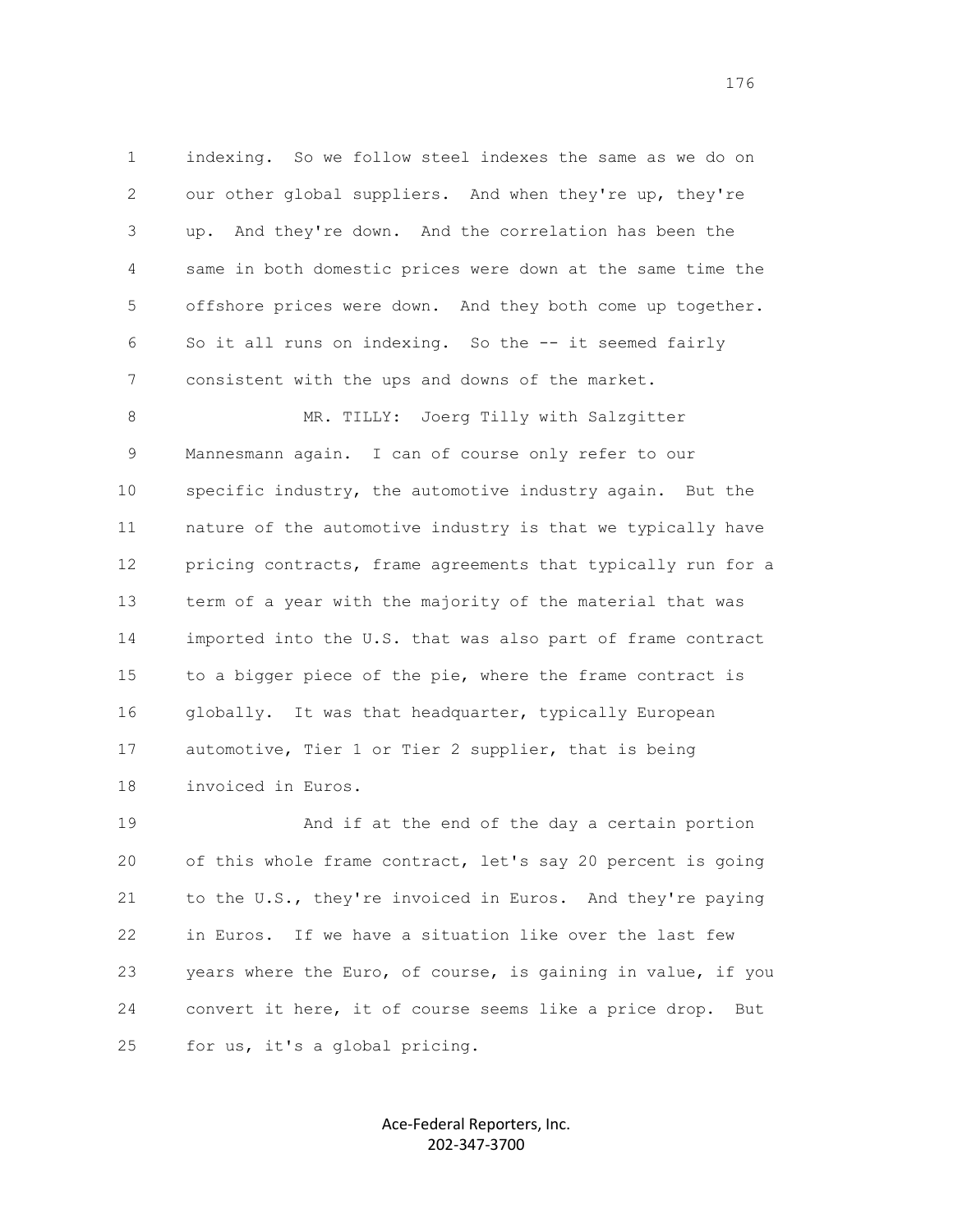indexing. So we follow steel indexes the same as we do on our other global suppliers. And when they're up, they're up. And they're down. And the correlation has been the same in both domestic prices were down at the same time the offshore prices were down. And they both come up together. So it all runs on indexing. So the -- it seemed fairly consistent with the ups and downs of the market.

MR. TILLY: Joerg Tilly with Salzgitter Mannesmann again. I can of course only refer to our specific industry, the automotive industry again. But the nature of the automotive industry is that we typically have pricing contracts, frame agreements that typically run for a term of a year with the majority of the material that was imported into the U.S. that was also part of frame contract to a bigger piece of the pie, where the frame contract is globally. It was that headquarter, typically European automotive, Tier 1 or Tier 2 supplier, that is being invoiced in Euros.

And if at the end of the day a certain portion of this whole frame contract, let's say 20 percent is going to the U.S., they're invoiced in Euros. And they're paying in Euros. If we have a situation like over the last few years where the Euro, of course, is gaining in value, if you convert it here, it of course seems like a price drop. But for us, it's a global pricing.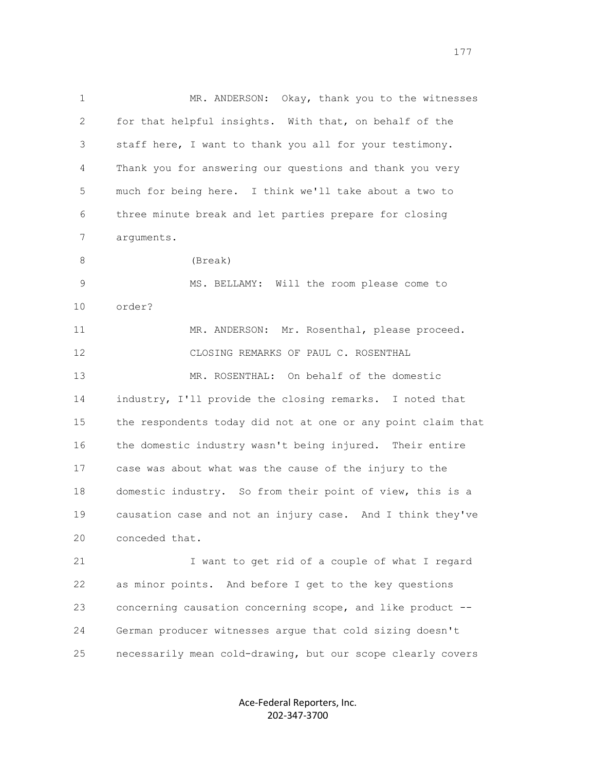MR. ANDERSON: Okay, thank you to the witnesses for that helpful insights. With that, on behalf of the staff here, I want to thank you all for your testimony. Thank you for answering our questions and thank you very much for being here. I think we'll take about a two to three minute break and let parties prepare for closing arguments.

(Break)

MS. BELLAMY: Will the room please come to order?

MR. ANDERSON: Mr. Rosenthal, please proceed.

CLOSING REMARKS OF PAUL C. ROSENTHAL

MR. ROSENTHAL: On behalf of the domestic industry, I'll provide the closing remarks. I noted that the respondents today did not at one or any point claim that the domestic industry wasn't being injured. Their entire case was about what was the cause of the injury to the domestic industry. So from their point of view, this is a causation case and not an injury case. And I think they've conceded that.

I want to get rid of a couple of what I regard as minor points. And before I get to the key questions concerning causation concerning scope, and like product -- German producer witnesses argue that cold sizing doesn't necessarily mean cold-drawing, but our scope clearly covers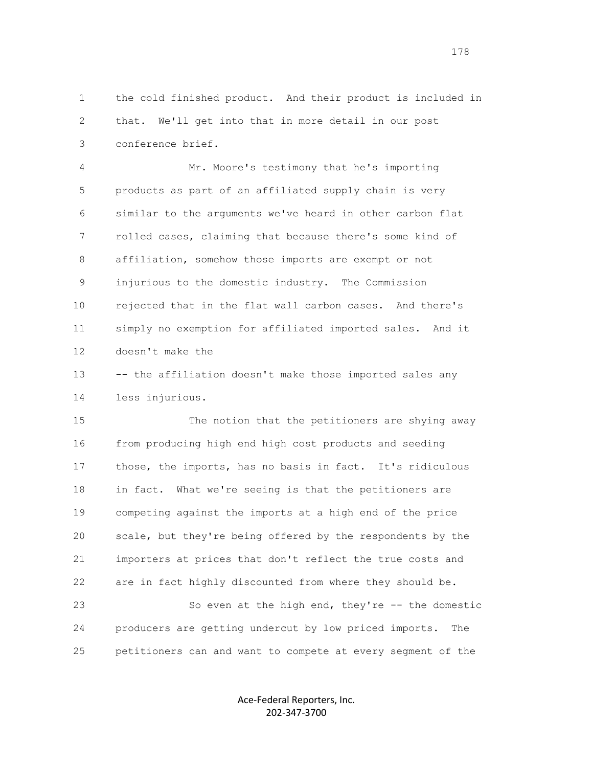the cold finished product. And their product is included in that. We'll get into that in more detail in our post conference brief.

Mr. Moore's testimony that he's importing products as part of an affiliated supply chain is very similar to the arguments we've heard in other carbon flat rolled cases, claiming that because there's some kind of affiliation, somehow those imports are exempt or not injurious to the domestic industry. The Commission rejected that in the flat wall carbon cases. And there's simply no exemption for affiliated imported sales. And it doesn't make the

-- the affiliation doesn't make those imported sales any less injurious.

The notion that the petitioners are shying away from producing high end high cost products and seeding those, the imports, has no basis in fact. It's ridiculous in fact. What we're seeing is that the petitioners are competing against the imports at a high end of the price scale, but they're being offered by the respondents by the importers at prices that don't reflect the true costs and are in fact highly discounted from where they should be.

So even at the high end, they're -- the domestic producers are getting undercut by low priced imports. The petitioners can and want to compete at every segment of the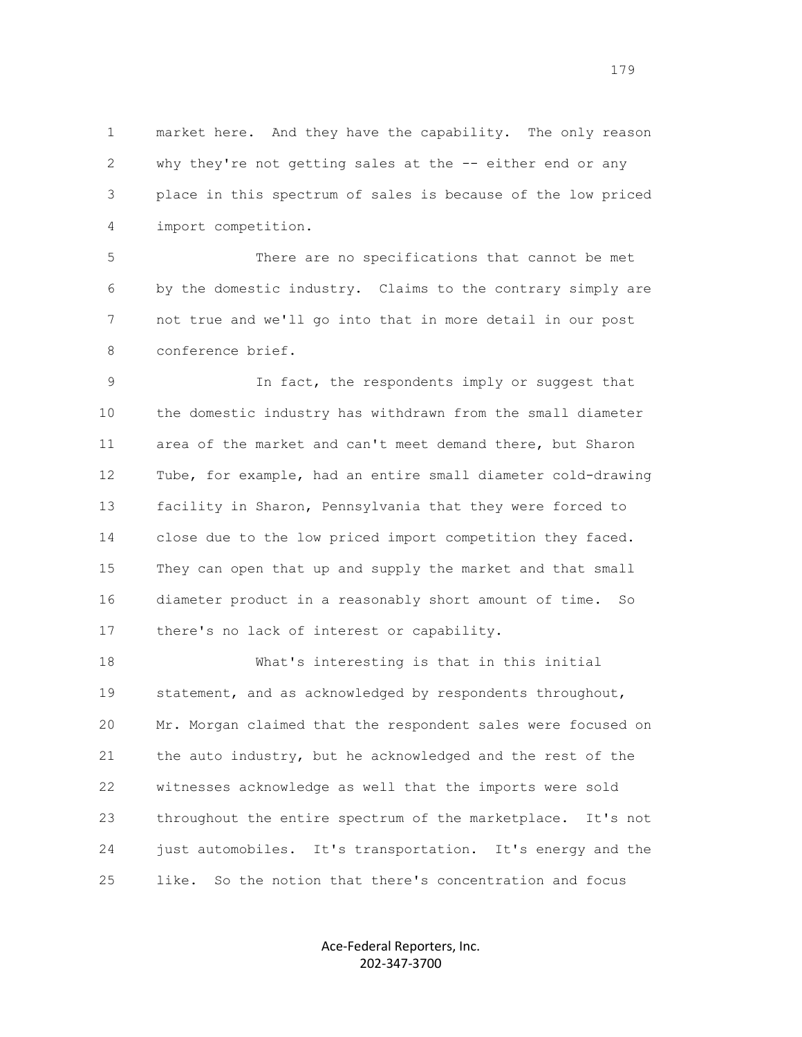market here. And they have the capability. The only reason why they're not getting sales at the -- either end or any place in this spectrum of sales is because of the low priced import competition.

There are no specifications that cannot be met by the domestic industry. Claims to the contrary simply are not true and we'll go into that in more detail in our post conference brief.

In fact, the respondents imply or suggest that the domestic industry has withdrawn from the small diameter area of the market and can't meet demand there, but Sharon Tube, for example, had an entire small diameter cold-drawing facility in Sharon, Pennsylvania that they were forced to close due to the low priced import competition they faced. They can open that up and supply the market and that small diameter product in a reasonably short amount of time. So there's no lack of interest or capability.

What's interesting is that in this initial statement, and as acknowledged by respondents throughout, Mr. Morgan claimed that the respondent sales were focused on the auto industry, but he acknowledged and the rest of the witnesses acknowledge as well that the imports were sold throughout the entire spectrum of the marketplace. It's not just automobiles. It's transportation. It's energy and the like. So the notion that there's concentration and focus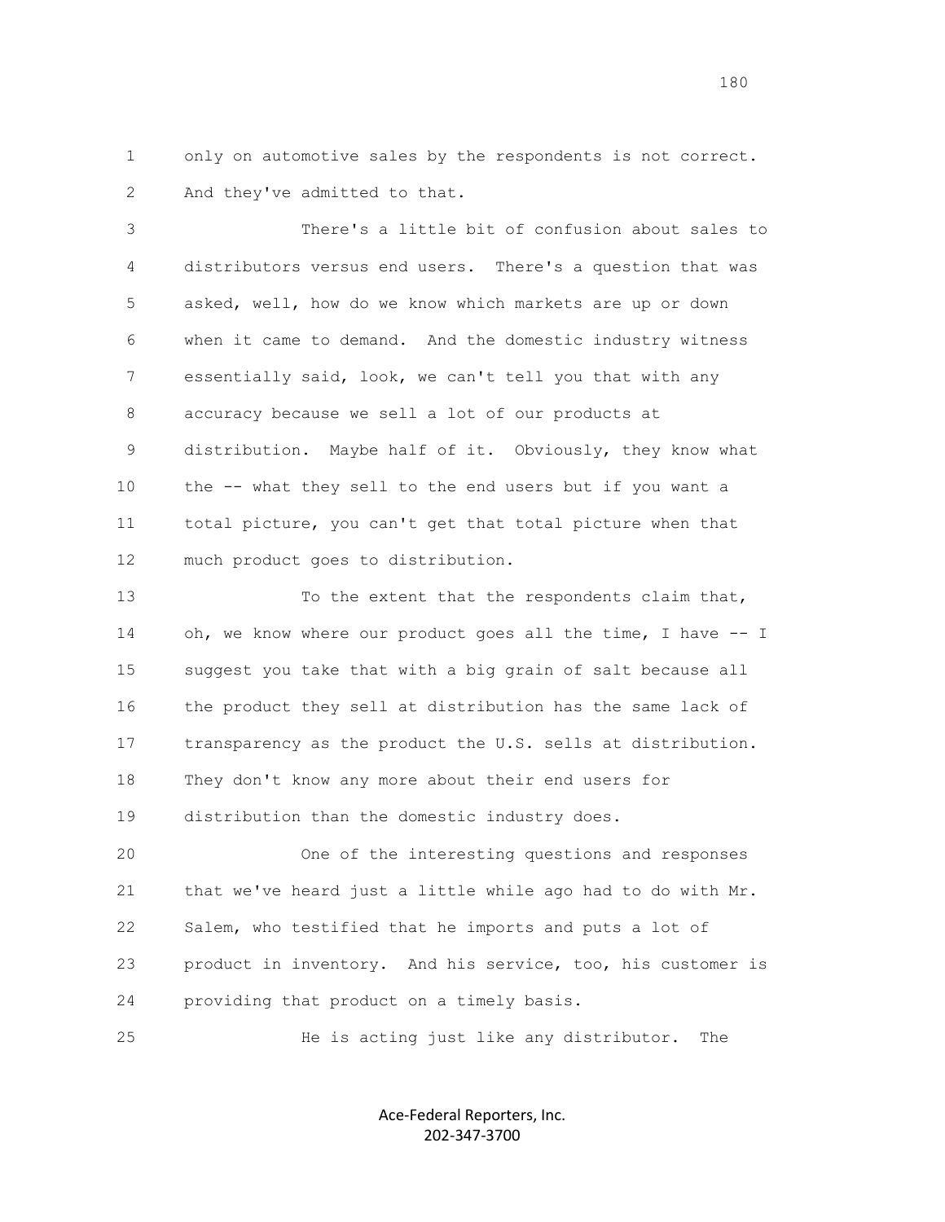only on automotive sales by the respondents is not correct. And they've admitted to that.

There's a little bit of confusion about sales to distributors versus end users. There's a question that was asked, well, how do we know which markets are up or down when it came to demand. And the domestic industry witness essentially said, look, we can't tell you that with any accuracy because we sell a lot of our products at distribution. Maybe half of it. Obviously, they know what the -- what they sell to the end users but if you want a total picture, you can't get that total picture when that much product goes to distribution.

To the extent that the respondents claim that, oh, we know where our product goes all the time, I have -- I suggest you take that with a big grain of salt because all the product they sell at distribution has the same lack of transparency as the product the U.S. sells at distribution. They don't know any more about their end users for distribution than the domestic industry does.

One of the interesting questions and responses that we've heard just a little while ago had to do with Mr. Salem, who testified that he imports and puts a lot of product in inventory. And his service, too, his customer is providing that product on a timely basis.

He is acting just like any distributor. The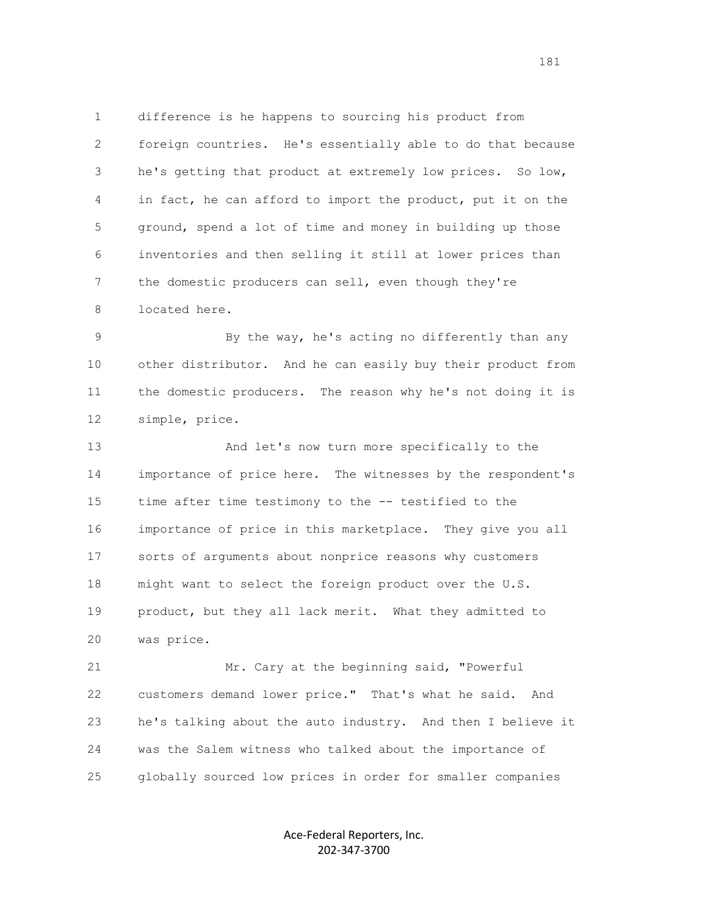difference is he happens to sourcing his product from foreign countries. He's essentially able to do that because he's getting that product at extremely low prices. So low, in fact, he can afford to import the product, put it on the ground, spend a lot of time and money in building up those inventories and then selling it still at lower prices than the domestic producers can sell, even though they're located here.

By the way, he's acting no differently than any other distributor. And he can easily buy their product from the domestic producers. The reason why he's not doing it is simple, price.

And let's now turn more specifically to the importance of price here. The witnesses by the respondent's time after time testimony to the -- testified to the importance of price in this marketplace. They give you all sorts of arguments about nonprice reasons why customers might want to select the foreign product over the U.S. product, but they all lack merit. What they admitted to was price.

Mr. Cary at the beginning said, "Powerful customers demand lower price." That's what he said. And he's talking about the auto industry. And then I believe it was the Salem witness who talked about the importance of globally sourced low prices in order for smaller companies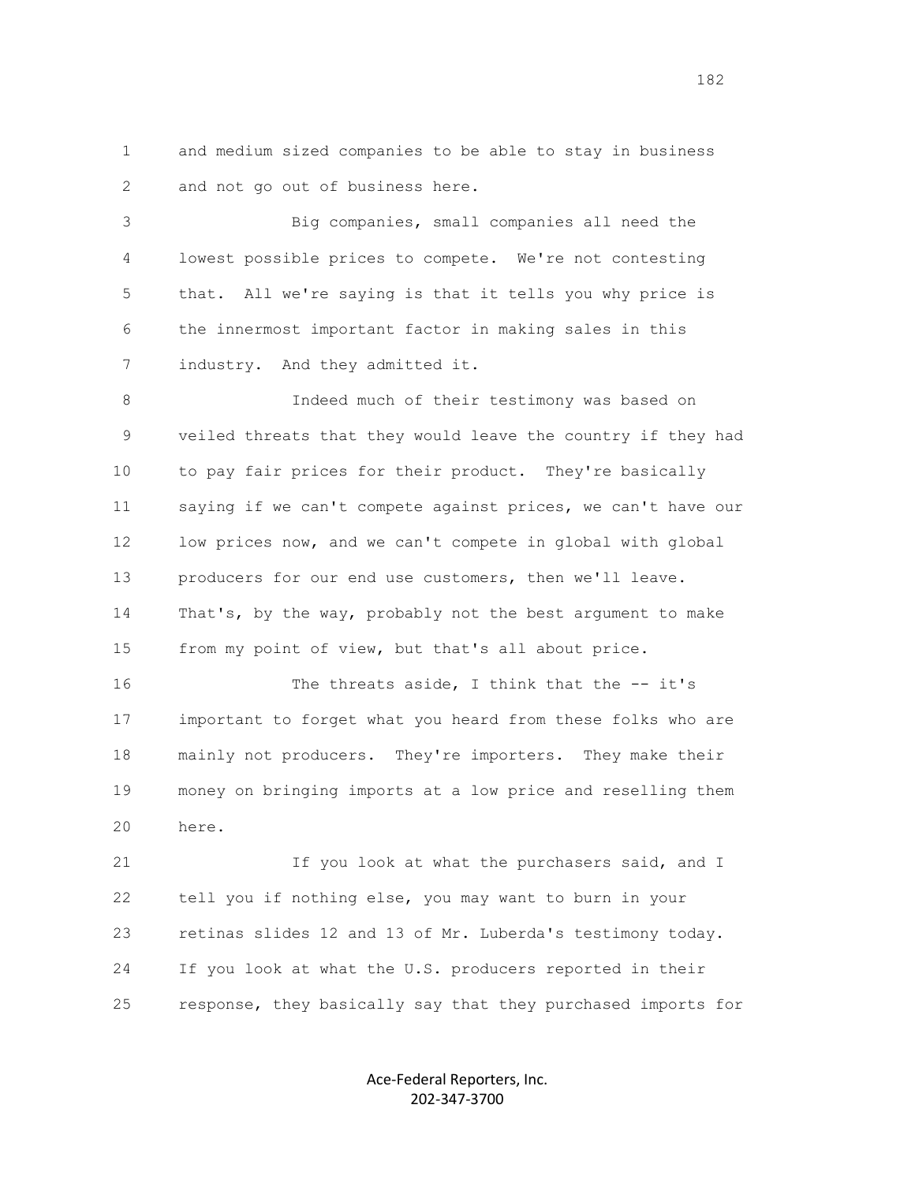and medium sized companies to be able to stay in business and not go out of business here.

Big companies, small companies all need the lowest possible prices to compete. We're not contesting that. All we're saying is that it tells you why price is the innermost important factor in making sales in this industry. And they admitted it.

Indeed much of their testimony was based on veiled threats that they would leave the country if they had to pay fair prices for their product. They're basically saying if we can't compete against prices, we can't have our low prices now, and we can't compete in global with global producers for our end use customers, then we'll leave. That's, by the way, probably not the best argument to make from my point of view, but that's all about price.

The threats aside, I think that the -- it's important to forget what you heard from these folks who are mainly not producers. They're importers. They make their money on bringing imports at a low price and reselling them here.

If you look at what the purchasers said, and I tell you if nothing else, you may want to burn in your retinas slides 12 and 13 of Mr. Luberda's testimony today. If you look at what the U.S. producers reported in their response, they basically say that they purchased imports for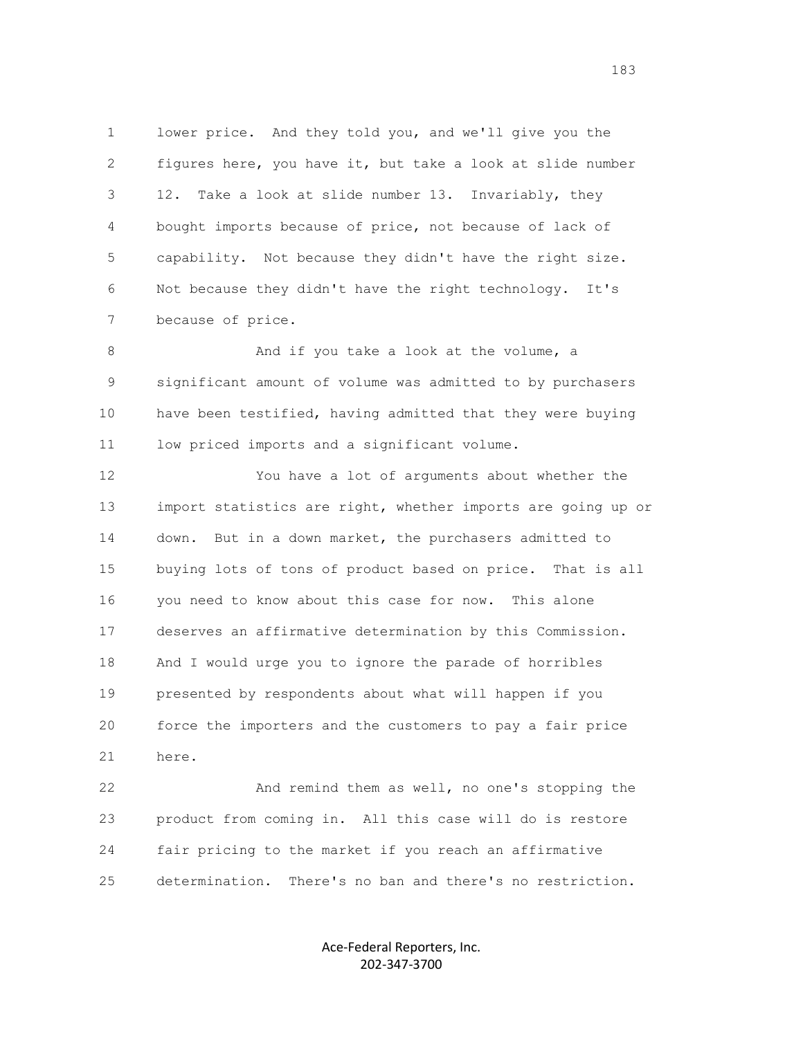lower price. And they told you, and we'll give you the figures here, you have it, but take a look at slide number 12. Take a look at slide number 13. Invariably, they bought imports because of price, not because of lack of capability. Not because they didn't have the right size. Not because they didn't have the right technology. It's because of price.

And if you take a look at the volume, a significant amount of volume was admitted to by purchasers have been testified, having admitted that they were buying low priced imports and a significant volume.

You have a lot of arguments about whether the import statistics are right, whether imports are going up or down. But in a down market, the purchasers admitted to buying lots of tons of product based on price. That is all you need to know about this case for now. This alone deserves an affirmative determination by this Commission. And I would urge you to ignore the parade of horribles presented by respondents about what will happen if you force the importers and the customers to pay a fair price here.

And remind them as well, no one's stopping the product from coming in. All this case will do is restore fair pricing to the market if you reach an affirmative determination. There's no ban and there's no restriction.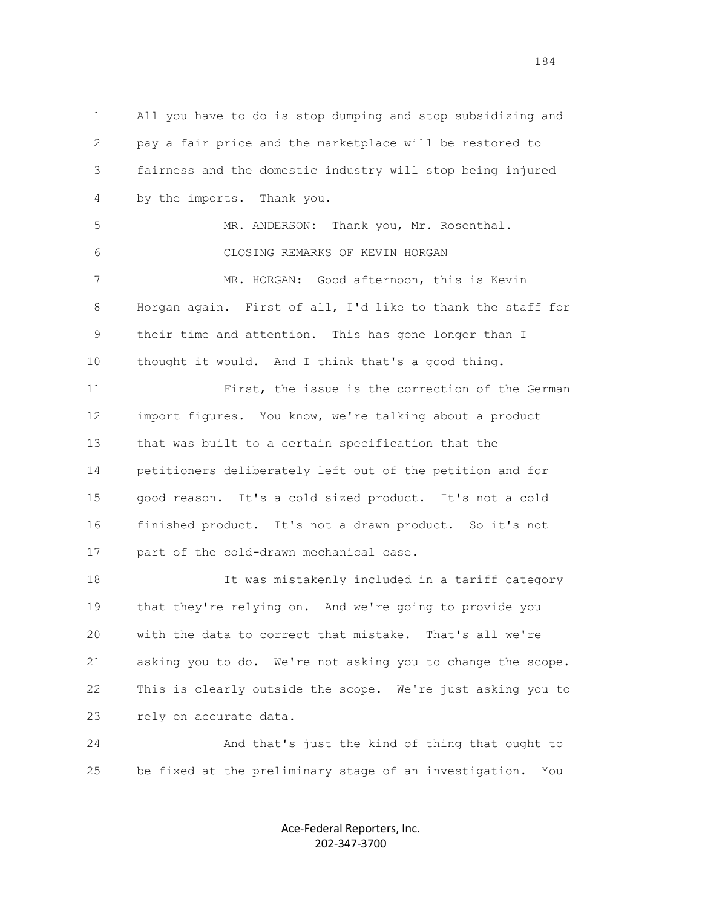All you have to do is stop dumping and stop subsidizing and pay a fair price and the marketplace will be restored to fairness and the domestic industry will stop being injured by the imports. Thank you.

MR. ANDERSON: Thank you, Mr. Rosenthal.

CLOSING REMARKS OF KEVIN HORGAN

MR. HORGAN: Good afternoon, this is Kevin Horgan again. First of all, I'd like to thank the staff for their time and attention. This has gone longer than I thought it would. And I think that's a good thing.

First, the issue is the correction of the German import figures. You know, we're talking about a product that was built to a certain specification that the petitioners deliberately left out of the petition and for good reason. It's a cold sized product. It's not a cold finished product. It's not a drawn product. So it's not part of the cold-drawn mechanical case.

It was mistakenly included in a tariff category that they're relying on. And we're going to provide you with the data to correct that mistake. That's all we're asking you to do. We're not asking you to change the scope. This is clearly outside the scope. We're just asking you to rely on accurate data.

And that's just the kind of thing that ought to be fixed at the preliminary stage of an investigation. You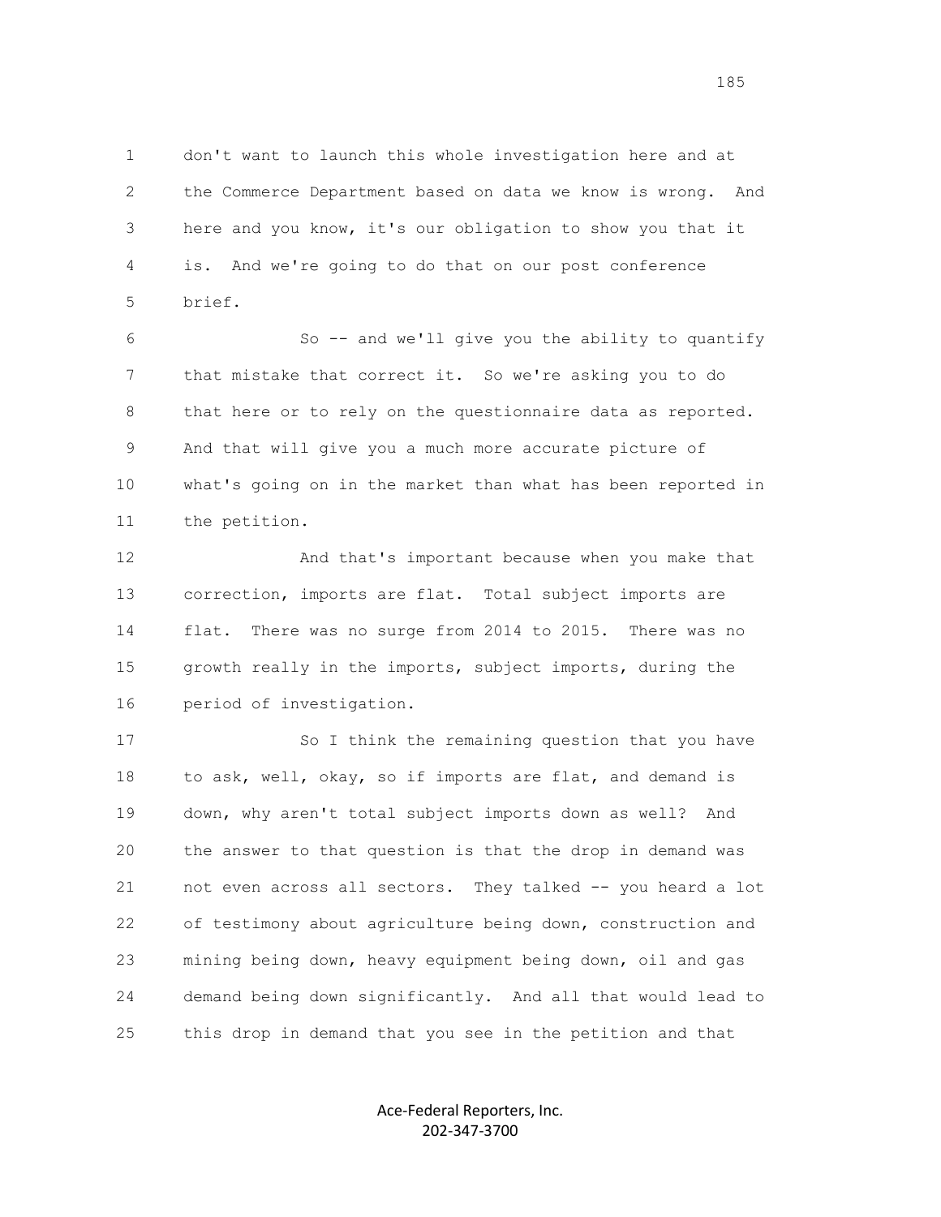don't want to launch this whole investigation here and at the Commerce Department based on data we know is wrong. And here and you know, it's our obligation to show you that it is. And we're going to do that on our post conference brief.

So -- and we'll give you the ability to quantify that mistake that correct it. So we're asking you to do that here or to rely on the questionnaire data as reported. And that will give you a much more accurate picture of what's going on in the market than what has been reported in the petition.

And that's important because when you make that correction, imports are flat. Total subject imports are flat. There was no surge from 2014 to 2015. There was no growth really in the imports, subject imports, during the period of investigation.

So I think the remaining question that you have to ask, well, okay, so if imports are flat, and demand is down, why aren't total subject imports down as well? And the answer to that question is that the drop in demand was not even across all sectors. They talked -- you heard a lot of testimony about agriculture being down, construction and mining being down, heavy equipment being down, oil and gas demand being down significantly. And all that would lead to this drop in demand that you see in the petition and that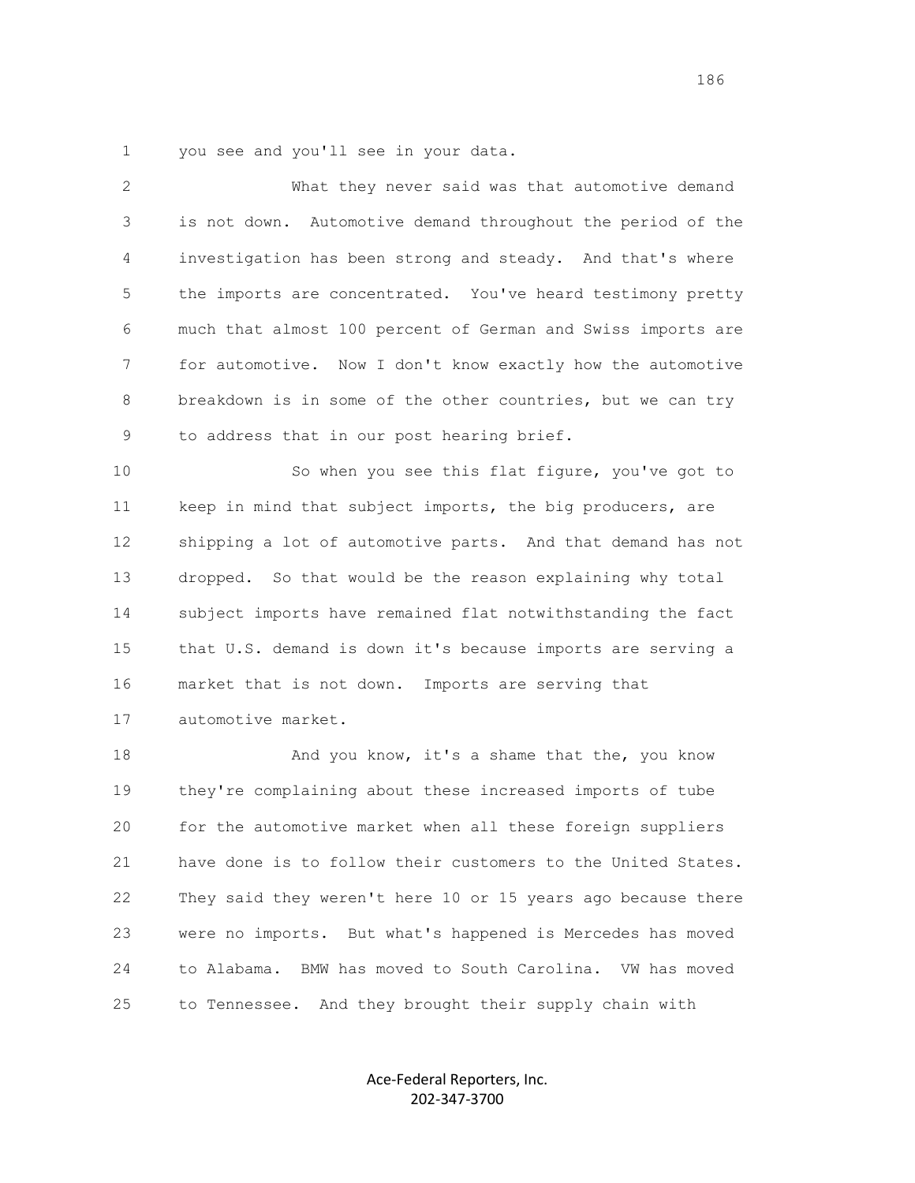you see and you'll see in your data.

What they never said was that automotive demand is not down. Automotive demand throughout the period of the investigation has been strong and steady. And that's where the imports are concentrated. You've heard testimony pretty much that almost 100 percent of German and Swiss imports are for automotive. Now I don't know exactly how the automotive breakdown is in some of the other countries, but we can try to address that in our post hearing brief.

So when you see this flat figure, you've got to keep in mind that subject imports, the big producers, are shipping a lot of automotive parts. And that demand has not dropped. So that would be the reason explaining why total subject imports have remained flat notwithstanding the fact that U.S. demand is down it's because imports are serving a market that is not down. Imports are serving that automotive market.

And you know, it's a shame that the, you know they're complaining about these increased imports of tube for the automotive market when all these foreign suppliers have done is to follow their customers to the United States. They said they weren't here 10 or 15 years ago because there were no imports. But what's happened is Mercedes has moved to Alabama. BMW has moved to South Carolina. VW has moved to Tennessee. And they brought their supply chain with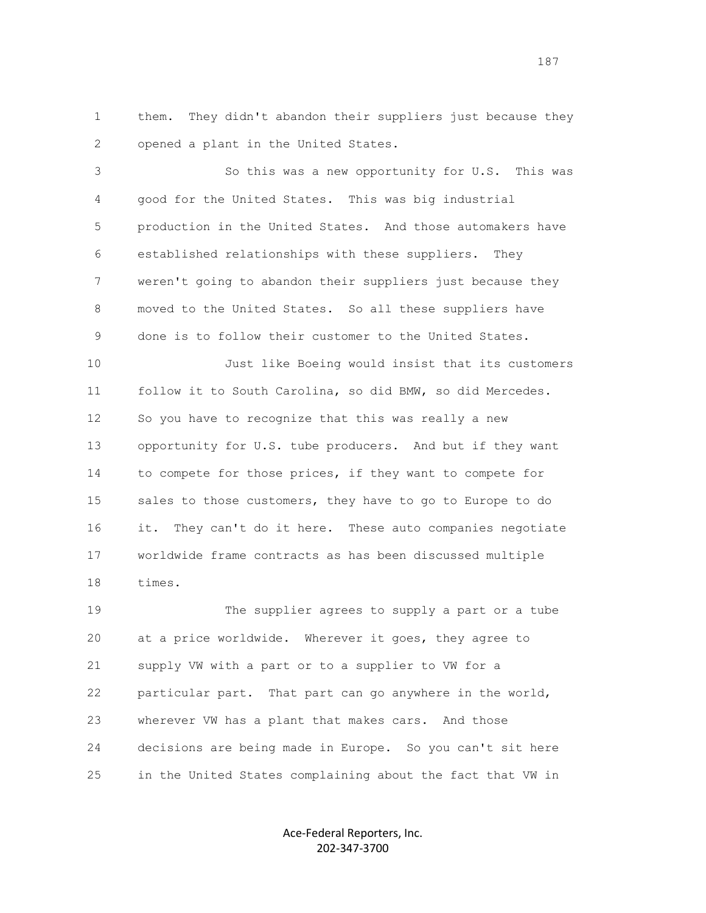1 them. They didn't abandon their suppliers just because they
2 opened a plant in the United States.

3 So this was a new opportunity for U.S. This was
4 good for the United States. This was big industrial
5 production in the United States. And those automakers have
6 established relationships with these suppliers. They
7 weren't going to abandon their suppliers just because they
8 moved to the United States. So all these suppliers have
9 done is to follow their customer to the United States.

10 Just like Boeing would insist that its customers
11 follow it to South Carolina, so did BMW, so did Mercedes.
12 So you have to recognize that this was really a new
13 opportunity for U.S. tube producers. And but if they want
14 to compete for those prices, if they want to compete for
15 sales to those customers, they have to go to Europe to do
16 it. They can't do it here. These auto companies negotiate
17 worldwide frame contracts as has been discussed multiple
18 times.

19 The supplier agrees to supply a part or a tube
20 at a price worldwide. Wherever it goes, they agree to
21 supply VW with a part or to a supplier to VW for a
22 particular part. That part can go anywhere in the world,
23 wherever VW has a plant that makes cars. And those
24 decisions are being made in Europe. So you can't sit here
25 in the United States complaining about the fact that VW in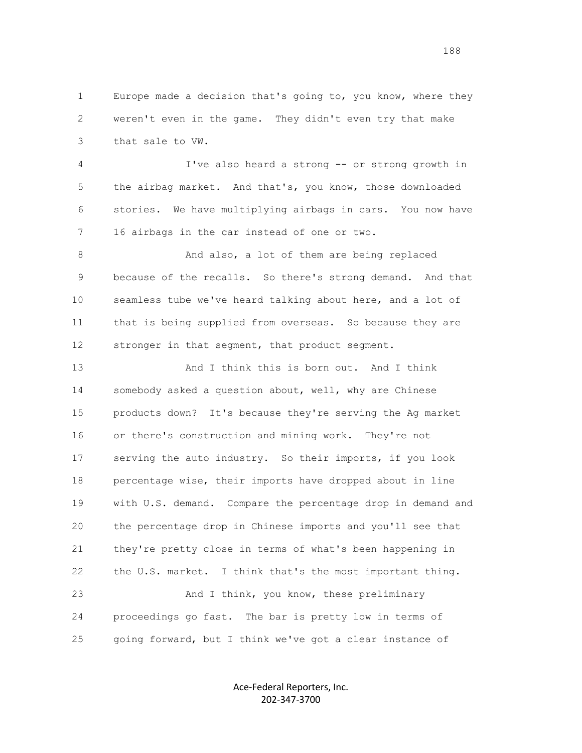Europe made a decision that's going to, you know, where they weren't even in the game. They didn't even try that make that sale to VW.

I've also heard a strong -- or strong growth in the airbag market. And that's, you know, those downloaded stories. We have multiplying airbags in cars. You now have 16 airbags in the car instead of one or two.

And also, a lot of them are being replaced because of the recalls. So there's strong demand. And that seamless tube we've heard talking about here, and a lot of that is being supplied from overseas. So because they are stronger in that segment, that product segment.

And I think this is born out. And I think somebody asked a question about, well, why are Chinese products down? It's because they're serving the Ag market or there's construction and mining work. They're not serving the auto industry. So their imports, if you look percentage wise, their imports have dropped about in line with U.S. demand. Compare the percentage drop in demand and the percentage drop in Chinese imports and you'll see that they're pretty close in terms of what's been happening in the U.S. market. I think that's the most important thing.

And I think, you know, these preliminary proceedings go fast. The bar is pretty low in terms of going forward, but I think we've got a clear instance of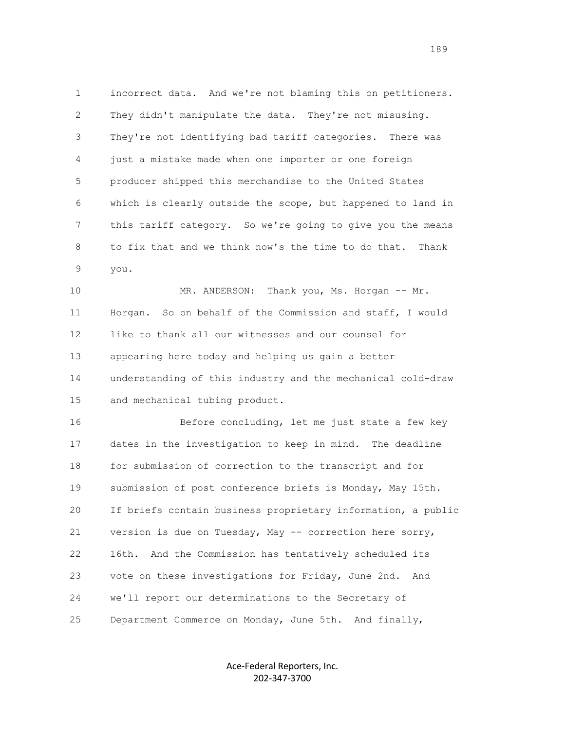incorrect data. And we're not blaming this on petitioners. They didn't manipulate the data. They're not misusing. They're not identifying bad tariff categories. There was just a mistake made when one importer or one foreign producer shipped this merchandise to the United States which is clearly outside the scope, but happened to land in this tariff category. So we're going to give you the means to fix that and we think now's the time to do that. Thank you.

MR. ANDERSON: Thank you, Ms. Horgan -- Mr. Horgan. So on behalf of the Commission and staff, I would like to thank all our witnesses and our counsel for appearing here today and helping us gain a better understanding of this industry and the mechanical cold-draw and mechanical tubing product.

Before concluding, let me just state a few key dates in the investigation to keep in mind. The deadline for submission of correction to the transcript and for submission of post conference briefs is Monday, May 15th. If briefs contain business proprietary information, a public version is due on Tuesday, May -- correction here sorry, 16th. And the Commission has tentatively scheduled its vote on these investigations for Friday, June 2nd. And we'll report our determinations to the Secretary of Department Commerce on Monday, June 5th. And finally,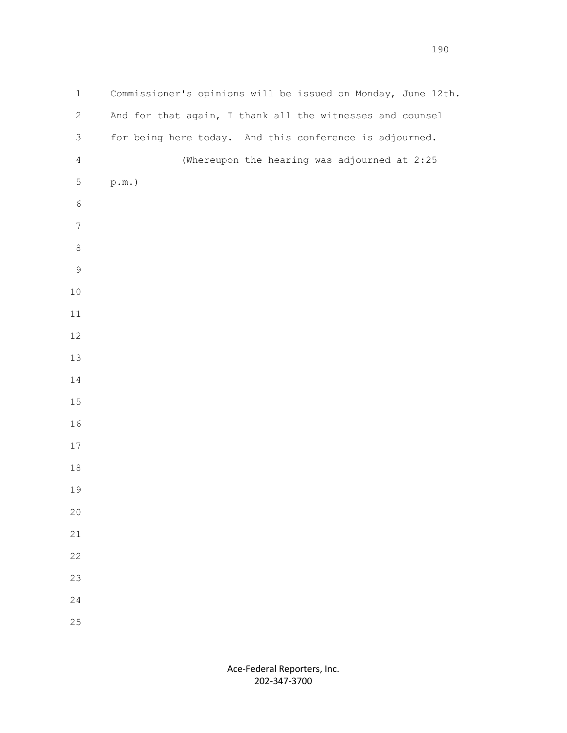Commissioner's opinions will be issued on Monday, June 12th. And for that again, I thank all the witnesses and counsel for being here today. And this conference is adjourned.

(Whereupon the hearing was adjourned at 2:25 p.m.)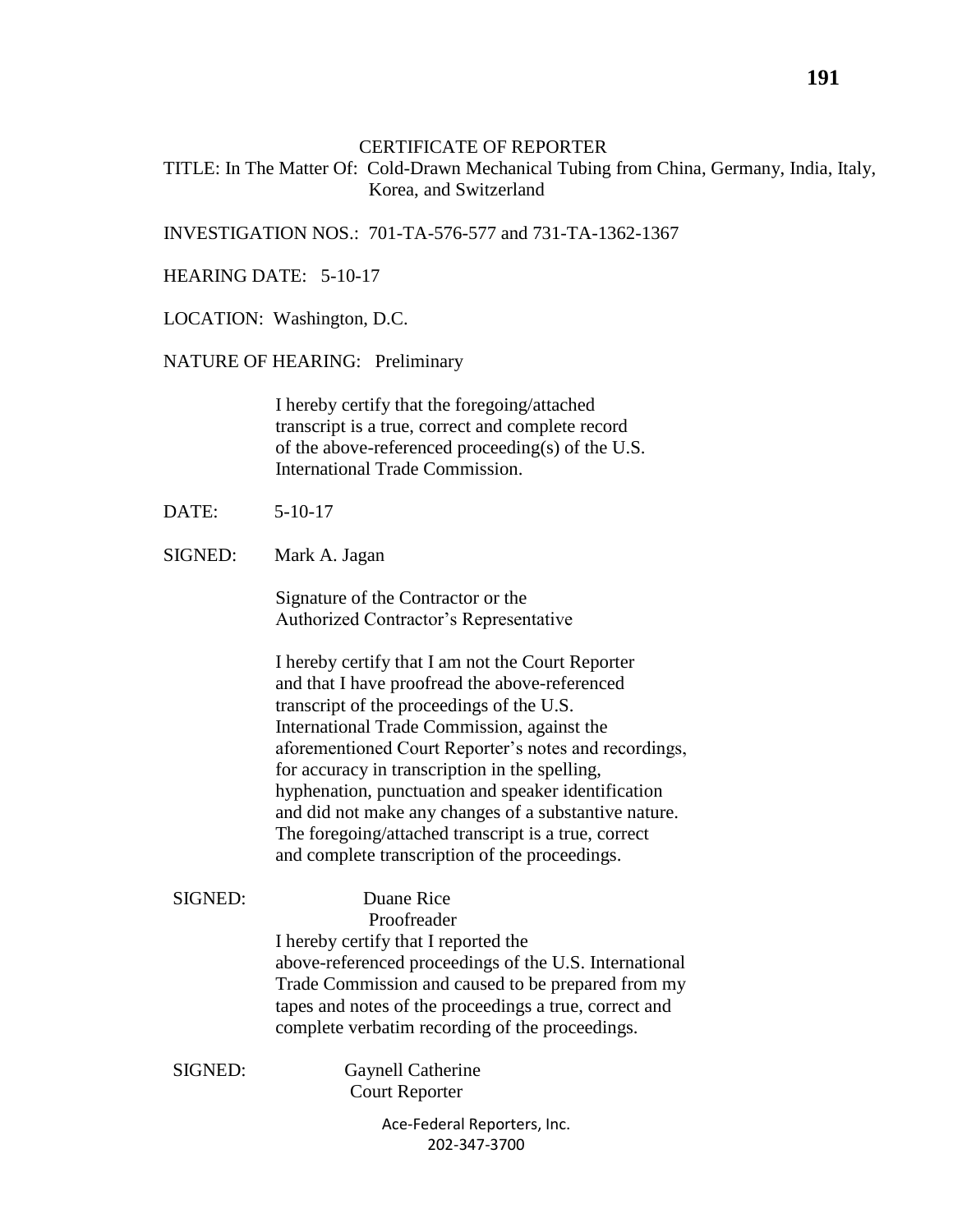# CERTIFICATE OF REPORTER

TITLE: In The Matter Of: Cold-Drawn Mechanical Tubing from China, Germany, India, Italy, Korea, and Switzerland

INVESTIGATION NOS.: 701-TA-576-577 and 731-TA-1362-1367

HEARING DATE: 5-10-17

LOCATION: Washington, D.C.

NATURE OF HEARING: Preliminary

I hereby certify that the foregoing/attached transcript is a true, correct and complete record of the above-referenced proceeding(s) of the U.S. International Trade Commission.

DATE: 5-10-17

SIGNED: Mark A. Jagan

Signature of the Contractor or the Authorized Contractor's Representative

I hereby certify that I am not the Court Reporter and that I have proofread the above-referenced transcript of the proceedings of the U.S. International Trade Commission, against the aforementioned Court Reporter's notes and recordings, for accuracy in transcription in the spelling, hyphenation, punctuation and speaker identification and did not make any changes of a substantive nature. The foregoing/attached transcript is a true, correct and complete transcription of the proceedings.

SIGNED: Duane Rice
Proofreader

I hereby certify that I reported the above-referenced proceedings of the U.S. International Trade Commission and caused to be prepared from my tapes and notes of the proceedings a true, correct and complete verbatim recording of the proceedings.

SIGNED: Gaynell Catherine
Court Reporter